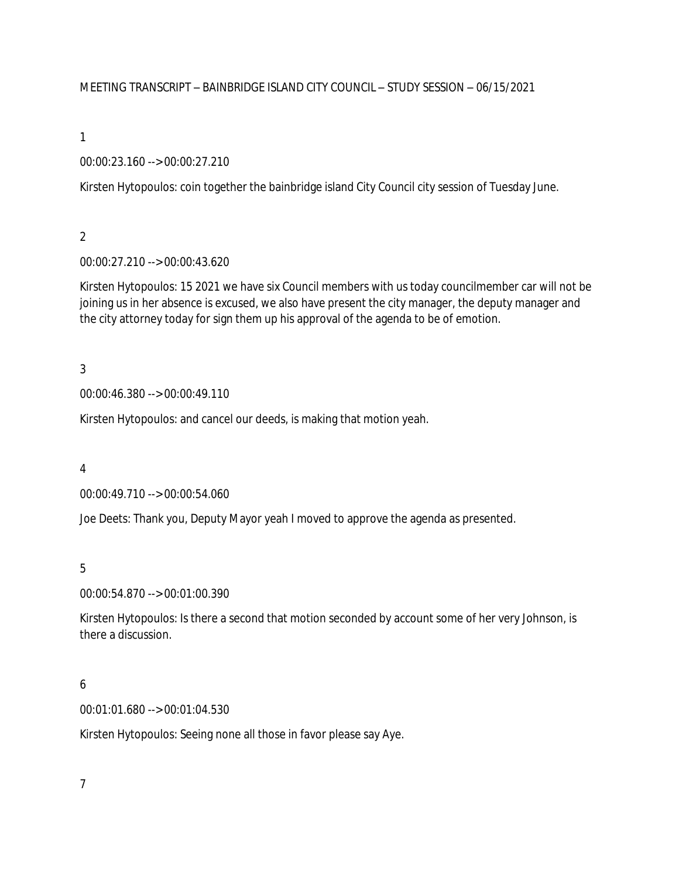MEETING TRANSCRIPT – BAINBRIDGE ISLAND CITY COUNCIL – STUDY SESSION – 06/15/2021

1

00:00:23.160 --> 00:00:27.210

Kirsten Hytopoulos: coin together the bainbridge island City Council city session of Tuesday June.

2

00:00:27.210 --> 00:00:43.620

Kirsten Hytopoulos: 15 2021 we have six Council members with us today councilmember car will not be joining us in her absence is excused, we also have present the city manager, the deputy manager and the city attorney today for sign them up his approval of the agenda to be of emotion.

3

00:00:46.380 --> 00:00:49.110

Kirsten Hytopoulos: and cancel our deeds, is making that motion yeah.

4

00:00:49.710 --> 00:00:54.060

Joe Deets: Thank you, Deputy Mayor yeah I moved to approve the agenda as presented.

5

00:00:54.870 --> 00:01:00.390

Kirsten Hytopoulos: Is there a second that motion seconded by account some of her very Johnson, is there a discussion.

6

00:01:01.680 --> 00:01:04.530

Kirsten Hytopoulos: Seeing none all those in favor please say Aye.

7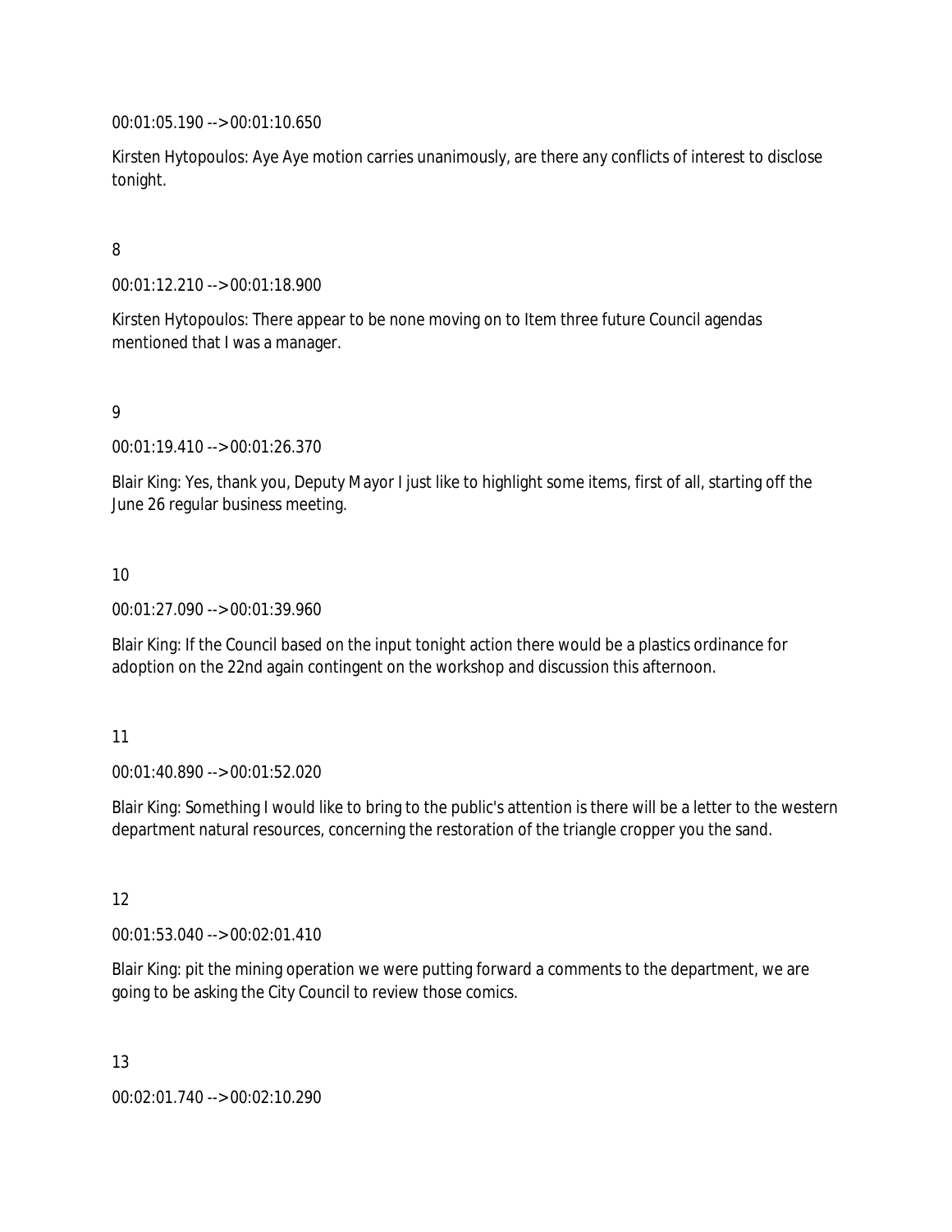00:01:05.190 --> 00:01:10.650

Kirsten Hytopoulos: Aye Aye motion carries unanimously, are there any conflicts of interest to disclose tonight.

8

00:01:12.210 --> 00:01:18.900

Kirsten Hytopoulos: There appear to be none moving on to Item three future Council agendas mentioned that I was a manager.

9

00:01:19.410 --> 00:01:26.370

Blair King: Yes, thank you, Deputy Mayor I just like to highlight some items, first of all, starting off the June 26 regular business meeting.

10

00:01:27.090 --> 00:01:39.960

Blair King: If the Council based on the input tonight action there would be a plastics ordinance for adoption on the 22nd again contingent on the workshop and discussion this afternoon.

11

00:01:40.890 --> 00:01:52.020

Blair King: Something I would like to bring to the public's attention is there will be a letter to the western department natural resources, concerning the restoration of the triangle cropper you the sand.

12

00:01:53.040 --> 00:02:01.410

Blair King: pit the mining operation we were putting forward a comments to the department, we are going to be asking the City Council to review those comics.

13

00:02:01.740 --> 00:02:10.290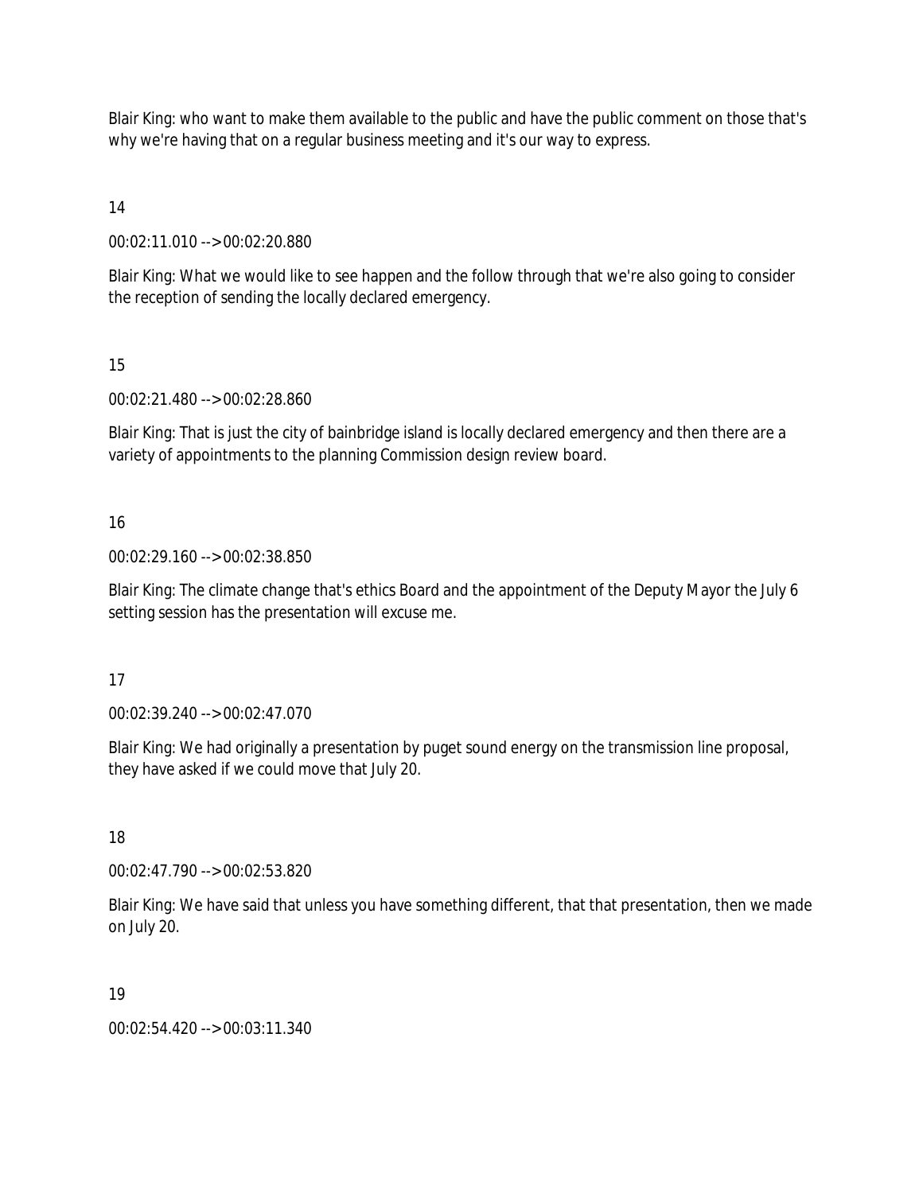Blair King: who want to make them available to the public and have the public comment on those that's why we're having that on a regular business meeting and it's our way to express.

14

00:02:11.010 --> 00:02:20.880

Blair King: What we would like to see happen and the follow through that we're also going to consider the reception of sending the locally declared emergency.

15

00:02:21.480 --> 00:02:28.860

Blair King: That is just the city of bainbridge island is locally declared emergency and then there are a variety of appointments to the planning Commission design review board.

16

00:02:29.160 --> 00:02:38.850

Blair King: The climate change that's ethics Board and the appointment of the Deputy Mayor the July 6 setting session has the presentation will excuse me.

17

00:02:39.240 --> 00:02:47.070

Blair King: We had originally a presentation by puget sound energy on the transmission line proposal, they have asked if we could move that July 20.

18

00:02:47.790 --> 00:02:53.820

Blair King: We have said that unless you have something different, that that presentation, then we made on July 20.

19

00:02:54.420 --> 00:03:11.340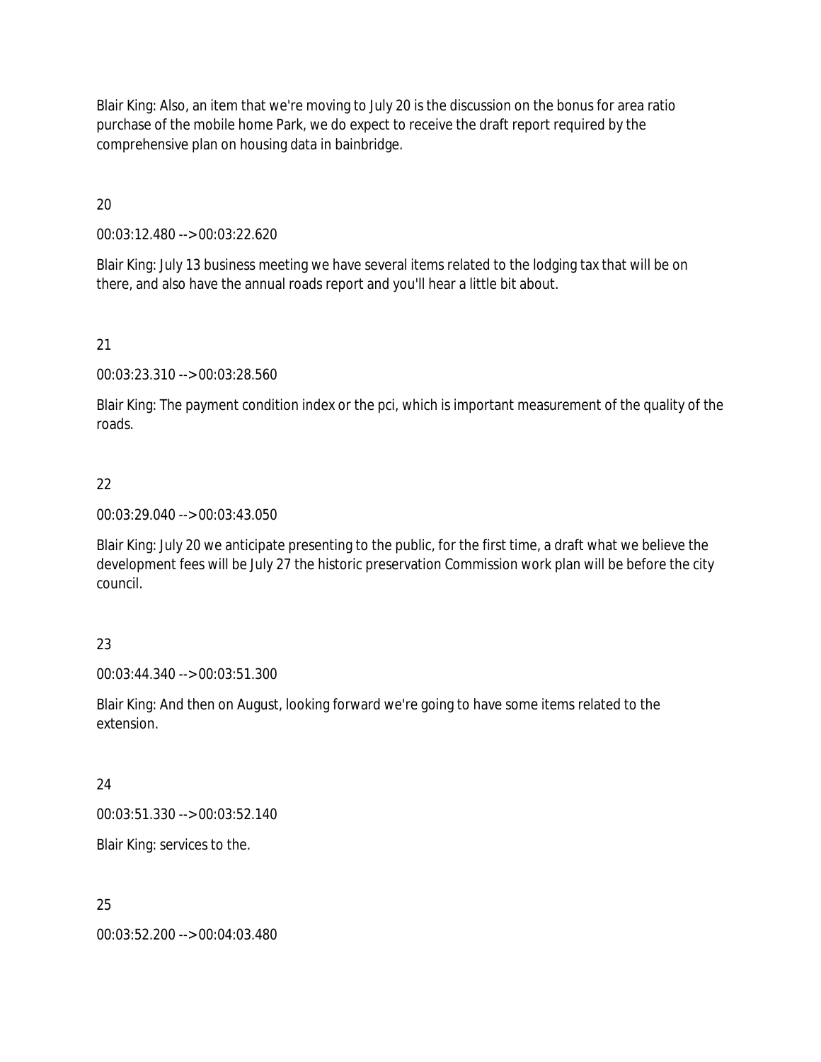Blair King: Also, an item that we're moving to July 20 is the discussion on the bonus for area ratio purchase of the mobile home Park, we do expect to receive the draft report required by the comprehensive plan on housing data in bainbridge.

20

00:03:12.480 --> 00:03:22.620

Blair King: July 13 business meeting we have several items related to the lodging tax that will be on there, and also have the annual roads report and you'll hear a little bit about.

21

00:03:23.310 --> 00:03:28.560

Blair King: The payment condition index or the pci, which is important measurement of the quality of the roads.

22

00:03:29.040 --> 00:03:43.050

Blair King: July 20 we anticipate presenting to the public, for the first time, a draft what we believe the development fees will be July 27 the historic preservation Commission work plan will be before the city council.

23

00:03:44.340 --> 00:03:51.300

Blair King: And then on August, looking forward we're going to have some items related to the extension.

24

00:03:51.330 --> 00:03:52.140

Blair King: services to the.

25

00:03:52.200 --> 00:04:03.480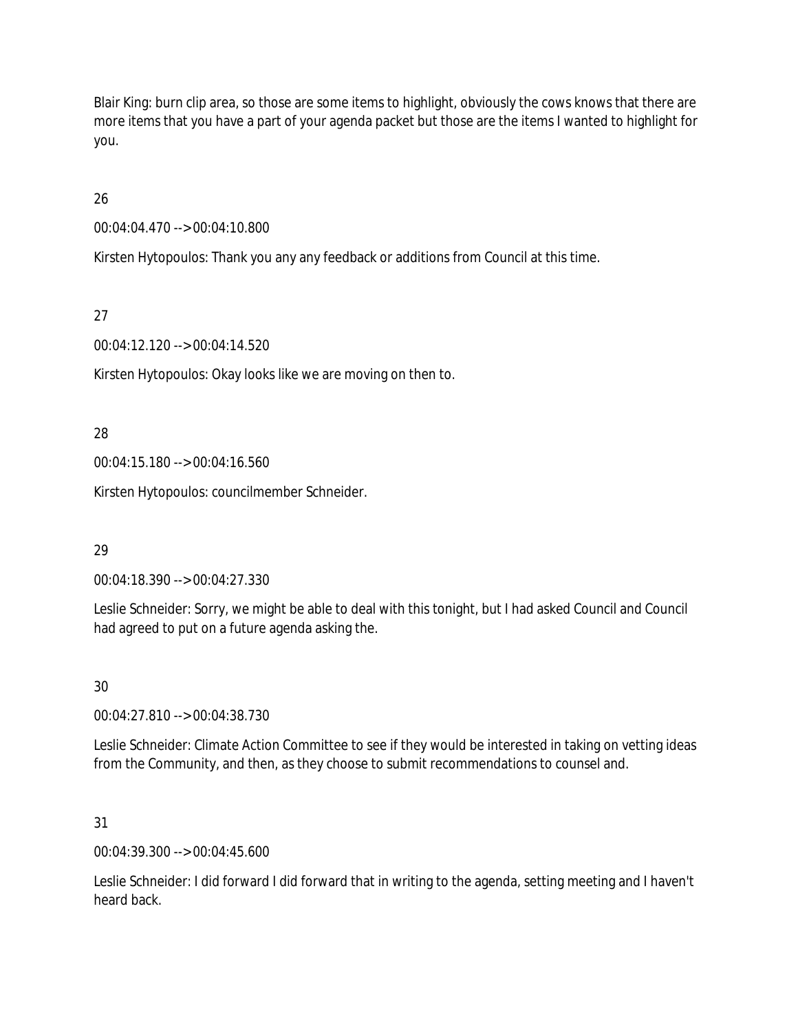Blair King: burn clip area, so those are some items to highlight, obviously the cows knows that there are more items that you have a part of your agenda packet but those are the items I wanted to highlight for you.

26

00:04:04.470 --> 00:04:10.800

Kirsten Hytopoulos: Thank you any any feedback or additions from Council at this time.

27

00:04:12.120 --> 00:04:14.520

Kirsten Hytopoulos: Okay looks like we are moving on then to.

28

00:04:15.180 --> 00:04:16.560

Kirsten Hytopoulos: councilmember Schneider.

29

00:04:18.390 --> 00:04:27.330

Leslie Schneider: Sorry, we might be able to deal with this tonight, but I had asked Council and Council had agreed to put on a future agenda asking the.

30

00:04:27.810 --> 00:04:38.730

Leslie Schneider: Climate Action Committee to see if they would be interested in taking on vetting ideas from the Community, and then, as they choose to submit recommendations to counsel and.

31

00:04:39.300 --> 00:04:45.600

Leslie Schneider: I did forward I did forward that in writing to the agenda, setting meeting and I haven't heard back.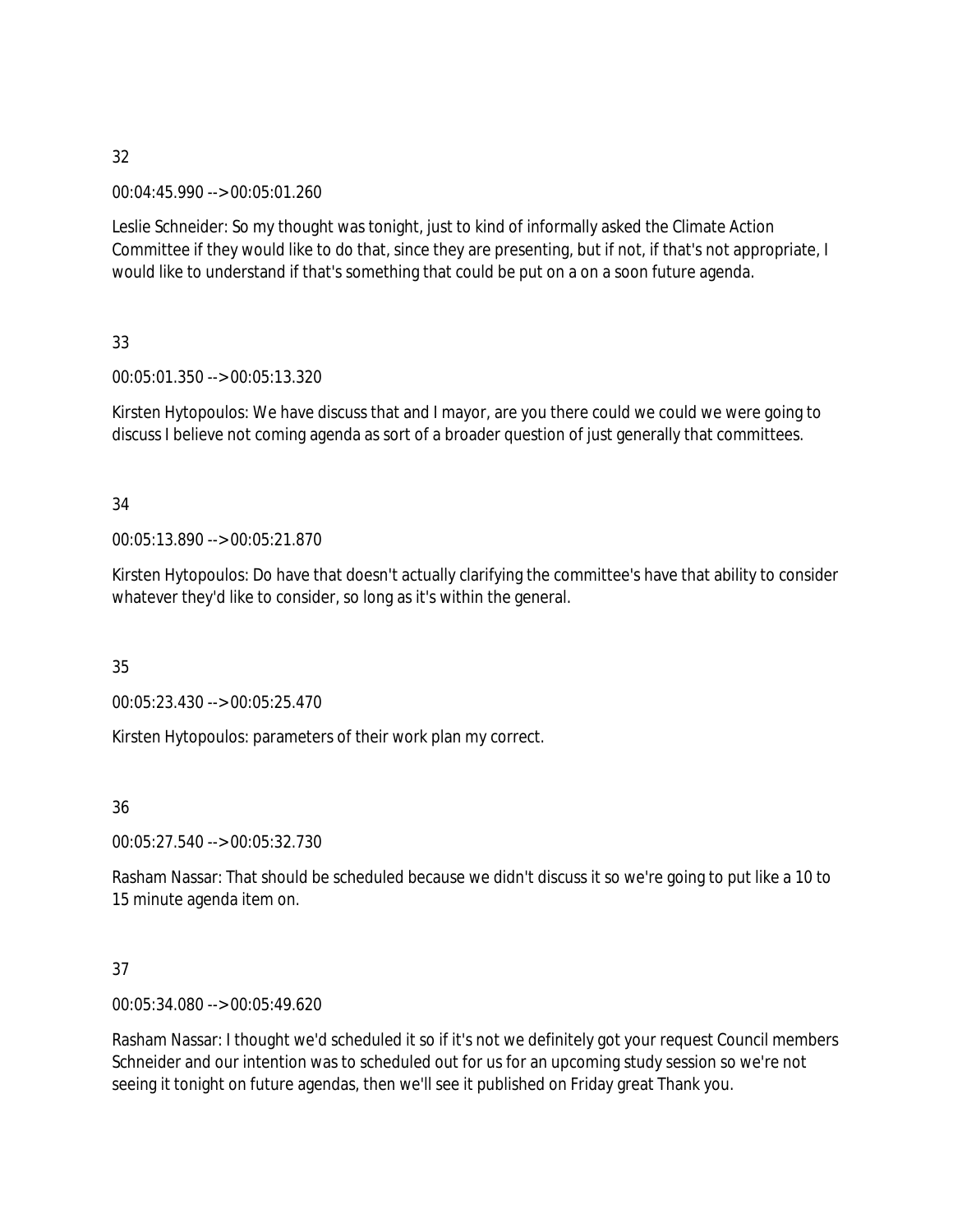32

00:04:45.990 --> 00:05:01.260

Leslie Schneider: So my thought was tonight, just to kind of informally asked the Climate Action Committee if they would like to do that, since they are presenting, but if not, if that's not appropriate, I would like to understand if that's something that could be put on a on a soon future agenda.

33

00:05:01.350 --> 00:05:13.320

Kirsten Hytopoulos: We have discuss that and I mayor, are you there could we could we were going to discuss I believe not coming agenda as sort of a broader question of just generally that committees.

34

00:05:13.890 --> 00:05:21.870

Kirsten Hytopoulos: Do have that doesn't actually clarifying the committee's have that ability to consider whatever they'd like to consider, so long as it's within the general.

35

00:05:23.430 --> 00:05:25.470

Kirsten Hytopoulos: parameters of their work plan my correct.

36

00:05:27.540 --> 00:05:32.730

Rasham Nassar: That should be scheduled because we didn't discuss it so we're going to put like a 10 to 15 minute agenda item on.

37

00:05:34.080 --> 00:05:49.620

Rasham Nassar: I thought we'd scheduled it so if it's not we definitely got your request Council members Schneider and our intention was to scheduled out for us for an upcoming study session so we're not seeing it tonight on future agendas, then we'll see it published on Friday great Thank you.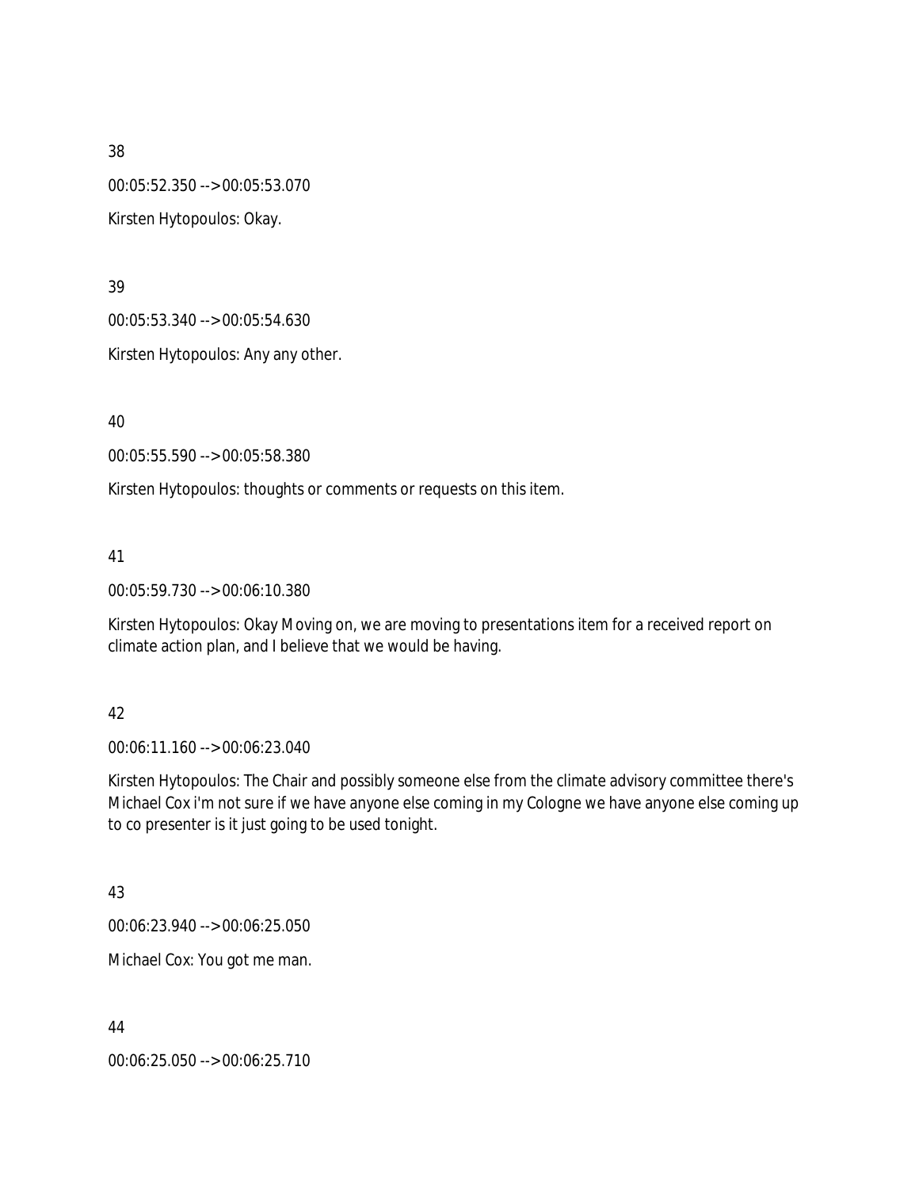38

00:05:52.350 --> 00:05:53.070

Kirsten Hytopoulos: Okay.

39

00:05:53.340 --> 00:05:54.630

Kirsten Hytopoulos: Any any other.

40

00:05:55.590 --> 00:05:58.380

Kirsten Hytopoulos: thoughts or comments or requests on this item.

41

00:05:59.730 --> 00:06:10.380

Kirsten Hytopoulos: Okay Moving on, we are moving to presentations item for a received report on climate action plan, and I believe that we would be having.

42

00:06:11.160 --> 00:06:23.040

Kirsten Hytopoulos: The Chair and possibly someone else from the climate advisory committee there's Michael Cox i'm not sure if we have anyone else coming in my Cologne we have anyone else coming up to co presenter is it just going to be used tonight.

43

00:06:23.940 --> 00:06:25.050

Michael Cox: You got me man.

44

00:06:25.050 --> 00:06:25.710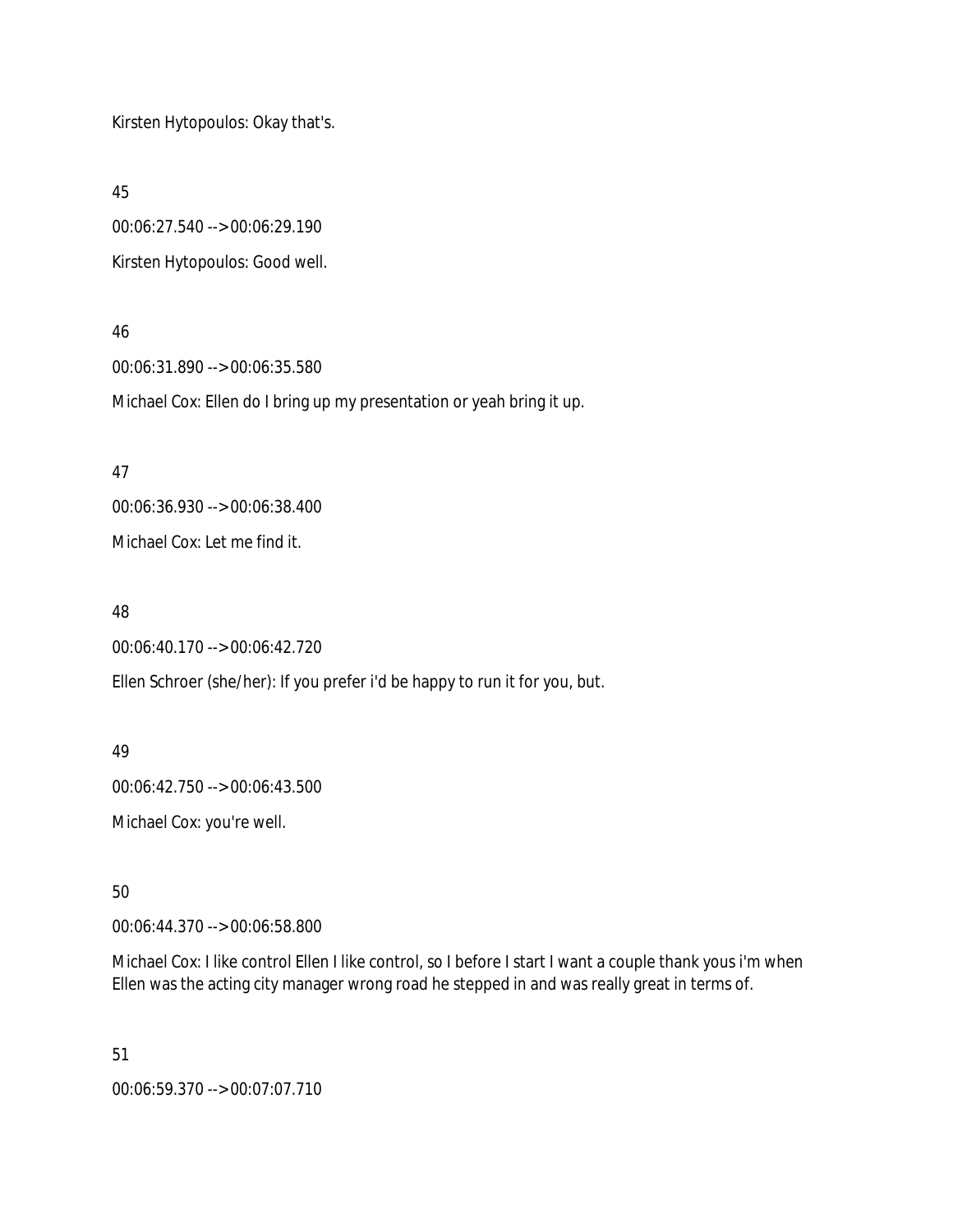Kirsten Hytopoulos: Okay that's.

45

00:06:27.540 --> 00:06:29.190

Kirsten Hytopoulos: Good well.

46

00:06:31.890 --> 00:06:35.580

Michael Cox: Ellen do I bring up my presentation or yeah bring it up.

47

00:06:36.930 --> 00:06:38.400

Michael Cox: Let me find it.

48

00:06:40.170 --> 00:06:42.720

Ellen Schroer (she/her): If you prefer i'd be happy to run it for you, but.

49

00:06:42.750 --> 00:06:43.500

Michael Cox: you're well.

50

00:06:44.370 --> 00:06:58.800

Michael Cox: I like control Ellen I like control, so I before I start I want a couple thank yous i'm when Ellen was the acting city manager wrong road he stepped in and was really great in terms of.

51

00:06:59.370 --> 00:07:07.710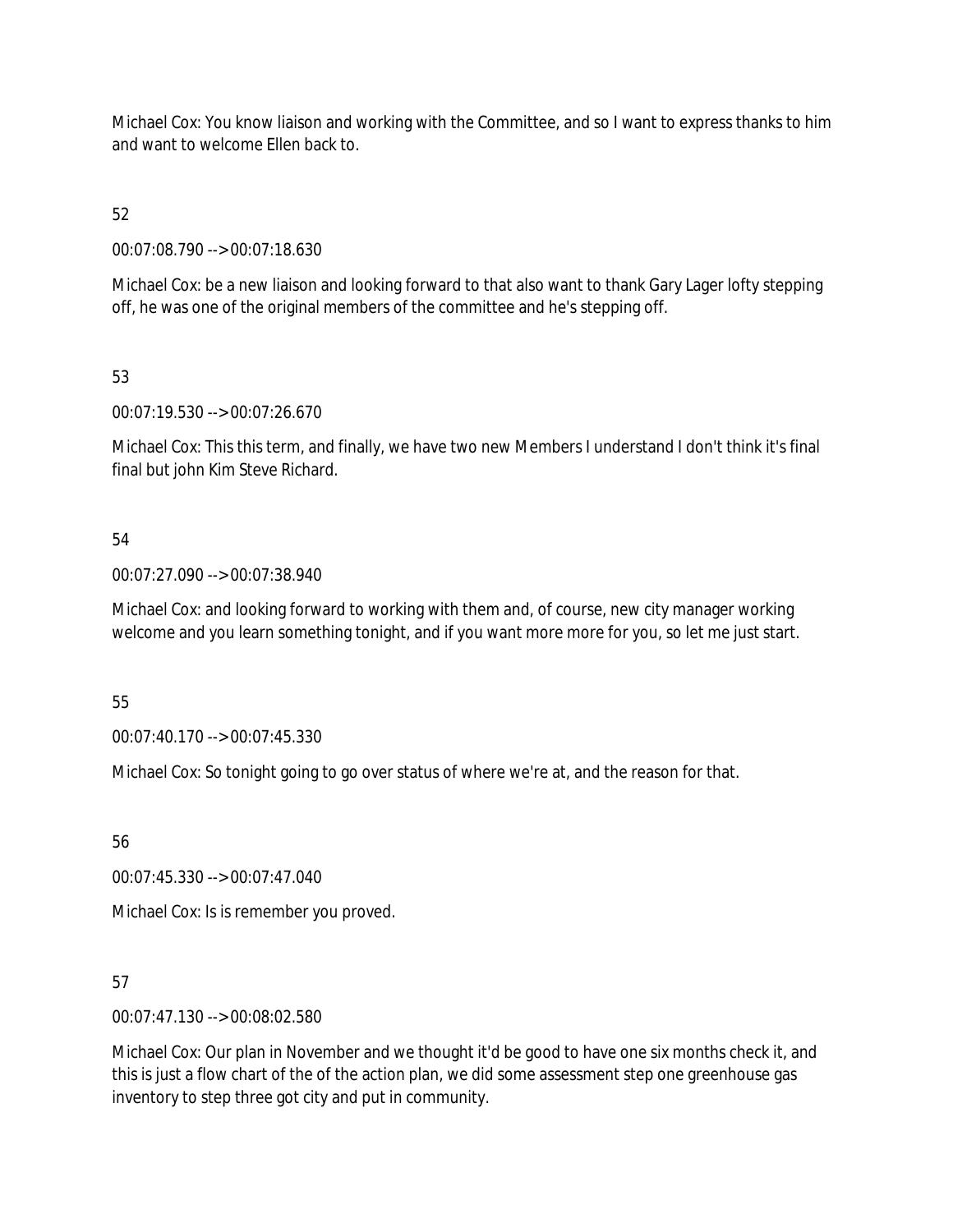Michael Cox: You know liaison and working with the Committee, and so I want to express thanks to him and want to welcome Ellen back to.

52

00:07:08.790 --> 00:07:18.630

Michael Cox: be a new liaison and looking forward to that also want to thank Gary Lager lofty stepping off, he was one of the original members of the committee and he's stepping off.

53

00:07:19.530 --> 00:07:26.670

Michael Cox: This this term, and finally, we have two new Members I understand I don't think it's final final but john Kim Steve Richard.

54

00:07:27.090 --> 00:07:38.940

Michael Cox: and looking forward to working with them and, of course, new city manager working welcome and you learn something tonight, and if you want more more for you, so let me just start.

55

00:07:40.170 --> 00:07:45.330

Michael Cox: So tonight going to go over status of where we're at, and the reason for that.

56

00:07:45.330 --> 00:07:47.040

Michael Cox: Is is remember you proved.

57

00:07:47.130 --> 00:08:02.580

Michael Cox: Our plan in November and we thought it'd be good to have one six months check it, and this is just a flow chart of the of the action plan, we did some assessment step one greenhouse gas inventory to step three got city and put in community.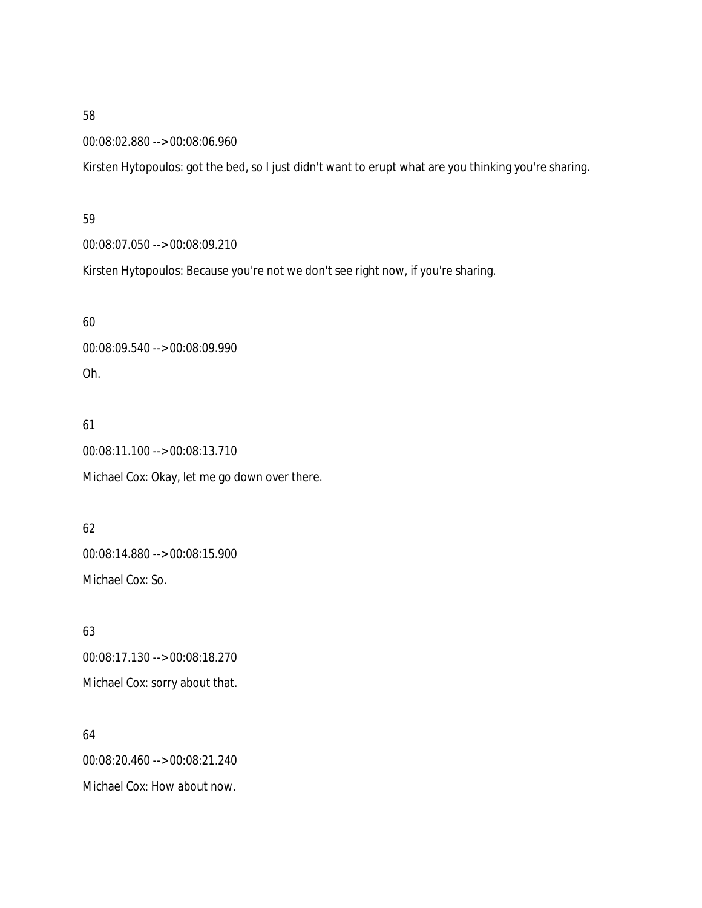58

00:08:02.880 --> 00:08:06.960

Kirsten Hytopoulos: got the bed, so I just didn't want to erupt what are you thinking you're sharing.

59

00:08:07.050 --> 00:08:09.210

Kirsten Hytopoulos: Because you're not we don't see right now, if you're sharing.

60

00:08:09.540 --> 00:08:09.990

Oh.

61

00:08:11.100 --> 00:08:13.710

Michael Cox: Okay, let me go down over there.

62

00:08:14.880 --> 00:08:15.900

Michael Cox: So.

63

00:08:17.130 --> 00:08:18.270

Michael Cox: sorry about that.

64

00:08:20.460 --> 00:08:21.240

Michael Cox: How about now.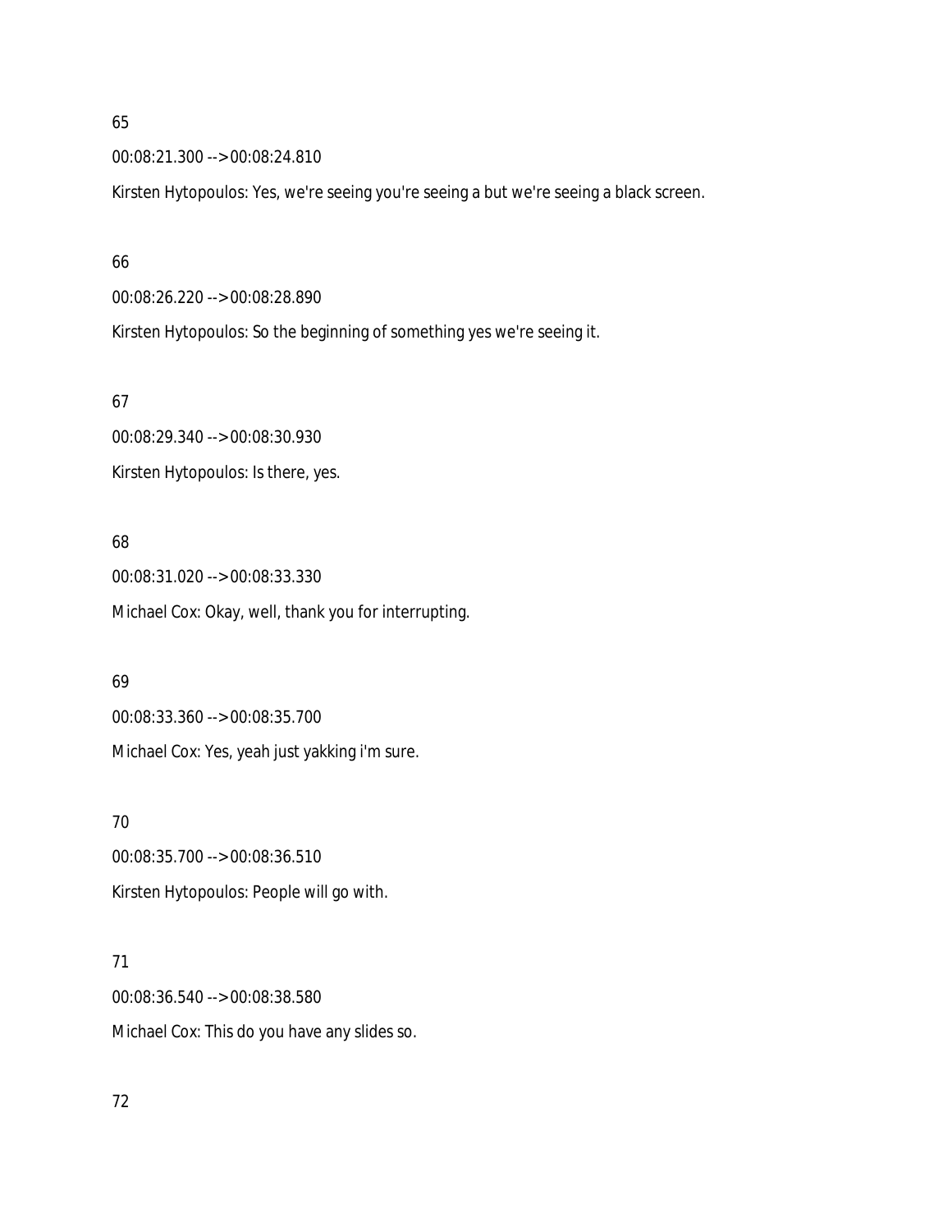65

00:08:21.300 --> 00:08:24.810

Kirsten Hytopoulos: Yes, we're seeing you're seeing a but we're seeing a black screen.

66

00:08:26.220 --> 00:08:28.890

Kirsten Hytopoulos: So the beginning of something yes we're seeing it.

67

00:08:29.340 --> 00:08:30.930

Kirsten Hytopoulos: Is there, yes.

68

00:08:31.020 --> 00:08:33.330

Michael Cox: Okay, well, thank you for interrupting.

69

00:08:33.360 --> 00:08:35.700

Michael Cox: Yes, yeah just yakking i'm sure.

70

00:08:35.700 --> 00:08:36.510

Kirsten Hytopoulos: People will go with.

71

00:08:36.540 --> 00:08:38.580

Michael Cox: This do you have any slides so.

72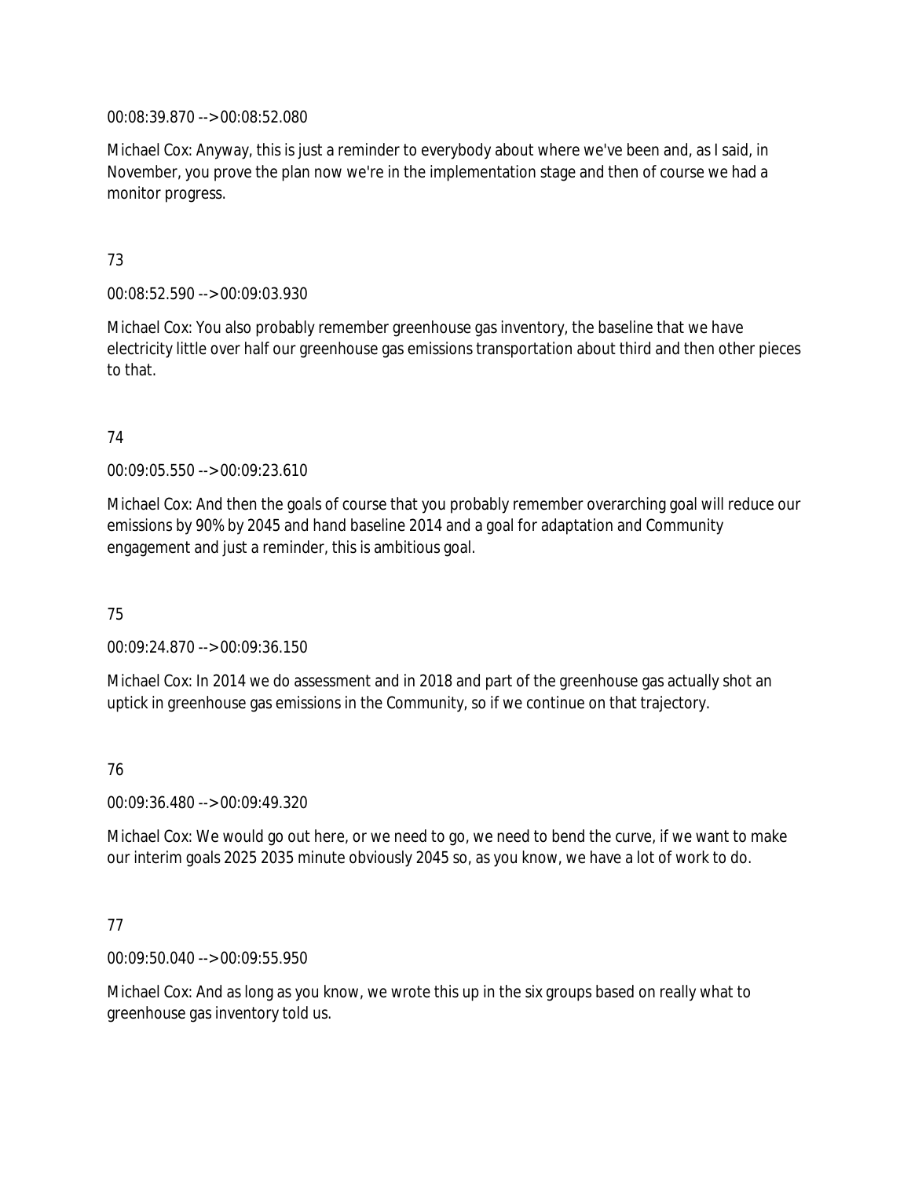00:08:39.870 --> 00:08:52.080

Michael Cox: Anyway, this is just a reminder to everybody about where we've been and, as I said, in November, you prove the plan now we're in the implementation stage and then of course we had a monitor progress.

73

00:08:52.590 --> 00:09:03.930

Michael Cox: You also probably remember greenhouse gas inventory, the baseline that we have electricity little over half our greenhouse gas emissions transportation about third and then other pieces to that.

74

00:09:05.550 --> 00:09:23.610

Michael Cox: And then the goals of course that you probably remember overarching goal will reduce our emissions by 90% by 2045 and hand baseline 2014 and a goal for adaptation and Community engagement and just a reminder, this is ambitious goal.

75

00:09:24.870 --> 00:09:36.150

Michael Cox: In 2014 we do assessment and in 2018 and part of the greenhouse gas actually shot an uptick in greenhouse gas emissions in the Community, so if we continue on that trajectory.

76

00:09:36.480 --> 00:09:49.320

Michael Cox: We would go out here, or we need to go, we need to bend the curve, if we want to make our interim goals 2025 2035 minute obviously 2045 so, as you know, we have a lot of work to do.

77

00:09:50.040 --> 00:09:55.950

Michael Cox: And as long as you know, we wrote this up in the six groups based on really what to greenhouse gas inventory told us.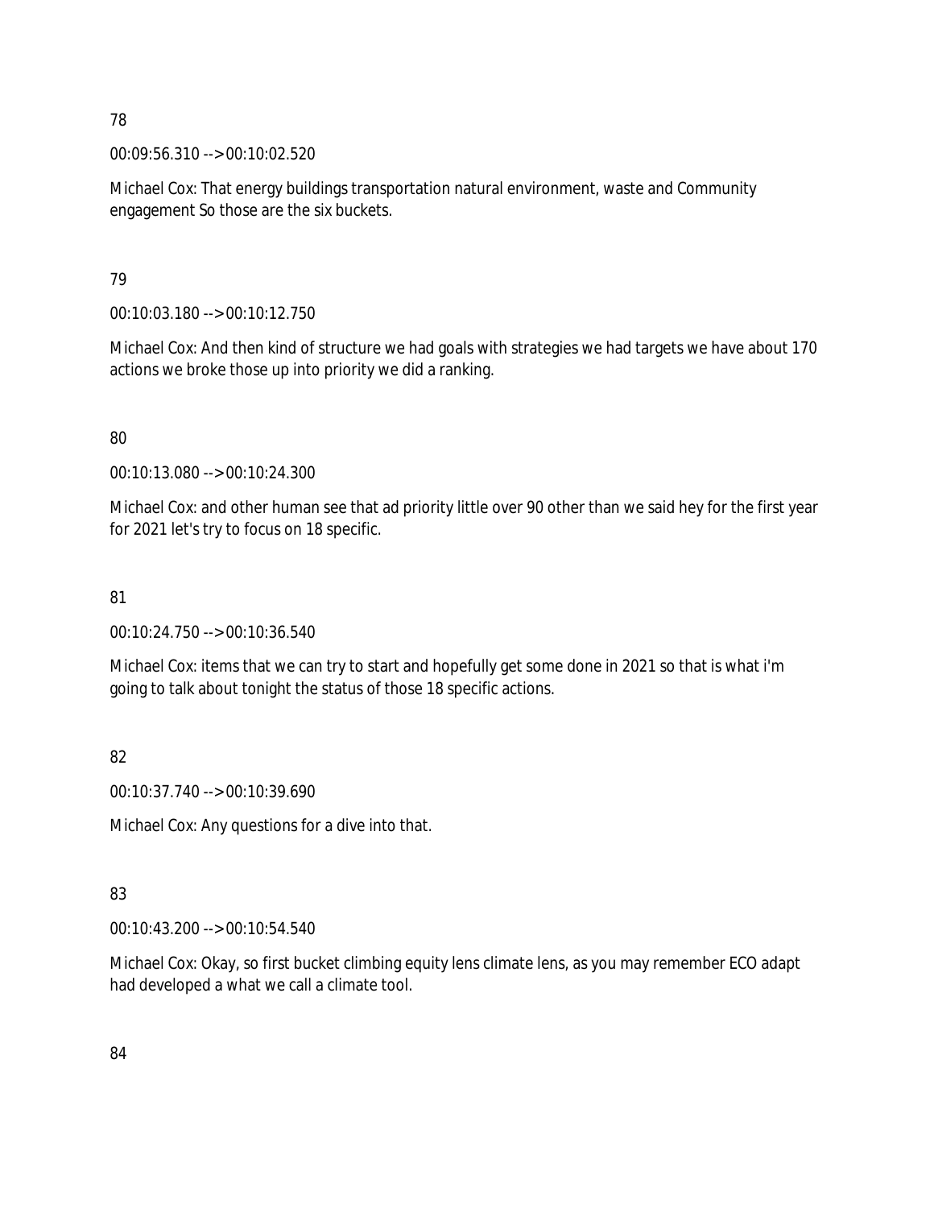78

00:09:56.310 --> 00:10:02.520

Michael Cox: That energy buildings transportation natural environment, waste and Community engagement So those are the six buckets.

79

00:10:03.180 --> 00:10:12.750

Michael Cox: And then kind of structure we had goals with strategies we had targets we have about 170 actions we broke those up into priority we did a ranking.

80

00:10:13.080 --> 00:10:24.300

Michael Cox: and other human see that ad priority little over 90 other than we said hey for the first year for 2021 let's try to focus on 18 specific.

81

00:10:24.750 --> 00:10:36.540

Michael Cox: items that we can try to start and hopefully get some done in 2021 so that is what i'm going to talk about tonight the status of those 18 specific actions.

82

00:10:37.740 --> 00:10:39.690

Michael Cox: Any questions for a dive into that.

83

00:10:43.200 --> 00:10:54.540

Michael Cox: Okay, so first bucket climbing equity lens climate lens, as you may remember ECO adapt had developed a what we call a climate tool.

84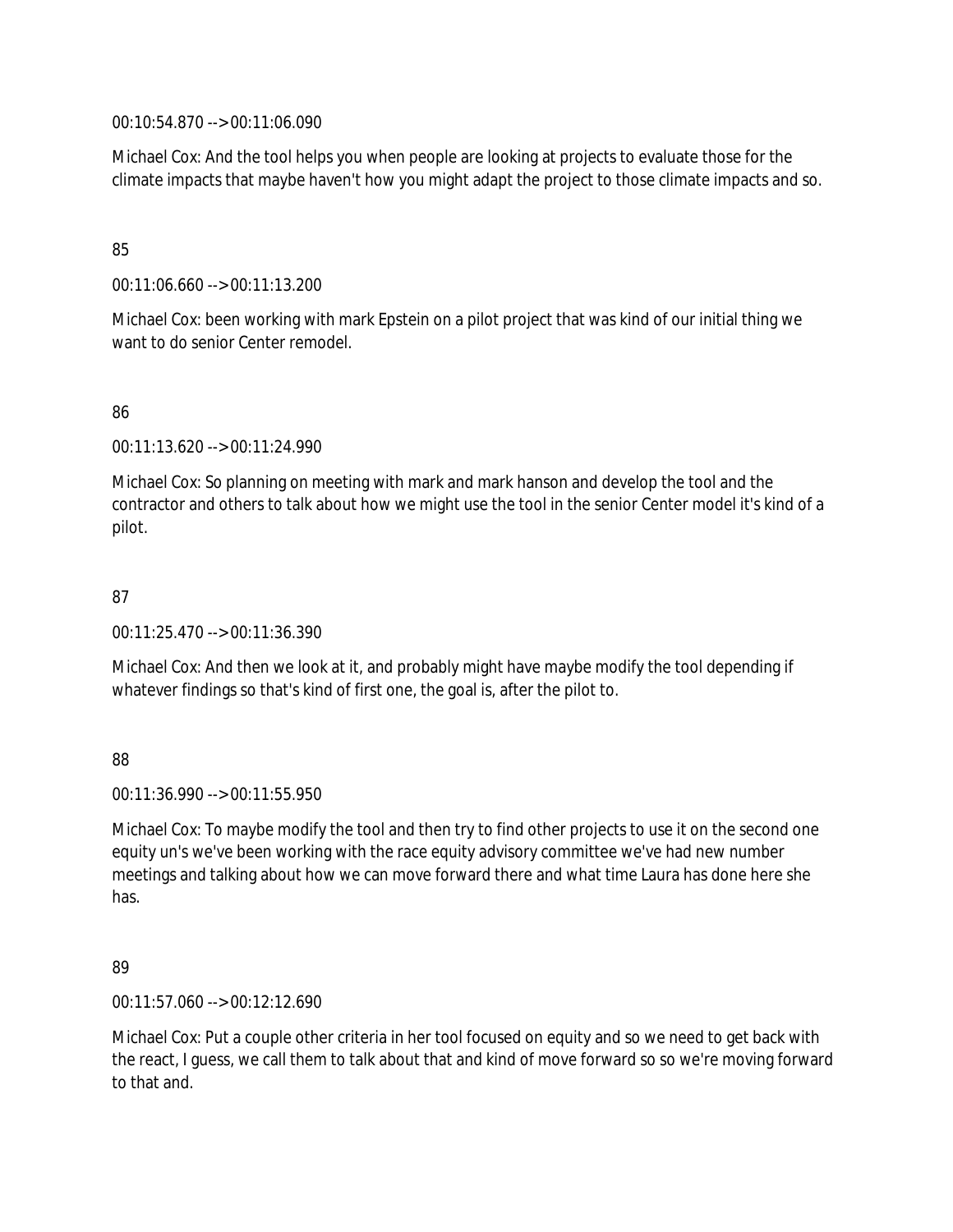00:10:54.870 --> 00:11:06.090

Michael Cox: And the tool helps you when people are looking at projects to evaluate those for the climate impacts that maybe haven't how you might adapt the project to those climate impacts and so.

85

00:11:06.660 --> 00:11:13.200

Michael Cox: been working with mark Epstein on a pilot project that was kind of our initial thing we want to do senior Center remodel.

86

00:11:13.620 --> 00:11:24.990

Michael Cox: So planning on meeting with mark and mark hanson and develop the tool and the contractor and others to talk about how we might use the tool in the senior Center model it's kind of a pilot.

87

00:11:25.470 --> 00:11:36.390

Michael Cox: And then we look at it, and probably might have maybe modify the tool depending if whatever findings so that's kind of first one, the goal is, after the pilot to.

88

00:11:36.990 --> 00:11:55.950

Michael Cox: To maybe modify the tool and then try to find other projects to use it on the second one equity un's we've been working with the race equity advisory committee we've had new number meetings and talking about how we can move forward there and what time Laura has done here she has.

89

00:11:57.060 --> 00:12:12.690

Michael Cox: Put a couple other criteria in her tool focused on equity and so we need to get back with the react, I guess, we call them to talk about that and kind of move forward so so we're moving forward to that and.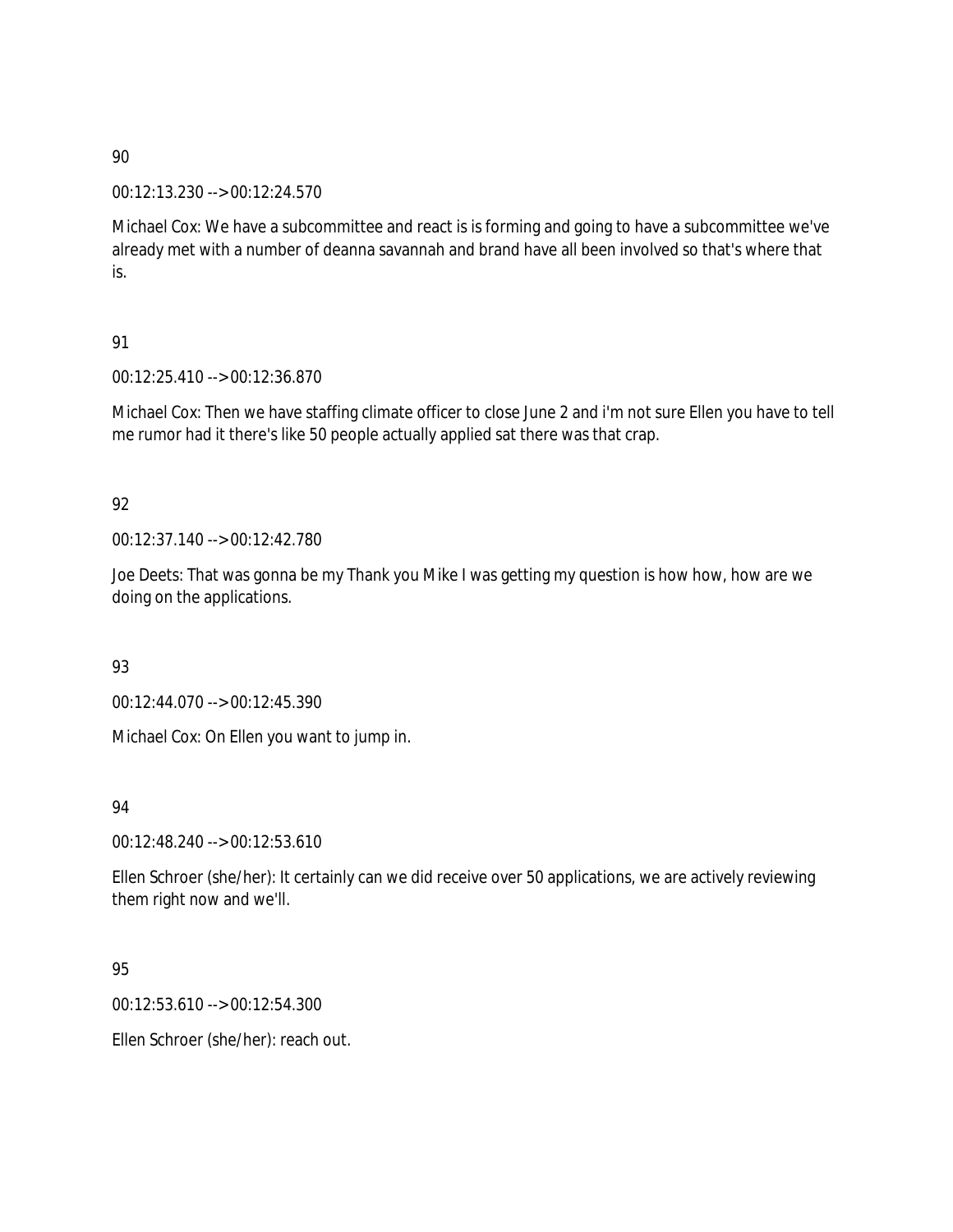90

00:12:13.230 --> 00:12:24.570

Michael Cox: We have a subcommittee and react is is forming and going to have a subcommittee we've already met with a number of deanna savannah and brand have all been involved so that's where that is.

91

00:12:25.410 --> 00:12:36.870

Michael Cox: Then we have staffing climate officer to close June 2 and i'm not sure Ellen you have to tell me rumor had it there's like 50 people actually applied sat there was that crap.

92

00:12:37.140 --> 00:12:42.780

Joe Deets: That was gonna be my Thank you Mike I was getting my question is how how, how are we doing on the applications.

93

00:12:44.070 --> 00:12:45.390

Michael Cox: On Ellen you want to jump in.

94

00:12:48.240 --> 00:12:53.610

Ellen Schroer (she/her): It certainly can we did receive over 50 applications, we are actively reviewing them right now and we'll.

95

00:12:53.610 --> 00:12:54.300

Ellen Schroer (she/her): reach out.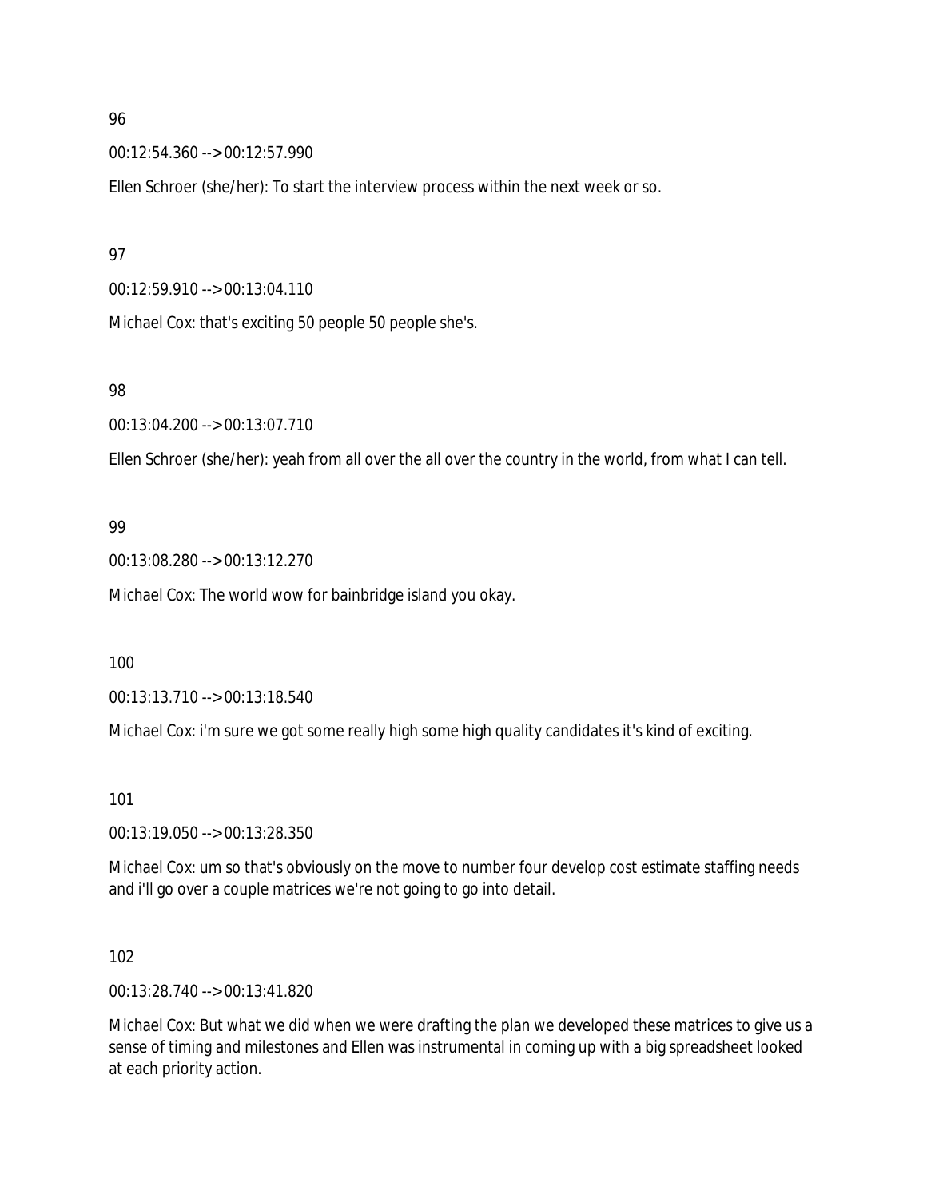96

00:12:54.360 --> 00:12:57.990

Ellen Schroer (she/her): To start the interview process within the next week or so.

97

00:12:59.910 --> 00:13:04.110

Michael Cox: that's exciting 50 people 50 people she's.

98

00:13:04.200 --> 00:13:07.710

Ellen Schroer (she/her): yeah from all over the all over the country in the world, from what I can tell.

99

00:13:08.280 --> 00:13:12.270

Michael Cox: The world wow for bainbridge island you okay.

100

00:13:13.710 --> 00:13:18.540

Michael Cox: i'm sure we got some really high some high quality candidates it's kind of exciting.

101

00:13:19.050 --> 00:13:28.350

Michael Cox: um so that's obviously on the move to number four develop cost estimate staffing needs and i'll go over a couple matrices we're not going to go into detail.

102

00:13:28.740 --> 00:13:41.820

Michael Cox: But what we did when we were drafting the plan we developed these matrices to give us a sense of timing and milestones and Ellen was instrumental in coming up with a big spreadsheet looked at each priority action.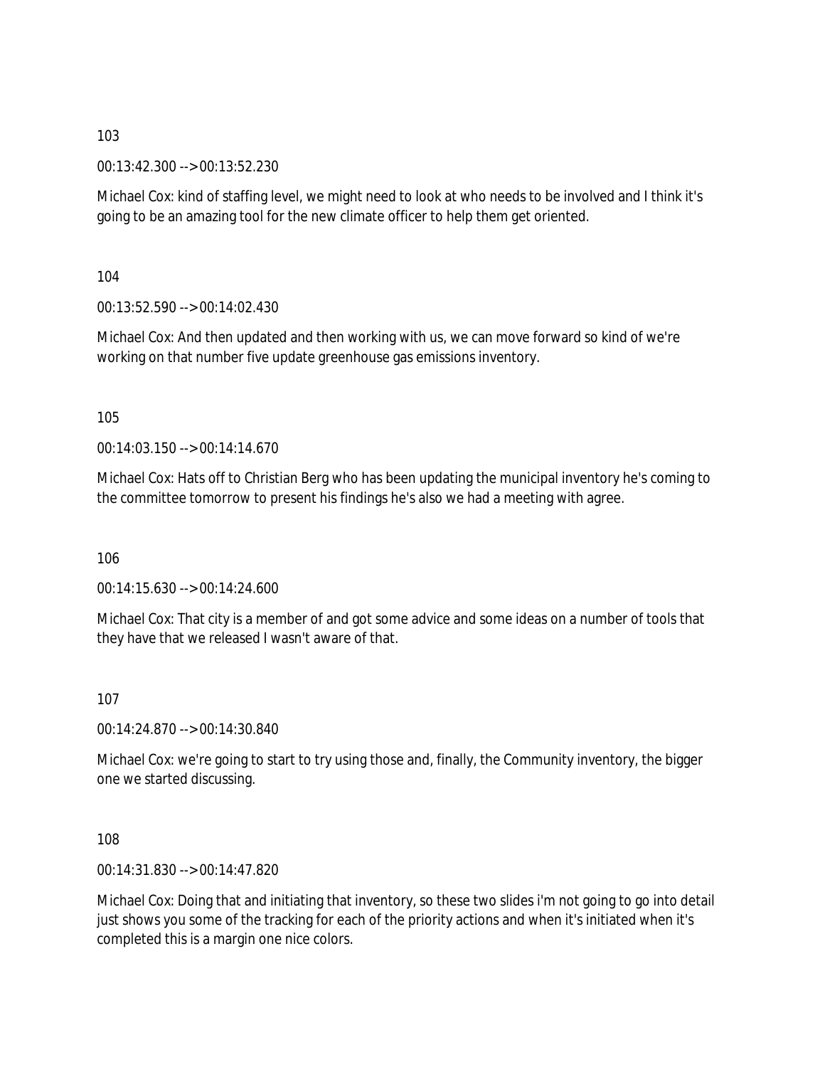103

00:13:42.300 --> 00:13:52.230

Michael Cox: kind of staffing level, we might need to look at who needs to be involved and I think it's going to be an amazing tool for the new climate officer to help them get oriented.

104

00:13:52.590 --> 00:14:02.430

Michael Cox: And then updated and then working with us, we can move forward so kind of we're working on that number five update greenhouse gas emissions inventory.

105

00:14:03.150 --> 00:14:14.670

Michael Cox: Hats off to Christian Berg who has been updating the municipal inventory he's coming to the committee tomorrow to present his findings he's also we had a meeting with agree.

106

00:14:15.630 --> 00:14:24.600

Michael Cox: That city is a member of and got some advice and some ideas on a number of tools that they have that we released I wasn't aware of that.

107

00:14:24.870 --> 00:14:30.840

Michael Cox: we're going to start to try using those and, finally, the Community inventory, the bigger one we started discussing.

108

00:14:31.830 --> 00:14:47.820

Michael Cox: Doing that and initiating that inventory, so these two slides i'm not going to go into detail just shows you some of the tracking for each of the priority actions and when it's initiated when it's completed this is a margin one nice colors.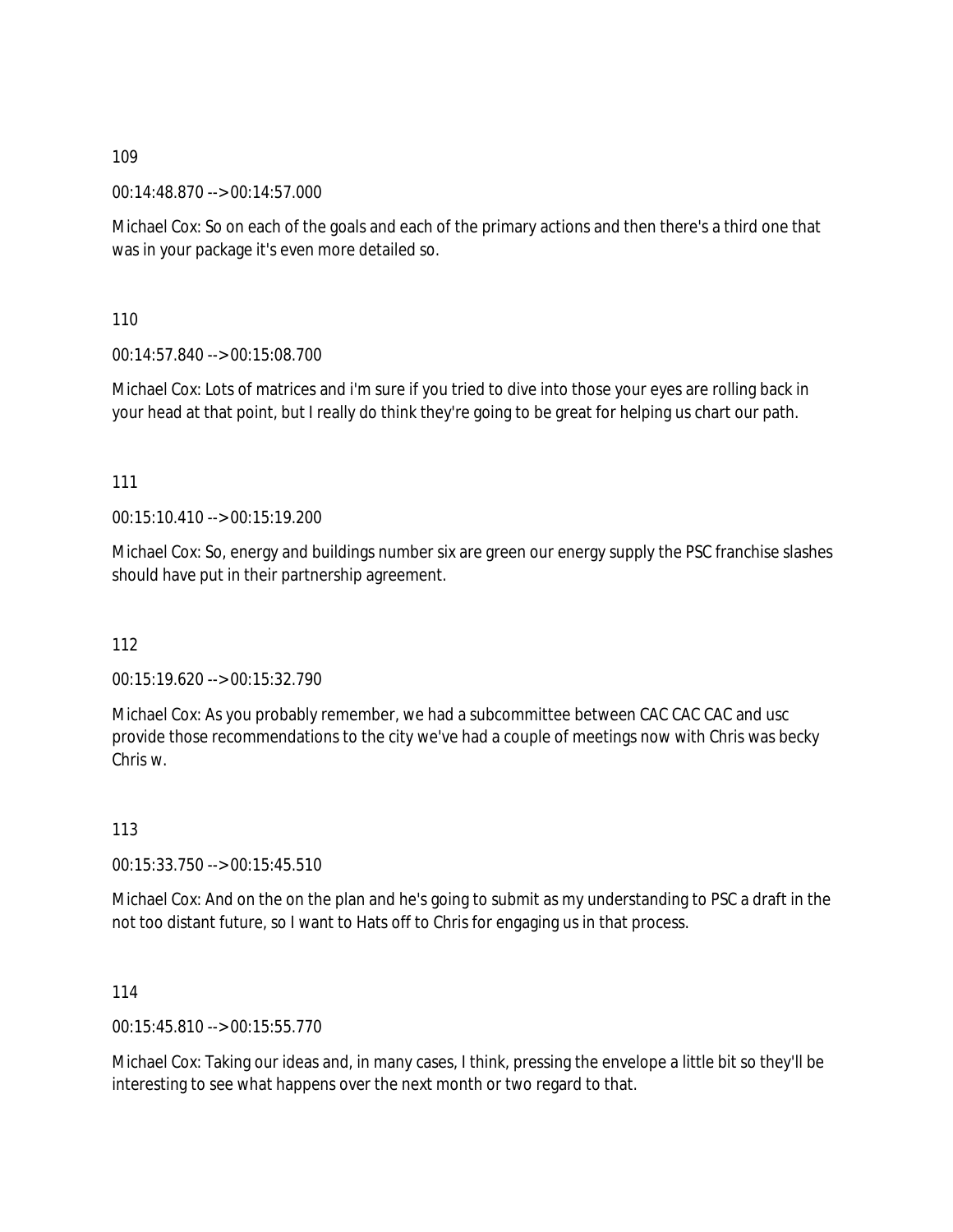109

00:14:48.870 --> 00:14:57.000

Michael Cox: So on each of the goals and each of the primary actions and then there's a third one that was in your package it's even more detailed so.

110

00:14:57.840 --> 00:15:08.700

Michael Cox: Lots of matrices and i'm sure if you tried to dive into those your eyes are rolling back in your head at that point, but I really do think they're going to be great for helping us chart our path.

111

00:15:10.410 --> 00:15:19.200

Michael Cox: So, energy and buildings number six are green our energy supply the PSC franchise slashes should have put in their partnership agreement.

112

00:15:19.620 --> 00:15:32.790

Michael Cox: As you probably remember, we had a subcommittee between CAC CAC CAC and usc provide those recommendations to the city we've had a couple of meetings now with Chris was becky Chris w.

113

00:15:33.750 --> 00:15:45.510

Michael Cox: And on the on the plan and he's going to submit as my understanding to PSC a draft in the not too distant future, so I want to Hats off to Chris for engaging us in that process.

114

00:15:45.810 --> 00:15:55.770

Michael Cox: Taking our ideas and, in many cases, I think, pressing the envelope a little bit so they'll be interesting to see what happens over the next month or two regard to that.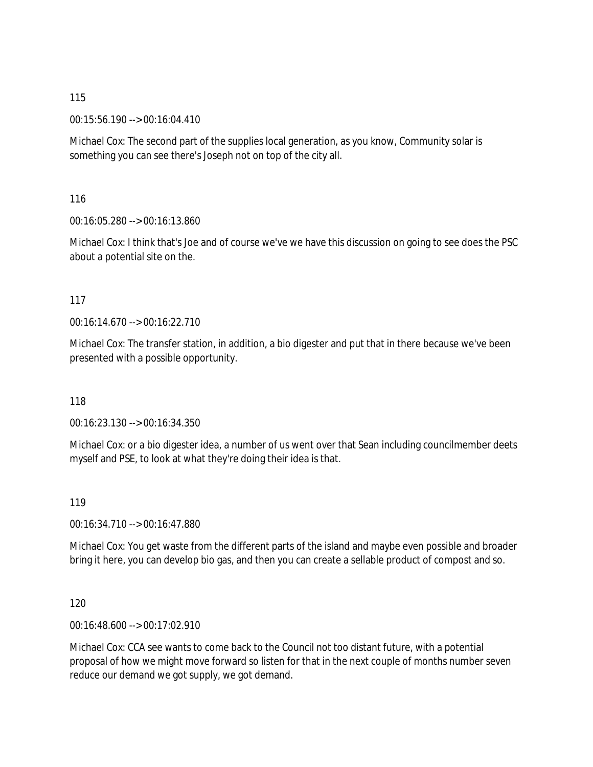115

00:15:56.190 --> 00:16:04.410

Michael Cox: The second part of the supplies local generation, as you know, Community solar is something you can see there's Joseph not on top of the city all.

116

00:16:05.280 --> 00:16:13.860

Michael Cox: I think that's Joe and of course we've we have this discussion on going to see does the PSC about a potential site on the.

117

00:16:14.670 --> 00:16:22.710

Michael Cox: The transfer station, in addition, a bio digester and put that in there because we've been presented with a possible opportunity.

118

00:16:23.130 --> 00:16:34.350

Michael Cox: or a bio digester idea, a number of us went over that Sean including councilmember deets myself and PSE, to look at what they're doing their idea is that.

119

00:16:34.710 --> 00:16:47.880

Michael Cox: You get waste from the different parts of the island and maybe even possible and broader bring it here, you can develop bio gas, and then you can create a sellable product of compost and so.

120

00:16:48.600 --> 00:17:02.910

Michael Cox: CCA see wants to come back to the Council not too distant future, with a potential proposal of how we might move forward so listen for that in the next couple of months number seven reduce our demand we got supply, we got demand.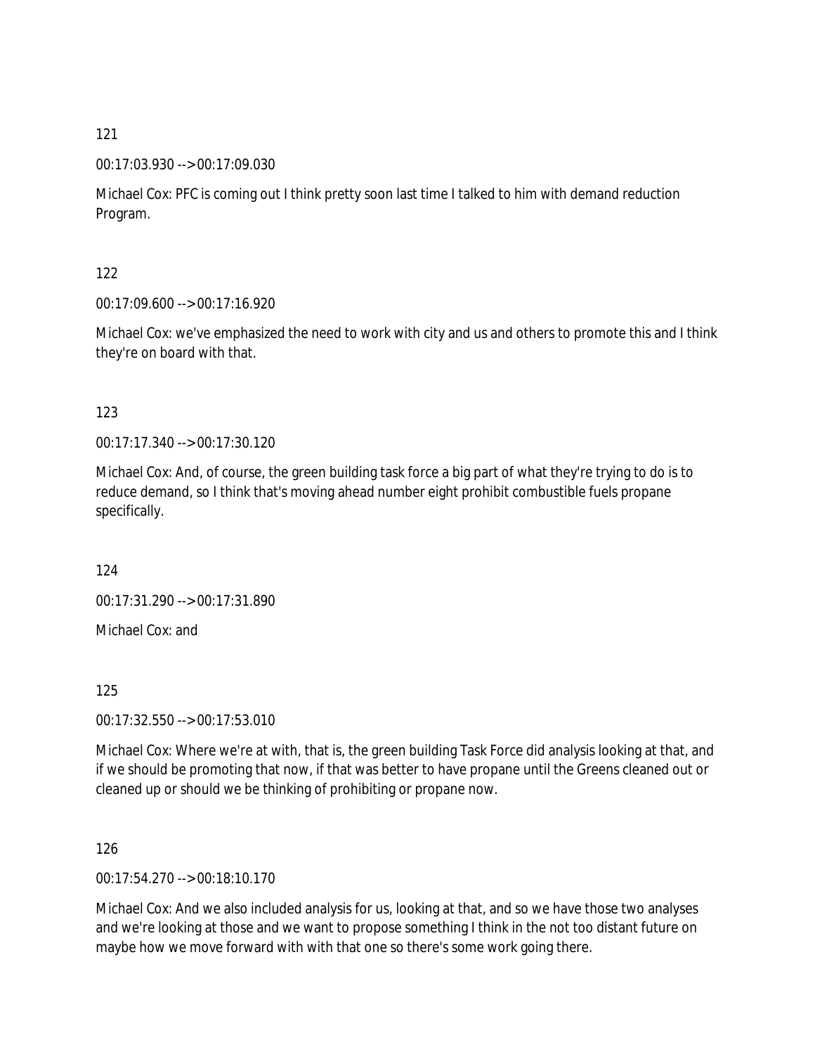121

00:17:03.930 --> 00:17:09.030

Michael Cox: PFC is coming out I think pretty soon last time I talked to him with demand reduction Program.

122

00:17:09.600 --> 00:17:16.920

Michael Cox: we've emphasized the need to work with city and us and others to promote this and I think they're on board with that.

123

00:17:17.340 --> 00:17:30.120

Michael Cox: And, of course, the green building task force a big part of what they're trying to do is to reduce demand, so I think that's moving ahead number eight prohibit combustible fuels propane specifically.

124

00:17:31.290 --> 00:17:31.890

Michael Cox: and

125

00:17:32.550 --> 00:17:53.010

Michael Cox: Where we're at with, that is, the green building Task Force did analysis looking at that, and if we should be promoting that now, if that was better to have propane until the Greens cleaned out or cleaned up or should we be thinking of prohibiting or propane now.

126

00:17:54.270 --> 00:18:10.170

Michael Cox: And we also included analysis for us, looking at that, and so we have those two analyses and we're looking at those and we want to propose something I think in the not too distant future on maybe how we move forward with with that one so there's some work going there.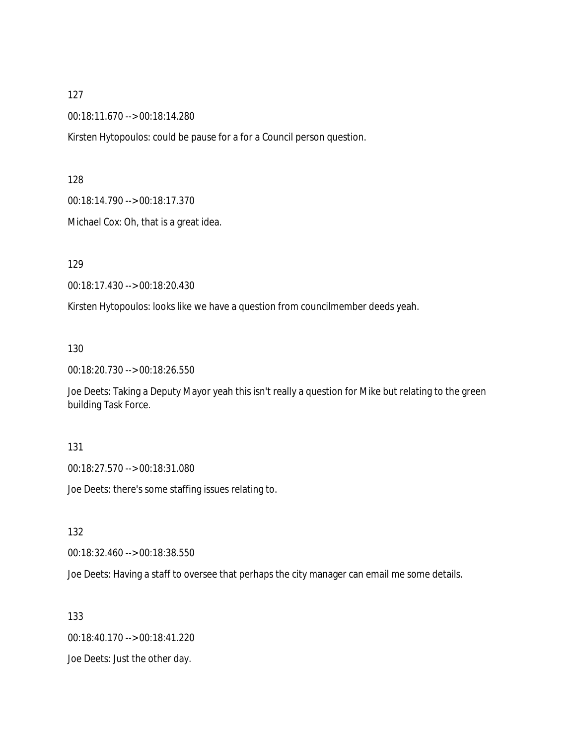127

00:18:11.670 --> 00:18:14.280

Kirsten Hytopoulos: could be pause for a for a Council person question.

128

00:18:14.790 --> 00:18:17.370

Michael Cox: Oh, that is a great idea.

129

00:18:17.430 --> 00:18:20.430

Kirsten Hytopoulos: looks like we have a question from councilmember deeds yeah.

130

00:18:20.730 --> 00:18:26.550

Joe Deets: Taking a Deputy Mayor yeah this isn't really a question for Mike but relating to the green building Task Force.

131

00:18:27.570 --> 00:18:31.080

Joe Deets: there's some staffing issues relating to.

132

00:18:32.460 --> 00:18:38.550

Joe Deets: Having a staff to oversee that perhaps the city manager can email me some details.

133

00:18:40.170 --> 00:18:41.220

Joe Deets: Just the other day.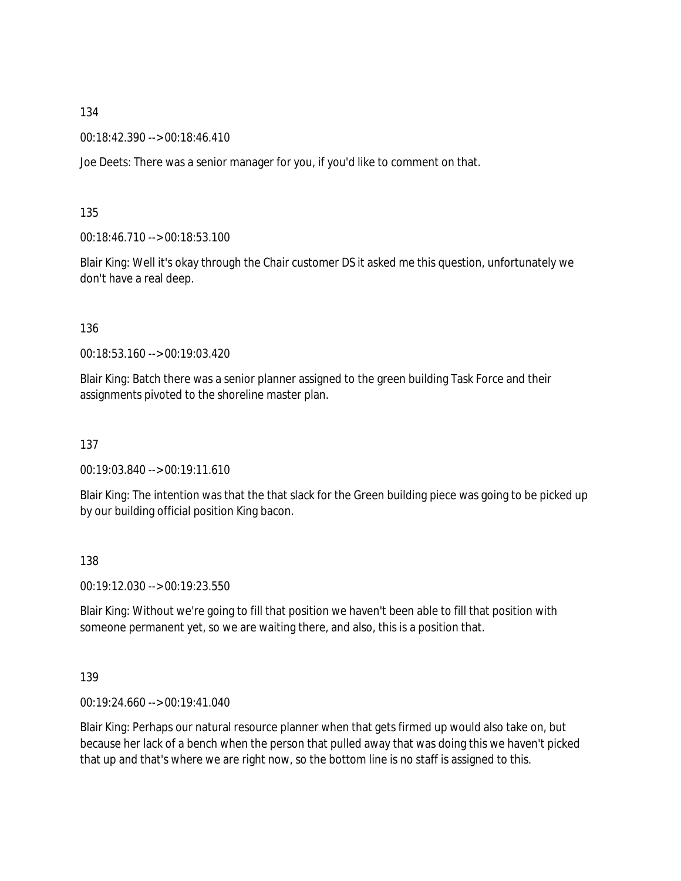134

00:18:42.390 --> 00:18:46.410

Joe Deets: There was a senior manager for you, if you'd like to comment on that.

135

00:18:46.710 --> 00:18:53.100

Blair King: Well it's okay through the Chair customer DS it asked me this question, unfortunately we don't have a real deep.

136

00:18:53.160 --> 00:19:03.420

Blair King: Batch there was a senior planner assigned to the green building Task Force and their assignments pivoted to the shoreline master plan.

137

00:19:03.840 --> 00:19:11.610

Blair King: The intention was that the that slack for the Green building piece was going to be picked up by our building official position King bacon.

138

00:19:12.030 --> 00:19:23.550

Blair King: Without we're going to fill that position we haven't been able to fill that position with someone permanent yet, so we are waiting there, and also, this is a position that.

139

00:19:24.660 --> 00:19:41.040

Blair King: Perhaps our natural resource planner when that gets firmed up would also take on, but because her lack of a bench when the person that pulled away that was doing this we haven't picked that up and that's where we are right now, so the bottom line is no staff is assigned to this.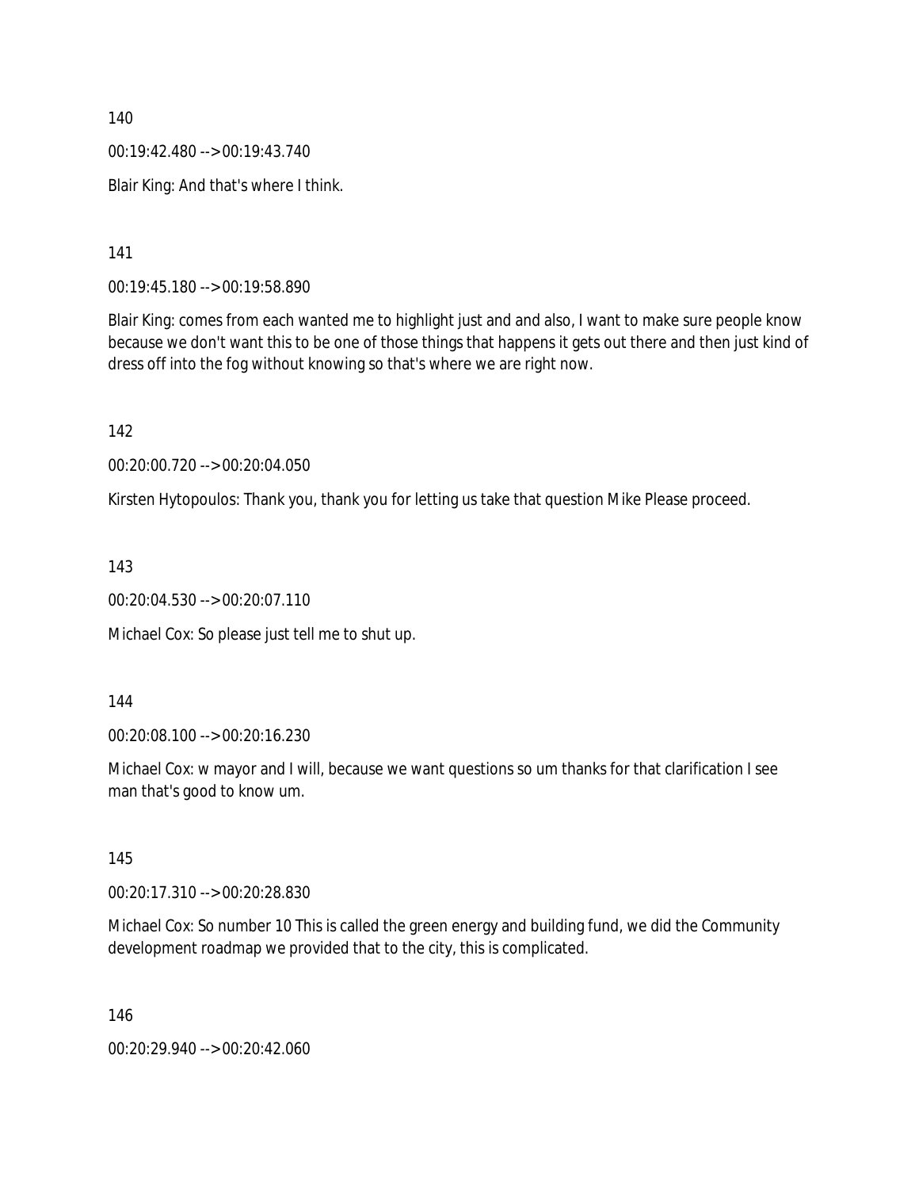140

00:19:42.480 --> 00:19:43.740

Blair King: And that's where I think.

141

00:19:45.180 --> 00:19:58.890

Blair King: comes from each wanted me to highlight just and and also, I want to make sure people know because we don't want this to be one of those things that happens it gets out there and then just kind of dress off into the fog without knowing so that's where we are right now.

142

00:20:00.720 --> 00:20:04.050

Kirsten Hytopoulos: Thank you, thank you for letting us take that question Mike Please proceed.

143

00:20:04.530 --> 00:20:07.110

Michael Cox: So please just tell me to shut up.

144

00:20:08.100 --> 00:20:16.230

Michael Cox: w mayor and I will, because we want questions so um thanks for that clarification I see man that's good to know um.

145

00:20:17.310 --> 00:20:28.830

Michael Cox: So number 10 This is called the green energy and building fund, we did the Community development roadmap we provided that to the city, this is complicated.

146

00:20:29.940 --> 00:20:42.060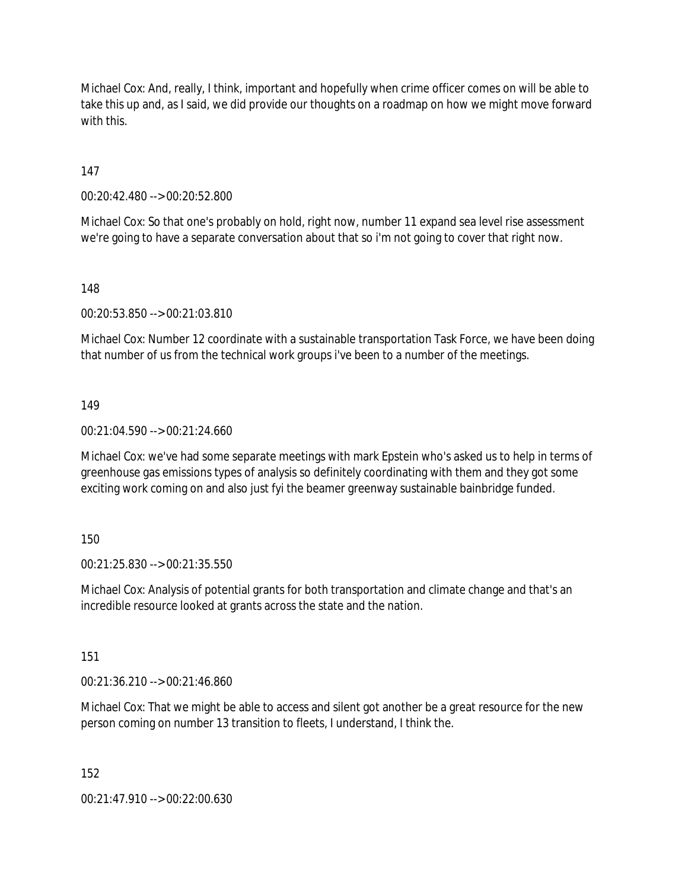Michael Cox: And, really, I think, important and hopefully when crime officer comes on will be able to take this up and, as I said, we did provide our thoughts on a roadmap on how we might move forward with this.

147

00:20:42.480 --> 00:20:52.800

Michael Cox: So that one's probably on hold, right now, number 11 expand sea level rise assessment we're going to have a separate conversation about that so i'm not going to cover that right now.

148

00:20:53.850 --> 00:21:03.810

Michael Cox: Number 12 coordinate with a sustainable transportation Task Force, we have been doing that number of us from the technical work groups i've been to a number of the meetings.

149

00:21:04.590 --> 00:21:24.660

Michael Cox: we've had some separate meetings with mark Epstein who's asked us to help in terms of greenhouse gas emissions types of analysis so definitely coordinating with them and they got some exciting work coming on and also just fyi the beamer greenway sustainable bainbridge funded.

150

00:21:25.830 --> 00:21:35.550

Michael Cox: Analysis of potential grants for both transportation and climate change and that's an incredible resource looked at grants across the state and the nation.

151

00:21:36.210 --> 00:21:46.860

Michael Cox: That we might be able to access and silent got another be a great resource for the new person coming on number 13 transition to fleets, I understand, I think the.

152

00:21:47.910 --> 00:22:00.630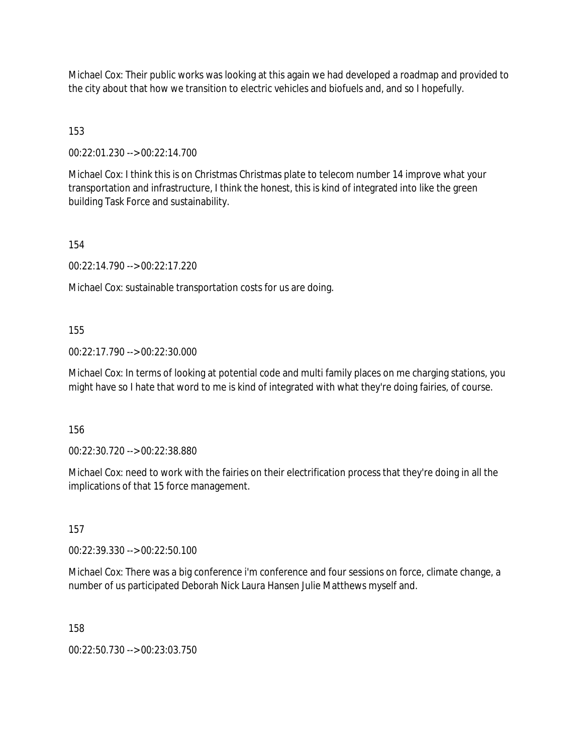Michael Cox: Their public works was looking at this again we had developed a roadmap and provided to the city about that how we transition to electric vehicles and biofuels and, and so I hopefully.

153

00:22:01.230 --> 00:22:14.700

Michael Cox: I think this is on Christmas Christmas plate to telecom number 14 improve what your transportation and infrastructure, I think the honest, this is kind of integrated into like the green building Task Force and sustainability.

154

00:22:14.790 --> 00:22:17.220

Michael Cox: sustainable transportation costs for us are doing.

155

00:22:17.790 --> 00:22:30.000

Michael Cox: In terms of looking at potential code and multi family places on me charging stations, you might have so I hate that word to me is kind of integrated with what they're doing fairies, of course.

156

00:22:30.720 --> 00:22:38.880

Michael Cox: need to work with the fairies on their electrification process that they're doing in all the implications of that 15 force management.

157

00:22:39.330 --> 00:22:50.100

Michael Cox: There was a big conference i'm conference and four sessions on force, climate change, a number of us participated Deborah Nick Laura Hansen Julie Matthews myself and.

158

00:22:50.730 --> 00:23:03.750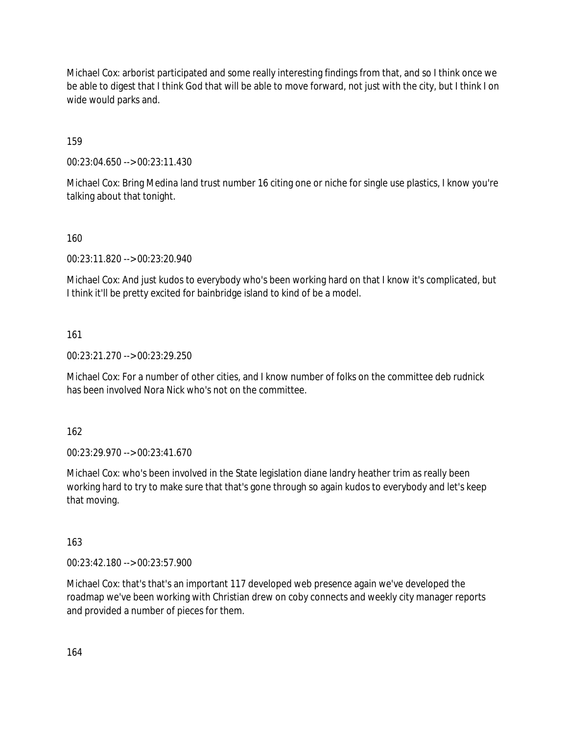Michael Cox: arborist participated and some really interesting findings from that, and so I think once we be able to digest that I think God that will be able to move forward, not just with the city, but I think I on wide would parks and.

159

00:23:04.650 --> 00:23:11.430

Michael Cox: Bring Medina land trust number 16 citing one or niche for single use plastics, I know you're talking about that tonight.

160

00:23:11.820 --> 00:23:20.940

Michael Cox: And just kudos to everybody who's been working hard on that I know it's complicated, but I think it'll be pretty excited for bainbridge island to kind of be a model.

161

00:23:21.270 --> 00:23:29.250

Michael Cox: For a number of other cities, and I know number of folks on the committee deb rudnick has been involved Nora Nick who's not on the committee.

162

00:23:29.970 --> 00:23:41.670

Michael Cox: who's been involved in the State legislation diane landry heather trim as really been working hard to try to make sure that that's gone through so again kudos to everybody and let's keep that moving.

163

00:23:42.180 --> 00:23:57.900

Michael Cox: that's that's an important 117 developed web presence again we've developed the roadmap we've been working with Christian drew on coby connects and weekly city manager reports and provided a number of pieces for them.

164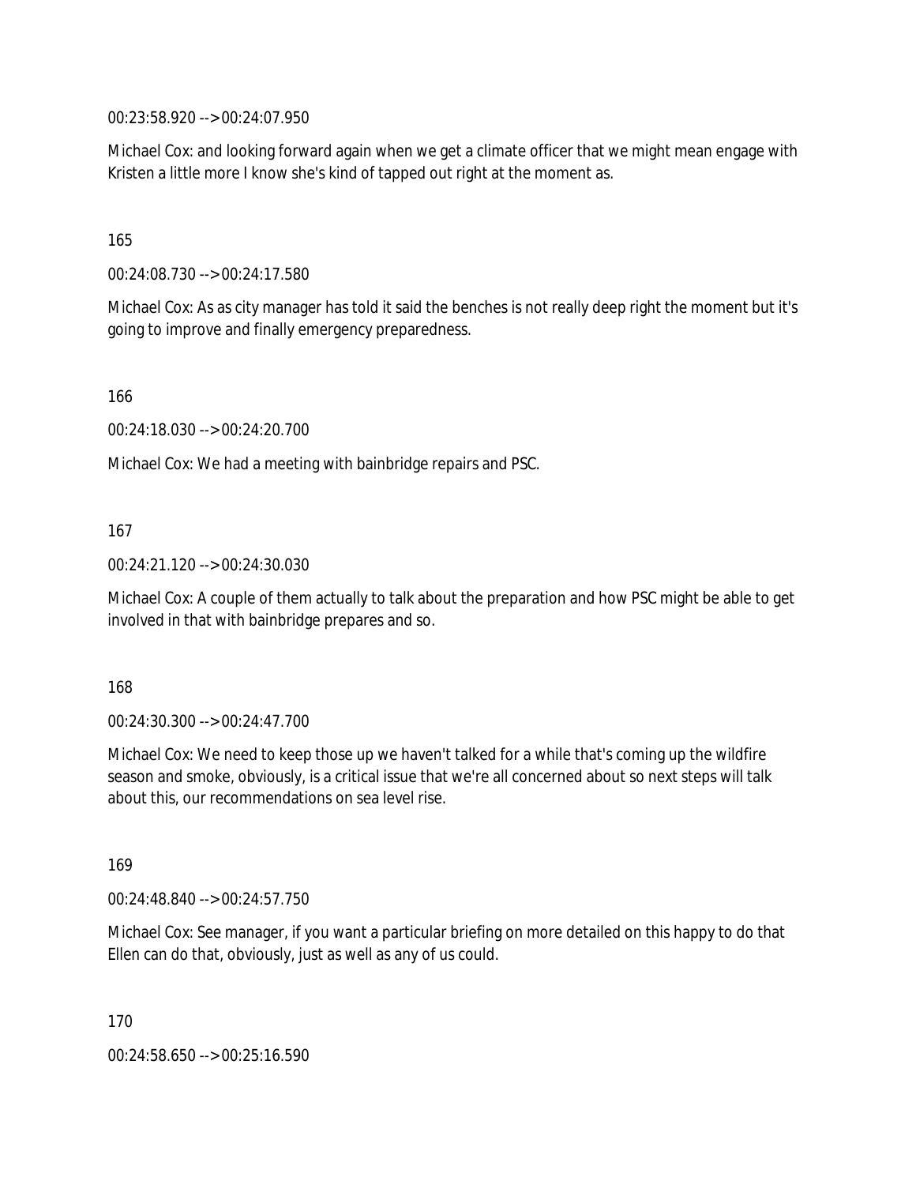00:23:58.920 --> 00:24:07.950

Michael Cox: and looking forward again when we get a climate officer that we might mean engage with Kristen a little more I know she's kind of tapped out right at the moment as.

165

00:24:08.730 --> 00:24:17.580

Michael Cox: As as city manager has told it said the benches is not really deep right the moment but it's going to improve and finally emergency preparedness.

166

00:24:18.030 --> 00:24:20.700

Michael Cox: We had a meeting with bainbridge repairs and PSC.

167

00:24:21.120 --> 00:24:30.030

Michael Cox: A couple of them actually to talk about the preparation and how PSC might be able to get involved in that with bainbridge prepares and so.

168

00:24:30.300 --> 00:24:47.700

Michael Cox: We need to keep those up we haven't talked for a while that's coming up the wildfire season and smoke, obviously, is a critical issue that we're all concerned about so next steps will talk about this, our recommendations on sea level rise.

169

00:24:48.840 --> 00:24:57.750

Michael Cox: See manager, if you want a particular briefing on more detailed on this happy to do that Ellen can do that, obviously, just as well as any of us could.

170

00:24:58.650 --> 00:25:16.590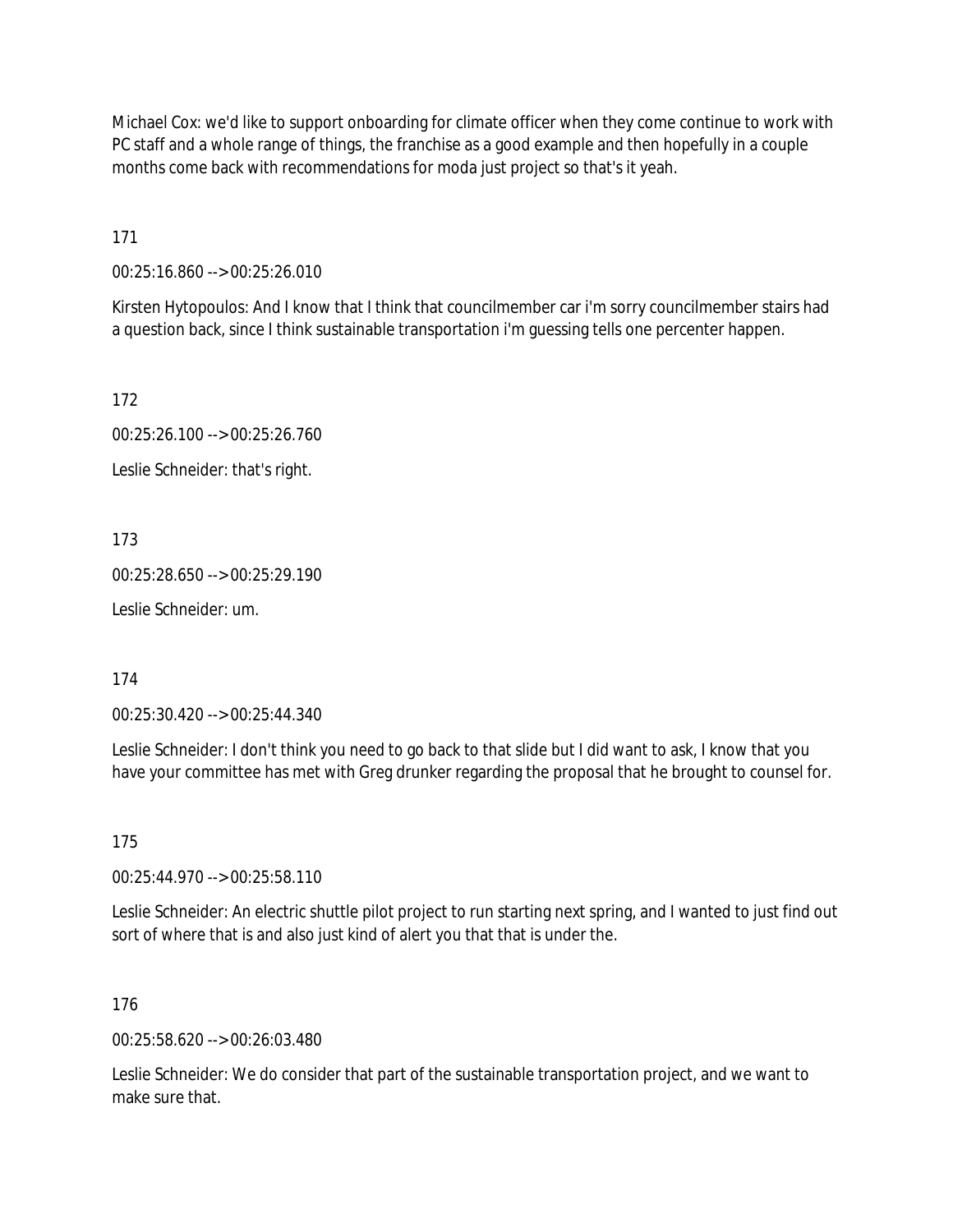Michael Cox: we'd like to support onboarding for climate officer when they come continue to work with PC staff and a whole range of things, the franchise as a good example and then hopefully in a couple months come back with recommendations for moda just project so that's it yeah.

171

00:25:16.860 --> 00:25:26.010

Kirsten Hytopoulos: And I know that I think that councilmember car i'm sorry councilmember stairs had a question back, since I think sustainable transportation i'm guessing tells one percenter happen.

172

00:25:26.100 --> 00:25:26.760

Leslie Schneider: that's right.

173

00:25:28.650 --> 00:25:29.190

Leslie Schneider: um.

174

00:25:30.420 --> 00:25:44.340

Leslie Schneider: I don't think you need to go back to that slide but I did want to ask, I know that you have your committee has met with Greg drunker regarding the proposal that he brought to counsel for.

175

00:25:44.970 --> 00:25:58.110

Leslie Schneider: An electric shuttle pilot project to run starting next spring, and I wanted to just find out sort of where that is and also just kind of alert you that that is under the.

176

00:25:58.620 --> 00:26:03.480

Leslie Schneider: We do consider that part of the sustainable transportation project, and we want to make sure that.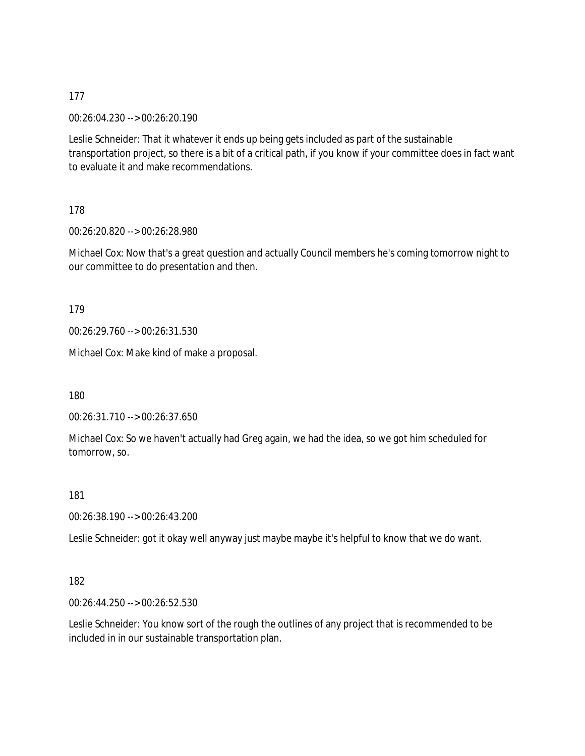177

00:26:04.230 --> 00:26:20.190

Leslie Schneider: That it whatever it ends up being gets included as part of the sustainable transportation project, so there is a bit of a critical path, if you know if your committee does in fact want to evaluate it and make recommendations.

178

00:26:20.820 --> 00:26:28.980

Michael Cox: Now that's a great question and actually Council members he's coming tomorrow night to our committee to do presentation and then.

179

00:26:29.760 --> 00:26:31.530

Michael Cox: Make kind of make a proposal.

180

00:26:31.710 --> 00:26:37.650

Michael Cox: So we haven't actually had Greg again, we had the idea, so we got him scheduled for tomorrow, so.

181

00:26:38.190 --> 00:26:43.200

Leslie Schneider: got it okay well anyway just maybe maybe it's helpful to know that we do want.

182

00:26:44.250 --> 00:26:52.530

Leslie Schneider: You know sort of the rough the outlines of any project that is recommended to be included in in our sustainable transportation plan.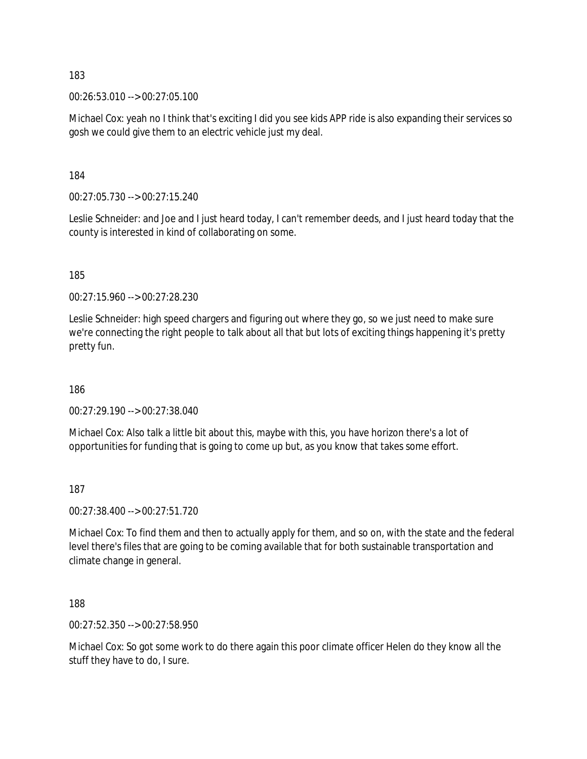183

00:26:53.010 --> 00:27:05.100

Michael Cox: yeah no I think that's exciting I did you see kids APP ride is also expanding their services so gosh we could give them to an electric vehicle just my deal.

184

00:27:05.730 --> 00:27:15.240

Leslie Schneider: and Joe and I just heard today, I can't remember deeds, and I just heard today that the county is interested in kind of collaborating on some.

185

00:27:15.960 --> 00:27:28.230

Leslie Schneider: high speed chargers and figuring out where they go, so we just need to make sure we're connecting the right people to talk about all that but lots of exciting things happening it's pretty pretty fun.

186

00:27:29.190 --> 00:27:38.040

Michael Cox: Also talk a little bit about this, maybe with this, you have horizon there's a lot of opportunities for funding that is going to come up but, as you know that takes some effort.

187

00:27:38.400 --> 00:27:51.720

Michael Cox: To find them and then to actually apply for them, and so on, with the state and the federal level there's files that are going to be coming available that for both sustainable transportation and climate change in general.

188

00:27:52.350 --> 00:27:58.950

Michael Cox: So got some work to do there again this poor climate officer Helen do they know all the stuff they have to do, I sure.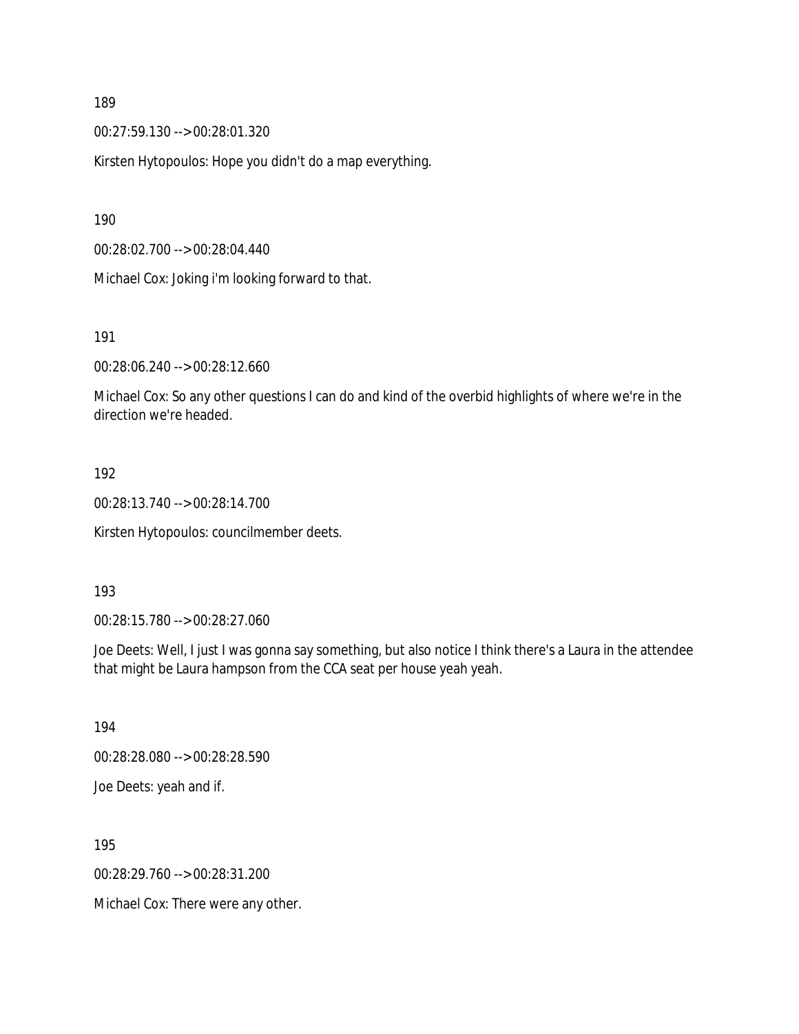189

00:27:59.130 --> 00:28:01.320

Kirsten Hytopoulos: Hope you didn't do a map everything.

190

00:28:02.700 --> 00:28:04.440

Michael Cox: Joking i'm looking forward to that.

191

00:28:06.240 --> 00:28:12.660

Michael Cox: So any other questions I can do and kind of the overbid highlights of where we're in the direction we're headed.

192

00:28:13.740 --> 00:28:14.700

Kirsten Hytopoulos: councilmember deets.

193

00:28:15.780 --> 00:28:27.060

Joe Deets: Well, I just I was gonna say something, but also notice I think there's a Laura in the attendee that might be Laura hampson from the CCA seat per house yeah yeah.

194

00:28:28.080 --> 00:28:28.590

Joe Deets: yeah and if.

195

00:28:29.760 --> 00:28:31.200

Michael Cox: There were any other.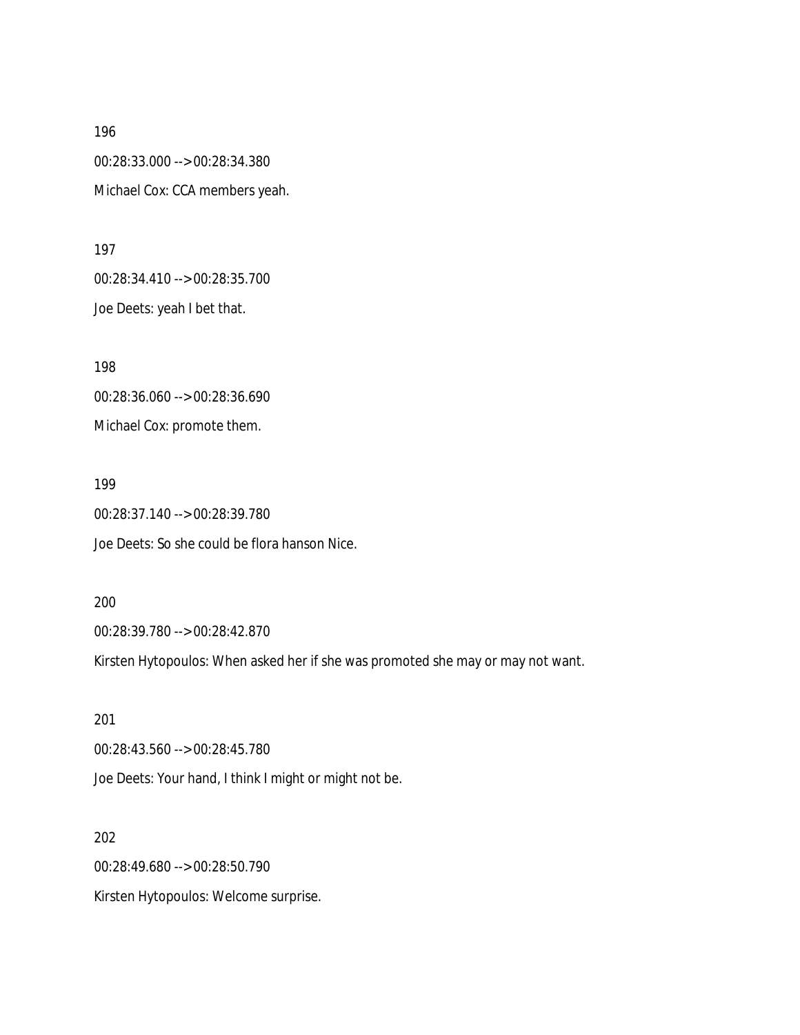196

00:28:33.000 --> 00:28:34.380

Michael Cox: CCA members yeah.

197

00:28:34.410 --> 00:28:35.700

Joe Deets: yeah I bet that.

198

00:28:36.060 --> 00:28:36.690

Michael Cox: promote them.

199

00:28:37.140 --> 00:28:39.780

Joe Deets: So she could be flora hanson Nice.

200

00:28:39.780 --> 00:28:42.870

Kirsten Hytopoulos: When asked her if she was promoted she may or may not want.

201

00:28:43.560 --> 00:28:45.780

Joe Deets: Your hand, I think I might or might not be.

202

00:28:49.680 --> 00:28:50.790

Kirsten Hytopoulos: Welcome surprise.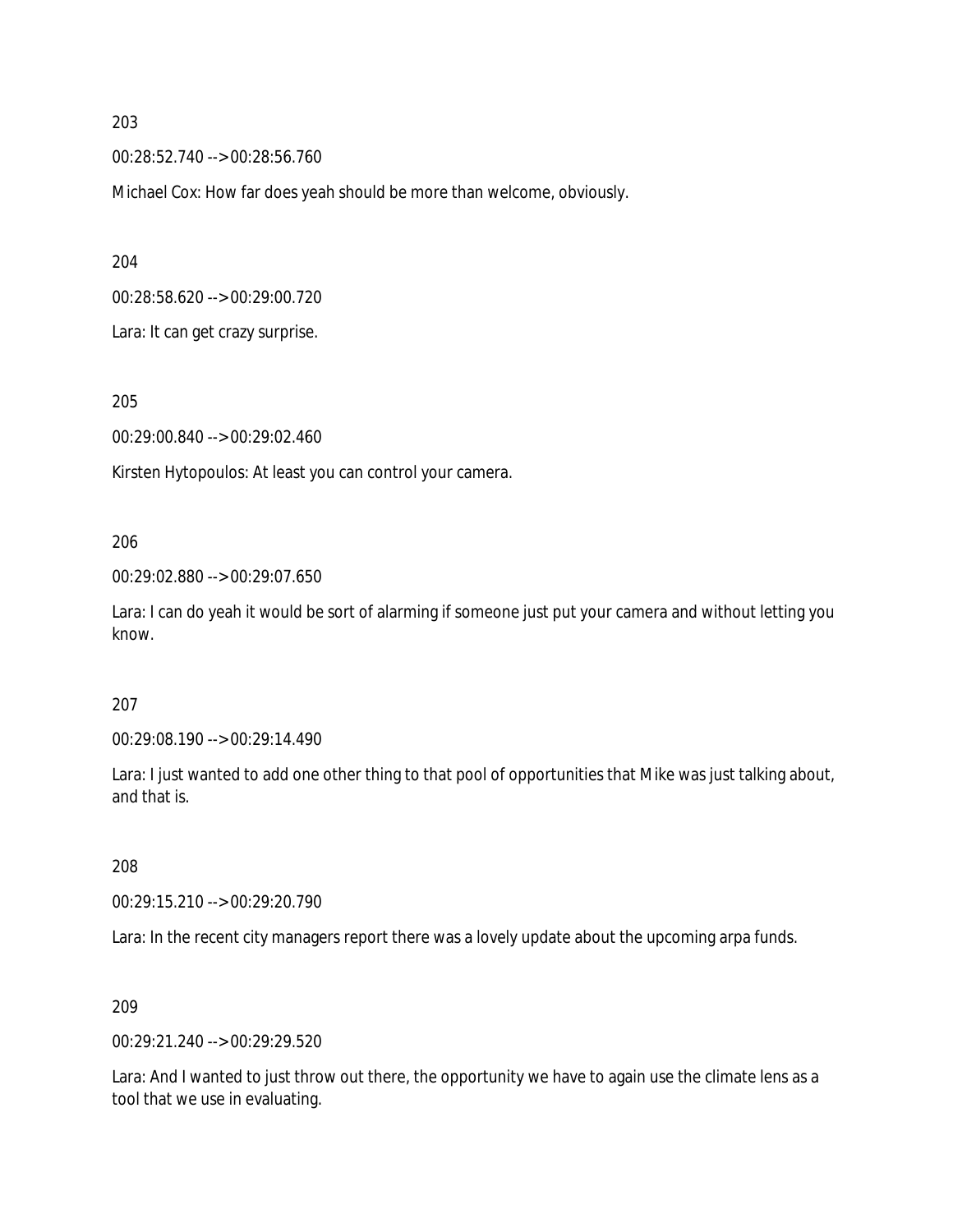203

00:28:52.740 --> 00:28:56.760

Michael Cox: How far does yeah should be more than welcome, obviously.

204

00:28:58.620 --> 00:29:00.720

Lara: It can get crazy surprise.

205

00:29:00.840 --> 00:29:02.460

Kirsten Hytopoulos: At least you can control your camera.

206

00:29:02.880 --> 00:29:07.650

Lara: I can do yeah it would be sort of alarming if someone just put your camera and without letting you know.

207

00:29:08.190 --> 00:29:14.490

Lara: I just wanted to add one other thing to that pool of opportunities that Mike was just talking about, and that is.

208

00:29:15.210 --> 00:29:20.790

Lara: In the recent city managers report there was a lovely update about the upcoming arpa funds.

209

00:29:21.240 --> 00:29:29.520

Lara: And I wanted to just throw out there, the opportunity we have to again use the climate lens as a tool that we use in evaluating.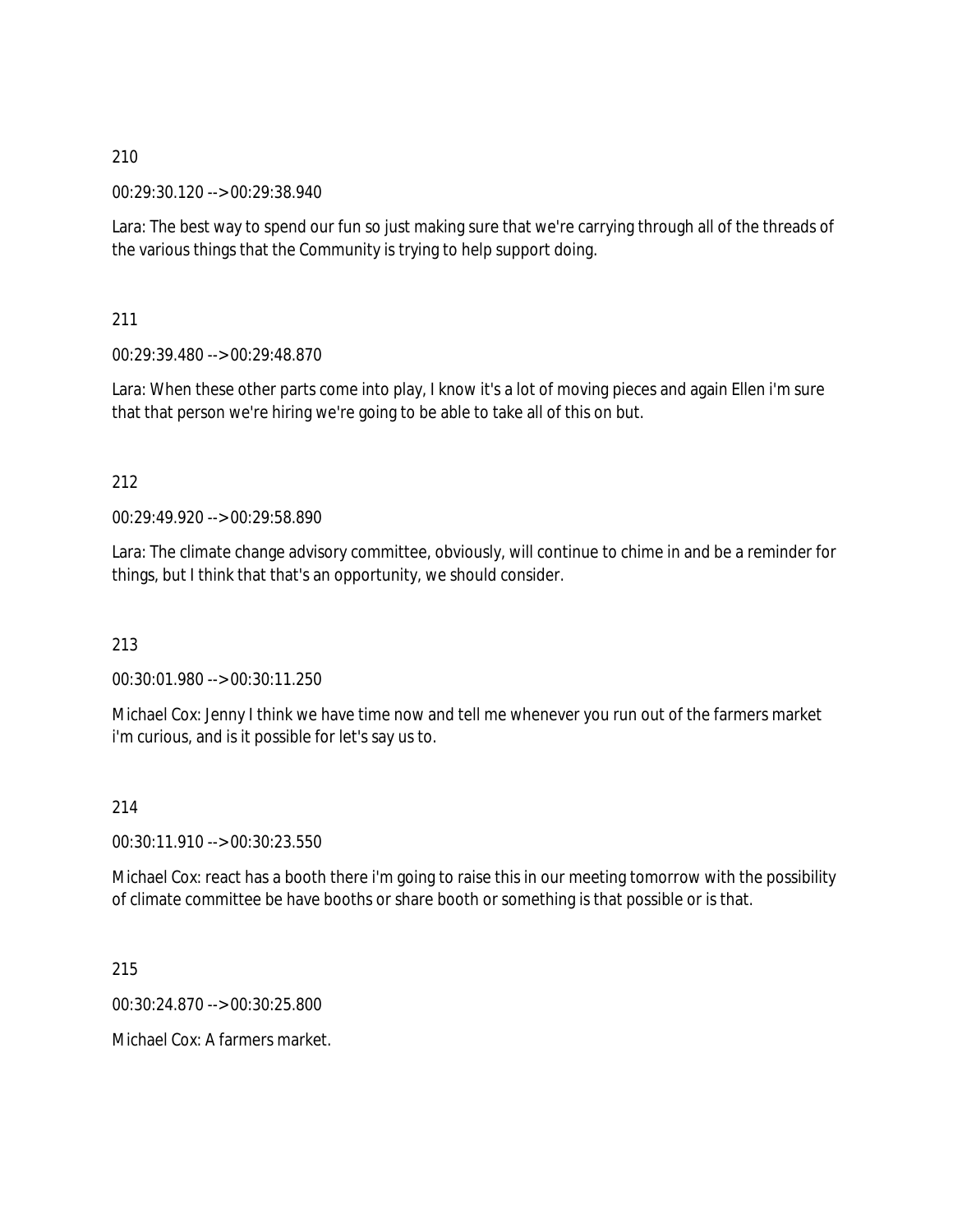210

00:29:30.120 --> 00:29:38.940

Lara: The best way to spend our fun so just making sure that we're carrying through all of the threads of the various things that the Community is trying to help support doing.

211

00:29:39.480 --> 00:29:48.870

Lara: When these other parts come into play, I know it's a lot of moving pieces and again Ellen i'm sure that that person we're hiring we're going to be able to take all of this on but.

212

00:29:49.920 --> 00:29:58.890

Lara: The climate change advisory committee, obviously, will continue to chime in and be a reminder for things, but I think that that's an opportunity, we should consider.

213

00:30:01.980 --> 00:30:11.250

Michael Cox: Jenny I think we have time now and tell me whenever you run out of the farmers market i'm curious, and is it possible for let's say us to.

214

00:30:11.910 --> 00:30:23.550

Michael Cox: react has a booth there i'm going to raise this in our meeting tomorrow with the possibility of climate committee be have booths or share booth or something is that possible or is that.

215

00:30:24.870 --> 00:30:25.800

Michael Cox: A farmers market.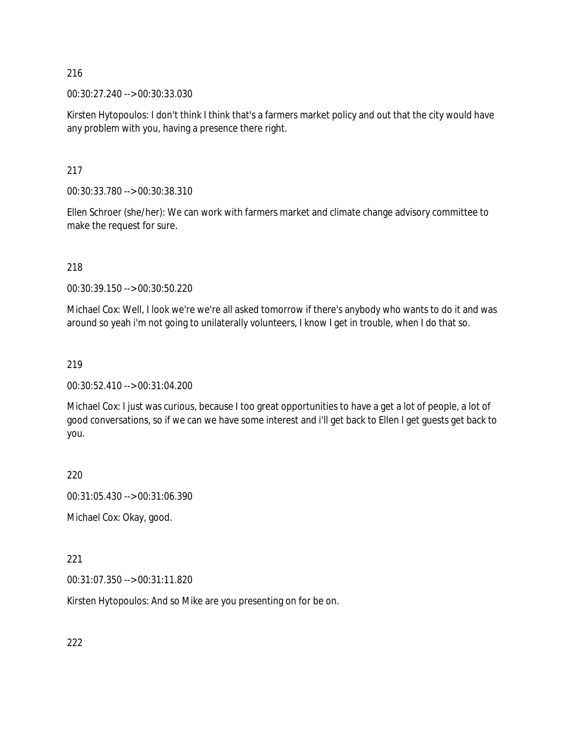216

00:30:27.240 --> 00:30:33.030

Kirsten Hytopoulos: I don't think I think that's a farmers market policy and out that the city would have any problem with you, having a presence there right.

217

00:30:33.780 --> 00:30:38.310

Ellen Schroer (she/her): We can work with farmers market and climate change advisory committee to make the request for sure.

218

00:30:39.150 --> 00:30:50.220

Michael Cox: Well, I look we're we're all asked tomorrow if there's anybody who wants to do it and was around so yeah i'm not going to unilaterally volunteers, I know I get in trouble, when I do that so.

219

00:30:52.410 --> 00:31:04.200

Michael Cox: I just was curious, because I too great opportunities to have a get a lot of people, a lot of good conversations, so if we can we have some interest and i'll get back to Ellen I get guests get back to you.

220

00:31:05.430 --> 00:31:06.390

Michael Cox: Okay, good.

221

00:31:07.350 --> 00:31:11.820

Kirsten Hytopoulos: And so Mike are you presenting on for be on.

222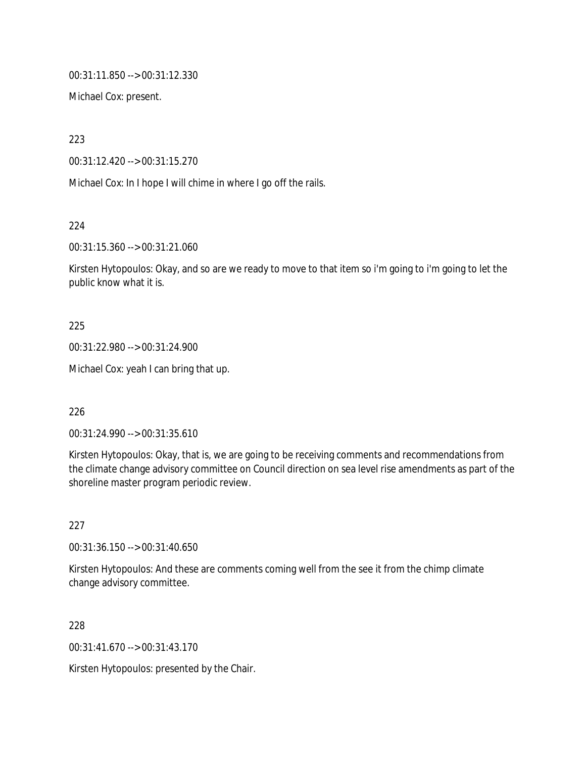00:31:11.850 --> 00:31:12.330

Michael Cox: present.

223

00:31:12.420 --> 00:31:15.270

Michael Cox: In I hope I will chime in where I go off the rails.

224

00:31:15.360 --> 00:31:21.060

Kirsten Hytopoulos: Okay, and so are we ready to move to that item so i'm going to i'm going to let the public know what it is.

225

00:31:22.980 --> 00:31:24.900

Michael Cox: yeah I can bring that up.

226

00:31:24.990 --> 00:31:35.610

Kirsten Hytopoulos: Okay, that is, we are going to be receiving comments and recommendations from the climate change advisory committee on Council direction on sea level rise amendments as part of the shoreline master program periodic review.

227

00:31:36.150 --> 00:31:40.650

Kirsten Hytopoulos: And these are comments coming well from the see it from the chimp climate change advisory committee.

228

00:31:41.670 --> 00:31:43.170

Kirsten Hytopoulos: presented by the Chair.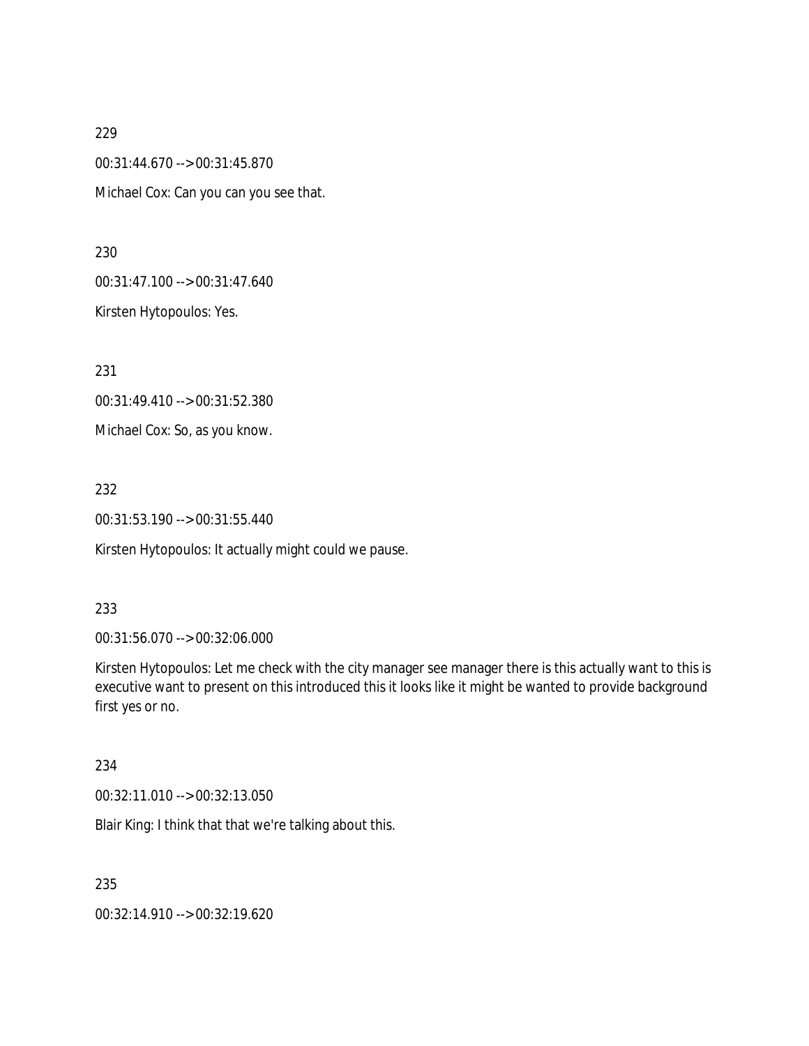229

00:31:44.670 --> 00:31:45.870

Michael Cox: Can you can you see that.

230

00:31:47.100 --> 00:31:47.640

Kirsten Hytopoulos: Yes.

231

00:31:49.410 --> 00:31:52.380

Michael Cox: So, as you know.

232

00:31:53.190 --> 00:31:55.440

Kirsten Hytopoulos: It actually might could we pause.

233

00:31:56.070 --> 00:32:06.000

Kirsten Hytopoulos: Let me check with the city manager see manager there is this actually want to this is executive want to present on this introduced this it looks like it might be wanted to provide background first yes or no.

234

00:32:11.010 --> 00:32:13.050

Blair King: I think that that we're talking about this.

235

00:32:14.910 --> 00:32:19.620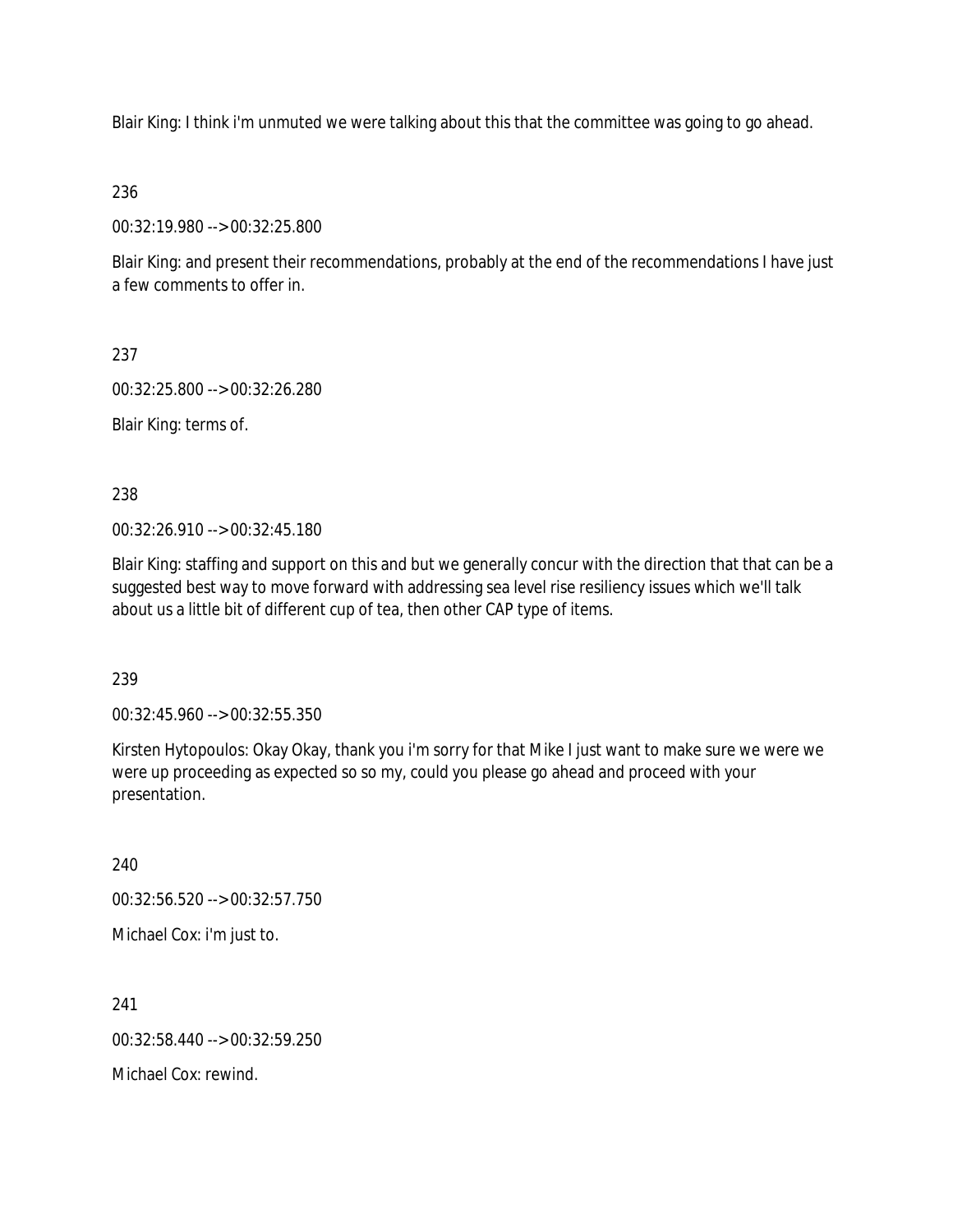Blair King: I think i'm unmuted we were talking about this that the committee was going to go ahead.

236

00:32:19.980 --> 00:32:25.800

Blair King: and present their recommendations, probably at the end of the recommendations I have just a few comments to offer in.

237

00:32:25.800 --> 00:32:26.280

Blair King: terms of.

238

00:32:26.910 --> 00:32:45.180

Blair King: staffing and support on this and but we generally concur with the direction that that can be a suggested best way to move forward with addressing sea level rise resiliency issues which we'll talk about us a little bit of different cup of tea, then other CAP type of items.

239

00:32:45.960 --> 00:32:55.350

Kirsten Hytopoulos: Okay Okay, thank you i'm sorry for that Mike I just want to make sure we were we were up proceeding as expected so so my, could you please go ahead and proceed with your presentation.

240

00:32:56.520 --> 00:32:57.750

Michael Cox: i'm just to.

241

00:32:58.440 --> 00:32:59.250

Michael Cox: rewind.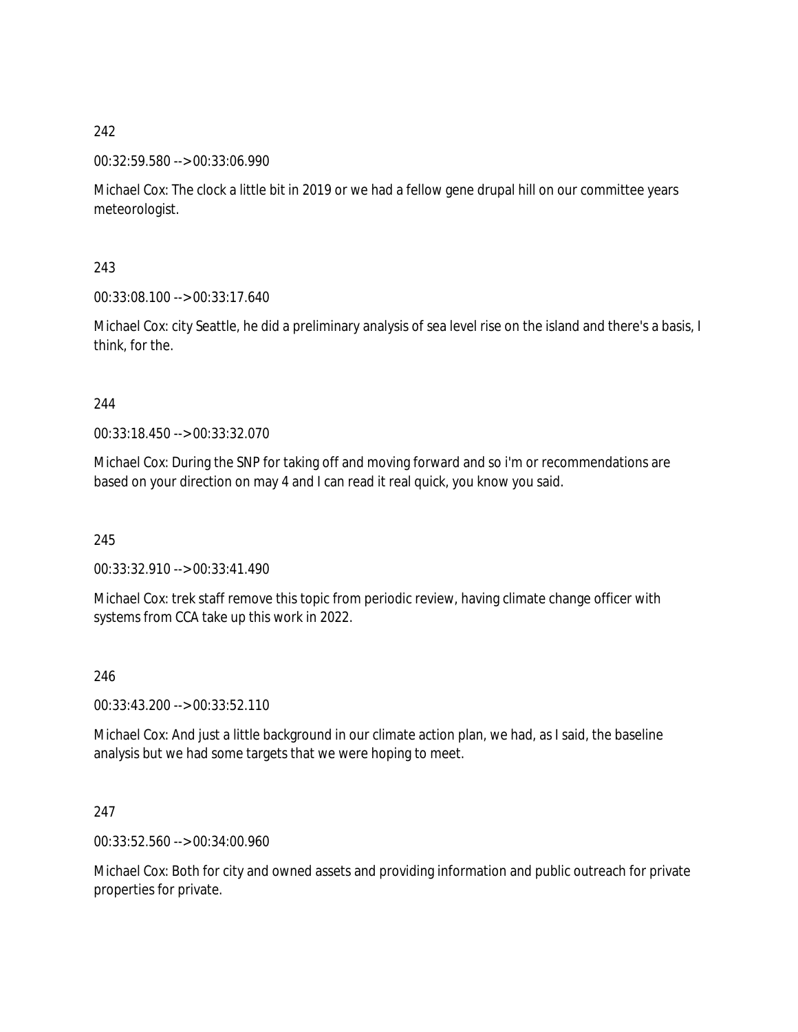242

00:32:59.580 --> 00:33:06.990

Michael Cox: The clock a little bit in 2019 or we had a fellow gene drupal hill on our committee years meteorologist.

243

00:33:08.100 --> 00:33:17.640

Michael Cox: city Seattle, he did a preliminary analysis of sea level rise on the island and there's a basis, I think, for the.

244

00:33:18.450 --> 00:33:32.070

Michael Cox: During the SNP for taking off and moving forward and so i'm or recommendations are based on your direction on may 4 and I can read it real quick, you know you said.

245

00:33:32.910 --> 00:33:41.490

Michael Cox: trek staff remove this topic from periodic review, having climate change officer with systems from CCA take up this work in 2022.

246

00:33:43.200 --> 00:33:52.110

Michael Cox: And just a little background in our climate action plan, we had, as I said, the baseline analysis but we had some targets that we were hoping to meet.

247

00:33:52.560 --> 00:34:00.960

Michael Cox: Both for city and owned assets and providing information and public outreach for private properties for private.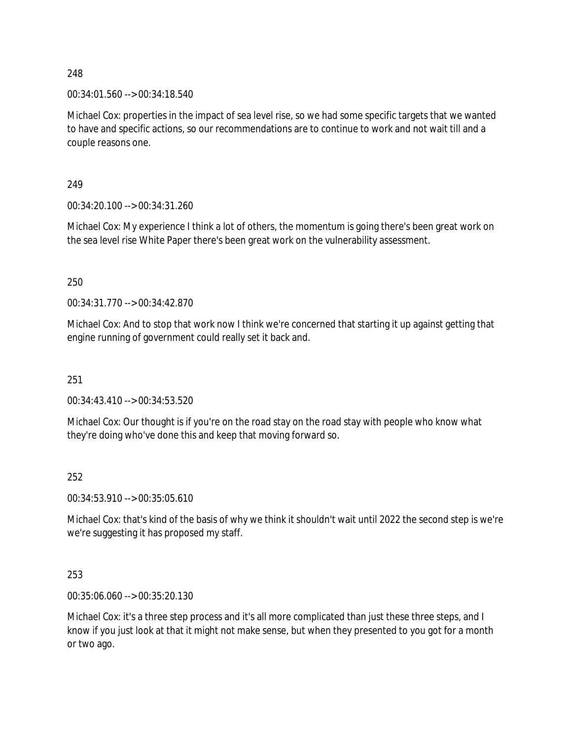248

00:34:01.560 --> 00:34:18.540

Michael Cox: properties in the impact of sea level rise, so we had some specific targets that we wanted to have and specific actions, so our recommendations are to continue to work and not wait till and a couple reasons one.

249

00:34:20.100 --> 00:34:31.260

Michael Cox: My experience I think a lot of others, the momentum is going there's been great work on the sea level rise White Paper there's been great work on the vulnerability assessment.

250

00:34:31.770 --> 00:34:42.870

Michael Cox: And to stop that work now I think we're concerned that starting it up against getting that engine running of government could really set it back and.

251

00:34:43.410 --> 00:34:53.520

Michael Cox: Our thought is if you're on the road stay on the road stay with people who know what they're doing who've done this and keep that moving forward so.

252

00:34:53.910 --> 00:35:05.610

Michael Cox: that's kind of the basis of why we think it shouldn't wait until 2022 the second step is we're we're suggesting it has proposed my staff.

253

00:35:06.060 --> 00:35:20.130

Michael Cox: it's a three step process and it's all more complicated than just these three steps, and I know if you just look at that it might not make sense, but when they presented to you got for a month or two ago.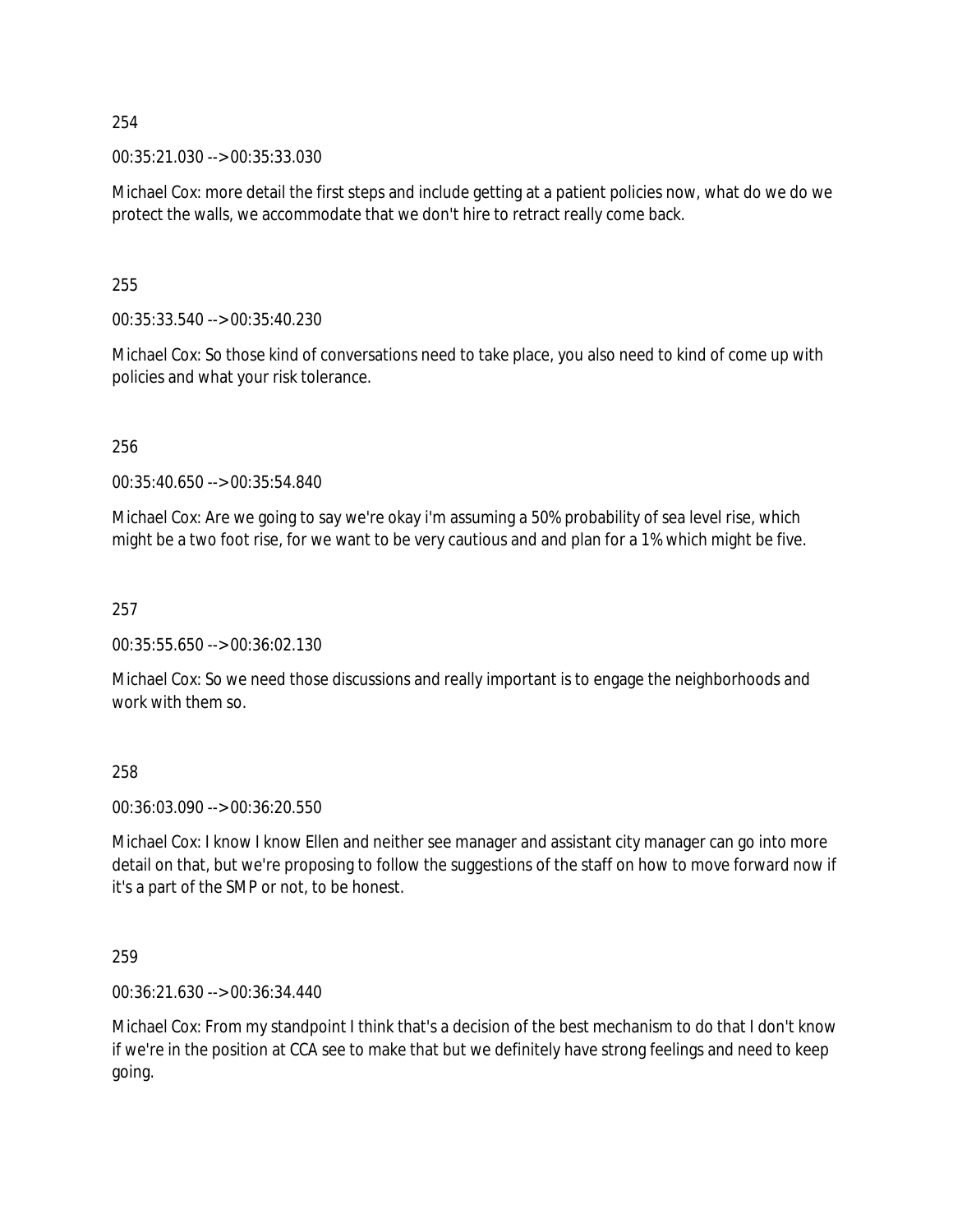254

00:35:21.030 --> 00:35:33.030

Michael Cox: more detail the first steps and include getting at a patient policies now, what do we do we protect the walls, we accommodate that we don't hire to retract really come back.

255

00:35:33.540 --> 00:35:40.230

Michael Cox: So those kind of conversations need to take place, you also need to kind of come up with policies and what your risk tolerance.

256

00:35:40.650 --> 00:35:54.840

Michael Cox: Are we going to say we're okay i'm assuming a 50% probability of sea level rise, which might be a two foot rise, for we want to be very cautious and and plan for a 1% which might be five.

257

00:35:55.650 --> 00:36:02.130

Michael Cox: So we need those discussions and really important is to engage the neighborhoods and work with them so.

258

00:36:03.090 --> 00:36:20.550

Michael Cox: I know I know Ellen and neither see manager and assistant city manager can go into more detail on that, but we're proposing to follow the suggestions of the staff on how to move forward now if it's a part of the SMP or not, to be honest.

259

00:36:21.630 --> 00:36:34.440

Michael Cox: From my standpoint I think that's a decision of the best mechanism to do that I don't know if we're in the position at CCA see to make that but we definitely have strong feelings and need to keep going.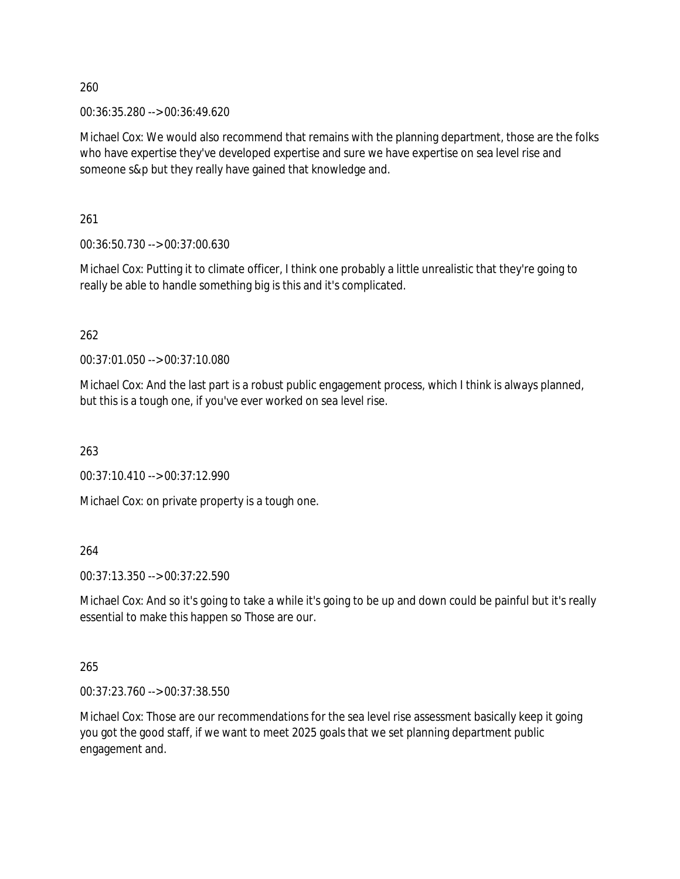260

00:36:35.280 --> 00:36:49.620

Michael Cox: We would also recommend that remains with the planning department, those are the folks who have expertise they've developed expertise and sure we have expertise on sea level rise and someone s&p but they really have gained that knowledge and.

261

00:36:50.730 --> 00:37:00.630

Michael Cox: Putting it to climate officer, I think one probably a little unrealistic that they're going to really be able to handle something big is this and it's complicated.

262

00:37:01.050 --> 00:37:10.080

Michael Cox: And the last part is a robust public engagement process, which I think is always planned, but this is a tough one, if you've ever worked on sea level rise.

263

00:37:10.410 --> 00:37:12.990

Michael Cox: on private property is a tough one.

264

00:37:13.350 --> 00:37:22.590

Michael Cox: And so it's going to take a while it's going to be up and down could be painful but it's really essential to make this happen so Those are our.

265

00:37:23.760 --> 00:37:38.550

Michael Cox: Those are our recommendations for the sea level rise assessment basically keep it going you got the good staff, if we want to meet 2025 goals that we set planning department public engagement and.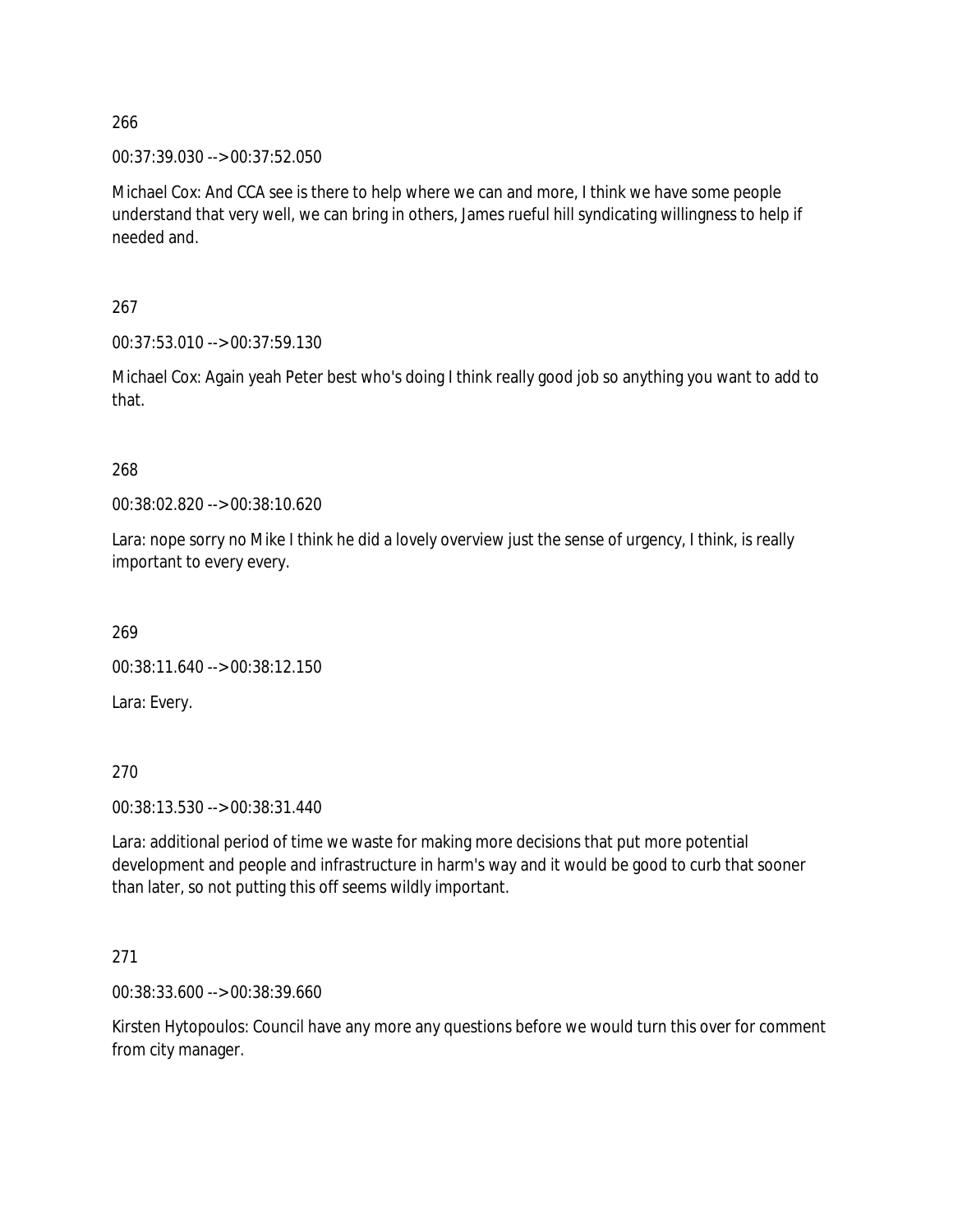266

00:37:39.030 --> 00:37:52.050

Michael Cox: And CCA see is there to help where we can and more, I think we have some people understand that very well, we can bring in others, James rueful hill syndicating willingness to help if needed and.

267

00:37:53.010 --> 00:37:59.130

Michael Cox: Again yeah Peter best who's doing I think really good job so anything you want to add to that.

268

00:38:02.820 --> 00:38:10.620

Lara: nope sorry no Mike I think he did a lovely overview just the sense of urgency, I think, is really important to every every.

269

00:38:11.640 --> 00:38:12.150

Lara: Every.

270

00:38:13.530 --> 00:38:31.440

Lara: additional period of time we waste for making more decisions that put more potential development and people and infrastructure in harm's way and it would be good to curb that sooner than later, so not putting this off seems wildly important.

271

00:38:33.600 --> 00:38:39.660

Kirsten Hytopoulos: Council have any more any questions before we would turn this over for comment from city manager.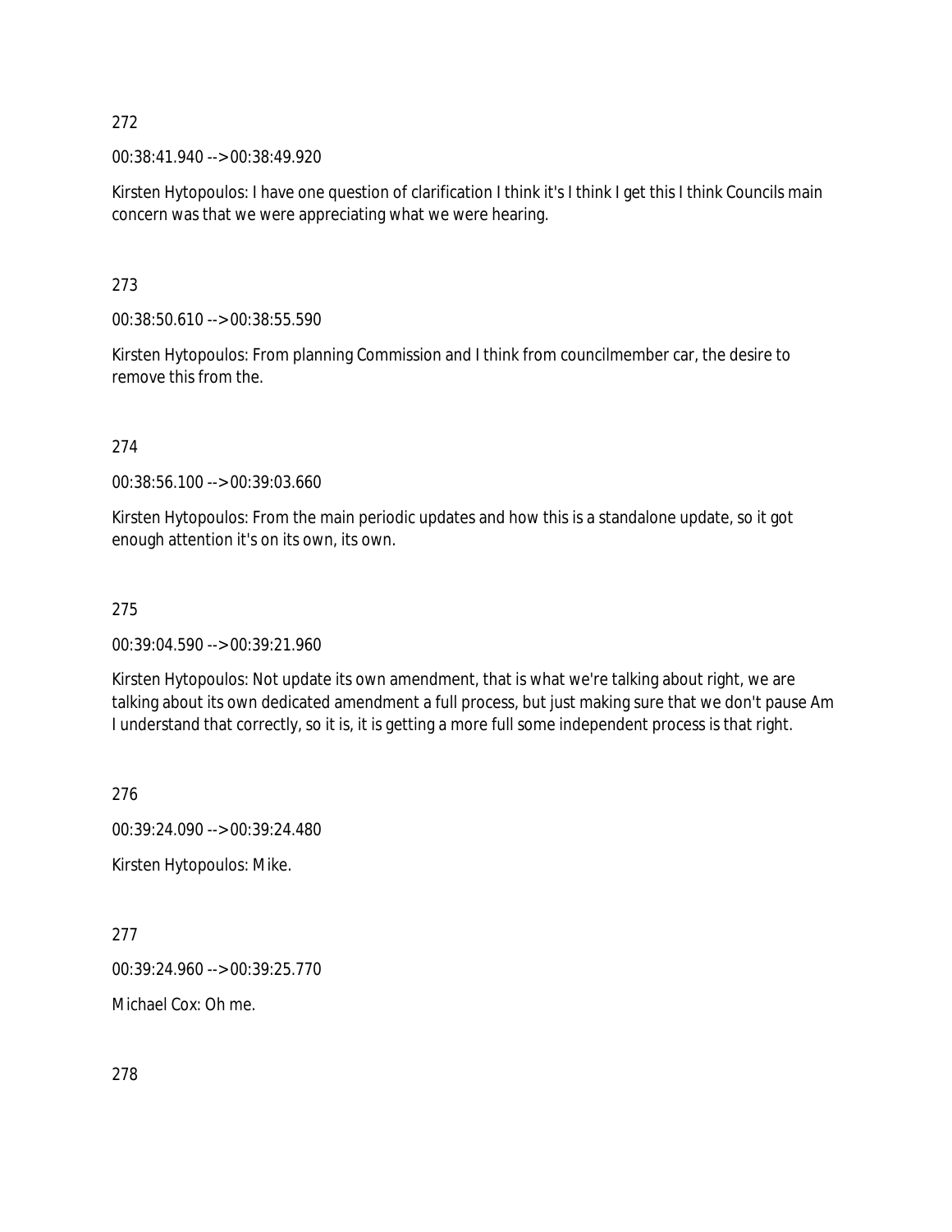272

00:38:41.940 --> 00:38:49.920

Kirsten Hytopoulos: I have one question of clarification I think it's I think I get this I think Councils main concern was that we were appreciating what we were hearing.

273

00:38:50.610 --> 00:38:55.590

Kirsten Hytopoulos: From planning Commission and I think from councilmember car, the desire to remove this from the.

274

00:38:56.100 --> 00:39:03.660

Kirsten Hytopoulos: From the main periodic updates and how this is a standalone update, so it got enough attention it's on its own, its own.

275

00:39:04.590 --> 00:39:21.960

Kirsten Hytopoulos: Not update its own amendment, that is what we're talking about right, we are talking about its own dedicated amendment a full process, but just making sure that we don't pause Am I understand that correctly, so it is, it is getting a more full some independent process is that right.

276

00:39:24.090 --> 00:39:24.480

Kirsten Hytopoulos: Mike.

277

00:39:24.960 --> 00:39:25.770

Michael Cox: Oh me.

278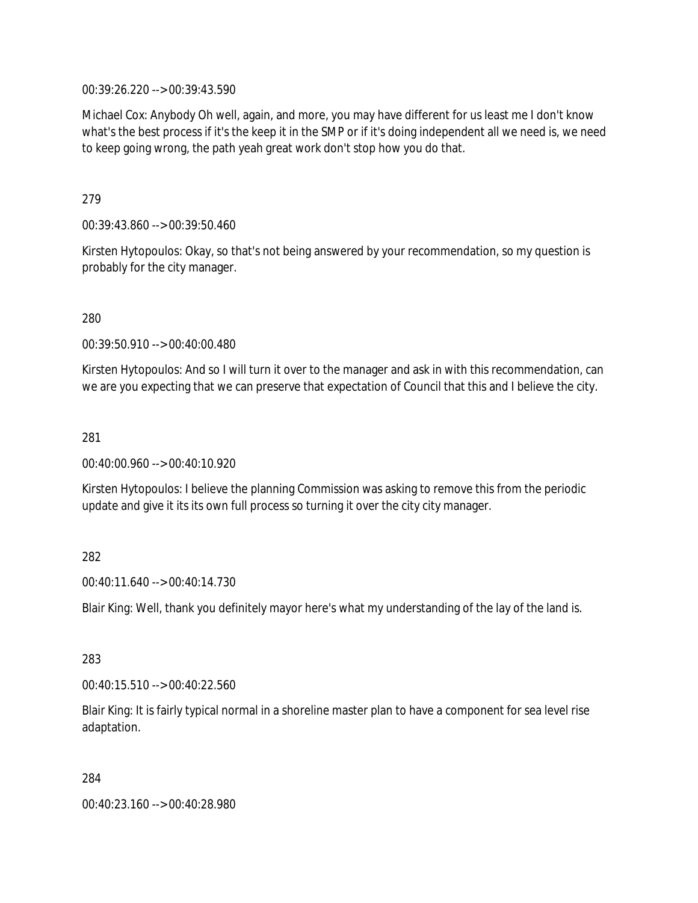00:39:26.220 --> 00:39:43.590

Michael Cox: Anybody Oh well, again, and more, you may have different for us least me I don't know what's the best process if it's the keep it in the SMP or if it's doing independent all we need is, we need to keep going wrong, the path yeah great work don't stop how you do that.

279

00:39:43.860 --> 00:39:50.460

Kirsten Hytopoulos: Okay, so that's not being answered by your recommendation, so my question is probably for the city manager.

280

00:39:50.910 --> 00:40:00.480

Kirsten Hytopoulos: And so I will turn it over to the manager and ask in with this recommendation, can we are you expecting that we can preserve that expectation of Council that this and I believe the city.

281

00:40:00.960 --> 00:40:10.920

Kirsten Hytopoulos: I believe the planning Commission was asking to remove this from the periodic update and give it its its own full process so turning it over the city city manager.

282

00:40:11.640 --> 00:40:14.730

Blair King: Well, thank you definitely mayor here's what my understanding of the lay of the land is.

283

00:40:15.510 --> 00:40:22.560

Blair King: It is fairly typical normal in a shoreline master plan to have a component for sea level rise adaptation.

284

00:40:23.160 --> 00:40:28.980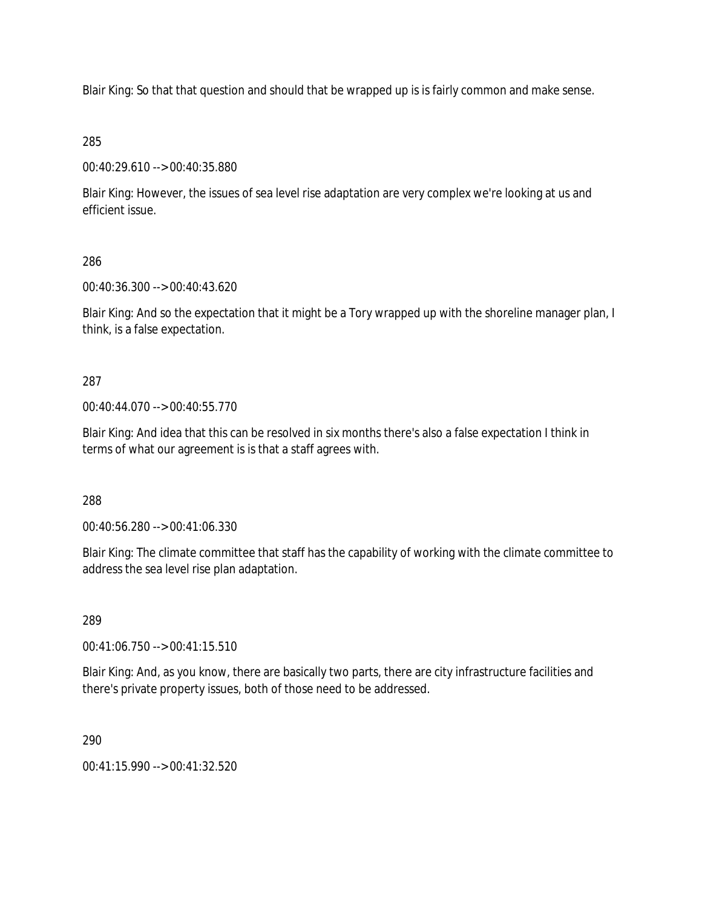Blair King: So that that question and should that be wrapped up is is fairly common and make sense.

285

00:40:29.610 --> 00:40:35.880

Blair King: However, the issues of sea level rise adaptation are very complex we're looking at us and efficient issue.

286

00:40:36.300 --> 00:40:43.620

Blair King: And so the expectation that it might be a Tory wrapped up with the shoreline manager plan, I think, is a false expectation.

287

00:40:44.070 --> 00:40:55.770

Blair King: And idea that this can be resolved in six months there's also a false expectation I think in terms of what our agreement is is that a staff agrees with.

288

00:40:56.280 --> 00:41:06.330

Blair King: The climate committee that staff has the capability of working with the climate committee to address the sea level rise plan adaptation.

289

00:41:06.750 --> 00:41:15.510

Blair King: And, as you know, there are basically two parts, there are city infrastructure facilities and there's private property issues, both of those need to be addressed.

290

00:41:15.990 --> 00:41:32.520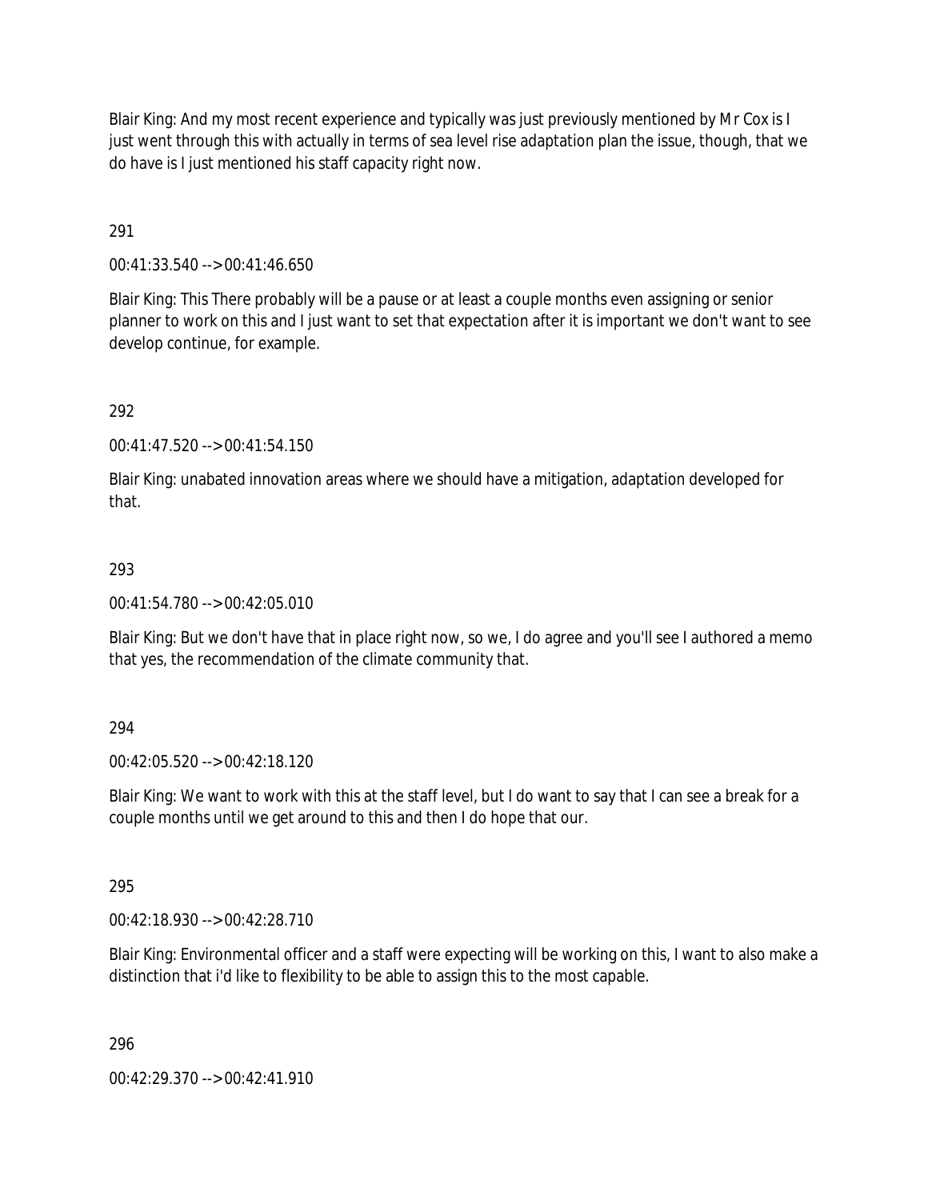Blair King: And my most recent experience and typically was just previously mentioned by Mr Cox is I just went through this with actually in terms of sea level rise adaptation plan the issue, though, that we do have is I just mentioned his staff capacity right now.

291

00:41:33.540 --> 00:41:46.650

Blair King: This There probably will be a pause or at least a couple months even assigning or senior planner to work on this and I just want to set that expectation after it is important we don't want to see develop continue, for example.

292

00:41:47.520 --> 00:41:54.150

Blair King: unabated innovation areas where we should have a mitigation, adaptation developed for that.

293

00:41:54.780 --> 00:42:05.010

Blair King: But we don't have that in place right now, so we, I do agree and you'll see I authored a memo that yes, the recommendation of the climate community that.

294

00:42:05.520 --> 00:42:18.120

Blair King: We want to work with this at the staff level, but I do want to say that I can see a break for a couple months until we get around to this and then I do hope that our.

295

00:42:18.930 --> 00:42:28.710

Blair King: Environmental officer and a staff were expecting will be working on this, I want to also make a distinction that i'd like to flexibility to be able to assign this to the most capable.

296

00:42:29.370 --> 00:42:41.910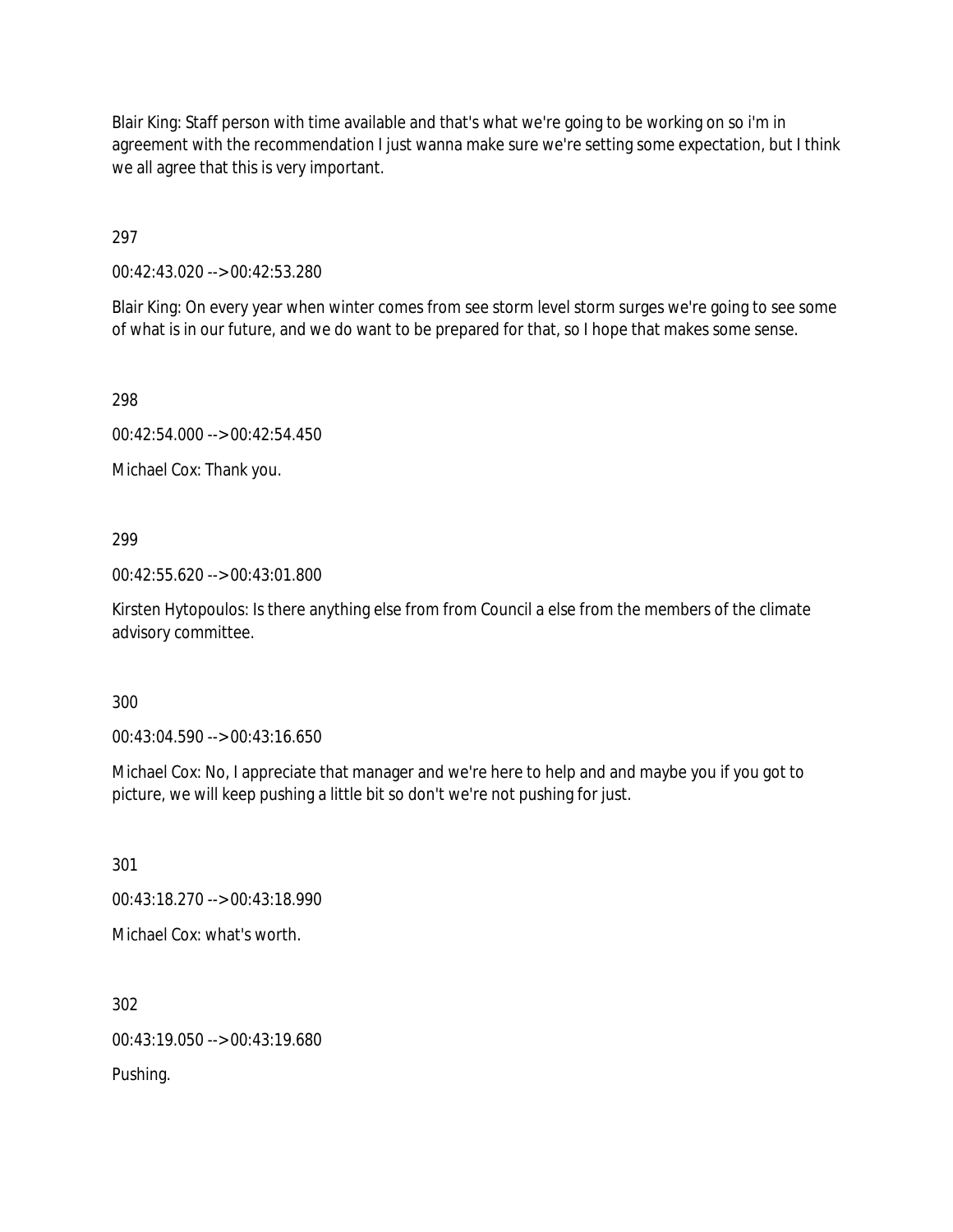Blair King: Staff person with time available and that's what we're going to be working on so i'm in agreement with the recommendation I just wanna make sure we're setting some expectation, but I think we all agree that this is very important.

297

00:42:43.020 --> 00:42:53.280

Blair King: On every year when winter comes from see storm level storm surges we're going to see some of what is in our future, and we do want to be prepared for that, so I hope that makes some sense.

298

00:42:54.000 --> 00:42:54.450

Michael Cox: Thank you.

299

00:42:55.620 --> 00:43:01.800

Kirsten Hytopoulos: Is there anything else from from Council a else from the members of the climate advisory committee.

300

00:43:04.590 --> 00:43:16.650

Michael Cox: No, I appreciate that manager and we're here to help and and maybe you if you got to picture, we will keep pushing a little bit so don't we're not pushing for just.

301

00:43:18.270 --> 00:43:18.990

Michael Cox: what's worth.

302

00:43:19.050 --> 00:43:19.680

Pushing.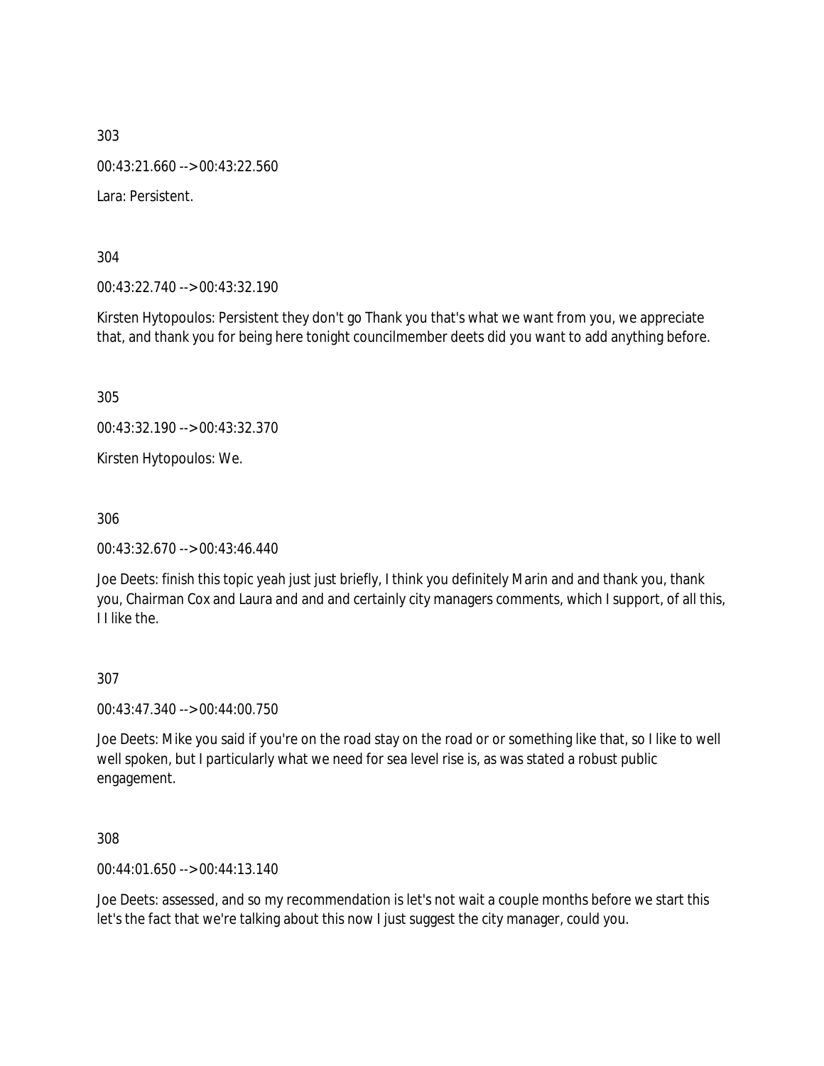303

00:43:21.660 --> 00:43:22.560

Lara: Persistent.

304

00:43:22.740 --> 00:43:32.190

Kirsten Hytopoulos: Persistent they don't go Thank you that's what we want from you, we appreciate that, and thank you for being here tonight councilmember deets did you want to add anything before.

305

00:43:32.190 --> 00:43:32.370

Kirsten Hytopoulos: We.

306

00:43:32.670 --> 00:43:46.440

Joe Deets: finish this topic yeah just just briefly, I think you definitely Marin and and thank you, thank you, Chairman Cox and Laura and and and certainly city managers comments, which I support, of all this, I I like the.

307

00:43:47.340 --> 00:44:00.750

Joe Deets: Mike you said if you're on the road stay on the road or or something like that, so I like to well well spoken, but I particularly what we need for sea level rise is, as was stated a robust public engagement.

308

00:44:01.650 --> 00:44:13.140

Joe Deets: assessed, and so my recommendation is let's not wait a couple months before we start this let's the fact that we're talking about this now I just suggest the city manager, could you.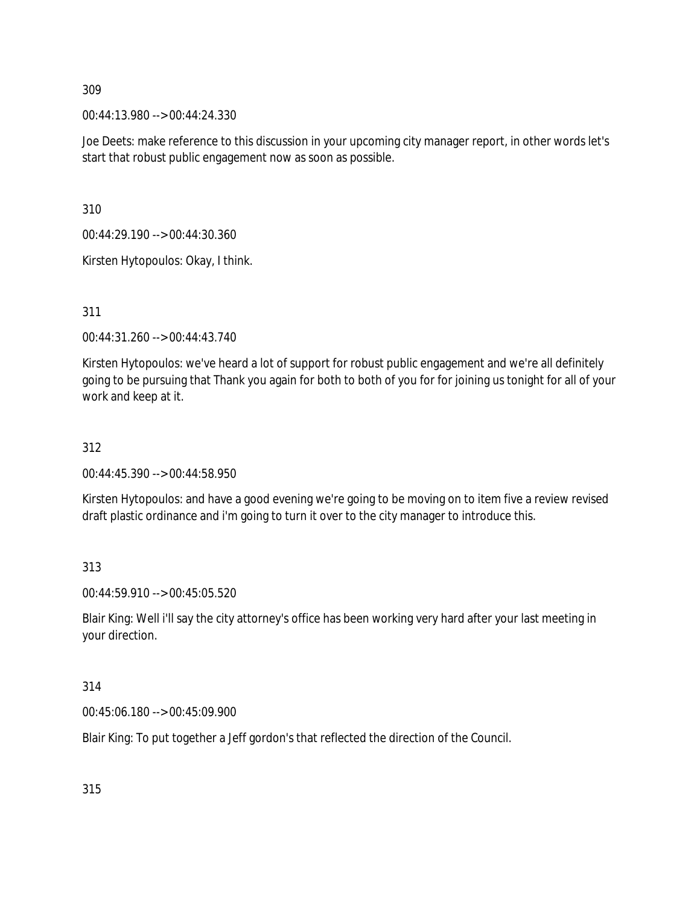309

00:44:13.980 --> 00:44:24.330

Joe Deets: make reference to this discussion in your upcoming city manager report, in other words let's start that robust public engagement now as soon as possible.

310

00:44:29.190 --> 00:44:30.360

Kirsten Hytopoulos: Okay, I think.

311

00:44:31.260 --> 00:44:43.740

Kirsten Hytopoulos: we've heard a lot of support for robust public engagement and we're all definitely going to be pursuing that Thank you again for both to both of you for for joining us tonight for all of your work and keep at it.

312

00:44:45.390 --> 00:44:58.950

Kirsten Hytopoulos: and have a good evening we're going to be moving on to item five a review revised draft plastic ordinance and i'm going to turn it over to the city manager to introduce this.

313

00:44:59.910 --> 00:45:05.520

Blair King: Well i'll say the city attorney's office has been working very hard after your last meeting in your direction.

314

00:45:06.180 --> 00:45:09.900

Blair King: To put together a Jeff gordon's that reflected the direction of the Council.

315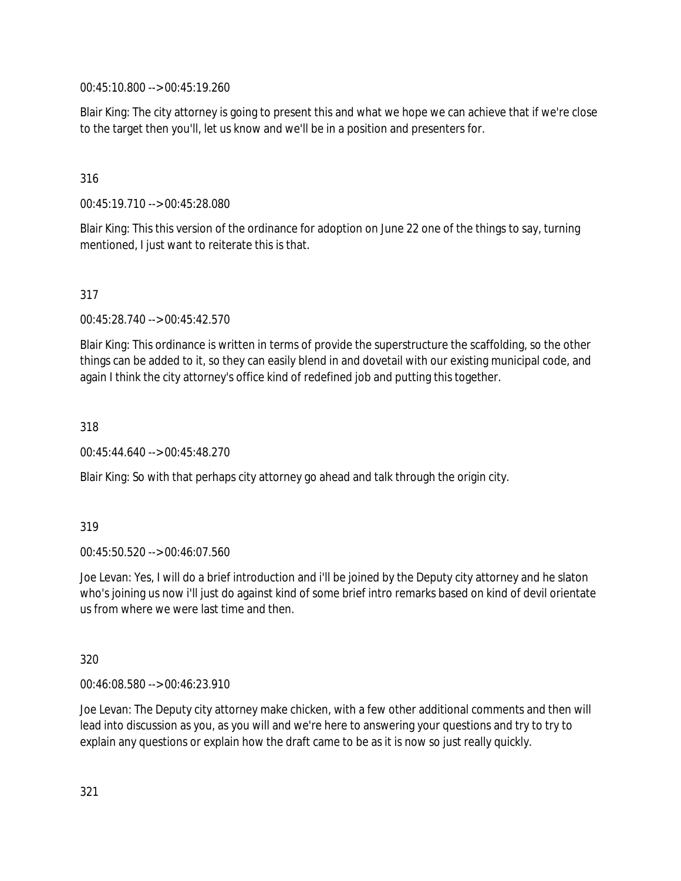00:45:10.800 --> 00:45:19.260

Blair King: The city attorney is going to present this and what we hope we can achieve that if we're close to the target then you'll, let us know and we'll be in a position and presenters for.

316

00:45:19.710 --> 00:45:28.080

Blair King: This this version of the ordinance for adoption on June 22 one of the things to say, turning mentioned, I just want to reiterate this is that.

317

00:45:28.740 --> 00:45:42.570

Blair King: This ordinance is written in terms of provide the superstructure the scaffolding, so the other things can be added to it, so they can easily blend in and dovetail with our existing municipal code, and again I think the city attorney's office kind of redefined job and putting this together.

318

00:45:44.640 --> 00:45:48.270

Blair King: So with that perhaps city attorney go ahead and talk through the origin city.

319

00:45:50.520 --> 00:46:07.560

Joe Levan: Yes, I will do a brief introduction and i'll be joined by the Deputy city attorney and he slaton who's joining us now i'll just do against kind of some brief intro remarks based on kind of devil orientate us from where we were last time and then.

320

00:46:08.580 --> 00:46:23.910

Joe Levan: The Deputy city attorney make chicken, with a few other additional comments and then will lead into discussion as you, as you will and we're here to answering your questions and try to try to explain any questions or explain how the draft came to be as it is now so just really quickly.

321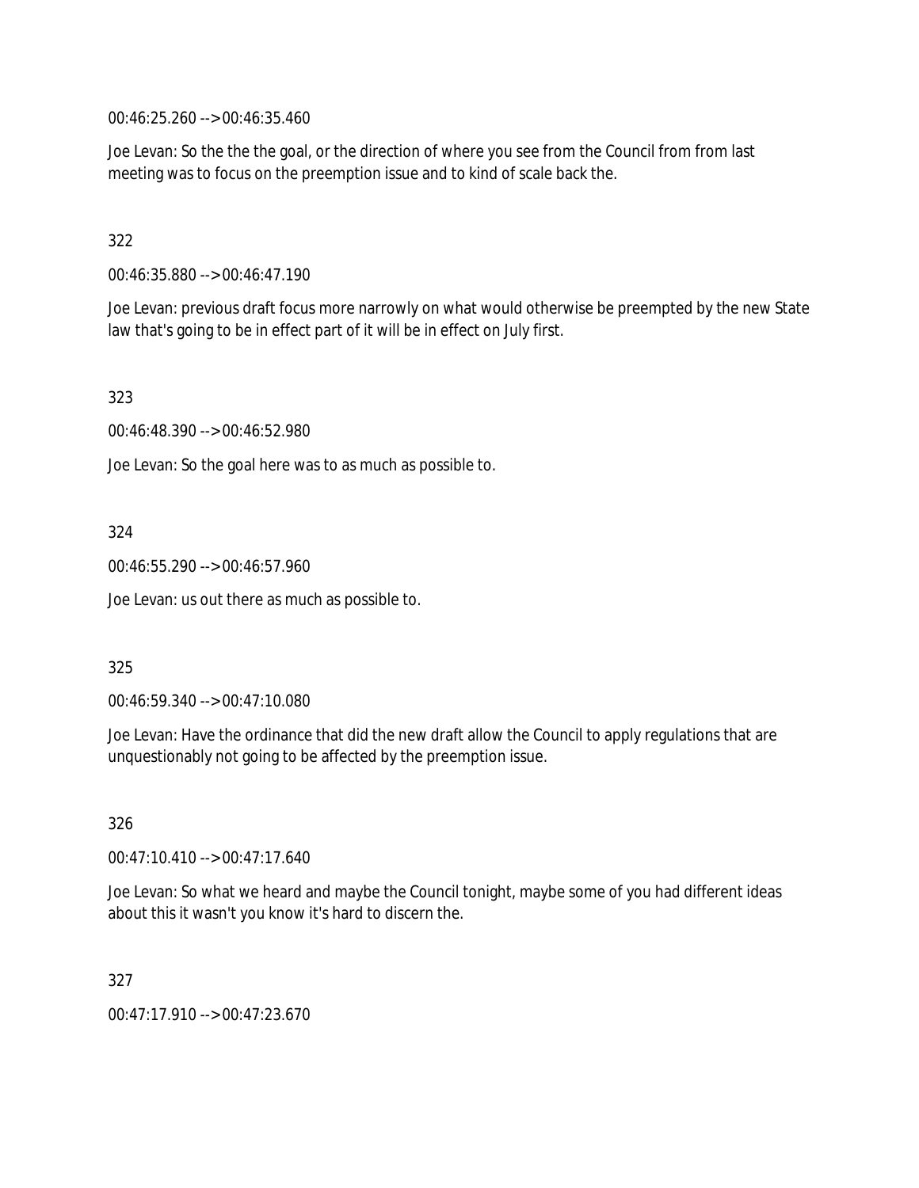00:46:25.260 --> 00:46:35.460

Joe Levan: So the the the goal, or the direction of where you see from the Council from from last meeting was to focus on the preemption issue and to kind of scale back the.

322

00:46:35.880 --> 00:46:47.190

Joe Levan: previous draft focus more narrowly on what would otherwise be preempted by the new State law that's going to be in effect part of it will be in effect on July first.

323

00:46:48.390 --> 00:46:52.980

Joe Levan: So the goal here was to as much as possible to.

324

00:46:55.290 --> 00:46:57.960

Joe Levan: us out there as much as possible to.

325

00:46:59.340 --> 00:47:10.080

Joe Levan: Have the ordinance that did the new draft allow the Council to apply regulations that are unquestionably not going to be affected by the preemption issue.

326

00:47:10.410 --> 00:47:17.640

Joe Levan: So what we heard and maybe the Council tonight, maybe some of you had different ideas about this it wasn't you know it's hard to discern the.

327

00:47:17.910 --> 00:47:23.670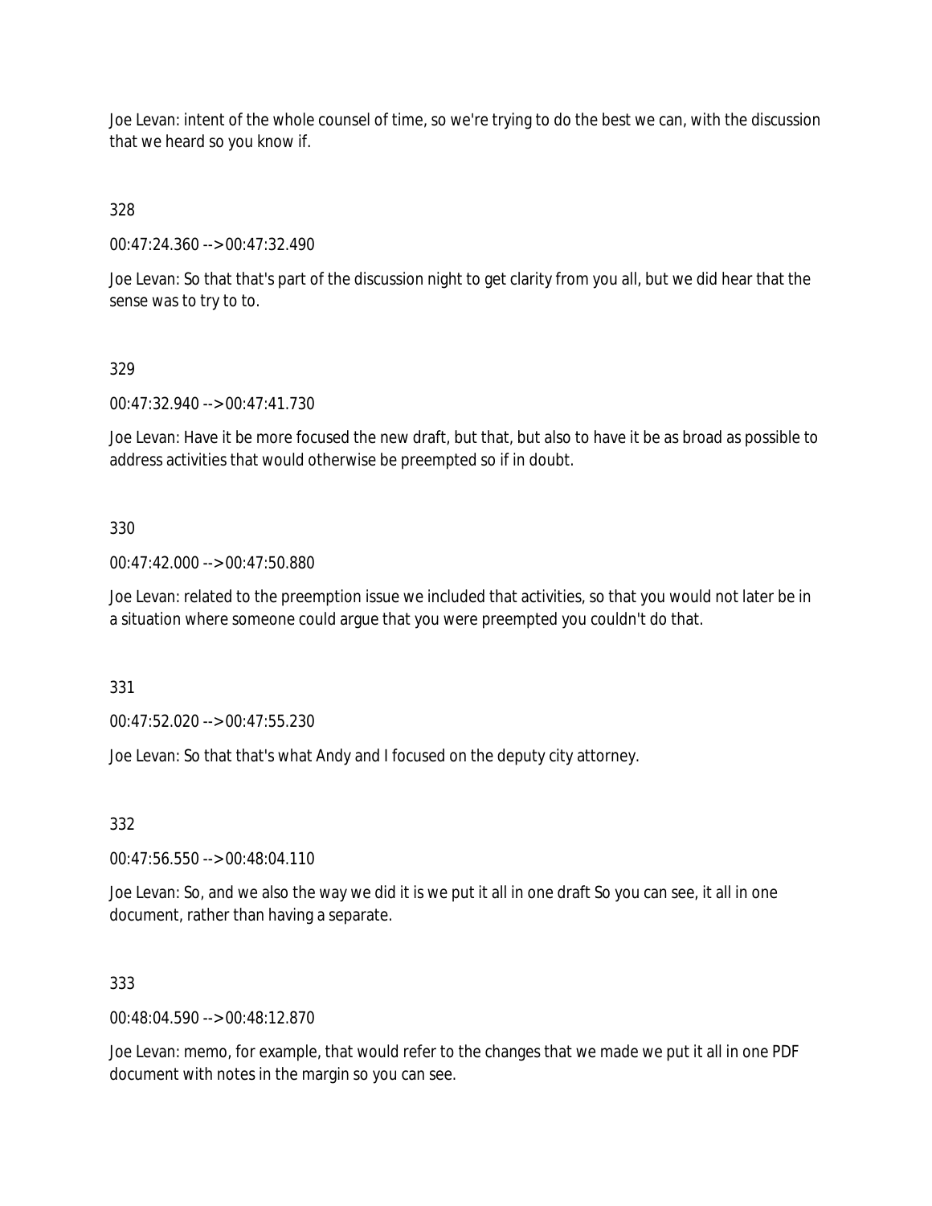Joe Levan: intent of the whole counsel of time, so we're trying to do the best we can, with the discussion that we heard so you know if.

328

00:47:24.360 --> 00:47:32.490

Joe Levan: So that that's part of the discussion night to get clarity from you all, but we did hear that the sense was to try to to.

329

00:47:32.940 --> 00:47:41.730

Joe Levan: Have it be more focused the new draft, but that, but also to have it be as broad as possible to address activities that would otherwise be preempted so if in doubt.

330

00:47:42.000 --> 00:47:50.880

Joe Levan: related to the preemption issue we included that activities, so that you would not later be in a situation where someone could argue that you were preempted you couldn't do that.

331

00:47:52.020 --> 00:47:55.230

Joe Levan: So that that's what Andy and I focused on the deputy city attorney.

332

00:47:56.550 --> 00:48:04.110

Joe Levan: So, and we also the way we did it is we put it all in one draft So you can see, it all in one document, rather than having a separate.

333

00:48:04.590 --> 00:48:12.870

Joe Levan: memo, for example, that would refer to the changes that we made we put it all in one PDF document with notes in the margin so you can see.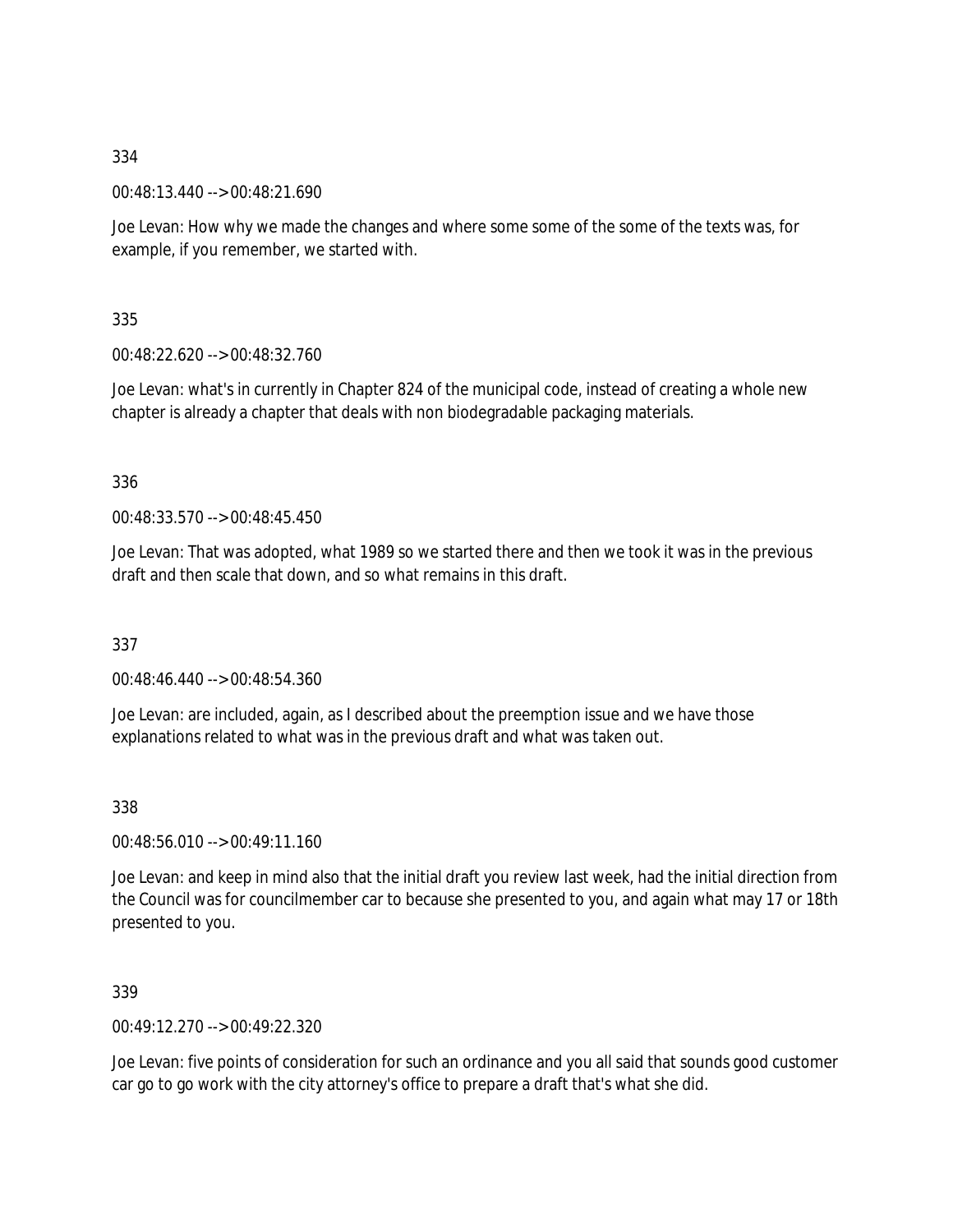334

00:48:13.440 --> 00:48:21.690

Joe Levan: How why we made the changes and where some some of the some of the texts was, for example, if you remember, we started with.

335

00:48:22.620 --> 00:48:32.760

Joe Levan: what's in currently in Chapter 824 of the municipal code, instead of creating a whole new chapter is already a chapter that deals with non biodegradable packaging materials.

336

00:48:33.570 --> 00:48:45.450

Joe Levan: That was adopted, what 1989 so we started there and then we took it was in the previous draft and then scale that down, and so what remains in this draft.

337

00:48:46.440 --> 00:48:54.360

Joe Levan: are included, again, as I described about the preemption issue and we have those explanations related to what was in the previous draft and what was taken out.

338

00:48:56.010 --> 00:49:11.160

Joe Levan: and keep in mind also that the initial draft you review last week, had the initial direction from the Council was for councilmember car to because she presented to you, and again what may 17 or 18th presented to you.

339

00:49:12.270 --> 00:49:22.320

Joe Levan: five points of consideration for such an ordinance and you all said that sounds good customer car go to go work with the city attorney's office to prepare a draft that's what she did.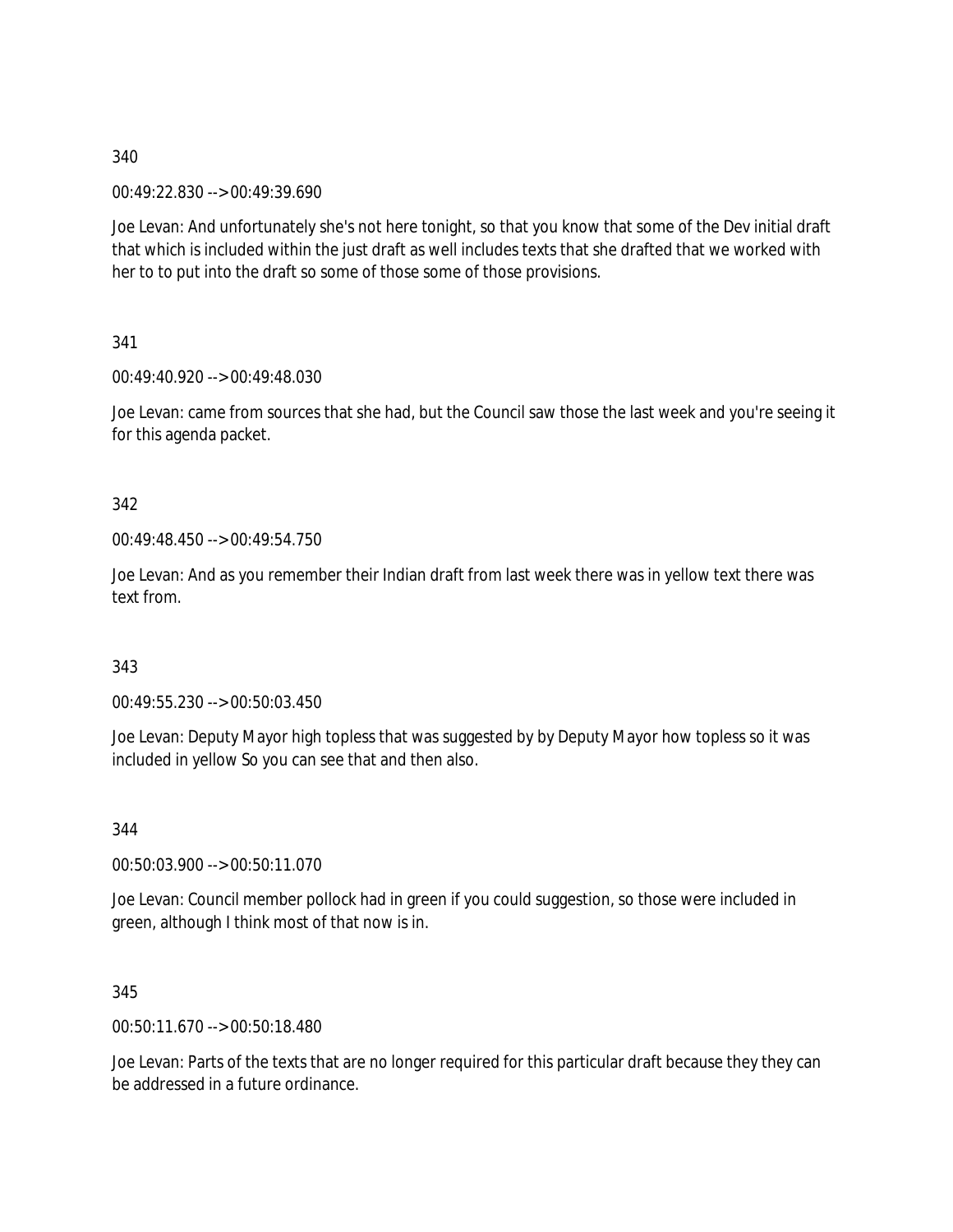340

00:49:22.830 --> 00:49:39.690

Joe Levan: And unfortunately she's not here tonight, so that you know that some of the Dev initial draft that which is included within the just draft as well includes texts that she drafted that we worked with her to to put into the draft so some of those some of those provisions.

341

00:49:40.920 --> 00:49:48.030

Joe Levan: came from sources that she had, but the Council saw those the last week and you're seeing it for this agenda packet.

342

00:49:48.450 --> 00:49:54.750

Joe Levan: And as you remember their Indian draft from last week there was in yellow text there was text from.

343

00:49:55.230 --> 00:50:03.450

Joe Levan: Deputy Mayor high topless that was suggested by by Deputy Mayor how topless so it was included in yellow So you can see that and then also.

344

00:50:03.900 --> 00:50:11.070

Joe Levan: Council member pollock had in green if you could suggestion, so those were included in green, although I think most of that now is in.

345

00:50:11.670 --> 00:50:18.480

Joe Levan: Parts of the texts that are no longer required for this particular draft because they they can be addressed in a future ordinance.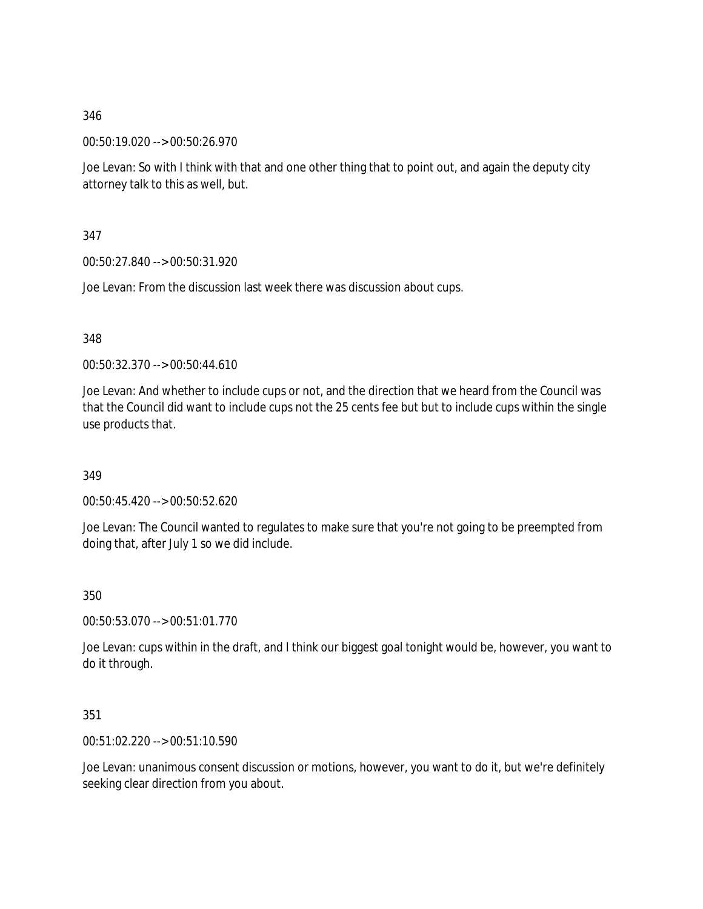346

00:50:19.020 --> 00:50:26.970

Joe Levan: So with I think with that and one other thing that to point out, and again the deputy city attorney talk to this as well, but.

347

00:50:27.840 --> 00:50:31.920

Joe Levan: From the discussion last week there was discussion about cups.

348

00:50:32.370 --> 00:50:44.610

Joe Levan: And whether to include cups or not, and the direction that we heard from the Council was that the Council did want to include cups not the 25 cents fee but but to include cups within the single use products that.

349

00:50:45.420 --> 00:50:52.620

Joe Levan: The Council wanted to regulates to make sure that you're not going to be preempted from doing that, after July 1 so we did include.

350

00:50:53.070 --> 00:51:01.770

Joe Levan: cups within in the draft, and I think our biggest goal tonight would be, however, you want to do it through.

351

00:51:02.220 --> 00:51:10.590

Joe Levan: unanimous consent discussion or motions, however, you want to do it, but we're definitely seeking clear direction from you about.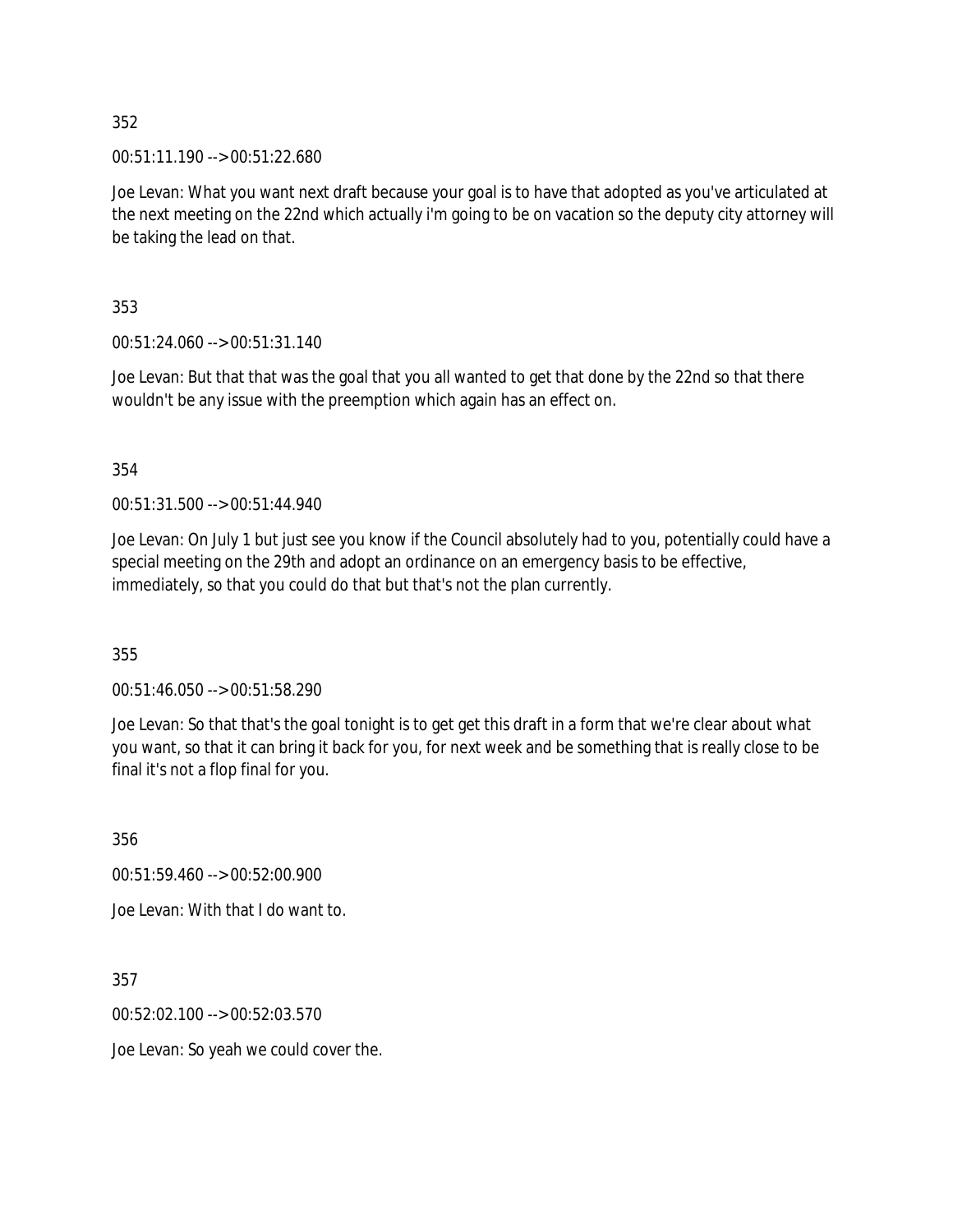352

00:51:11.190 --> 00:51:22.680

Joe Levan: What you want next draft because your goal is to have that adopted as you've articulated at the next meeting on the 22nd which actually i'm going to be on vacation so the deputy city attorney will be taking the lead on that.

353

00:51:24.060 --> 00:51:31.140

Joe Levan: But that that was the goal that you all wanted to get that done by the 22nd so that there wouldn't be any issue with the preemption which again has an effect on.

354

00:51:31.500 --> 00:51:44.940

Joe Levan: On July 1 but just see you know if the Council absolutely had to you, potentially could have a special meeting on the 29th and adopt an ordinance on an emergency basis to be effective, immediately, so that you could do that but that's not the plan currently.

355

00:51:46.050 --> 00:51:58.290

Joe Levan: So that that's the goal tonight is to get get this draft in a form that we're clear about what you want, so that it can bring it back for you, for next week and be something that is really close to be final it's not a flop final for you.

356

00:51:59.460 --> 00:52:00.900

Joe Levan: With that I do want to.

357

00:52:02.100 --> 00:52:03.570

Joe Levan: So yeah we could cover the.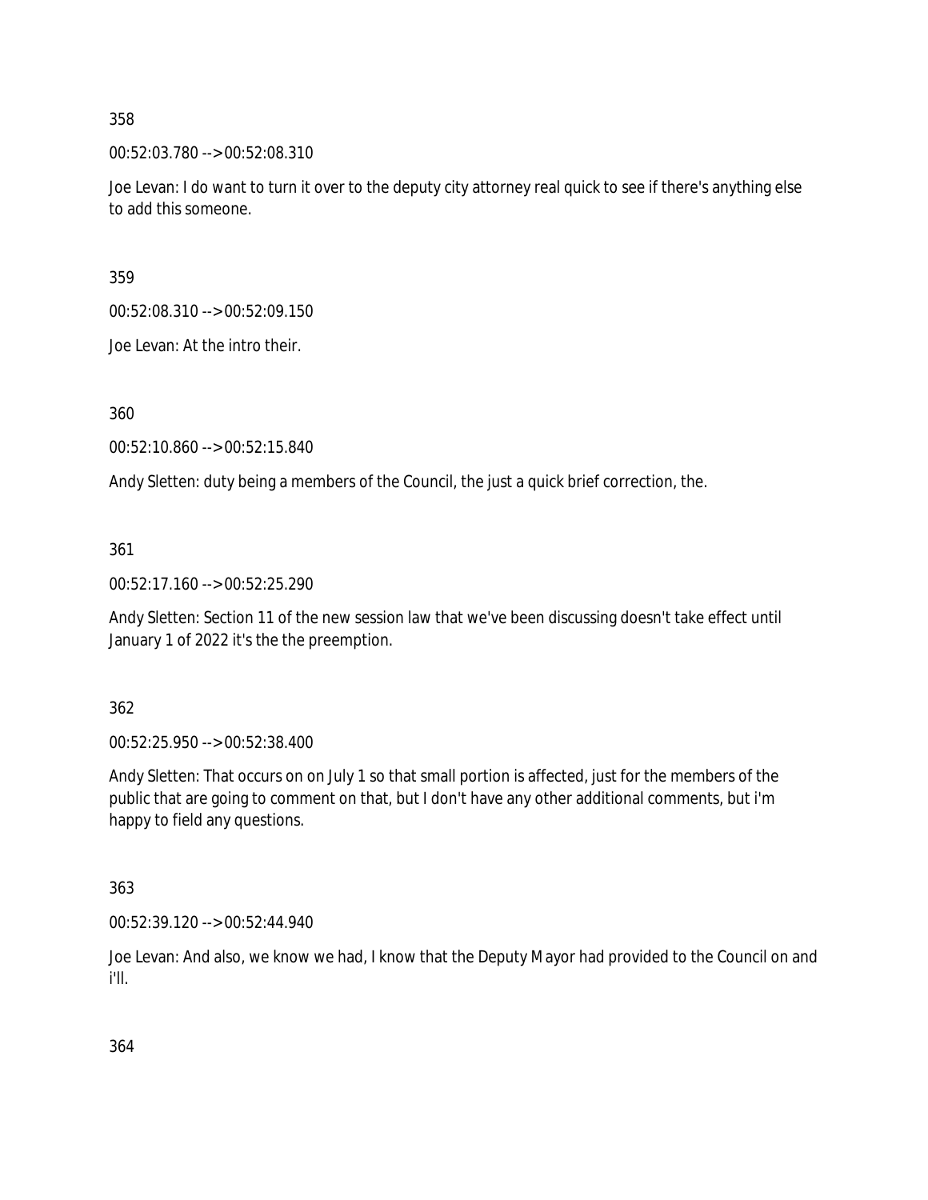358

00:52:03.780 --> 00:52:08.310

Joe Levan: I do want to turn it over to the deputy city attorney real quick to see if there's anything else to add this someone.

359

00:52:08.310 --> 00:52:09.150

Joe Levan: At the intro their.

360

00:52:10.860 --> 00:52:15.840

Andy Sletten: duty being a members of the Council, the just a quick brief correction, the.

361

00:52:17.160 --> 00:52:25.290

Andy Sletten: Section 11 of the new session law that we've been discussing doesn't take effect until January 1 of 2022 it's the the preemption.

362

00:52:25.950 --> 00:52:38.400

Andy Sletten: That occurs on on July 1 so that small portion is affected, just for the members of the public that are going to comment on that, but I don't have any other additional comments, but i'm happy to field any questions.

363

00:52:39.120 --> 00:52:44.940

Joe Levan: And also, we know we had, I know that the Deputy Mayor had provided to the Council on and i'll.

364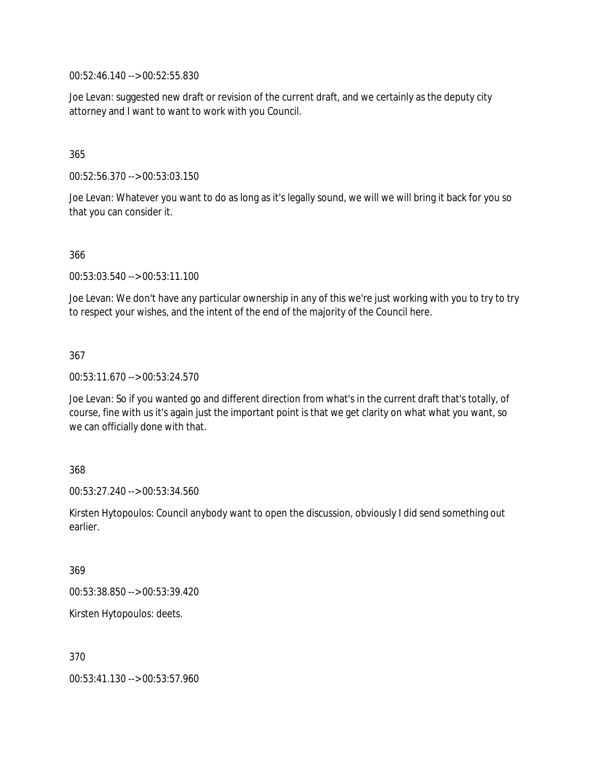00:52:46.140 --> 00:52:55.830

Joe Levan: suggested new draft or revision of the current draft, and we certainly as the deputy city attorney and I want to want to work with you Council.

365

00:52:56.370 --> 00:53:03.150

Joe Levan: Whatever you want to do as long as it's legally sound, we will we will bring it back for you so that you can consider it.

366

00:53:03.540 --> 00:53:11.100

Joe Levan: We don't have any particular ownership in any of this we're just working with you to try to try to respect your wishes, and the intent of the end of the majority of the Council here.

367

00:53:11.670 --> 00:53:24.570

Joe Levan: So if you wanted go and different direction from what's in the current draft that's totally, of course, fine with us it's again just the important point is that we get clarity on what what you want, so we can officially done with that.

368

00:53:27.240 --> 00:53:34.560

Kirsten Hytopoulos: Council anybody want to open the discussion, obviously I did send something out earlier.

369

00:53:38.850 --> 00:53:39.420

Kirsten Hytopoulos: deets.

370

00:53:41.130 --> 00:53:57.960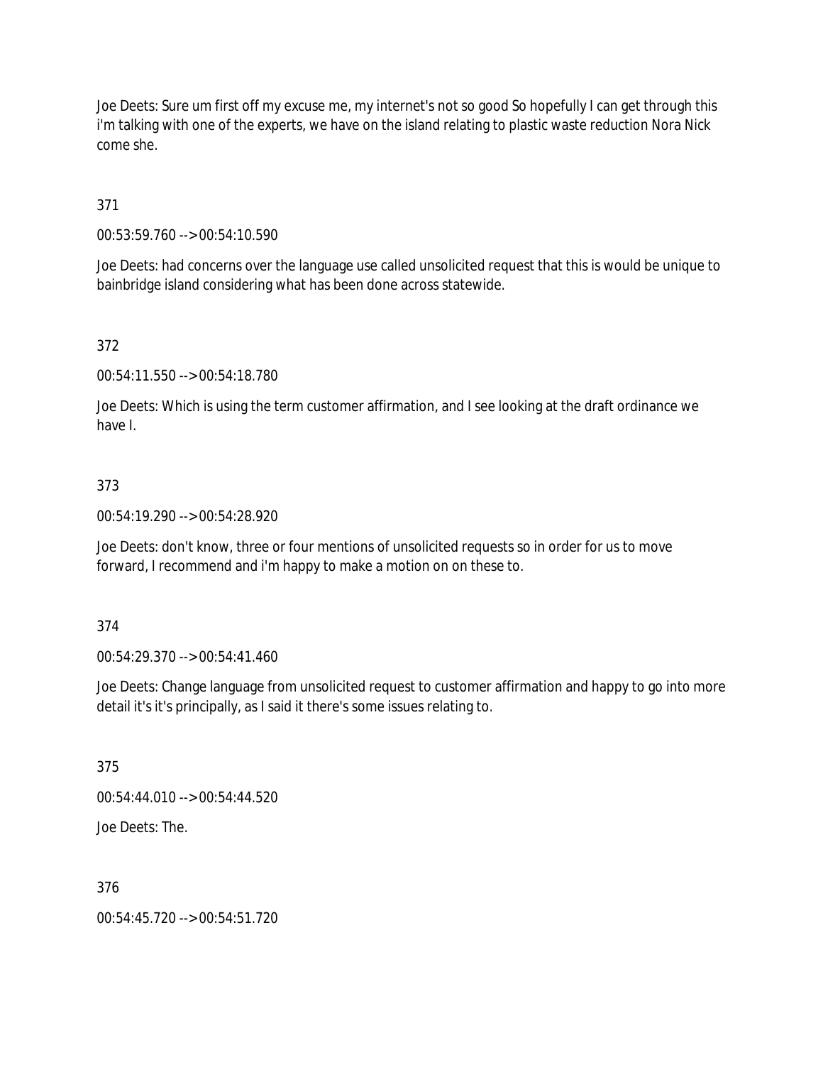Joe Deets: Sure um first off my excuse me, my internet's not so good So hopefully I can get through this i'm talking with one of the experts, we have on the island relating to plastic waste reduction Nora Nick come she.

371

00:53:59.760 --> 00:54:10.590

Joe Deets: had concerns over the language use called unsolicited request that this is would be unique to bainbridge island considering what has been done across statewide.

372

00:54:11.550 --> 00:54:18.780

Joe Deets: Which is using the term customer affirmation, and I see looking at the draft ordinance we have I.

373

00:54:19.290 --> 00:54:28.920

Joe Deets: don't know, three or four mentions of unsolicited requests so in order for us to move forward, I recommend and i'm happy to make a motion on on these to.

374

00:54:29.370 --> 00:54:41.460

Joe Deets: Change language from unsolicited request to customer affirmation and happy to go into more detail it's it's principally, as I said it there's some issues relating to.

375

00:54:44.010 --> 00:54:44.520

Joe Deets: The.

376

00:54:45.720 --> 00:54:51.720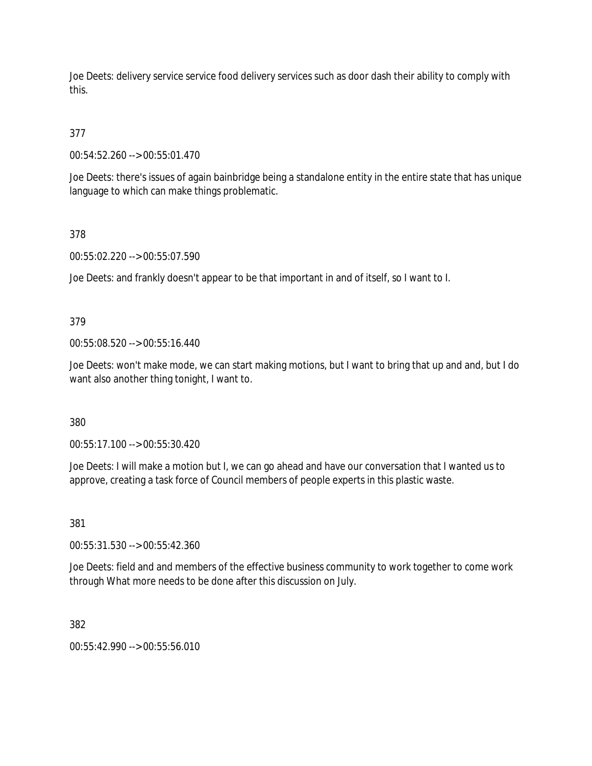Joe Deets: delivery service service food delivery services such as door dash their ability to comply with this.

377

00:54:52.260 --> 00:55:01.470

Joe Deets: there's issues of again bainbridge being a standalone entity in the entire state that has unique language to which can make things problematic.

378

00:55:02.220 --> 00:55:07.590

Joe Deets: and frankly doesn't appear to be that important in and of itself, so I want to I.

379

00:55:08.520 --> 00:55:16.440

Joe Deets: won't make mode, we can start making motions, but I want to bring that up and and, but I do want also another thing tonight, I want to.

380

00:55:17.100 --> 00:55:30.420

Joe Deets: I will make a motion but I, we can go ahead and have our conversation that I wanted us to approve, creating a task force of Council members of people experts in this plastic waste.

381

00:55:31.530 --> 00:55:42.360

Joe Deets: field and and members of the effective business community to work together to come work through What more needs to be done after this discussion on July.

382

00:55:42.990 --> 00:55:56.010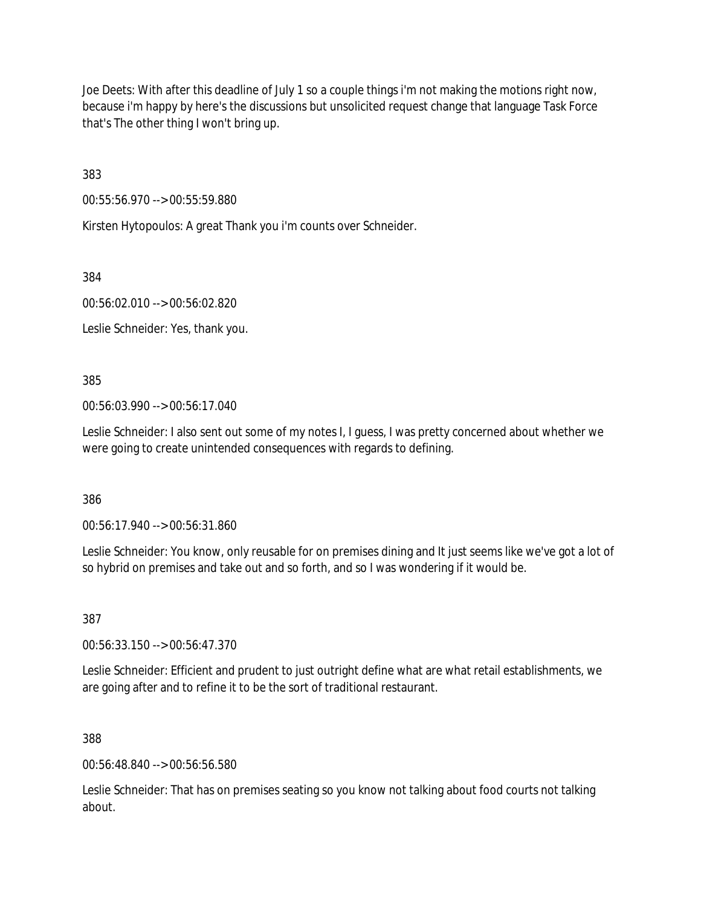Joe Deets: With after this deadline of July 1 so a couple things i'm not making the motions right now, because i'm happy by here's the discussions but unsolicited request change that language Task Force that's The other thing I won't bring up.

383

00:55:56.970 --> 00:55:59.880

Kirsten Hytopoulos: A great Thank you i'm counts over Schneider.

384

00:56:02.010 --> 00:56:02.820

Leslie Schneider: Yes, thank you.

385

00:56:03.990 --> 00:56:17.040

Leslie Schneider: I also sent out some of my notes I, I guess, I was pretty concerned about whether we were going to create unintended consequences with regards to defining.

386

00:56:17.940 --> 00:56:31.860

Leslie Schneider: You know, only reusable for on premises dining and It just seems like we've got a lot of so hybrid on premises and take out and so forth, and so I was wondering if it would be.

387

00:56:33.150 --> 00:56:47.370

Leslie Schneider: Efficient and prudent to just outright define what are what retail establishments, we are going after and to refine it to be the sort of traditional restaurant.

388

00:56:48.840 --> 00:56:56.580

Leslie Schneider: That has on premises seating so you know not talking about food courts not talking about.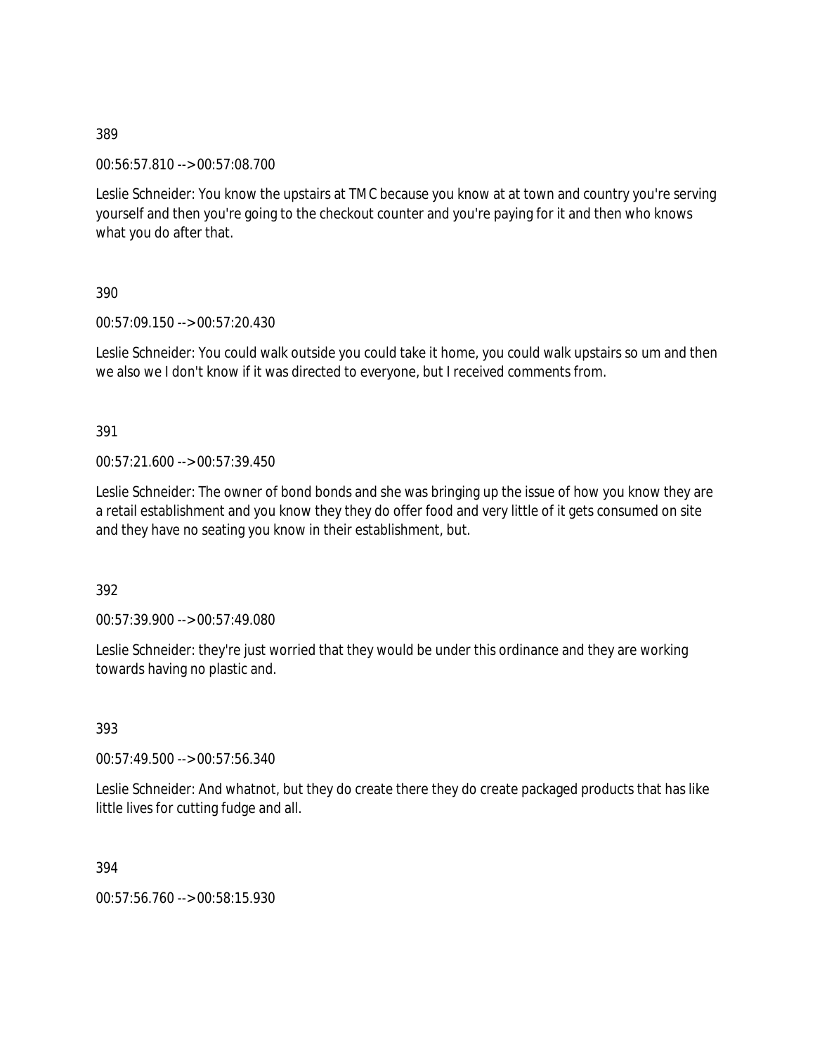389

00:56:57.810 --> 00:57:08.700

Leslie Schneider: You know the upstairs at TMC because you know at at town and country you're serving yourself and then you're going to the checkout counter and you're paying for it and then who knows what you do after that.

390

00:57:09.150 --> 00:57:20.430

Leslie Schneider: You could walk outside you could take it home, you could walk upstairs so um and then we also we I don't know if it was directed to everyone, but I received comments from.

391

00:57:21.600 --> 00:57:39.450

Leslie Schneider: The owner of bond bonds and she was bringing up the issue of how you know they are a retail establishment and you know they they do offer food and very little of it gets consumed on site and they have no seating you know in their establishment, but.

392

00:57:39.900 --> 00:57:49.080

Leslie Schneider: they're just worried that they would be under this ordinance and they are working towards having no plastic and.

393

00:57:49.500 --> 00:57:56.340

Leslie Schneider: And whatnot, but they do create there they do create packaged products that has like little lives for cutting fudge and all.

394

00:57:56.760 --> 00:58:15.930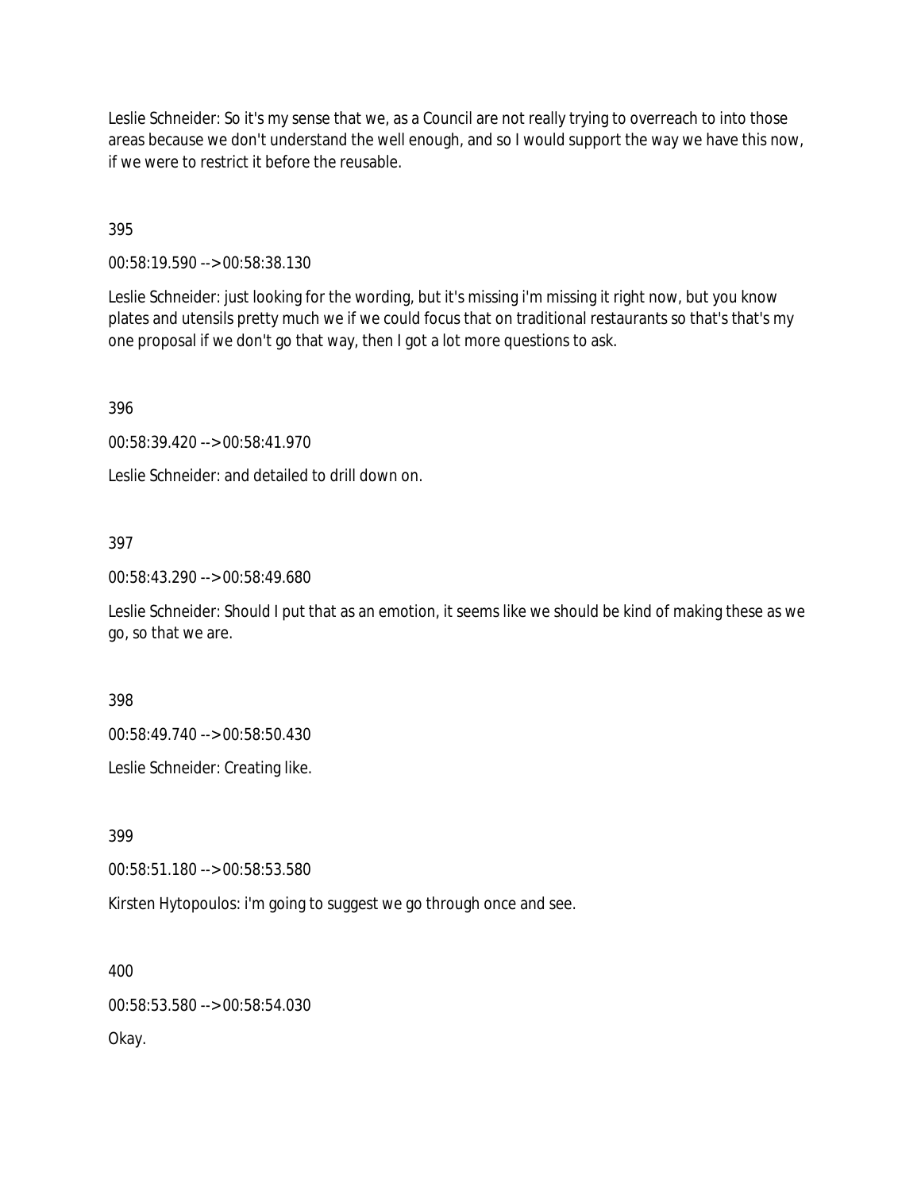Leslie Schneider: So it's my sense that we, as a Council are not really trying to overreach to into those areas because we don't understand the well enough, and so I would support the way we have this now, if we were to restrict it before the reusable.

395

00:58:19.590 --> 00:58:38.130

Leslie Schneider: just looking for the wording, but it's missing i'm missing it right now, but you know plates and utensils pretty much we if we could focus that on traditional restaurants so that's that's my one proposal if we don't go that way, then I got a lot more questions to ask.

396

00:58:39.420 --> 00:58:41.970

Leslie Schneider: and detailed to drill down on.

397

00:58:43.290 --> 00:58:49.680

Leslie Schneider: Should I put that as an emotion, it seems like we should be kind of making these as we go, so that we are.

398

00:58:49.740 --> 00:58:50.430

Leslie Schneider: Creating like.

399

00:58:51.180 --> 00:58:53.580

Kirsten Hytopoulos: i'm going to suggest we go through once and see.

400

00:58:53.580 --> 00:58:54.030

Okay.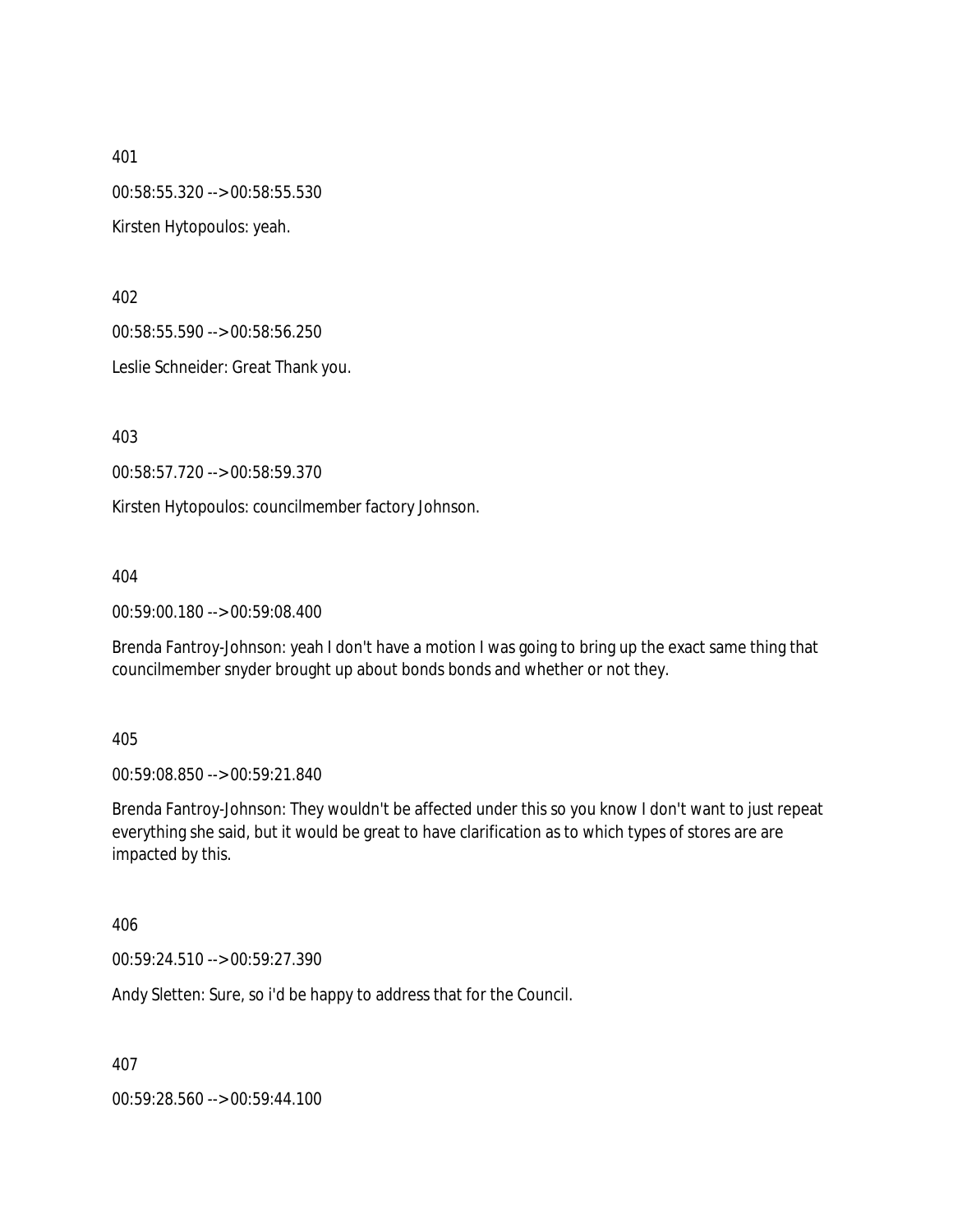401

00:58:55.320 --> 00:58:55.530

Kirsten Hytopoulos: yeah.

402

00:58:55.590 --> 00:58:56.250

Leslie Schneider: Great Thank you.

403

00:58:57.720 --> 00:58:59.370

Kirsten Hytopoulos: councilmember factory Johnson.

404

00:59:00.180 --> 00:59:08.400

Brenda Fantroy-Johnson: yeah I don't have a motion I was going to bring up the exact same thing that councilmember snyder brought up about bonds bonds and whether or not they.

405

00:59:08.850 --> 00:59:21.840

Brenda Fantroy-Johnson: They wouldn't be affected under this so you know I don't want to just repeat everything she said, but it would be great to have clarification as to which types of stores are are impacted by this.

406

00:59:24.510 --> 00:59:27.390

Andy Sletten: Sure, so i'd be happy to address that for the Council.

407

00:59:28.560 --> 00:59:44.100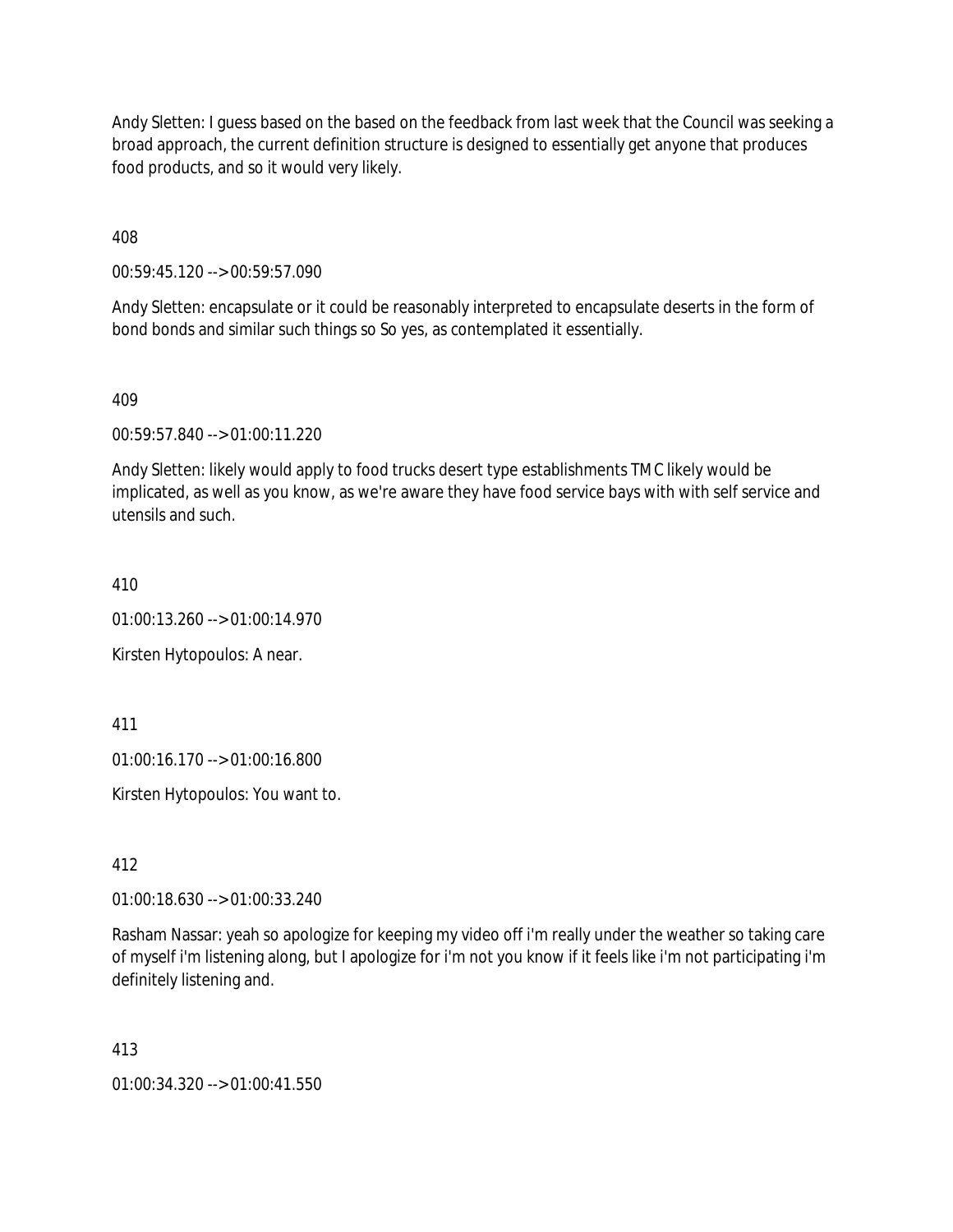Andy Sletten: I guess based on the based on the feedback from last week that the Council was seeking a broad approach, the current definition structure is designed to essentially get anyone that produces food products, and so it would very likely.

408

00:59:45.120 --> 00:59:57.090

Andy Sletten: encapsulate or it could be reasonably interpreted to encapsulate deserts in the form of bond bonds and similar such things so So yes, as contemplated it essentially.

409

00:59:57.840 --> 01:00:11.220

Andy Sletten: likely would apply to food trucks desert type establishments TMC likely would be implicated, as well as you know, as we're aware they have food service bays with with self service and utensils and such.

410

01:00:13.260 --> 01:00:14.970

Kirsten Hytopoulos: A near.

411

01:00:16.170 --> 01:00:16.800

Kirsten Hytopoulos: You want to.

412

01:00:18.630 --> 01:00:33.240

Rasham Nassar: yeah so apologize for keeping my video off i'm really under the weather so taking care of myself i'm listening along, but I apologize for i'm not you know if it feels like i'm not participating i'm definitely listening and.

413

01:00:34.320 --> 01:00:41.550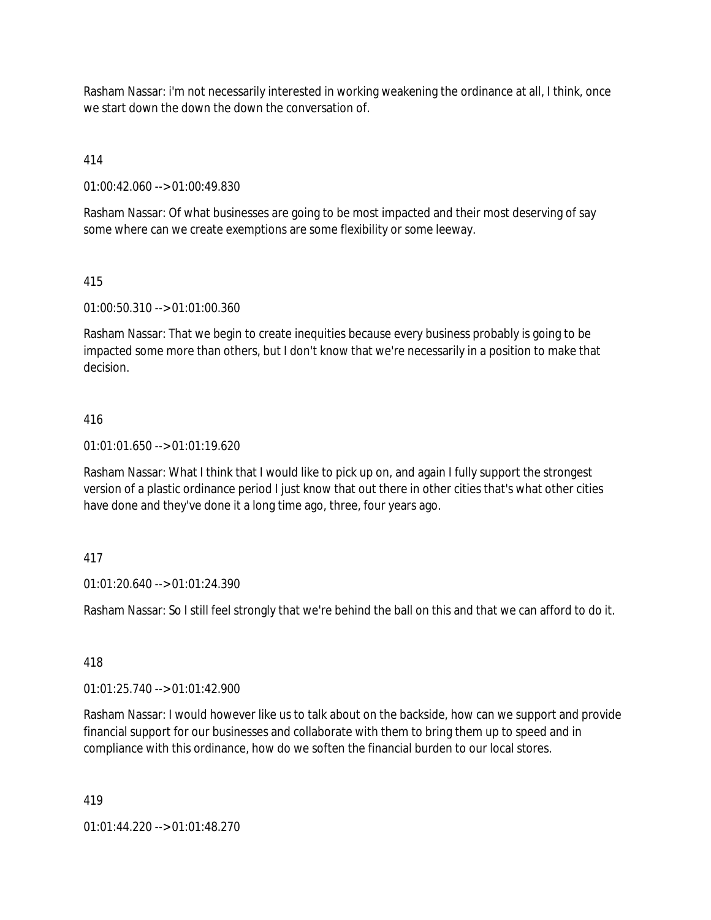Rasham Nassar: i'm not necessarily interested in working weakening the ordinance at all, I think, once we start down the down the down the conversation of.

414

01:00:42.060 --> 01:00:49.830

Rasham Nassar: Of what businesses are going to be most impacted and their most deserving of say some where can we create exemptions are some flexibility or some leeway.

415

01:00:50.310 --> 01:01:00.360

Rasham Nassar: That we begin to create inequities because every business probably is going to be impacted some more than others, but I don't know that we're necessarily in a position to make that decision.

416

01:01:01.650 --> 01:01:19.620

Rasham Nassar: What I think that I would like to pick up on, and again I fully support the strongest version of a plastic ordinance period I just know that out there in other cities that's what other cities have done and they've done it a long time ago, three, four years ago.

417

01:01:20.640 --> 01:01:24.390

Rasham Nassar: So I still feel strongly that we're behind the ball on this and that we can afford to do it.

418

01:01:25.740 --> 01:01:42.900

Rasham Nassar: I would however like us to talk about on the backside, how can we support and provide financial support for our businesses and collaborate with them to bring them up to speed and in compliance with this ordinance, how do we soften the financial burden to our local stores.

419

01:01:44.220 --> 01:01:48.270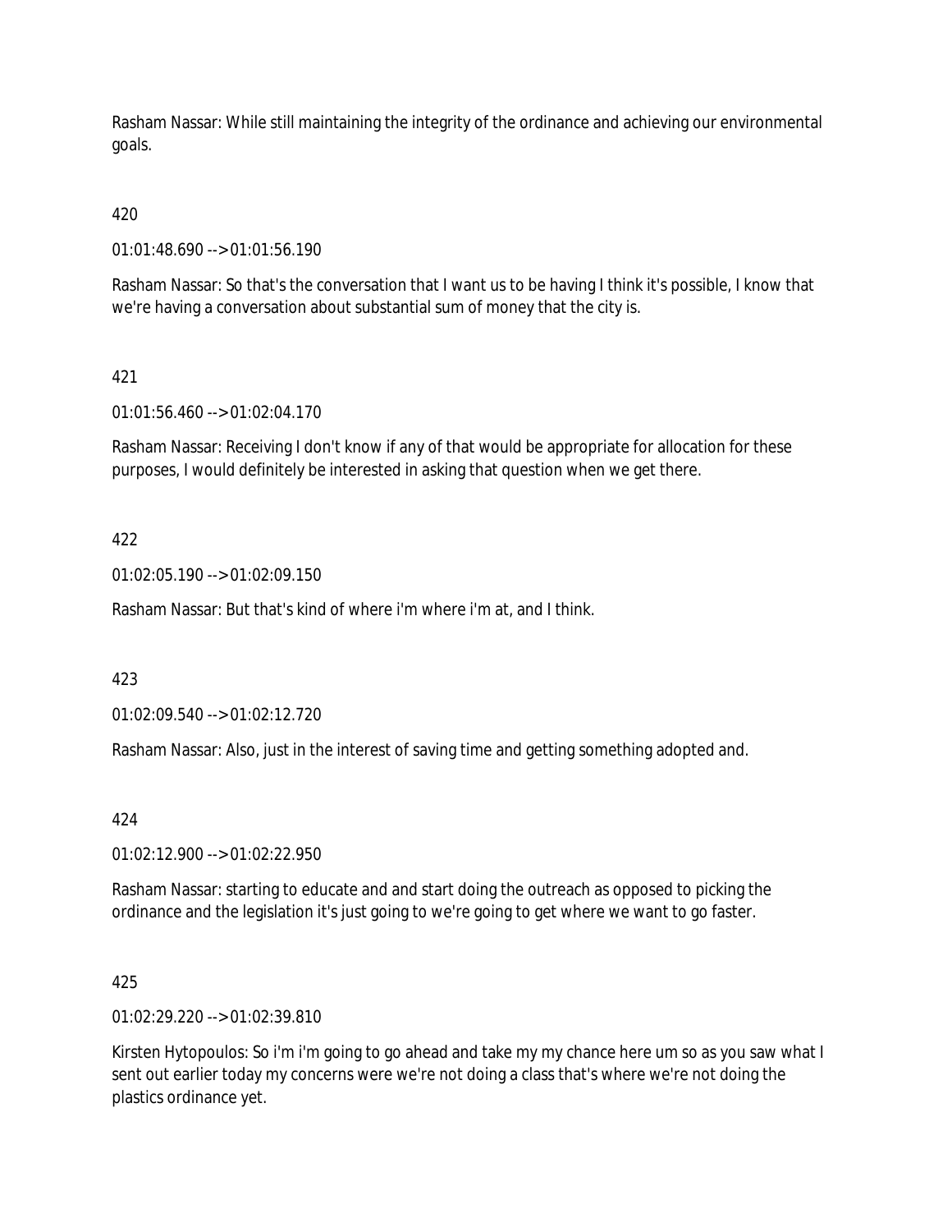Rasham Nassar: While still maintaining the integrity of the ordinance and achieving our environmental goals.

420

01:01:48.690 --> 01:01:56.190

Rasham Nassar: So that's the conversation that I want us to be having I think it's possible, I know that we're having a conversation about substantial sum of money that the city is.

421

01:01:56.460 --> 01:02:04.170

Rasham Nassar: Receiving I don't know if any of that would be appropriate for allocation for these purposes, I would definitely be interested in asking that question when we get there.

422

01:02:05.190 --> 01:02:09.150

Rasham Nassar: But that's kind of where i'm where i'm at, and I think.

423

01:02:09.540 --> 01:02:12.720

Rasham Nassar: Also, just in the interest of saving time and getting something adopted and.

424

01:02:12.900 --> 01:02:22.950

Rasham Nassar: starting to educate and and start doing the outreach as opposed to picking the ordinance and the legislation it's just going to we're going to get where we want to go faster.

425

01:02:29.220 --> 01:02:39.810

Kirsten Hytopoulos: So i'm i'm going to go ahead and take my my chance here um so as you saw what I sent out earlier today my concerns were we're not doing a class that's where we're not doing the plastics ordinance yet.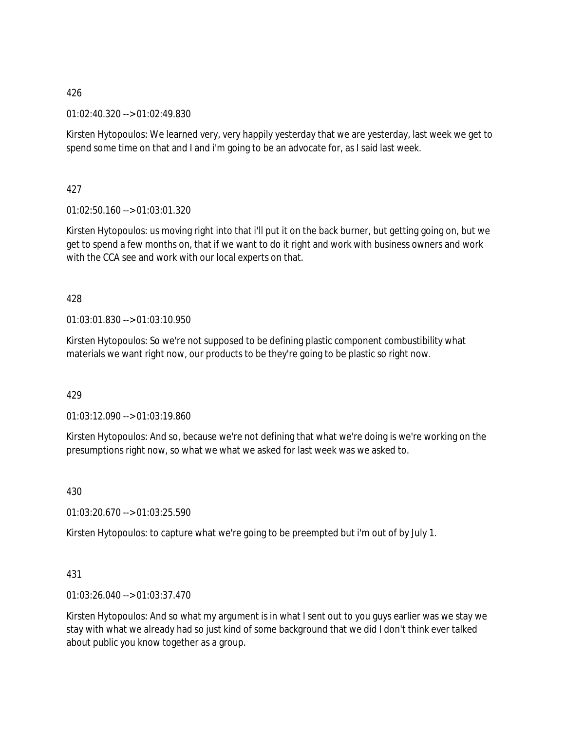426

01:02:40.320 --> 01:02:49.830

Kirsten Hytopoulos: We learned very, very happily yesterday that we are yesterday, last week we get to spend some time on that and I and i'm going to be an advocate for, as I said last week.

427

01:02:50.160 --> 01:03:01.320

Kirsten Hytopoulos: us moving right into that i'll put it on the back burner, but getting going on, but we get to spend a few months on, that if we want to do it right and work with business owners and work with the CCA see and work with our local experts on that.

428

01:03:01.830 --> 01:03:10.950

Kirsten Hytopoulos: So we're not supposed to be defining plastic component combustibility what materials we want right now, our products to be they're going to be plastic so right now.

429

01:03:12.090 --> 01:03:19.860

Kirsten Hytopoulos: And so, because we're not defining that what we're doing is we're working on the presumptions right now, so what we what we asked for last week was we asked to.

430

01:03:20.670 --> 01:03:25.590

Kirsten Hytopoulos: to capture what we're going to be preempted but i'm out of by July 1.

431

01:03:26.040 --> 01:03:37.470

Kirsten Hytopoulos: And so what my argument is in what I sent out to you guys earlier was we stay we stay with what we already had so just kind of some background that we did I don't think ever talked about public you know together as a group.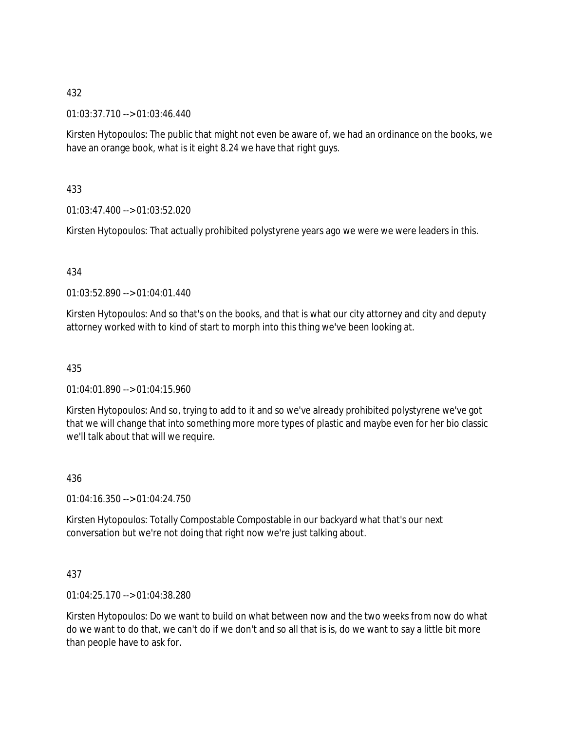432

01:03:37.710 --> 01:03:46.440

Kirsten Hytopoulos: The public that might not even be aware of, we had an ordinance on the books, we have an orange book, what is it eight 8.24 we have that right guys.

433

01:03:47.400 --> 01:03:52.020

Kirsten Hytopoulos: That actually prohibited polystyrene years ago we were we were leaders in this.

434

01:03:52.890 --> 01:04:01.440

Kirsten Hytopoulos: And so that's on the books, and that is what our city attorney and city and deputy attorney worked with to kind of start to morph into this thing we've been looking at.

435

01:04:01.890 --> 01:04:15.960

Kirsten Hytopoulos: And so, trying to add to it and so we've already prohibited polystyrene we've got that we will change that into something more more types of plastic and maybe even for her bio classic we'll talk about that will we require.

436

01:04:16.350 --> 01:04:24.750

Kirsten Hytopoulos: Totally Compostable Compostable in our backyard what that's our next conversation but we're not doing that right now we're just talking about.

437

01:04:25.170 --> 01:04:38.280

Kirsten Hytopoulos: Do we want to build on what between now and the two weeks from now do what do we want to do that, we can't do if we don't and so all that is is, do we want to say a little bit more than people have to ask for.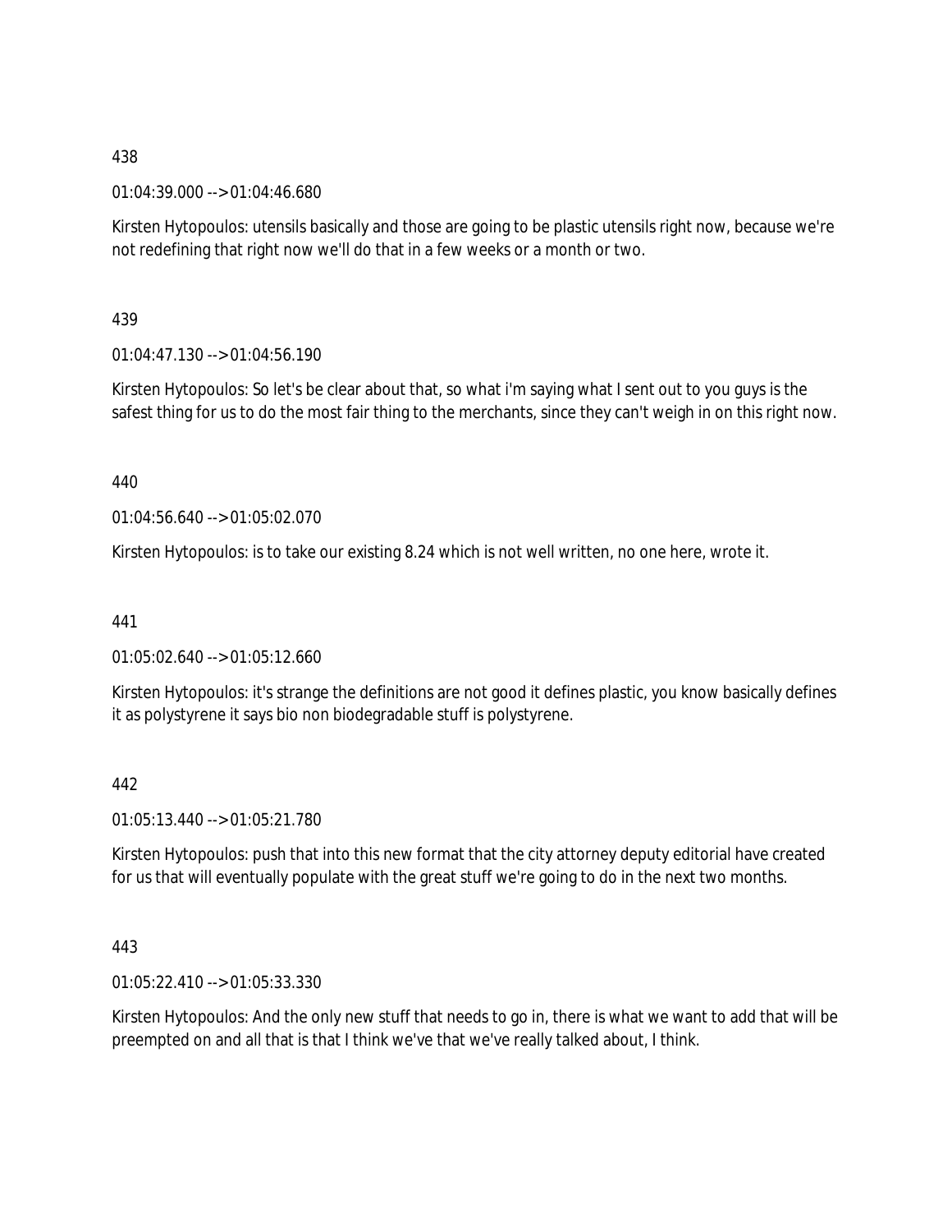438

01:04:39.000 --> 01:04:46.680

Kirsten Hytopoulos: utensils basically and those are going to be plastic utensils right now, because we're not redefining that right now we'll do that in a few weeks or a month or two.

439

01:04:47.130 --> 01:04:56.190

Kirsten Hytopoulos: So let's be clear about that, so what i'm saying what I sent out to you guys is the safest thing for us to do the most fair thing to the merchants, since they can't weigh in on this right now.

440

01:04:56.640 --> 01:05:02.070

Kirsten Hytopoulos: is to take our existing 8.24 which is not well written, no one here, wrote it.

441

01:05:02.640 --> 01:05:12.660

Kirsten Hytopoulos: it's strange the definitions are not good it defines plastic, you know basically defines it as polystyrene it says bio non biodegradable stuff is polystyrene.

442

01:05:13.440 --> 01:05:21.780

Kirsten Hytopoulos: push that into this new format that the city attorney deputy editorial have created for us that will eventually populate with the great stuff we're going to do in the next two months.

443

01:05:22.410 --> 01:05:33.330

Kirsten Hytopoulos: And the only new stuff that needs to go in, there is what we want to add that will be preempted on and all that is that I think we've that we've really talked about, I think.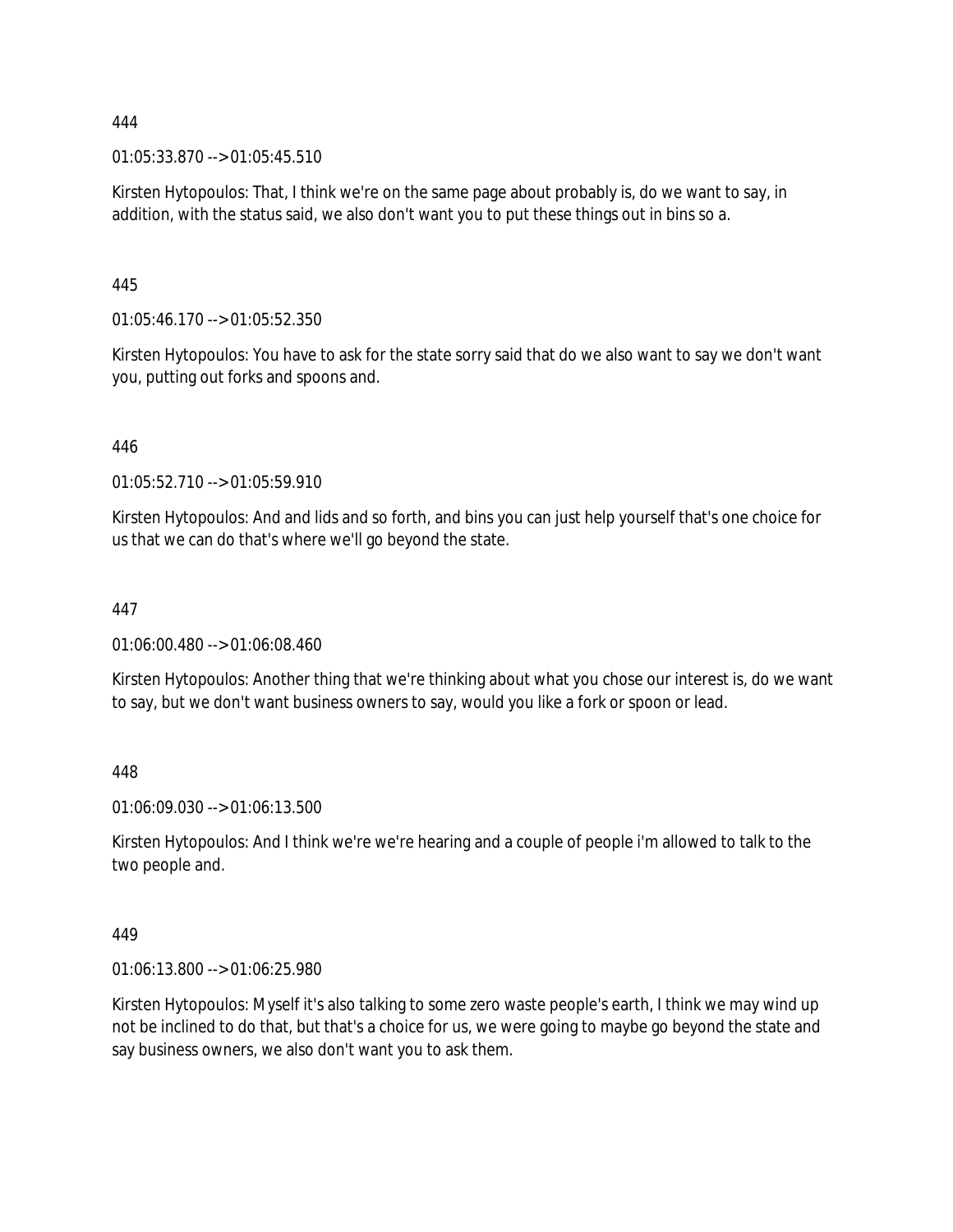444

01:05:33.870 --> 01:05:45.510

Kirsten Hytopoulos: That, I think we're on the same page about probably is, do we want to say, in addition, with the status said, we also don't want you to put these things out in bins so a.

445

01:05:46.170 --> 01:05:52.350

Kirsten Hytopoulos: You have to ask for the state sorry said that do we also want to say we don't want you, putting out forks and spoons and.

446

01:05:52.710 --> 01:05:59.910

Kirsten Hytopoulos: And and lids and so forth, and bins you can just help yourself that's one choice for us that we can do that's where we'll go beyond the state.

447

01:06:00.480 --> 01:06:08.460

Kirsten Hytopoulos: Another thing that we're thinking about what you chose our interest is, do we want to say, but we don't want business owners to say, would you like a fork or spoon or lead.

448

01:06:09.030 --> 01:06:13.500

Kirsten Hytopoulos: And I think we're we're hearing and a couple of people i'm allowed to talk to the two people and.

449

01:06:13.800 --> 01:06:25.980

Kirsten Hytopoulos: Myself it's also talking to some zero waste people's earth, I think we may wind up not be inclined to do that, but that's a choice for us, we were going to maybe go beyond the state and say business owners, we also don't want you to ask them.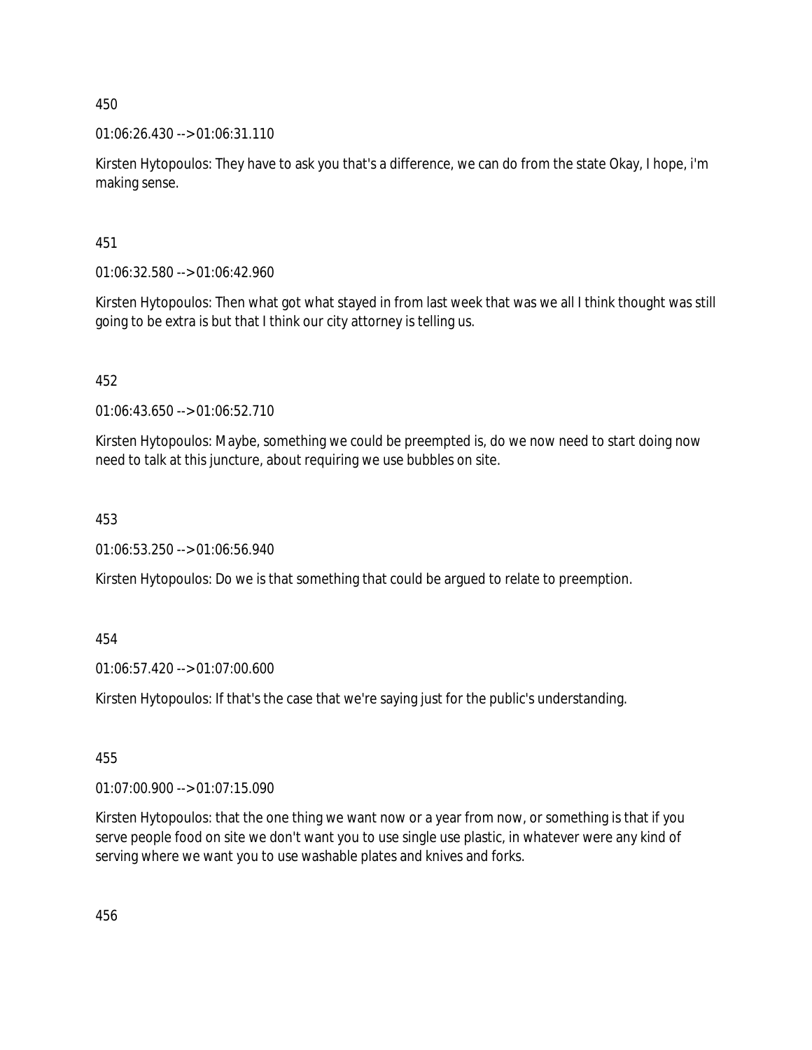450

01:06:26.430 --> 01:06:31.110

Kirsten Hytopoulos: They have to ask you that's a difference, we can do from the state Okay, I hope, i'm making sense.

451

01:06:32.580 --> 01:06:42.960

Kirsten Hytopoulos: Then what got what stayed in from last week that was we all I think thought was still going to be extra is but that I think our city attorney is telling us.

452

01:06:43.650 --> 01:06:52.710

Kirsten Hytopoulos: Maybe, something we could be preempted is, do we now need to start doing now need to talk at this juncture, about requiring we use bubbles on site.

453

01:06:53.250 --> 01:06:56.940

Kirsten Hytopoulos: Do we is that something that could be argued to relate to preemption.

454

01:06:57.420 --> 01:07:00.600

Kirsten Hytopoulos: If that's the case that we're saying just for the public's understanding.

455

01:07:00.900 --> 01:07:15.090

Kirsten Hytopoulos: that the one thing we want now or a year from now, or something is that if you serve people food on site we don't want you to use single use plastic, in whatever were any kind of serving where we want you to use washable plates and knives and forks.

456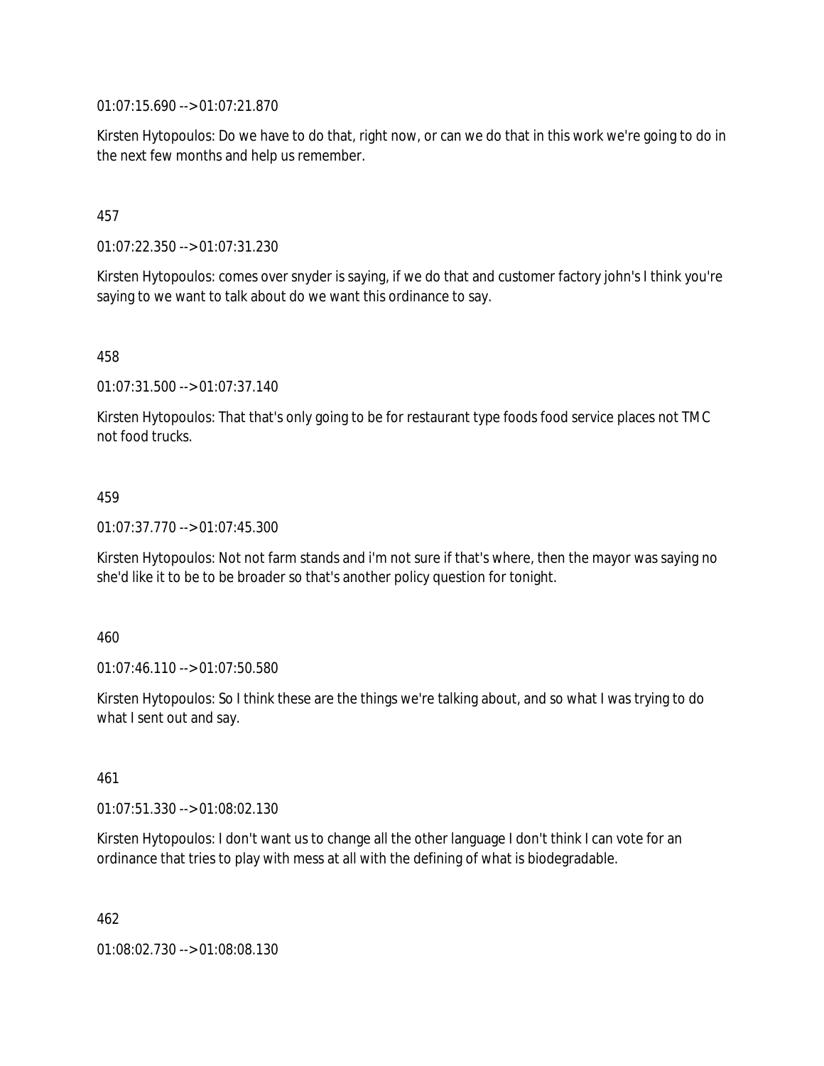01:07:15.690 --> 01:07:21.870

Kirsten Hytopoulos: Do we have to do that, right now, or can we do that in this work we're going to do in the next few months and help us remember.

457

01:07:22.350 --> 01:07:31.230

Kirsten Hytopoulos: comes over snyder is saying, if we do that and customer factory john's I think you're saying to we want to talk about do we want this ordinance to say.

458

01:07:31.500 --> 01:07:37.140

Kirsten Hytopoulos: That that's only going to be for restaurant type foods food service places not TMC not food trucks.

459

01:07:37.770 --> 01:07:45.300

Kirsten Hytopoulos: Not not farm stands and i'm not sure if that's where, then the mayor was saying no she'd like it to be to be broader so that's another policy question for tonight.

460

01:07:46.110 --> 01:07:50.580

Kirsten Hytopoulos: So I think these are the things we're talking about, and so what I was trying to do what I sent out and say.

461

01:07:51.330 --> 01:08:02.130

Kirsten Hytopoulos: I don't want us to change all the other language I don't think I can vote for an ordinance that tries to play with mess at all with the defining of what is biodegradable.

462

01:08:02.730 --> 01:08:08.130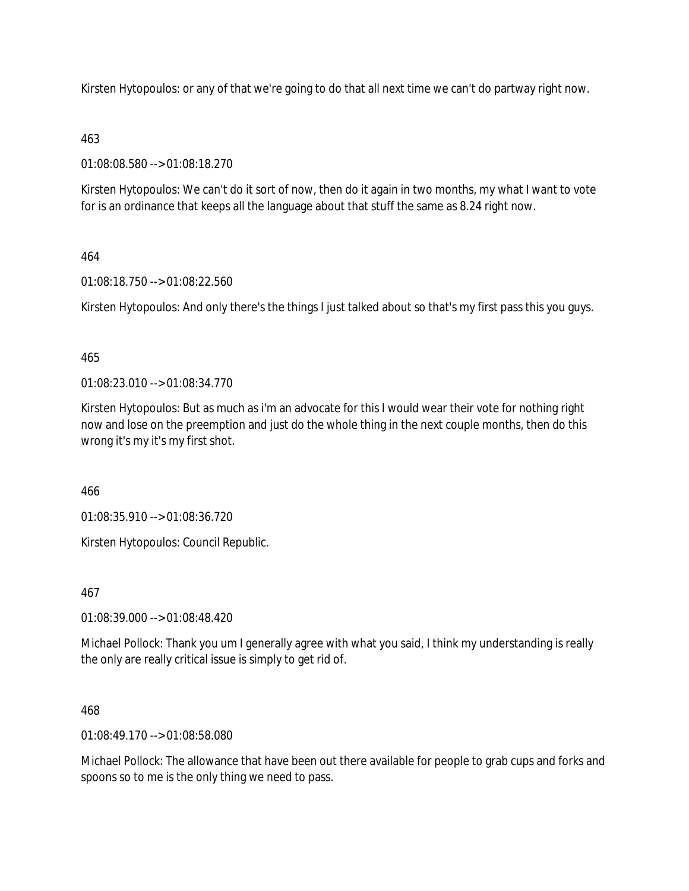Kirsten Hytopoulos: or any of that we're going to do that all next time we can't do partway right now.

463

01:08:08.580 --> 01:08:18.270

Kirsten Hytopoulos: We can't do it sort of now, then do it again in two months, my what I want to vote for is an ordinance that keeps all the language about that stuff the same as 8.24 right now.

464

01:08:18.750 --> 01:08:22.560

Kirsten Hytopoulos: And only there's the things I just talked about so that's my first pass this you guys.

465

01:08:23.010 --> 01:08:34.770

Kirsten Hytopoulos: But as much as i'm an advocate for this I would wear their vote for nothing right now and lose on the preemption and just do the whole thing in the next couple months, then do this wrong it's my it's my first shot.

466

01:08:35.910 --> 01:08:36.720

Kirsten Hytopoulos: Council Republic.

467

01:08:39.000 --> 01:08:48.420

Michael Pollock: Thank you um I generally agree with what you said, I think my understanding is really the only are really critical issue is simply to get rid of.

468

01:08:49.170 --> 01:08:58.080

Michael Pollock: The allowance that have been out there available for people to grab cups and forks and spoons so to me is the only thing we need to pass.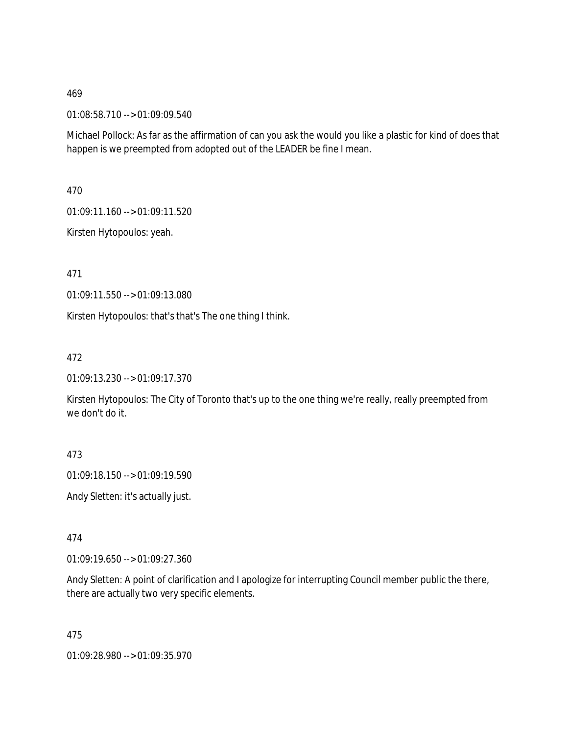469

01:08:58.710 --> 01:09:09.540

Michael Pollock: As far as the affirmation of can you ask the would you like a plastic for kind of does that happen is we preempted from adopted out of the LEADER be fine I mean.

470

01:09:11.160 --> 01:09:11.520

Kirsten Hytopoulos: yeah.

471

01:09:11.550 --> 01:09:13.080

Kirsten Hytopoulos: that's that's The one thing I think.

472

01:09:13.230 --> 01:09:17.370

Kirsten Hytopoulos: The City of Toronto that's up to the one thing we're really, really preempted from we don't do it.

473

01:09:18.150 --> 01:09:19.590

Andy Sletten: it's actually just.

474

01:09:19.650 --> 01:09:27.360

Andy Sletten: A point of clarification and I apologize for interrupting Council member public the there, there are actually two very specific elements.

475

01:09:28.980 --> 01:09:35.970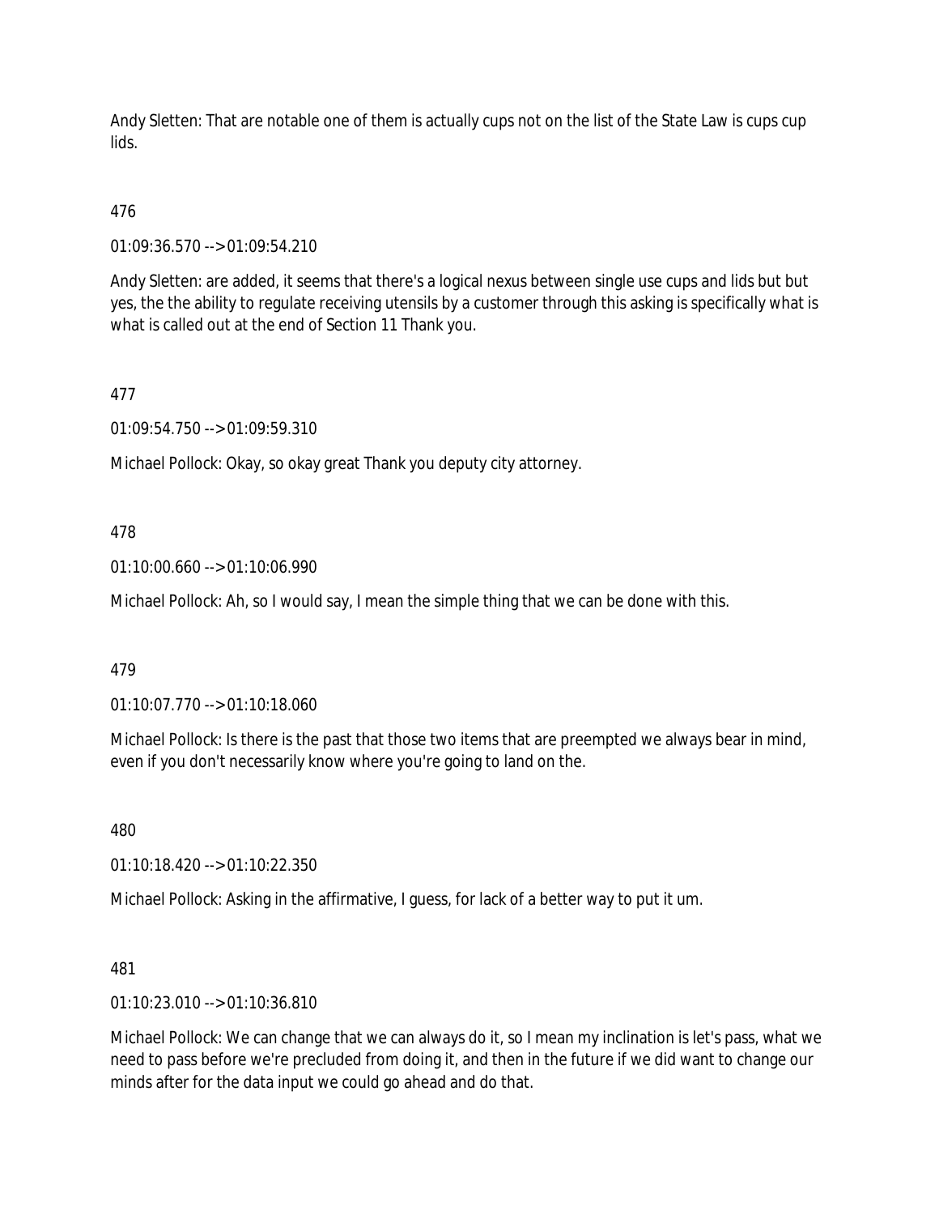Andy Sletten: That are notable one of them is actually cups not on the list of the State Law is cups cup lids.

476

01:09:36.570 --> 01:09:54.210

Andy Sletten: are added, it seems that there's a logical nexus between single use cups and lids but but yes, the the ability to regulate receiving utensils by a customer through this asking is specifically what is what is called out at the end of Section 11 Thank you.

477

01:09:54.750 --> 01:09:59.310

Michael Pollock: Okay, so okay great Thank you deputy city attorney.

478

01:10:00.660 --> 01:10:06.990

Michael Pollock: Ah, so I would say, I mean the simple thing that we can be done with this.

479

01:10:07.770 --> 01:10:18.060

Michael Pollock: Is there is the past that those two items that are preempted we always bear in mind, even if you don't necessarily know where you're going to land on the.

480

01:10:18.420 --> 01:10:22.350

Michael Pollock: Asking in the affirmative, I guess, for lack of a better way to put it um.

481

01:10:23.010 --> 01:10:36.810

Michael Pollock: We can change that we can always do it, so I mean my inclination is let's pass, what we need to pass before we're precluded from doing it, and then in the future if we did want to change our minds after for the data input we could go ahead and do that.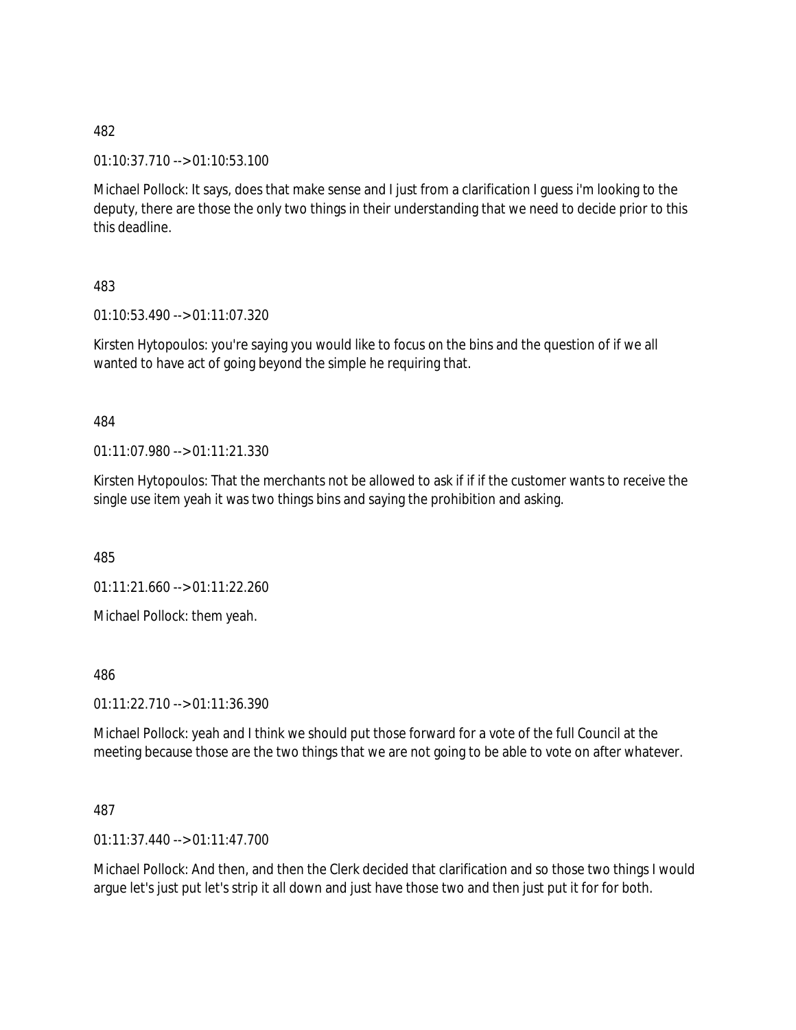482

01:10:37.710 --> 01:10:53.100

Michael Pollock: It says, does that make sense and I just from a clarification I guess i'm looking to the deputy, there are those the only two things in their understanding that we need to decide prior to this this deadline.

483

01:10:53.490 --> 01:11:07.320

Kirsten Hytopoulos: you're saying you would like to focus on the bins and the question of if we all wanted to have act of going beyond the simple he requiring that.

484

01:11:07.980 --> 01:11:21.330

Kirsten Hytopoulos: That the merchants not be allowed to ask if if if the customer wants to receive the single use item yeah it was two things bins and saying the prohibition and asking.

485

01:11:21.660 --> 01:11:22.260

Michael Pollock: them yeah.

486

01:11:22.710 --> 01:11:36.390

Michael Pollock: yeah and I think we should put those forward for a vote of the full Council at the meeting because those are the two things that we are not going to be able to vote on after whatever.

487

01:11:37.440 --> 01:11:47.700

Michael Pollock: And then, and then the Clerk decided that clarification and so those two things I would argue let's just put let's strip it all down and just have those two and then just put it for for both.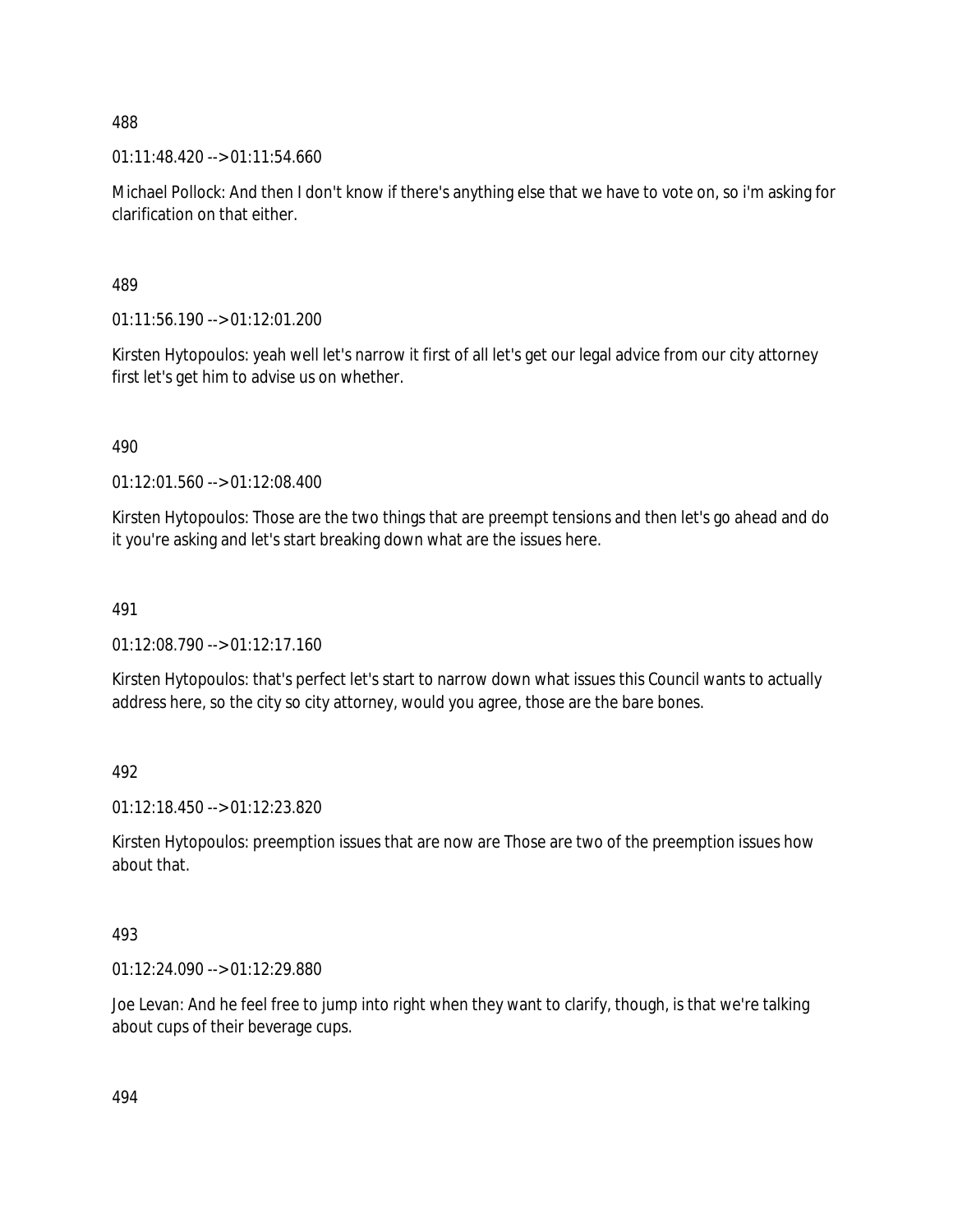488

01:11:48.420 --> 01:11:54.660

Michael Pollock: And then I don't know if there's anything else that we have to vote on, so i'm asking for clarification on that either.

489

01:11:56.190 --> 01:12:01.200

Kirsten Hytopoulos: yeah well let's narrow it first of all let's get our legal advice from our city attorney first let's get him to advise us on whether.

490

01:12:01.560 --> 01:12:08.400

Kirsten Hytopoulos: Those are the two things that are preempt tensions and then let's go ahead and do it you're asking and let's start breaking down what are the issues here.

491

01:12:08.790 --> 01:12:17.160

Kirsten Hytopoulos: that's perfect let's start to narrow down what issues this Council wants to actually address here, so the city so city attorney, would you agree, those are the bare bones.

492

01:12:18.450 --> 01:12:23.820

Kirsten Hytopoulos: preemption issues that are now are Those are two of the preemption issues how about that.

493

01:12:24.090 --> 01:12:29.880

Joe Levan: And he feel free to jump into right when they want to clarify, though, is that we're talking about cups of their beverage cups.

494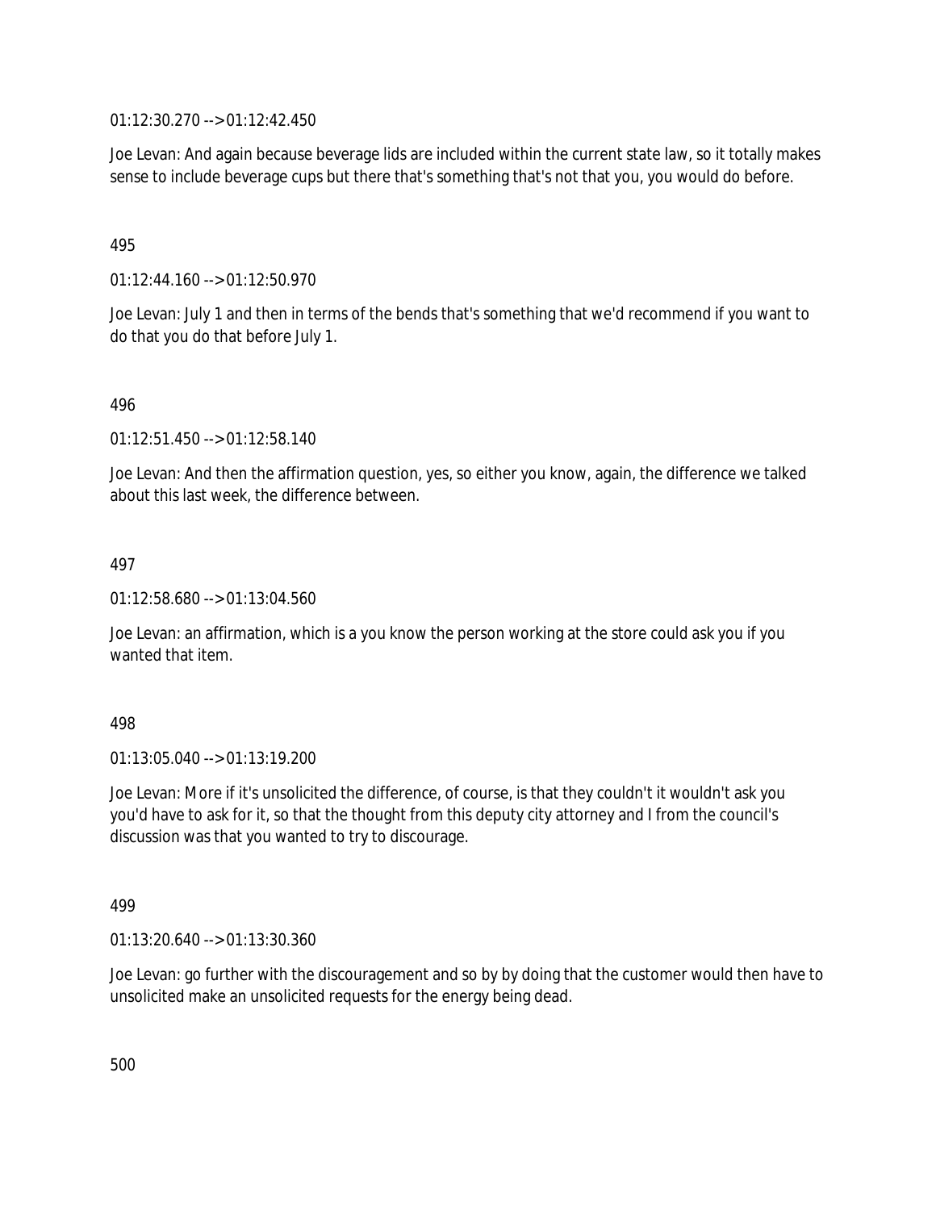01:12:30.270 --> 01:12:42.450

Joe Levan: And again because beverage lids are included within the current state law, so it totally makes sense to include beverage cups but there that's something that's not that you, you would do before.

495

01:12:44.160 --> 01:12:50.970

Joe Levan: July 1 and then in terms of the bends that's something that we'd recommend if you want to do that you do that before July 1.

496

01:12:51.450 --> 01:12:58.140

Joe Levan: And then the affirmation question, yes, so either you know, again, the difference we talked about this last week, the difference between.

497

01:12:58.680 --> 01:13:04.560

Joe Levan: an affirmation, which is a you know the person working at the store could ask you if you wanted that item.

498

01:13:05.040 --> 01:13:19.200

Joe Levan: More if it's unsolicited the difference, of course, is that they couldn't it wouldn't ask you you'd have to ask for it, so that the thought from this deputy city attorney and I from the council's discussion was that you wanted to try to discourage.

499

01:13:20.640 --> 01:13:30.360

Joe Levan: go further with the discouragement and so by by doing that the customer would then have to unsolicited make an unsolicited requests for the energy being dead.

500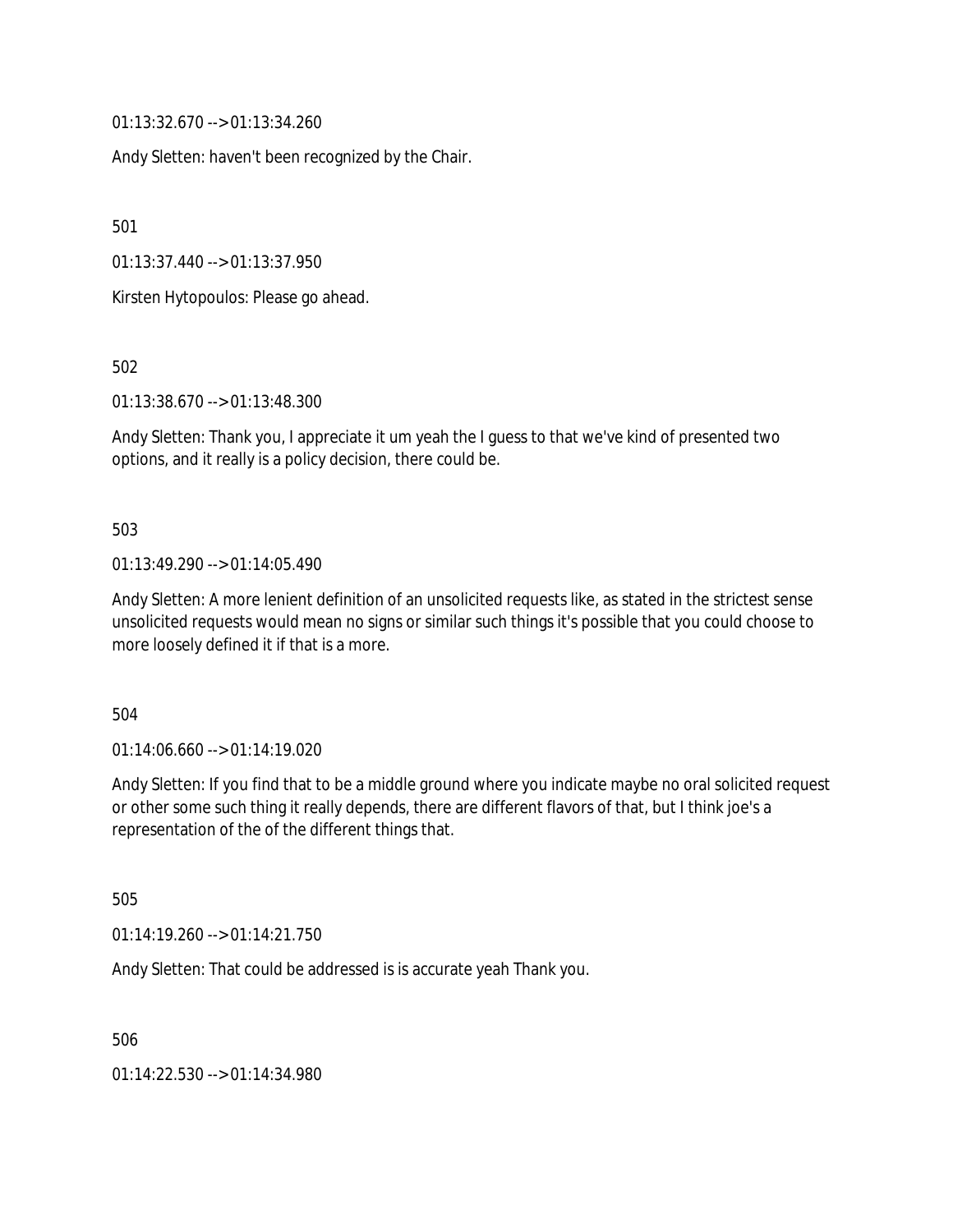01:13:32.670 --> 01:13:34.260

Andy Sletten: haven't been recognized by the Chair.

501

01:13:37.440 --> 01:13:37.950

Kirsten Hytopoulos: Please go ahead.

502

01:13:38.670 --> 01:13:48.300

Andy Sletten: Thank you, I appreciate it um yeah the I guess to that we've kind of presented two options, and it really is a policy decision, there could be.

503

01:13:49.290 --> 01:14:05.490

Andy Sletten: A more lenient definition of an unsolicited requests like, as stated in the strictest sense unsolicited requests would mean no signs or similar such things it's possible that you could choose to more loosely defined it if that is a more.

504

01:14:06.660 --> 01:14:19.020

Andy Sletten: If you find that to be a middle ground where you indicate maybe no oral solicited request or other some such thing it really depends, there are different flavors of that, but I think joe's a representation of the of the different things that.

505

01:14:19.260 --> 01:14:21.750

Andy Sletten: That could be addressed is is accurate yeah Thank you.

506

01:14:22.530 --> 01:14:34.980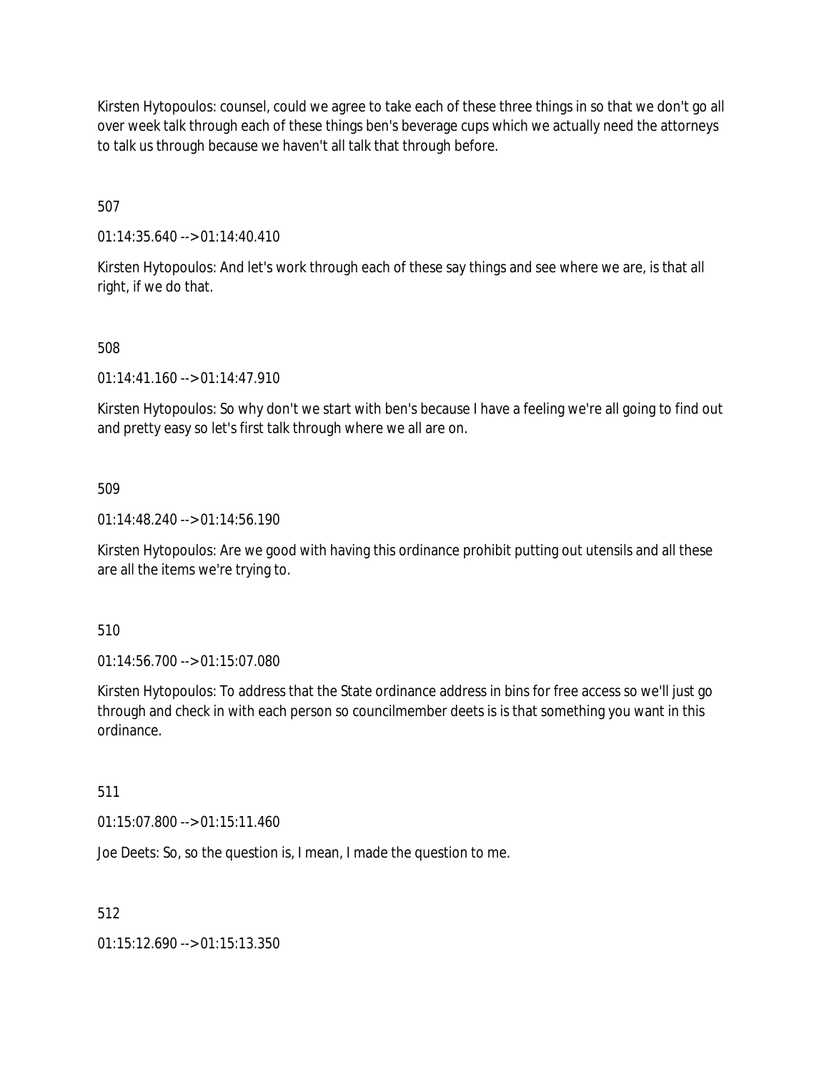Kirsten Hytopoulos: counsel, could we agree to take each of these three things in so that we don't go all over week talk through each of these things ben's beverage cups which we actually need the attorneys to talk us through because we haven't all talk that through before.

507

01:14:35.640 --> 01:14:40.410

Kirsten Hytopoulos: And let's work through each of these say things and see where we are, is that all right, if we do that.

508

01:14:41.160 --> 01:14:47.910

Kirsten Hytopoulos: So why don't we start with ben's because I have a feeling we're all going to find out and pretty easy so let's first talk through where we all are on.

509

01:14:48.240 --> 01:14:56.190

Kirsten Hytopoulos: Are we good with having this ordinance prohibit putting out utensils and all these are all the items we're trying to.

510

01:14:56.700 --> 01:15:07.080

Kirsten Hytopoulos: To address that the State ordinance address in bins for free access so we'll just go through and check in with each person so councilmember deets is is that something you want in this ordinance.

511

01:15:07.800 --> 01:15:11.460

Joe Deets: So, so the question is, I mean, I made the question to me.

512

01:15:12.690 --> 01:15:13.350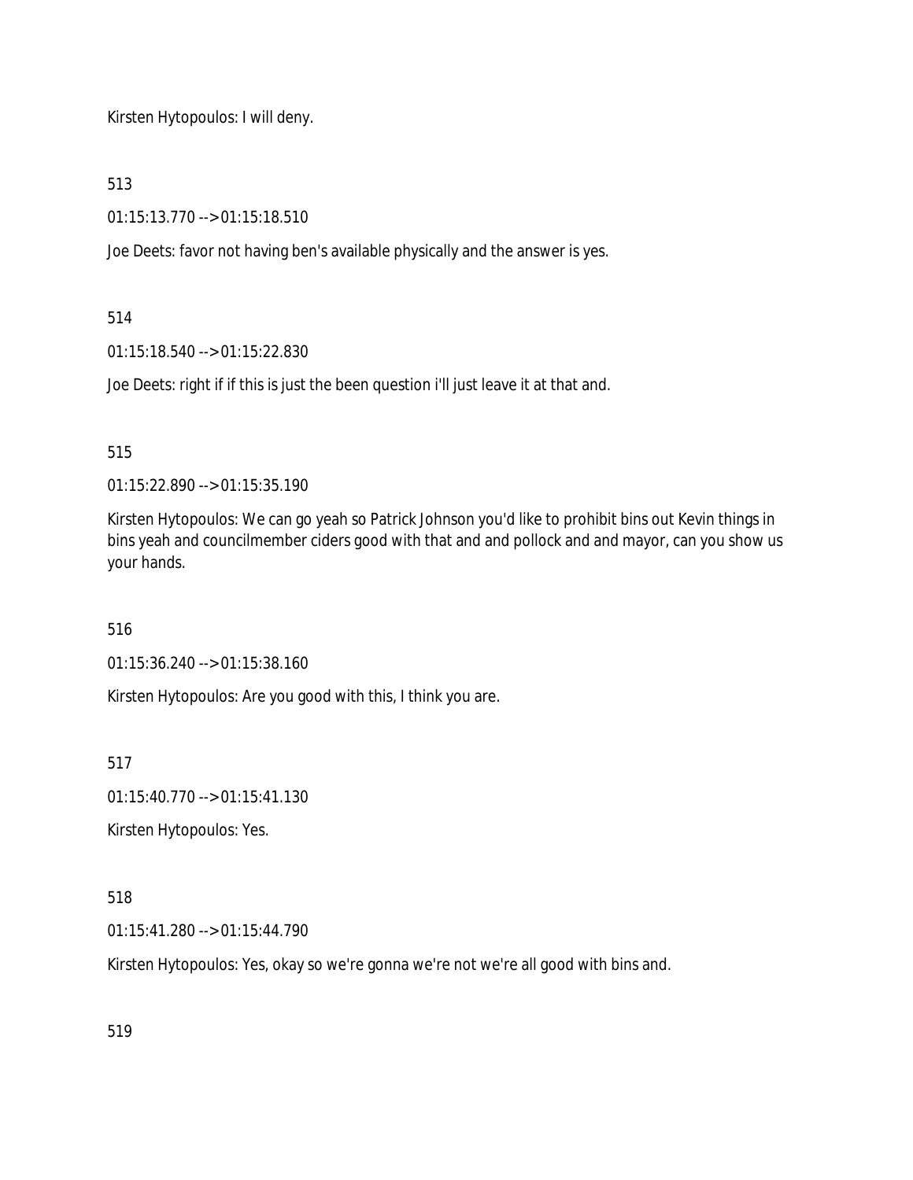Kirsten Hytopoulos: I will deny.

513

01:15:13.770 --> 01:15:18.510

Joe Deets: favor not having ben's available physically and the answer is yes.

514

01:15:18.540 --> 01:15:22.830

Joe Deets: right if if this is just the been question i'll just leave it at that and.

515

01:15:22.890 --> 01:15:35.190

Kirsten Hytopoulos: We can go yeah so Patrick Johnson you'd like to prohibit bins out Kevin things in bins yeah and councilmember ciders good with that and and pollock and and mayor, can you show us your hands.

516

01:15:36.240 --> 01:15:38.160

Kirsten Hytopoulos: Are you good with this, I think you are.

517

01:15:40.770 --> 01:15:41.130

Kirsten Hytopoulos: Yes.

518

01:15:41.280 --> 01:15:44.790

Kirsten Hytopoulos: Yes, okay so we're gonna we're not we're all good with bins and.

519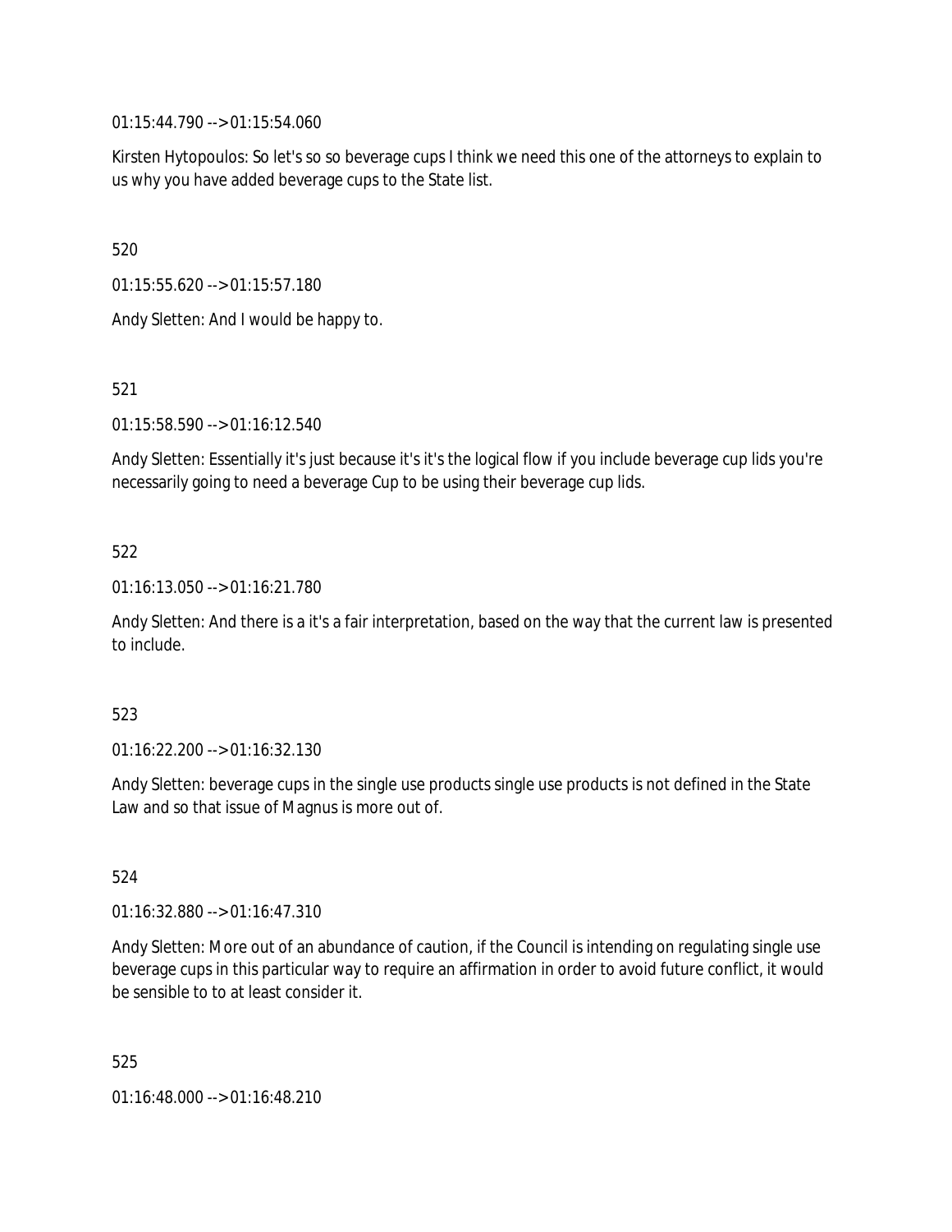01:15:44.790 --> 01:15:54.060

Kirsten Hytopoulos: So let's so so beverage cups I think we need this one of the attorneys to explain to us why you have added beverage cups to the State list.

520

01:15:55.620 --> 01:15:57.180

Andy Sletten: And I would be happy to.

521

01:15:58.590 --> 01:16:12.540

Andy Sletten: Essentially it's just because it's it's the logical flow if you include beverage cup lids you're necessarily going to need a beverage Cup to be using their beverage cup lids.

522

01:16:13.050 --> 01:16:21.780

Andy Sletten: And there is a it's a fair interpretation, based on the way that the current law is presented to include.

523

01:16:22.200 --> 01:16:32.130

Andy Sletten: beverage cups in the single use products single use products is not defined in the State Law and so that issue of Magnus is more out of.

524

01:16:32.880 --> 01:16:47.310

Andy Sletten: More out of an abundance of caution, if the Council is intending on regulating single use beverage cups in this particular way to require an affirmation in order to avoid future conflict, it would be sensible to to at least consider it.

525

01:16:48.000 --> 01:16:48.210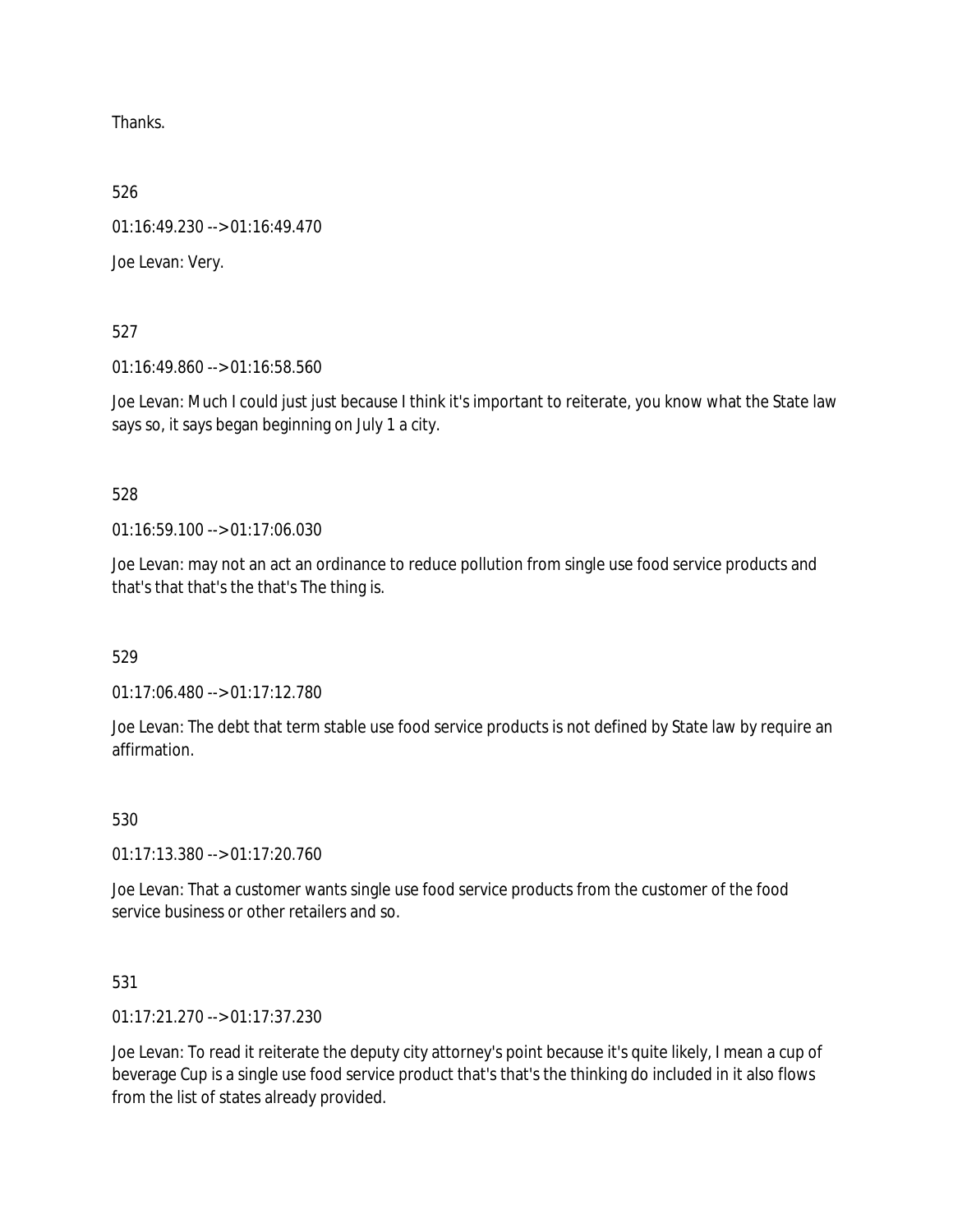Thanks.

526

01:16:49.230 --> 01:16:49.470

Joe Levan: Very.

527

01:16:49.860 --> 01:16:58.560

Joe Levan: Much I could just just because I think it's important to reiterate, you know what the State law says so, it says began beginning on July 1 a city.

528

01:16:59.100 --> 01:17:06.030

Joe Levan: may not an act an ordinance to reduce pollution from single use food service products and that's that that's the that's The thing is.

529

01:17:06.480 --> 01:17:12.780

Joe Levan: The debt that term stable use food service products is not defined by State law by require an affirmation.

530

01:17:13.380 --> 01:17:20.760

Joe Levan: That a customer wants single use food service products from the customer of the food service business or other retailers and so.

531

01:17:21.270 --> 01:17:37.230

Joe Levan: To read it reiterate the deputy city attorney's point because it's quite likely, I mean a cup of beverage Cup is a single use food service product that's that's the thinking do included in it also flows from the list of states already provided.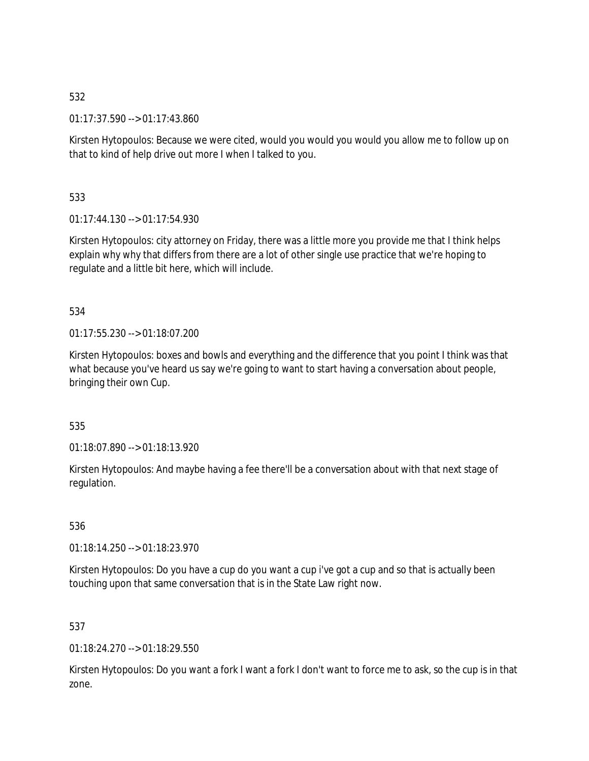532

01:17:37.590 --> 01:17:43.860

Kirsten Hytopoulos: Because we were cited, would you would you would you allow me to follow up on that to kind of help drive out more I when I talked to you.

533

01:17:44.130 --> 01:17:54.930

Kirsten Hytopoulos: city attorney on Friday, there was a little more you provide me that I think helps explain why why that differs from there are a lot of other single use practice that we're hoping to regulate and a little bit here, which will include.

534

01:17:55.230 --> 01:18:07.200

Kirsten Hytopoulos: boxes and bowls and everything and the difference that you point I think was that what because you've heard us say we're going to want to start having a conversation about people, bringing their own Cup.

535

01:18:07.890 --> 01:18:13.920

Kirsten Hytopoulos: And maybe having a fee there'll be a conversation about with that next stage of regulation.

536

01:18:14.250 --> 01:18:23.970

Kirsten Hytopoulos: Do you have a cup do you want a cup i've got a cup and so that is actually been touching upon that same conversation that is in the State Law right now.

537

01:18:24.270 --> 01:18:29.550

Kirsten Hytopoulos: Do you want a fork I want a fork I don't want to force me to ask, so the cup is in that zone.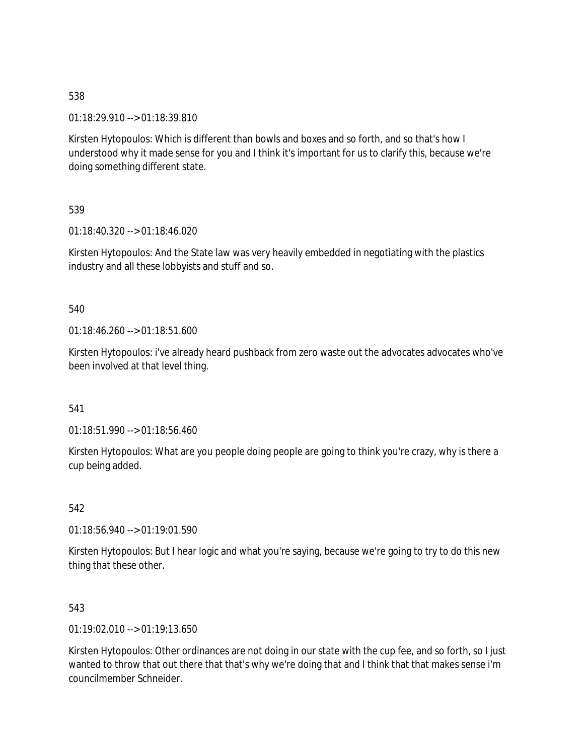538

01:18:29.910 --> 01:18:39.810

Kirsten Hytopoulos: Which is different than bowls and boxes and so forth, and so that's how I understood why it made sense for you and I think it's important for us to clarify this, because we're doing something different state.

539

01:18:40.320 --> 01:18:46.020

Kirsten Hytopoulos: And the State law was very heavily embedded in negotiating with the plastics industry and all these lobbyists and stuff and so.

540

01:18:46.260 --> 01:18:51.600

Kirsten Hytopoulos: i've already heard pushback from zero waste out the advocates advocates who've been involved at that level thing.

541

01:18:51.990 --> 01:18:56.460

Kirsten Hytopoulos: What are you people doing people are going to think you're crazy, why is there a cup being added.

542

01:18:56.940 --> 01:19:01.590

Kirsten Hytopoulos: But I hear logic and what you're saying, because we're going to try to do this new thing that these other.

543

01:19:02.010 --> 01:19:13.650

Kirsten Hytopoulos: Other ordinances are not doing in our state with the cup fee, and so forth, so I just wanted to throw that out there that that's why we're doing that and I think that that makes sense i'm councilmember Schneider.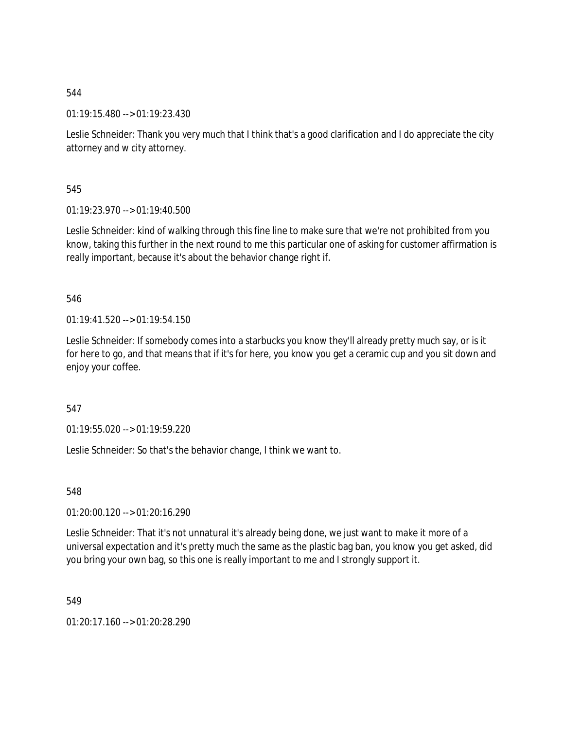544

01:19:15.480 --> 01:19:23.430

Leslie Schneider: Thank you very much that I think that's a good clarification and I do appreciate the city attorney and w city attorney.

545

01:19:23.970 --> 01:19:40.500

Leslie Schneider: kind of walking through this fine line to make sure that we're not prohibited from you know, taking this further in the next round to me this particular one of asking for customer affirmation is really important, because it's about the behavior change right if.

546

01:19:41.520 --> 01:19:54.150

Leslie Schneider: If somebody comes into a starbucks you know they'll already pretty much say, or is it for here to go, and that means that if it's for here, you know you get a ceramic cup and you sit down and enjoy your coffee.

547

01:19:55.020 --> 01:19:59.220

Leslie Schneider: So that's the behavior change, I think we want to.

548

01:20:00.120 --> 01:20:16.290

Leslie Schneider: That it's not unnatural it's already being done, we just want to make it more of a universal expectation and it's pretty much the same as the plastic bag ban, you know you get asked, did you bring your own bag, so this one is really important to me and I strongly support it.

549

01:20:17.160 --> 01:20:28.290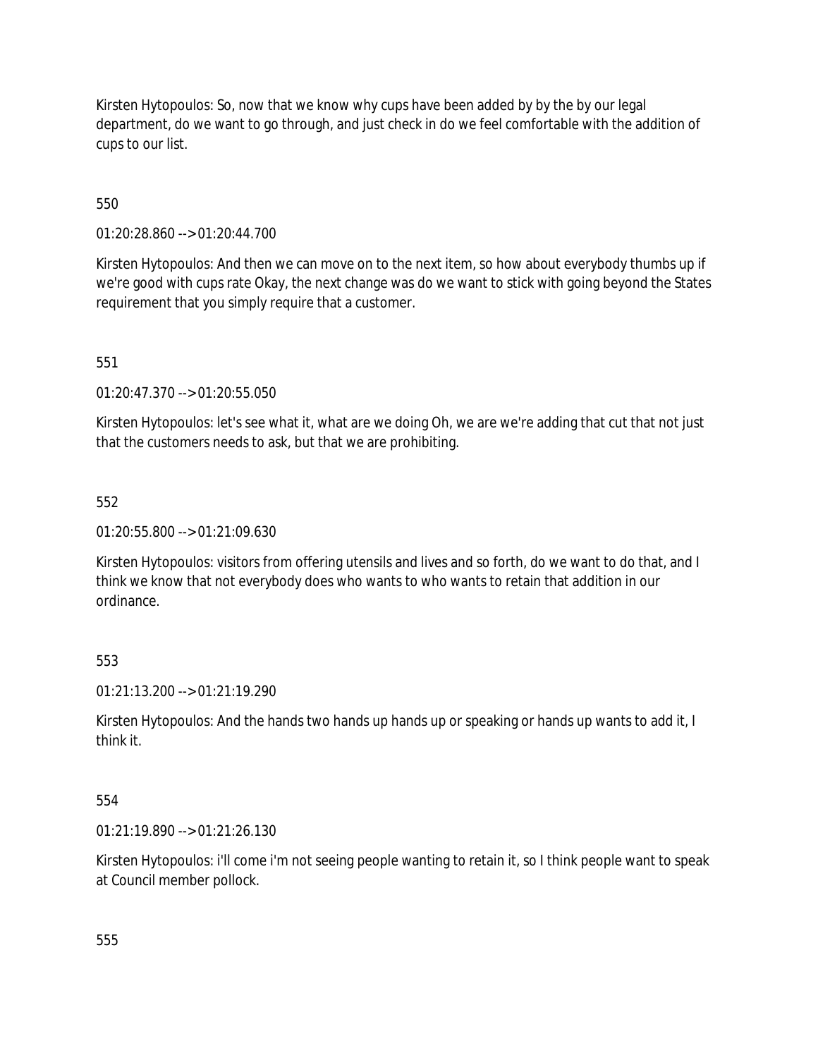Kirsten Hytopoulos: So, now that we know why cups have been added by by the by our legal department, do we want to go through, and just check in do we feel comfortable with the addition of cups to our list.

550

01:20:28.860 --> 01:20:44.700

Kirsten Hytopoulos: And then we can move on to the next item, so how about everybody thumbs up if we're good with cups rate Okay, the next change was do we want to stick with going beyond the States requirement that you simply require that a customer.

551

01:20:47.370 --> 01:20:55.050

Kirsten Hytopoulos: let's see what it, what are we doing Oh, we are we're adding that cut that not just that the customers needs to ask, but that we are prohibiting.

552

01:20:55.800 --> 01:21:09.630

Kirsten Hytopoulos: visitors from offering utensils and lives and so forth, do we want to do that, and I think we know that not everybody does who wants to who wants to retain that addition in our ordinance.

553

01:21:13.200 --> 01:21:19.290

Kirsten Hytopoulos: And the hands two hands up hands up or speaking or hands up wants to add it, I think it.

554

01:21:19.890 --> 01:21:26.130

Kirsten Hytopoulos: i'll come i'm not seeing people wanting to retain it, so I think people want to speak at Council member pollock.

555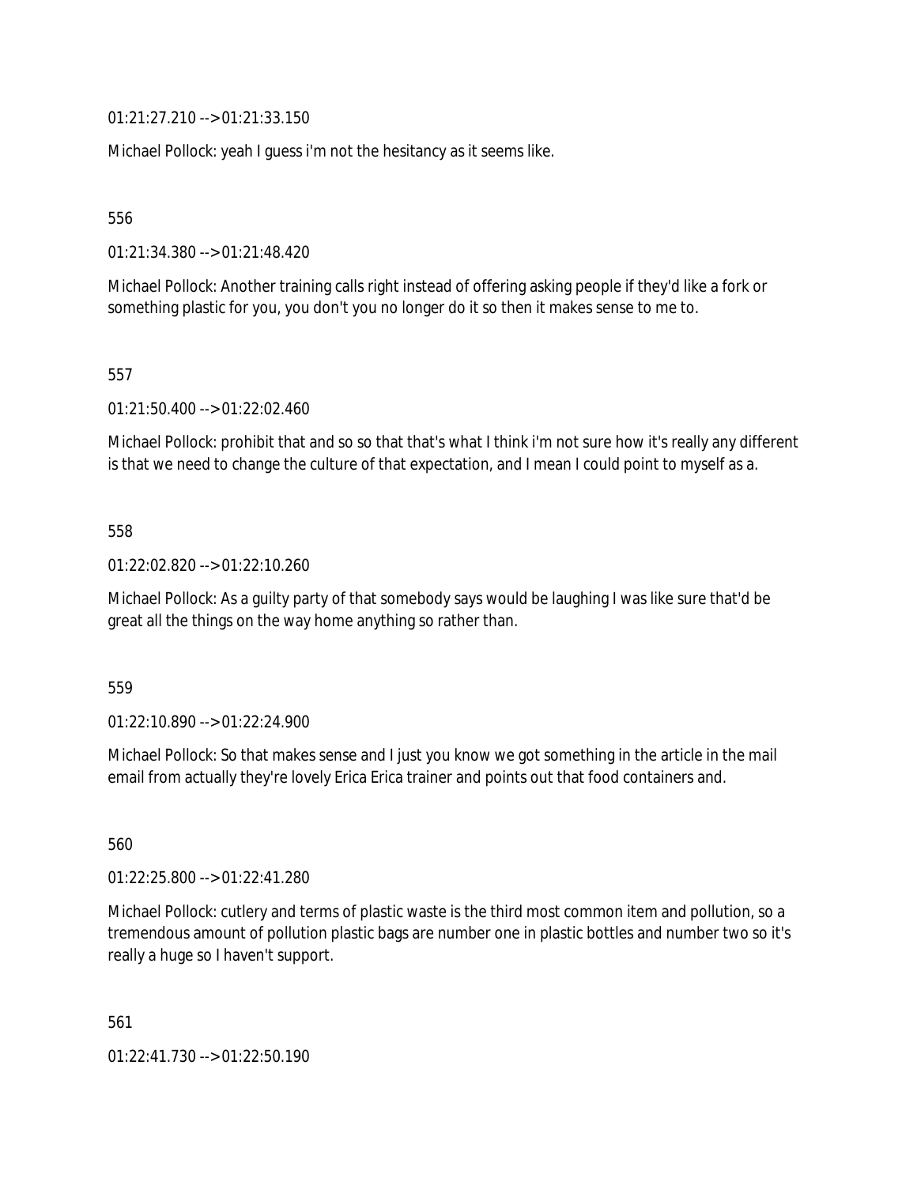01:21:27.210 --> 01:21:33.150

Michael Pollock: yeah I guess i'm not the hesitancy as it seems like.

556

01:21:34.380 --> 01:21:48.420

Michael Pollock: Another training calls right instead of offering asking people if they'd like a fork or something plastic for you, you don't you no longer do it so then it makes sense to me to.

557

01:21:50.400 --> 01:22:02.460

Michael Pollock: prohibit that and so so that that's what I think i'm not sure how it's really any different is that we need to change the culture of that expectation, and I mean I could point to myself as a.

558

01:22:02.820 --> 01:22:10.260

Michael Pollock: As a guilty party of that somebody says would be laughing I was like sure that'd be great all the things on the way home anything so rather than.

559

01:22:10.890 --> 01:22:24.900

Michael Pollock: So that makes sense and I just you know we got something in the article in the mail email from actually they're lovely Erica Erica trainer and points out that food containers and.

560

01:22:25.800 --> 01:22:41.280

Michael Pollock: cutlery and terms of plastic waste is the third most common item and pollution, so a tremendous amount of pollution plastic bags are number one in plastic bottles and number two so it's really a huge so I haven't support.

561

01:22:41.730 --> 01:22:50.190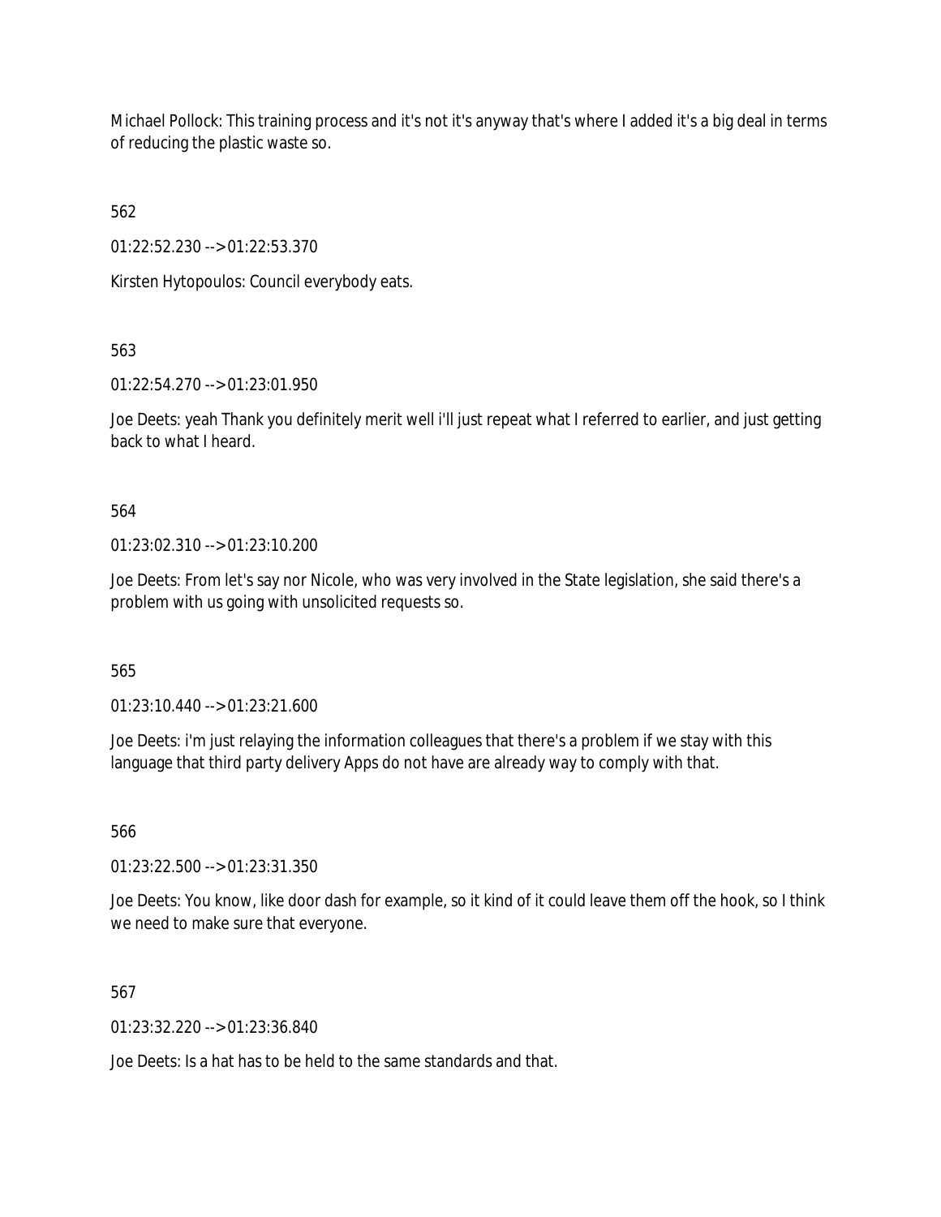Michael Pollock: This training process and it's not it's anyway that's where I added it's a big deal in terms of reducing the plastic waste so.

562

01:22:52.230 --> 01:22:53.370

Kirsten Hytopoulos: Council everybody eats.

563

01:22:54.270 --> 01:23:01.950

Joe Deets: yeah Thank you definitely merit well i'll just repeat what I referred to earlier, and just getting back to what I heard.

564

01:23:02.310 --> 01:23:10.200

Joe Deets: From let's say nor Nicole, who was very involved in the State legislation, she said there's a problem with us going with unsolicited requests so.

565

01:23:10.440 --> 01:23:21.600

Joe Deets: i'm just relaying the information colleagues that there's a problem if we stay with this language that third party delivery Apps do not have are already way to comply with that.

566

01:23:22.500 --> 01:23:31.350

Joe Deets: You know, like door dash for example, so it kind of it could leave them off the hook, so I think we need to make sure that everyone.

567

01:23:32.220 --> 01:23:36.840

Joe Deets: Is a hat has to be held to the same standards and that.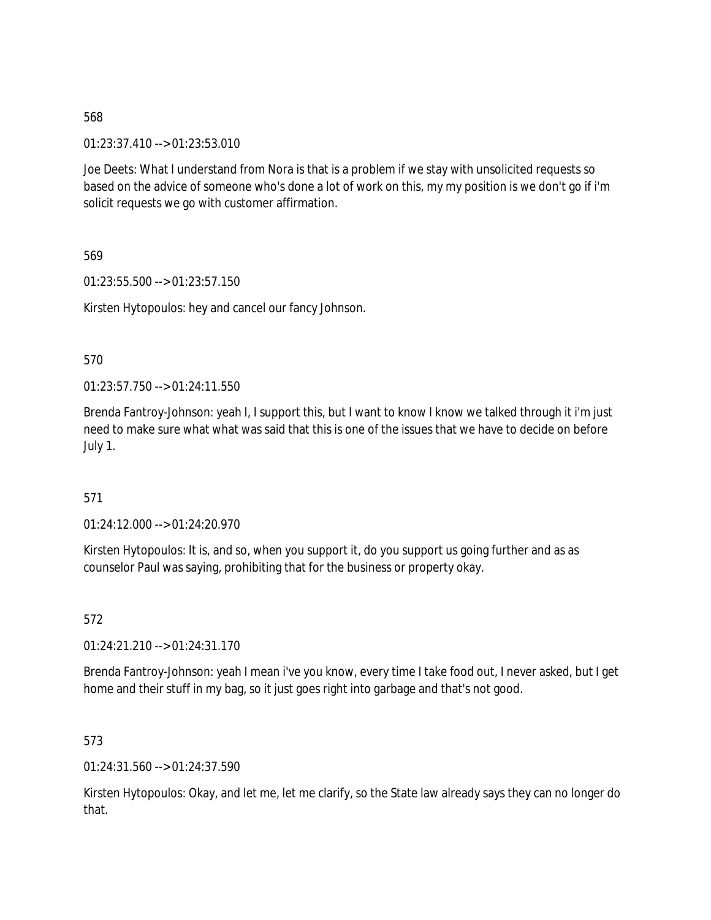568

01:23:37.410 --> 01:23:53.010

Joe Deets: What I understand from Nora is that is a problem if we stay with unsolicited requests so based on the advice of someone who's done a lot of work on this, my my position is we don't go if i'm solicit requests we go with customer affirmation.

569

01:23:55.500 --> 01:23:57.150

Kirsten Hytopoulos: hey and cancel our fancy Johnson.

570

01:23:57.750 --> 01:24:11.550

Brenda Fantroy-Johnson: yeah I, I support this, but I want to know I know we talked through it i'm just need to make sure what what was said that this is one of the issues that we have to decide on before July 1.

571

01:24:12.000 --> 01:24:20.970

Kirsten Hytopoulos: It is, and so, when you support it, do you support us going further and as as counselor Paul was saying, prohibiting that for the business or property okay.

572

01:24:21.210 --> 01:24:31.170

Brenda Fantroy-Johnson: yeah I mean i've you know, every time I take food out, I never asked, but I get home and their stuff in my bag, so it just goes right into garbage and that's not good.

573

01:24:31.560 --> 01:24:37.590

Kirsten Hytopoulos: Okay, and let me, let me clarify, so the State law already says they can no longer do that.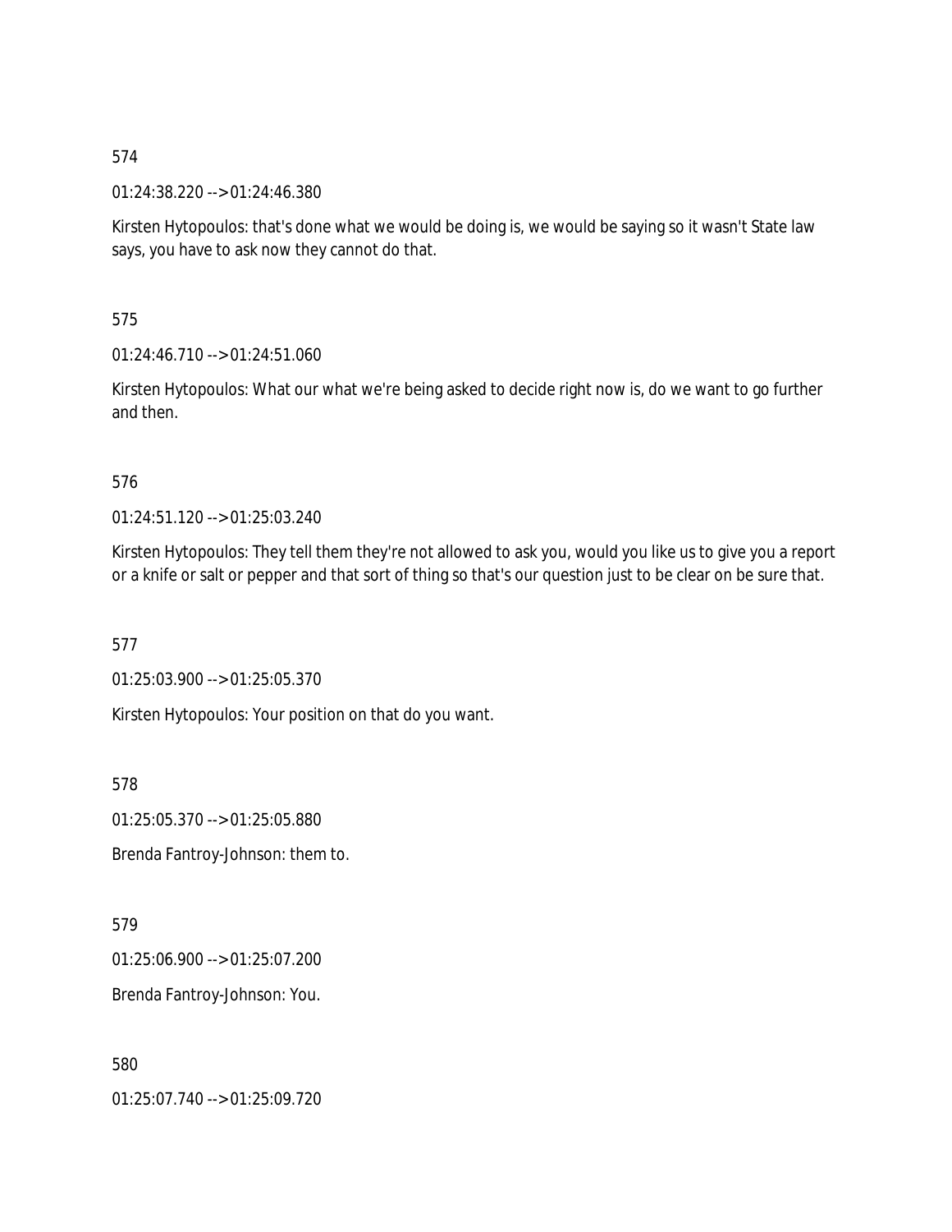574

01:24:38.220 --> 01:24:46.380

Kirsten Hytopoulos: that's done what we would be doing is, we would be saying so it wasn't State law says, you have to ask now they cannot do that.

575

01:24:46.710 --> 01:24:51.060

Kirsten Hytopoulos: What our what we're being asked to decide right now is, do we want to go further and then.

576

01:24:51.120 --> 01:25:03.240

Kirsten Hytopoulos: They tell them they're not allowed to ask you, would you like us to give you a report or a knife or salt or pepper and that sort of thing so that's our question just to be clear on be sure that.

577

01:25:03.900 --> 01:25:05.370

Kirsten Hytopoulos: Your position on that do you want.

578

01:25:05.370 --> 01:25:05.880

Brenda Fantroy-Johnson: them to.

579

01:25:06.900 --> 01:25:07.200

Brenda Fantroy-Johnson: You.

580

01:25:07.740 --> 01:25:09.720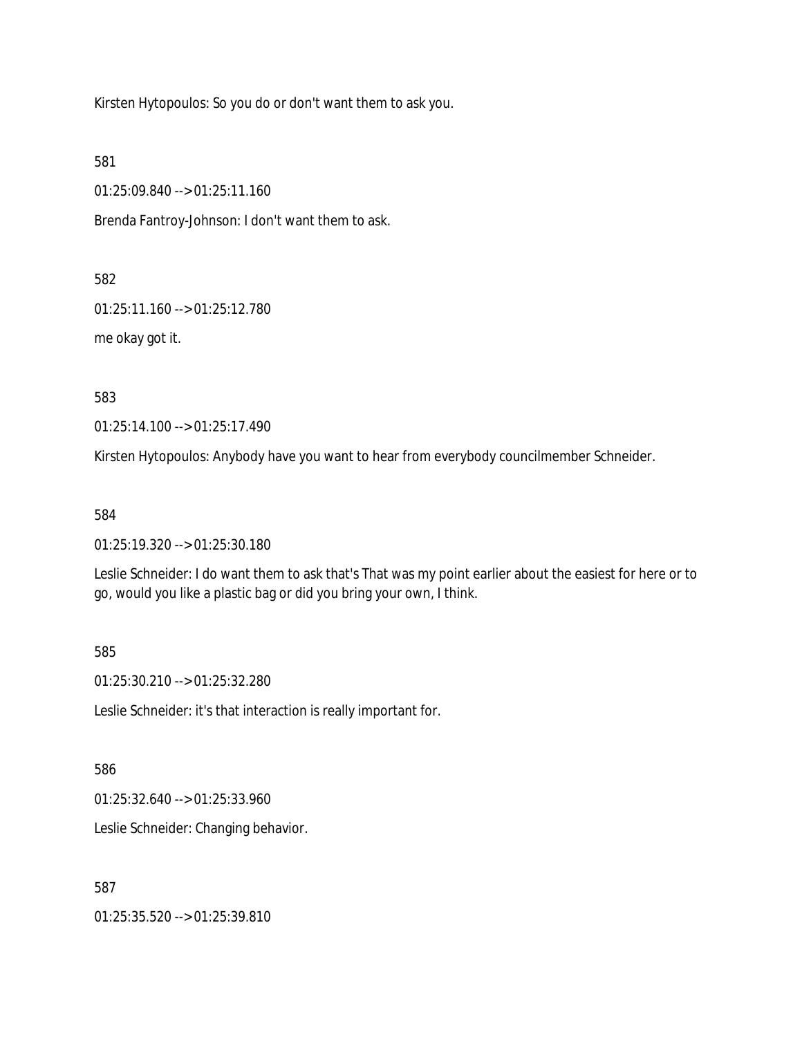Kirsten Hytopoulos: So you do or don't want them to ask you.

581

01:25:09.840 --> 01:25:11.160

Brenda Fantroy-Johnson: I don't want them to ask.

582

01:25:11.160 --> 01:25:12.780

me okay got it.

583

01:25:14.100 --> 01:25:17.490

Kirsten Hytopoulos: Anybody have you want to hear from everybody councilmember Schneider.

584

01:25:19.320 --> 01:25:30.180

Leslie Schneider: I do want them to ask that's That was my point earlier about the easiest for here or to go, would you like a plastic bag or did you bring your own, I think.

585

01:25:30.210 --> 01:25:32.280

Leslie Schneider: it's that interaction is really important for.

586

01:25:32.640 --> 01:25:33.960

Leslie Schneider: Changing behavior.

587

01:25:35.520 --> 01:25:39.810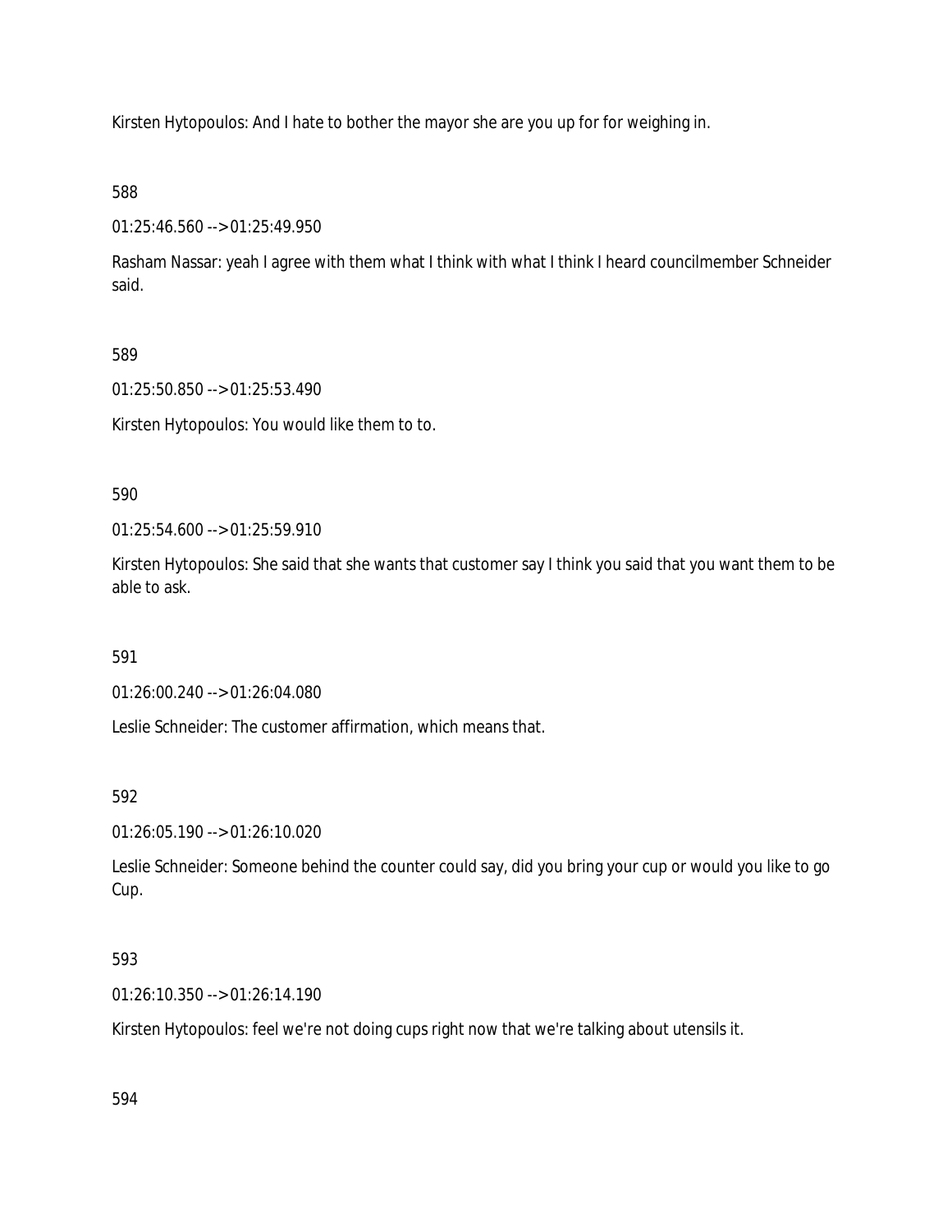Kirsten Hytopoulos: And I hate to bother the mayor she are you up for for weighing in.

588

01:25:46.560 --> 01:25:49.950

Rasham Nassar: yeah I agree with them what I think with what I think I heard councilmember Schneider said.

589

01:25:50.850 --> 01:25:53.490

Kirsten Hytopoulos: You would like them to to.

590

01:25:54.600 --> 01:25:59.910

Kirsten Hytopoulos: She said that she wants that customer say I think you said that you want them to be able to ask.

591

01:26:00.240 --> 01:26:04.080

Leslie Schneider: The customer affirmation, which means that.

592

01:26:05.190 --> 01:26:10.020

Leslie Schneider: Someone behind the counter could say, did you bring your cup or would you like to go Cup.

593

01:26:10.350 --> 01:26:14.190

Kirsten Hytopoulos: feel we're not doing cups right now that we're talking about utensils it.

594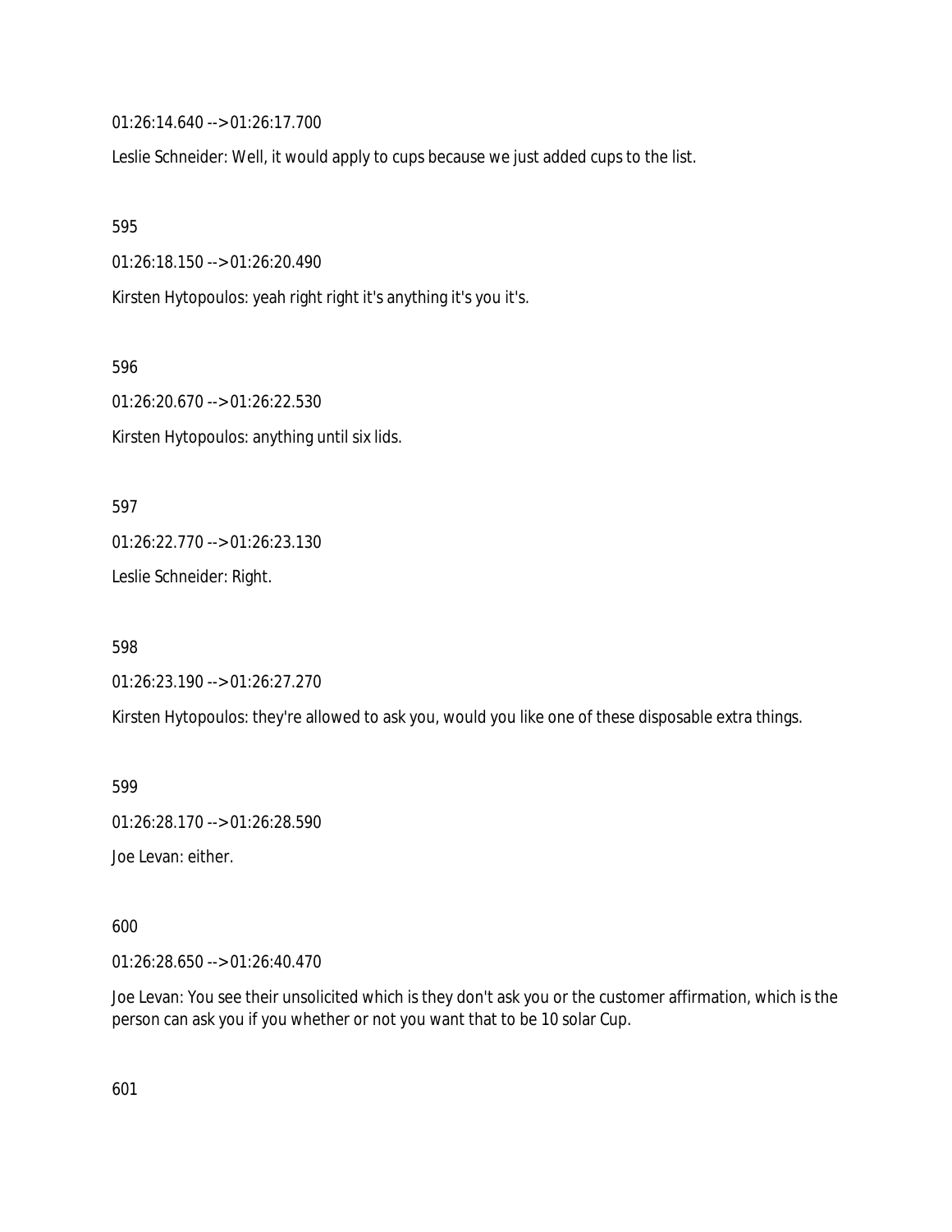01:26:14.640 --> 01:26:17.700

Leslie Schneider: Well, it would apply to cups because we just added cups to the list.

595

01:26:18.150 --> 01:26:20.490

Kirsten Hytopoulos: yeah right right it's anything it's you it's.

596

01:26:20.670 --> 01:26:22.530

Kirsten Hytopoulos: anything until six lids.

597

01:26:22.770 --> 01:26:23.130

Leslie Schneider: Right.

598

01:26:23.190 --> 01:26:27.270

Kirsten Hytopoulos: they're allowed to ask you, would you like one of these disposable extra things.

599

01:26:28.170 --> 01:26:28.590

Joe Levan: either.

600

01:26:28.650 --> 01:26:40.470

Joe Levan: You see their unsolicited which is they don't ask you or the customer affirmation, which is the person can ask you if you whether or not you want that to be 10 solar Cup.

601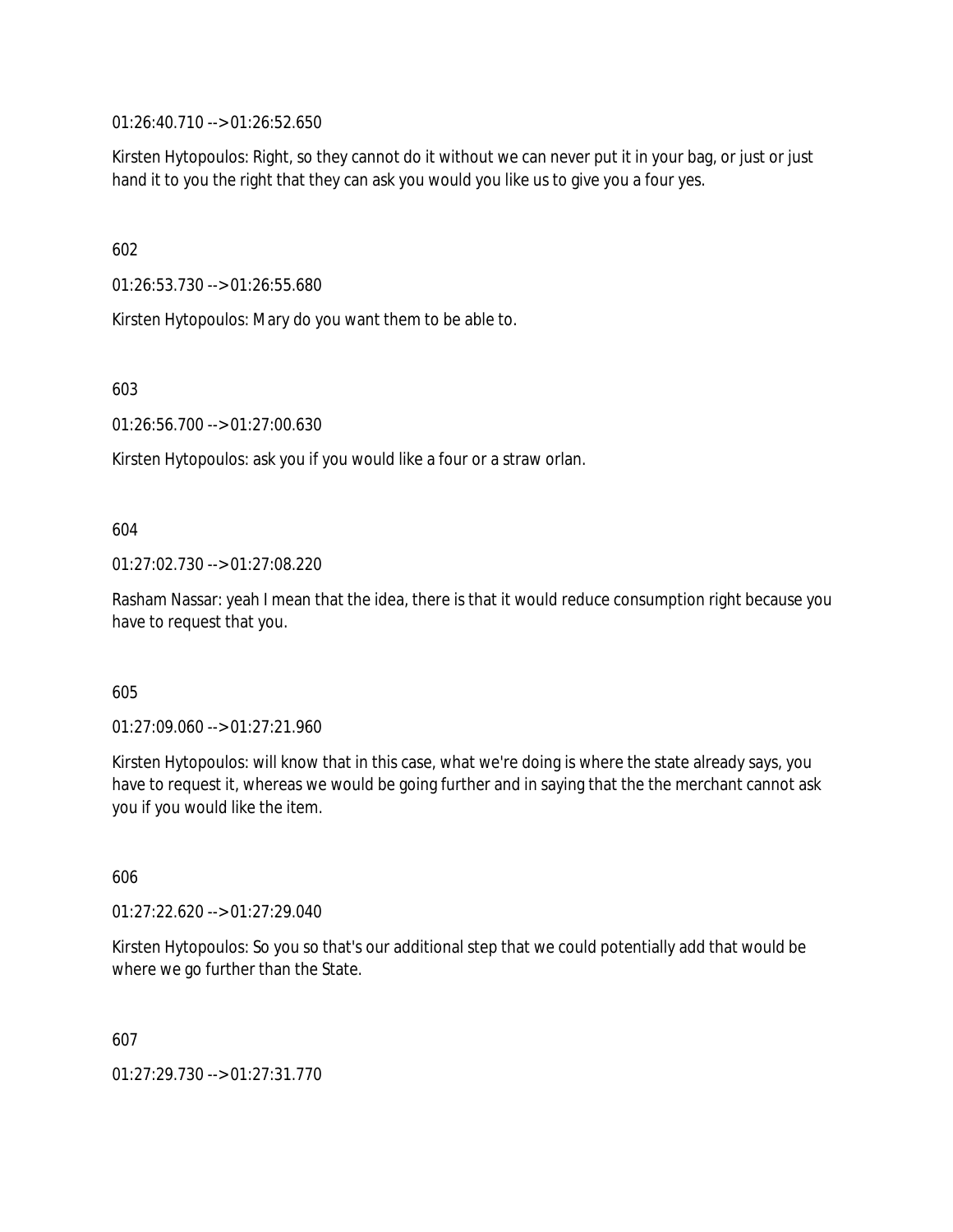01:26:40.710 --> 01:26:52.650

Kirsten Hytopoulos: Right, so they cannot do it without we can never put it in your bag, or just or just hand it to you the right that they can ask you would you like us to give you a four yes.

602

01:26:53.730 --> 01:26:55.680

Kirsten Hytopoulos: Mary do you want them to be able to.

603

01:26:56.700 --> 01:27:00.630

Kirsten Hytopoulos: ask you if you would like a four or a straw orlan.

604

01:27:02.730 --> 01:27:08.220

Rasham Nassar: yeah I mean that the idea, there is that it would reduce consumption right because you have to request that you.

605

01:27:09.060 --> 01:27:21.960

Kirsten Hytopoulos: will know that in this case, what we're doing is where the state already says, you have to request it, whereas we would be going further and in saying that the the merchant cannot ask you if you would like the item.

606

01:27:22.620 --> 01:27:29.040

Kirsten Hytopoulos: So you so that's our additional step that we could potentially add that would be where we go further than the State.

607

01:27:29.730 --> 01:27:31.770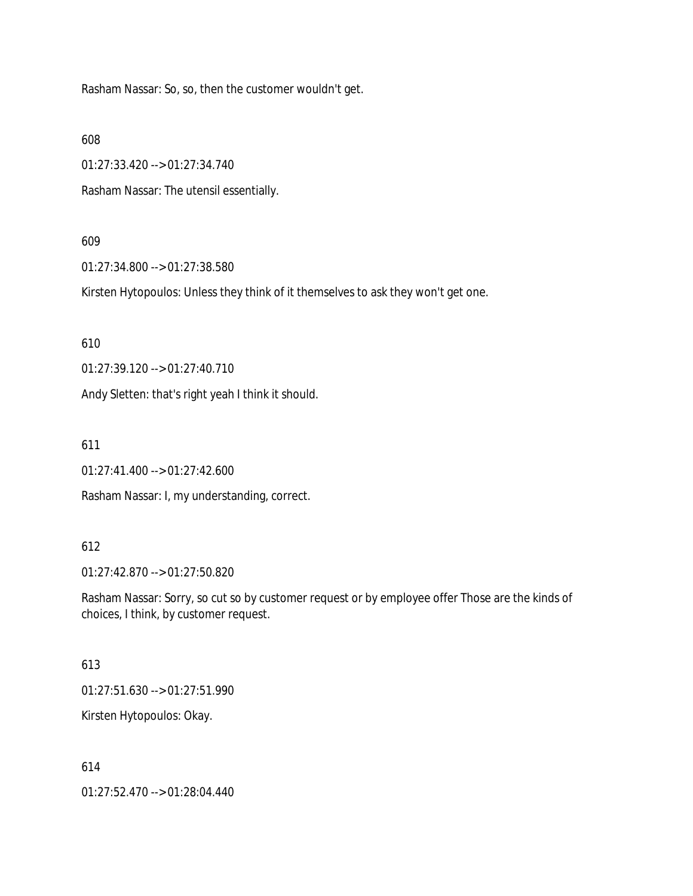Rasham Nassar: So, so, then the customer wouldn't get.

608

01:27:33.420 --> 01:27:34.740

Rasham Nassar: The utensil essentially.

609

01:27:34.800 --> 01:27:38.580

Kirsten Hytopoulos: Unless they think of it themselves to ask they won't get one.

610

01:27:39.120 --> 01:27:40.710

Andy Sletten: that's right yeah I think it should.

611

01:27:41.400 --> 01:27:42.600

Rasham Nassar: I, my understanding, correct.

612

01:27:42.870 --> 01:27:50.820

Rasham Nassar: Sorry, so cut so by customer request or by employee offer Those are the kinds of choices, I think, by customer request.

613

01:27:51.630 --> 01:27:51.990

Kirsten Hytopoulos: Okay.

614

01:27:52.470 --> 01:28:04.440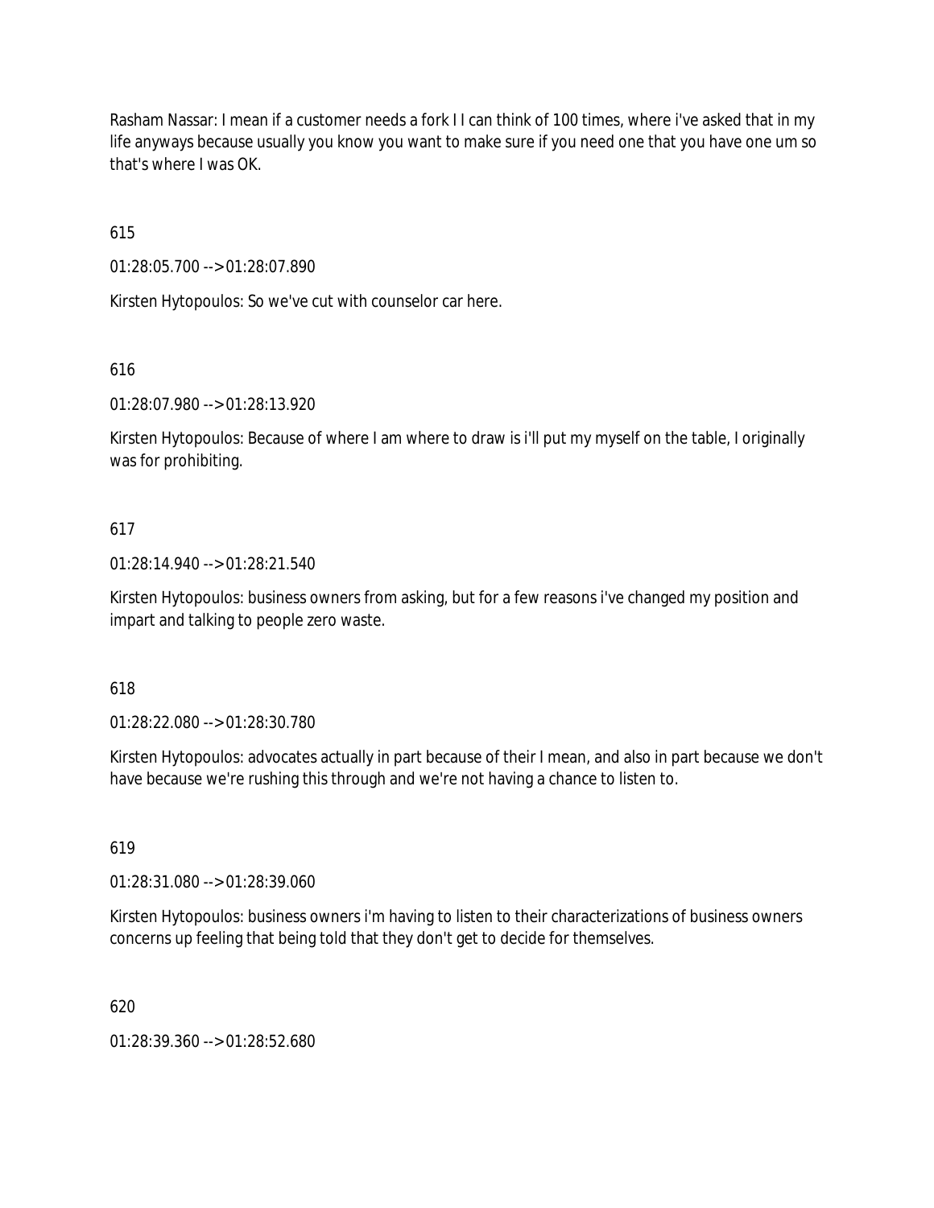Rasham Nassar: I mean if a customer needs a fork I I can think of 100 times, where i've asked that in my life anyways because usually you know you want to make sure if you need one that you have one um so that's where I was OK.

615

01:28:05.700 --> 01:28:07.890

Kirsten Hytopoulos: So we've cut with counselor car here.

616

01:28:07.980 --> 01:28:13.920

Kirsten Hytopoulos: Because of where I am where to draw is i'll put my myself on the table, I originally was for prohibiting.

617

01:28:14.940 --> 01:28:21.540

Kirsten Hytopoulos: business owners from asking, but for a few reasons i've changed my position and impart and talking to people zero waste.

618

01:28:22.080 --> 01:28:30.780

Kirsten Hytopoulos: advocates actually in part because of their I mean, and also in part because we don't have because we're rushing this through and we're not having a chance to listen to.

619

01:28:31.080 --> 01:28:39.060

Kirsten Hytopoulos: business owners i'm having to listen to their characterizations of business owners concerns up feeling that being told that they don't get to decide for themselves.

620

01:28:39.360 --> 01:28:52.680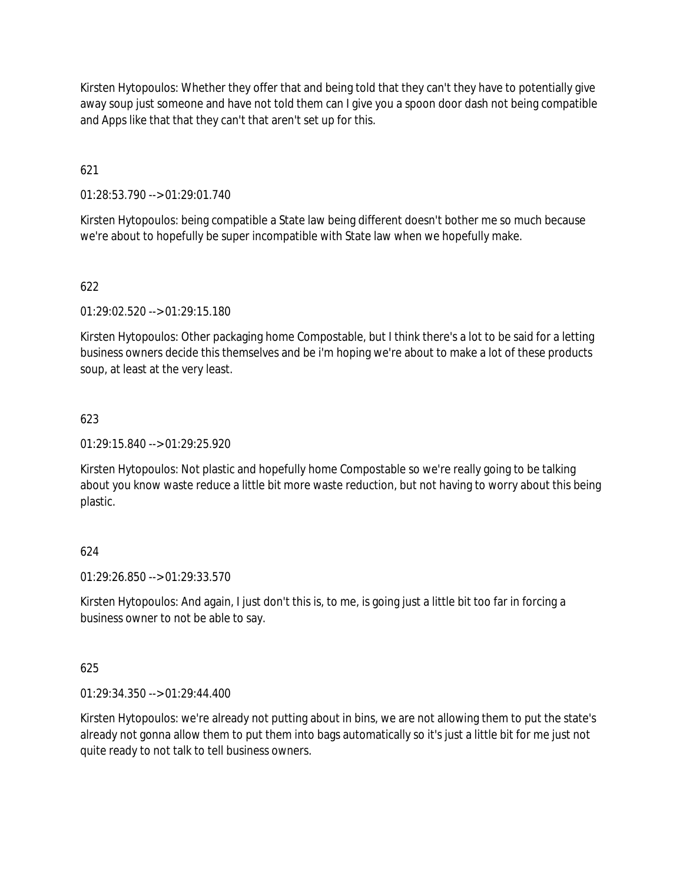Kirsten Hytopoulos: Whether they offer that and being told that they can't they have to potentially give away soup just someone and have not told them can I give you a spoon door dash not being compatible and Apps like that that they can't that aren't set up for this.

621

01:28:53.790 --> 01:29:01.740

Kirsten Hytopoulos: being compatible a State law being different doesn't bother me so much because we're about to hopefully be super incompatible with State law when we hopefully make.

622

01:29:02.520 --> 01:29:15.180

Kirsten Hytopoulos: Other packaging home Compostable, but I think there's a lot to be said for a letting business owners decide this themselves and be i'm hoping we're about to make a lot of these products soup, at least at the very least.

623

01:29:15.840 --> 01:29:25.920

Kirsten Hytopoulos: Not plastic and hopefully home Compostable so we're really going to be talking about you know waste reduce a little bit more waste reduction, but not having to worry about this being plastic.

624

01:29:26.850 --> 01:29:33.570

Kirsten Hytopoulos: And again, I just don't this is, to me, is going just a little bit too far in forcing a business owner to not be able to say.

625

01:29:34.350 --> 01:29:44.400

Kirsten Hytopoulos: we're already not putting about in bins, we are not allowing them to put the state's already not gonna allow them to put them into bags automatically so it's just a little bit for me just not quite ready to not talk to tell business owners.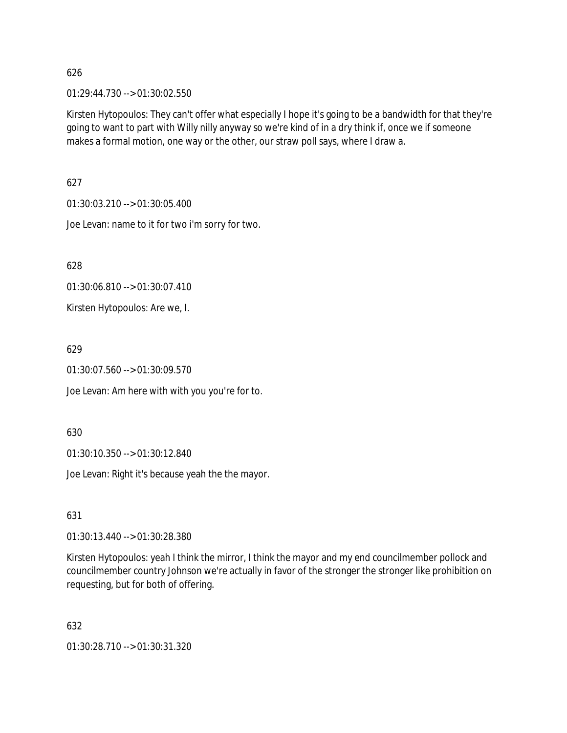626

01:29:44.730 --> 01:30:02.550

Kirsten Hytopoulos: They can't offer what especially I hope it's going to be a bandwidth for that they're going to want to part with Willy nilly anyway so we're kind of in a dry think if, once we if someone makes a formal motion, one way or the other, our straw poll says, where I draw a.

627

01:30:03.210 --> 01:30:05.400

Joe Levan: name to it for two i'm sorry for two.

628

01:30:06.810 --> 01:30:07.410

Kirsten Hytopoulos: Are we, I.

629

01:30:07.560 --> 01:30:09.570

Joe Levan: Am here with with you you're for to.

630

01:30:10.350 --> 01:30:12.840

Joe Levan: Right it's because yeah the the mayor.

631

01:30:13.440 --> 01:30:28.380

Kirsten Hytopoulos: yeah I think the mirror, I think the mayor and my end councilmember pollock and councilmember country Johnson we're actually in favor of the stronger the stronger like prohibition on requesting, but for both of offering.

632

01:30:28.710 --> 01:30:31.320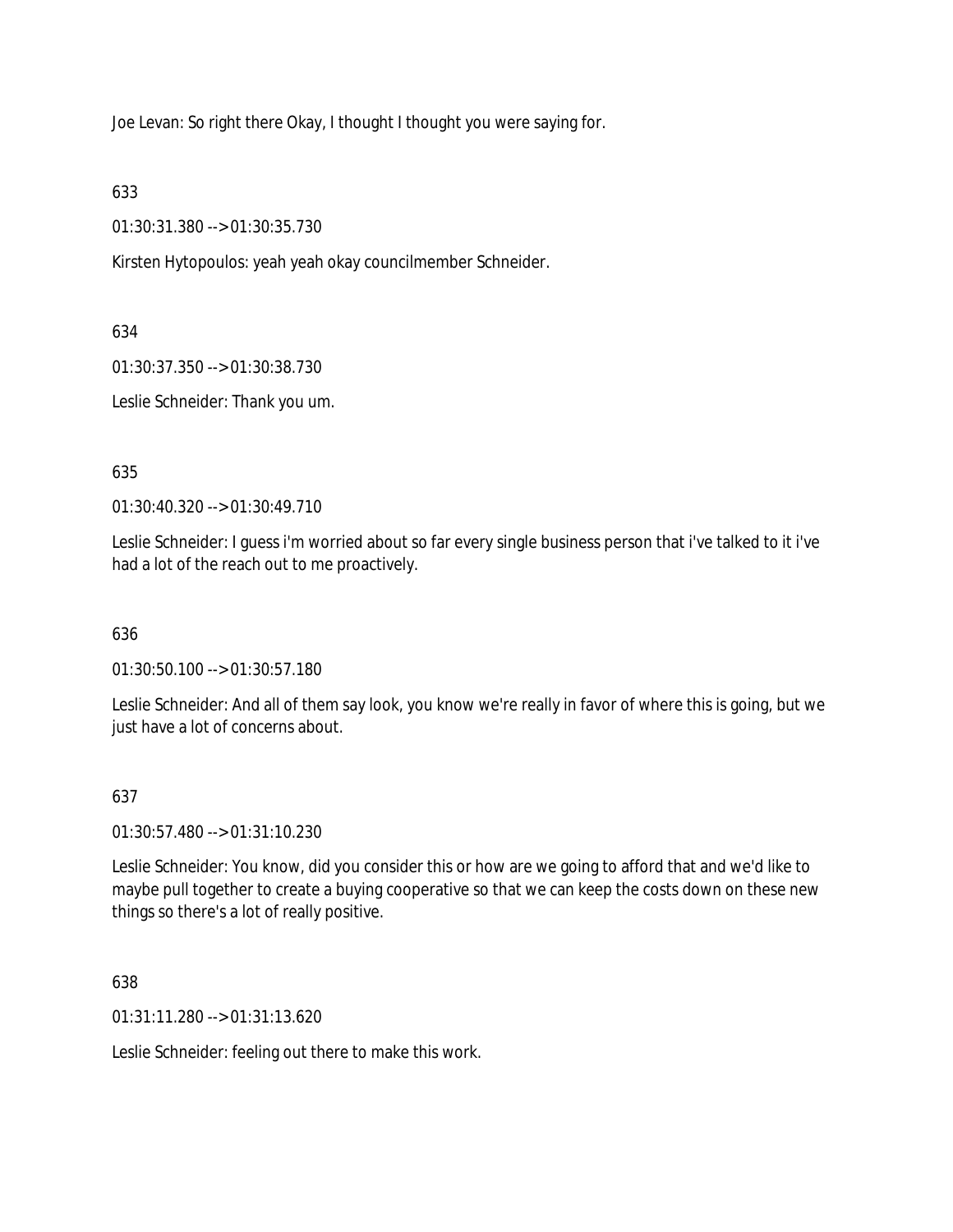Joe Levan: So right there Okay, I thought I thought you were saying for.

633

01:30:31.380 --> 01:30:35.730

Kirsten Hytopoulos: yeah yeah okay councilmember Schneider.

634

01:30:37.350 --> 01:30:38.730

Leslie Schneider: Thank you um.

635

01:30:40.320 --> 01:30:49.710

Leslie Schneider: I guess i'm worried about so far every single business person that i've talked to it i've had a lot of the reach out to me proactively.

636

01:30:50.100 --> 01:30:57.180

Leslie Schneider: And all of them say look, you know we're really in favor of where this is going, but we just have a lot of concerns about.

637

01:30:57.480 --> 01:31:10.230

Leslie Schneider: You know, did you consider this or how are we going to afford that and we'd like to maybe pull together to create a buying cooperative so that we can keep the costs down on these new things so there's a lot of really positive.

638

01:31:11.280 --> 01:31:13.620

Leslie Schneider: feeling out there to make this work.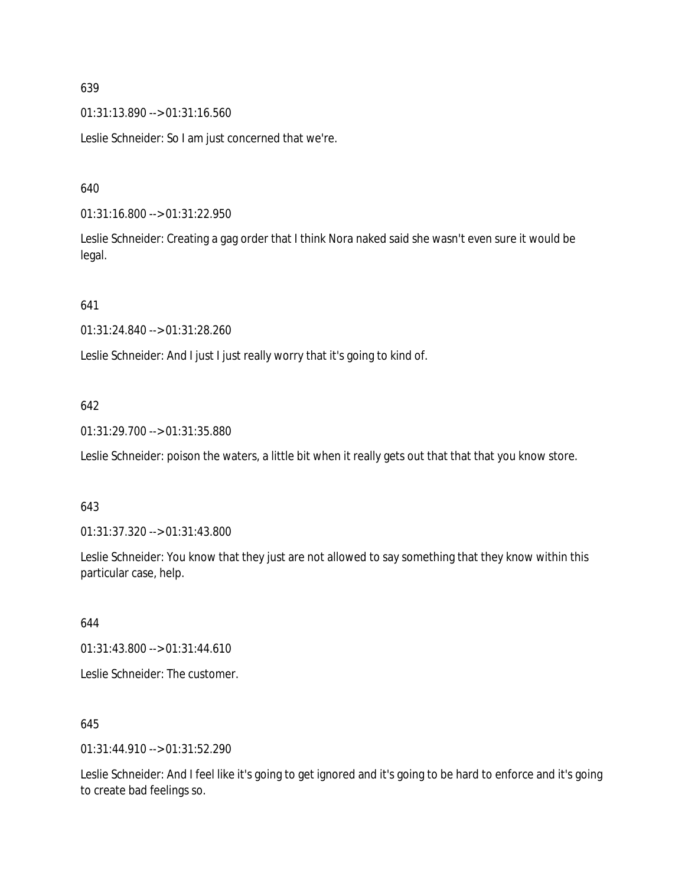639

01:31:13.890 --> 01:31:16.560

Leslie Schneider: So I am just concerned that we're.

640

01:31:16.800 --> 01:31:22.950

Leslie Schneider: Creating a gag order that I think Nora naked said she wasn't even sure it would be legal.

641

01:31:24.840 --> 01:31:28.260

Leslie Schneider: And I just I just really worry that it's going to kind of.

642

01:31:29.700 --> 01:31:35.880

Leslie Schneider: poison the waters, a little bit when it really gets out that that that you know store.

643

01:31:37.320 --> 01:31:43.800

Leslie Schneider: You know that they just are not allowed to say something that they know within this particular case, help.

644

01:31:43.800 --> 01:31:44.610

Leslie Schneider: The customer.

645

01:31:44.910 --> 01:31:52.290

Leslie Schneider: And I feel like it's going to get ignored and it's going to be hard to enforce and it's going to create bad feelings so.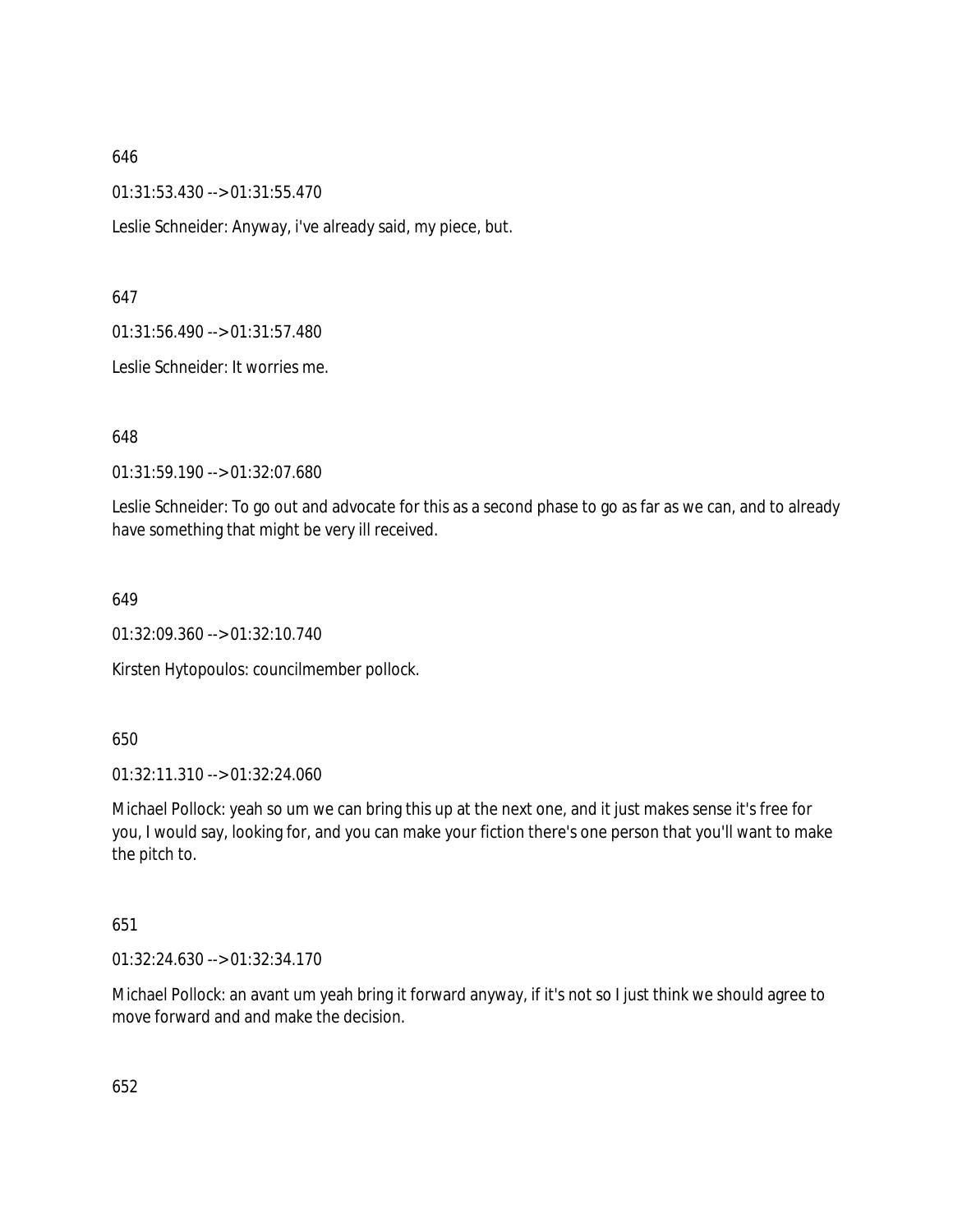646

01:31:53.430 --> 01:31:55.470

Leslie Schneider: Anyway, i've already said, my piece, but.

647

01:31:56.490 --> 01:31:57.480

Leslie Schneider: It worries me.

648

01:31:59.190 --> 01:32:07.680

Leslie Schneider: To go out and advocate for this as a second phase to go as far as we can, and to already have something that might be very ill received.

649

01:32:09.360 --> 01:32:10.740

Kirsten Hytopoulos: councilmember pollock.

650

01:32:11.310 --> 01:32:24.060

Michael Pollock: yeah so um we can bring this up at the next one, and it just makes sense it's free for you, I would say, looking for, and you can make your fiction there's one person that you'll want to make the pitch to.

651

01:32:24.630 --> 01:32:34.170

Michael Pollock: an avant um yeah bring it forward anyway, if it's not so I just think we should agree to move forward and and make the decision.

652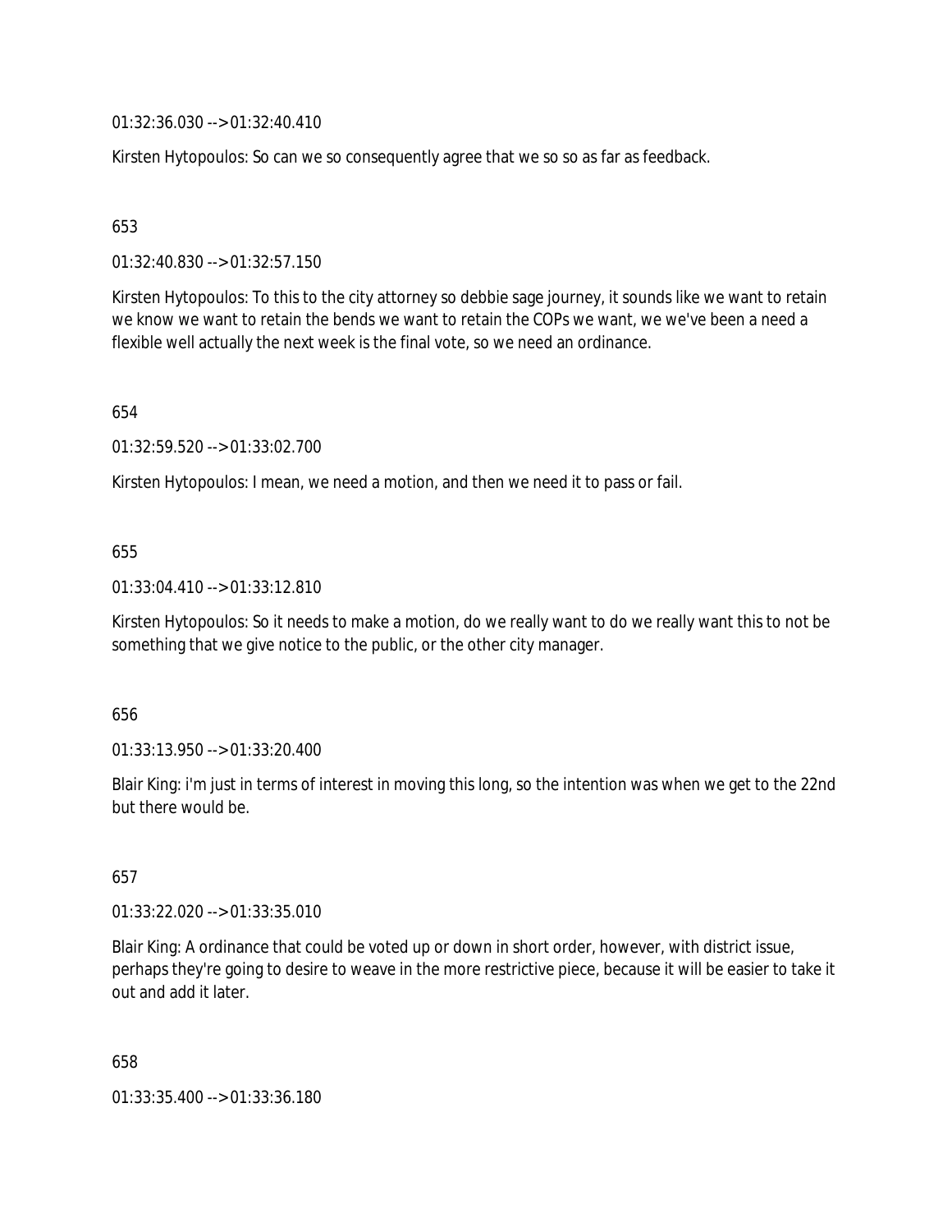01:32:36.030 --> 01:32:40.410

Kirsten Hytopoulos: So can we so consequently agree that we so so as far as feedback.

653

01:32:40.830 --> 01:32:57.150

Kirsten Hytopoulos: To this to the city attorney so debbie sage journey, it sounds like we want to retain we know we want to retain the bends we want to retain the COPs we want, we we've been a need a flexible well actually the next week is the final vote, so we need an ordinance.

654

01:32:59.520 --> 01:33:02.700

Kirsten Hytopoulos: I mean, we need a motion, and then we need it to pass or fail.

655

01:33:04.410 --> 01:33:12.810

Kirsten Hytopoulos: So it needs to make a motion, do we really want to do we really want this to not be something that we give notice to the public, or the other city manager.

656

01:33:13.950 --> 01:33:20.400

Blair King: i'm just in terms of interest in moving this long, so the intention was when we get to the 22nd but there would be.

657

01:33:22.020 --> 01:33:35.010

Blair King: A ordinance that could be voted up or down in short order, however, with district issue, perhaps they're going to desire to weave in the more restrictive piece, because it will be easier to take it out and add it later.

658

01:33:35.400 --> 01:33:36.180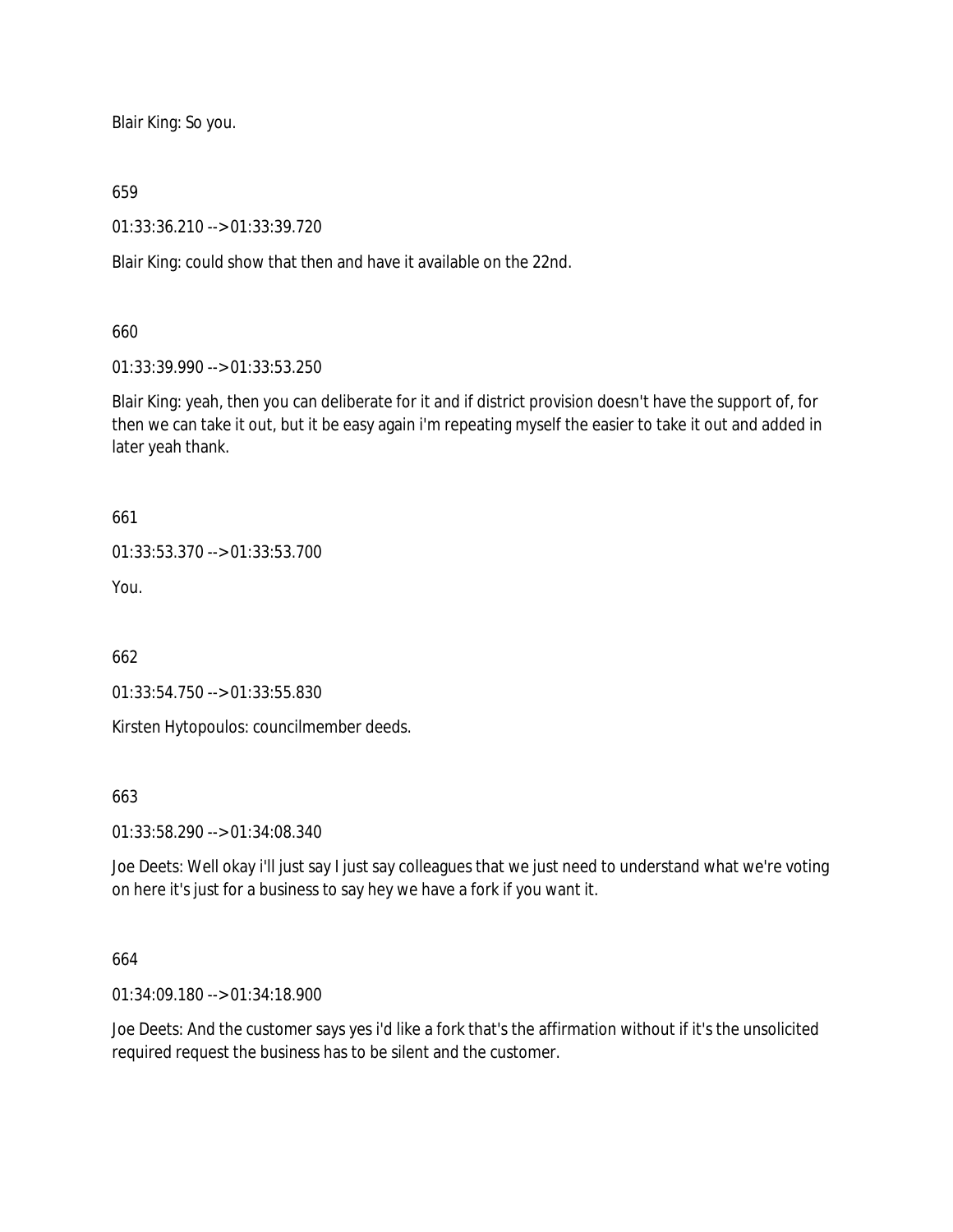Blair King: So you.

659

01:33:36.210 --> 01:33:39.720

Blair King: could show that then and have it available on the 22nd.

660

01:33:39.990 --> 01:33:53.250

Blair King: yeah, then you can deliberate for it and if district provision doesn't have the support of, for then we can take it out, but it be easy again i'm repeating myself the easier to take it out and added in later yeah thank.

661

01:33:53.370 --> 01:33:53.700

You.

662

01:33:54.750 --> 01:33:55.830

Kirsten Hytopoulos: councilmember deeds.

663

01:33:58.290 --> 01:34:08.340

Joe Deets: Well okay i'll just say I just say colleagues that we just need to understand what we're voting on here it's just for a business to say hey we have a fork if you want it.

664

01:34:09.180 --> 01:34:18.900

Joe Deets: And the customer says yes i'd like a fork that's the affirmation without if it's the unsolicited required request the business has to be silent and the customer.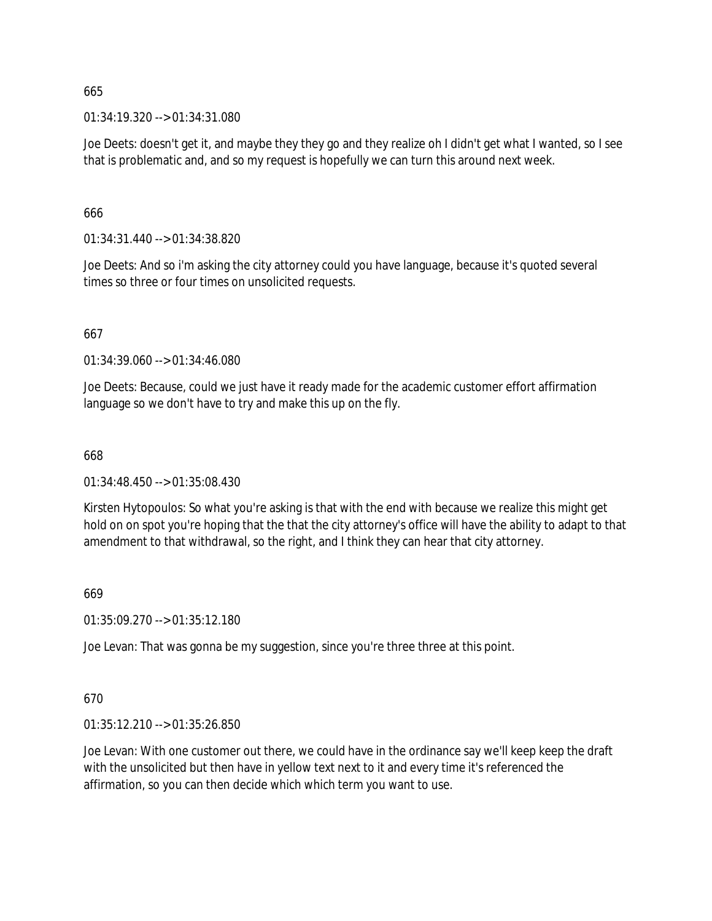665

01:34:19.320 --> 01:34:31.080

Joe Deets: doesn't get it, and maybe they they go and they realize oh I didn't get what I wanted, so I see that is problematic and, and so my request is hopefully we can turn this around next week.

666

01:34:31.440 --> 01:34:38.820

Joe Deets: And so i'm asking the city attorney could you have language, because it's quoted several times so three or four times on unsolicited requests.

667

01:34:39.060 --> 01:34:46.080

Joe Deets: Because, could we just have it ready made for the academic customer effort affirmation language so we don't have to try and make this up on the fly.

668

01:34:48.450 --> 01:35:08.430

Kirsten Hytopoulos: So what you're asking is that with the end with because we realize this might get hold on on spot you're hoping that the that the city attorney's office will have the ability to adapt to that amendment to that withdrawal, so the right, and I think they can hear that city attorney.

669

01:35:09.270 --> 01:35:12.180

Joe Levan: That was gonna be my suggestion, since you're three three at this point.

670

01:35:12.210 --> 01:35:26.850

Joe Levan: With one customer out there, we could have in the ordinance say we'll keep keep the draft with the unsolicited but then have in yellow text next to it and every time it's referenced the affirmation, so you can then decide which which term you want to use.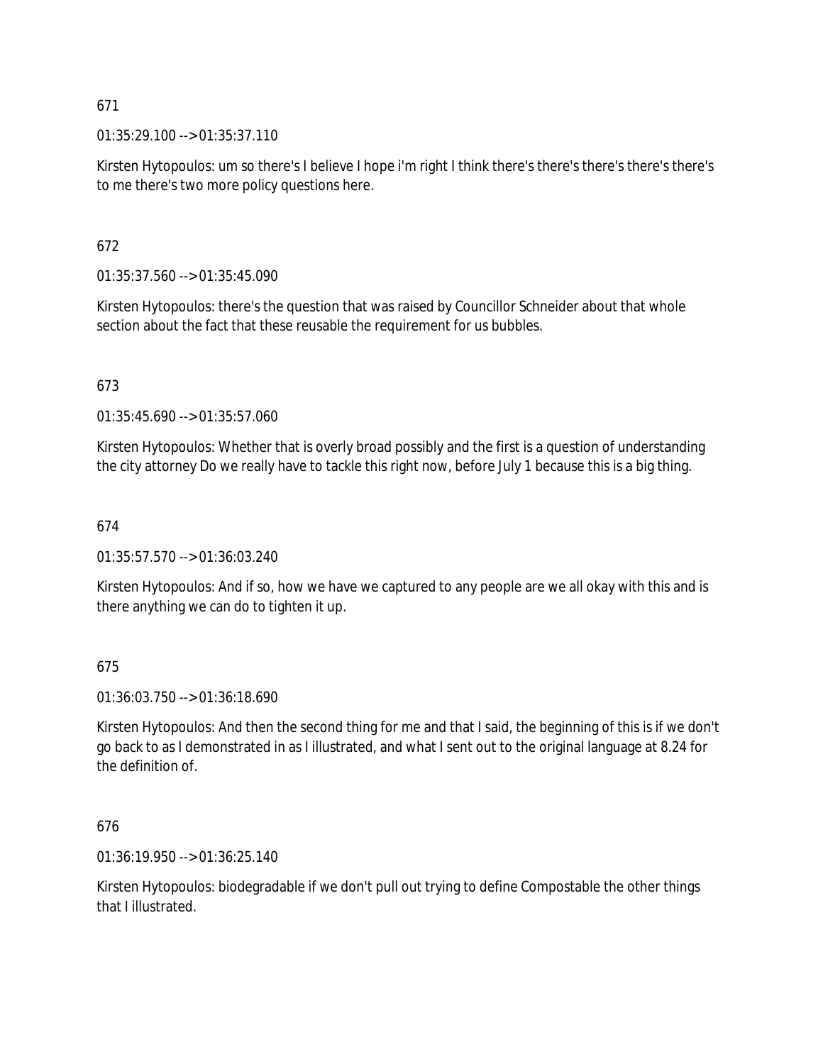671

01:35:29.100 --> 01:35:37.110

Kirsten Hytopoulos: um so there's I believe I hope i'm right I think there's there's there's there's there's to me there's two more policy questions here.

672

01:35:37.560 --> 01:35:45.090

Kirsten Hytopoulos: there's the question that was raised by Councillor Schneider about that whole section about the fact that these reusable the requirement for us bubbles.

673

01:35:45.690 --> 01:35:57.060

Kirsten Hytopoulos: Whether that is overly broad possibly and the first is a question of understanding the city attorney Do we really have to tackle this right now, before July 1 because this is a big thing.

674

01:35:57.570 --> 01:36:03.240

Kirsten Hytopoulos: And if so, how we have we captured to any people are we all okay with this and is there anything we can do to tighten it up.

675

01:36:03.750 --> 01:36:18.690

Kirsten Hytopoulos: And then the second thing for me and that I said, the beginning of this is if we don't go back to as I demonstrated in as I illustrated, and what I sent out to the original language at 8.24 for the definition of.

676

01:36:19.950 --> 01:36:25.140

Kirsten Hytopoulos: biodegradable if we don't pull out trying to define Compostable the other things that I illustrated.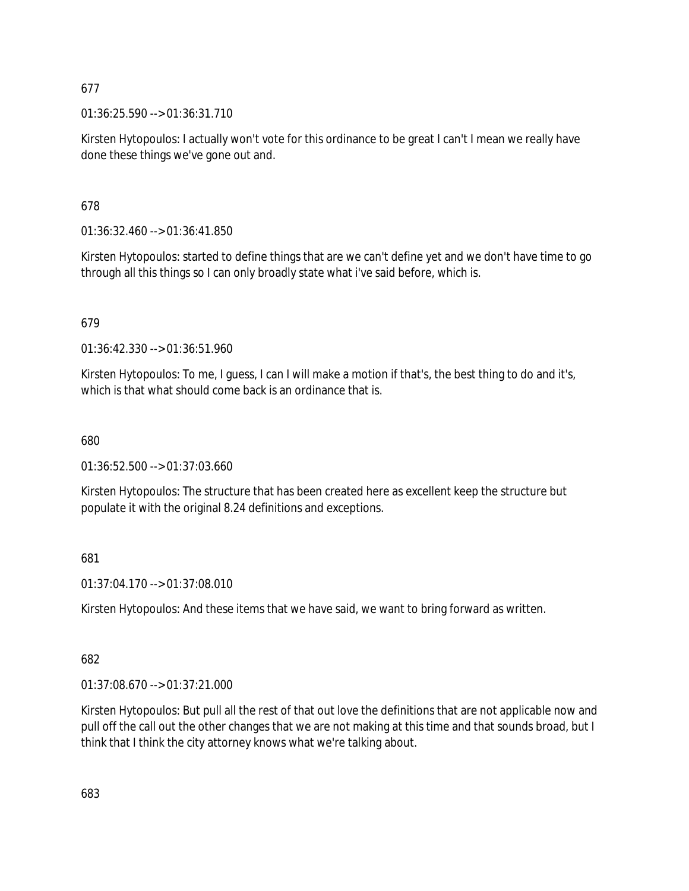677

01:36:25.590 --> 01:36:31.710

Kirsten Hytopoulos: I actually won't vote for this ordinance to be great I can't I mean we really have done these things we've gone out and.

678

01:36:32.460 --> 01:36:41.850

Kirsten Hytopoulos: started to define things that are we can't define yet and we don't have time to go through all this things so I can only broadly state what i've said before, which is.

679

01:36:42.330 --> 01:36:51.960

Kirsten Hytopoulos: To me, I guess, I can I will make a motion if that's, the best thing to do and it's, which is that what should come back is an ordinance that is.

680

01:36:52.500 --> 01:37:03.660

Kirsten Hytopoulos: The structure that has been created here as excellent keep the structure but populate it with the original 8.24 definitions and exceptions.

681

01:37:04.170 --> 01:37:08.010

Kirsten Hytopoulos: And these items that we have said, we want to bring forward as written.

682

01:37:08.670 --> 01:37:21.000

Kirsten Hytopoulos: But pull all the rest of that out love the definitions that are not applicable now and pull off the call out the other changes that we are not making at this time and that sounds broad, but I think that I think the city attorney knows what we're talking about.

683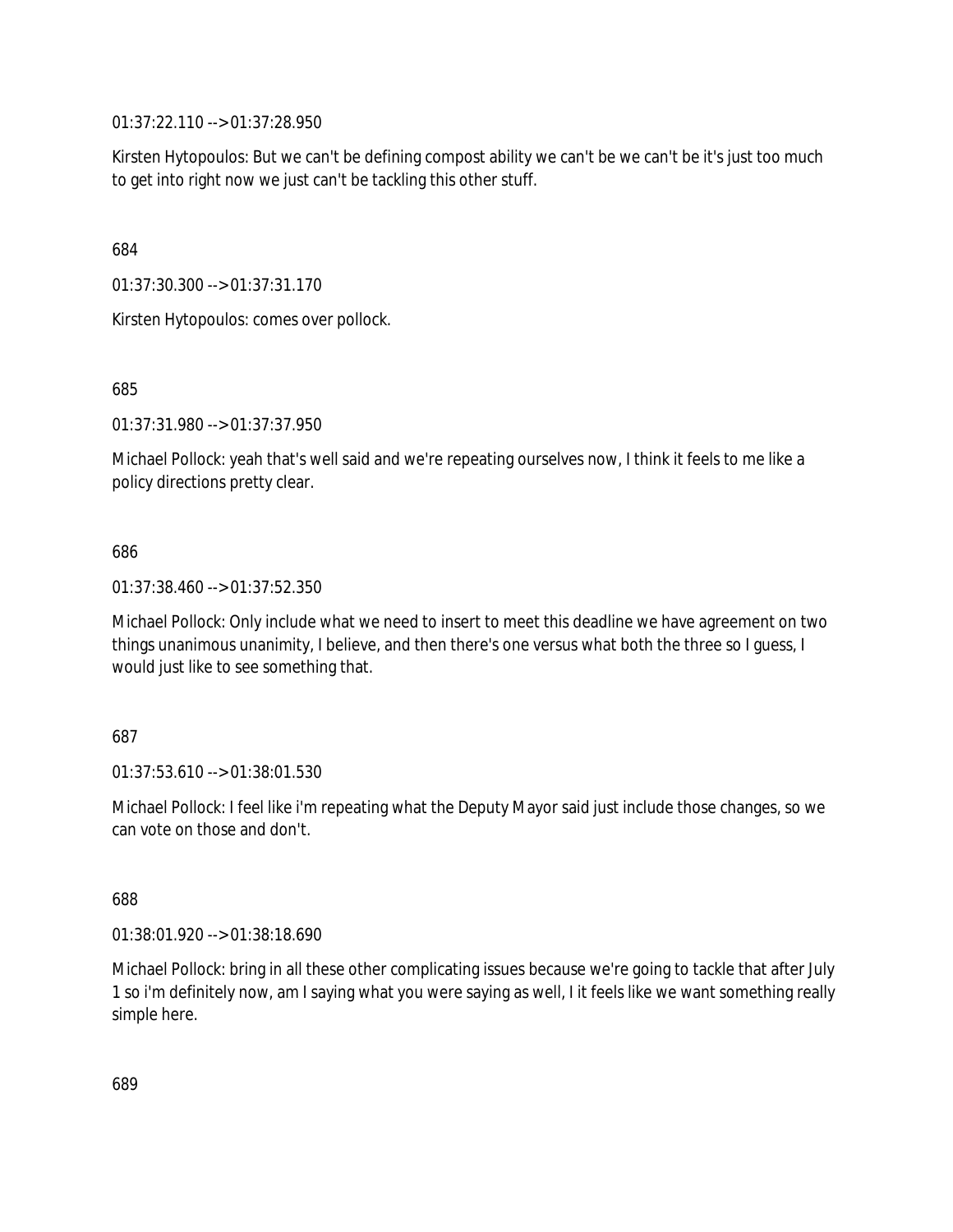01:37:22.110 --> 01:37:28.950

Kirsten Hytopoulos: But we can't be defining compost ability we can't be we can't be it's just too much to get into right now we just can't be tackling this other stuff.

684

01:37:30.300 --> 01:37:31.170

Kirsten Hytopoulos: comes over pollock.

685

01:37:31.980 --> 01:37:37.950

Michael Pollock: yeah that's well said and we're repeating ourselves now, I think it feels to me like a policy directions pretty clear.

686

01:37:38.460 --> 01:37:52.350

Michael Pollock: Only include what we need to insert to meet this deadline we have agreement on two things unanimous unanimity, I believe, and then there's one versus what both the three so I guess, I would just like to see something that.

687

01:37:53.610 --> 01:38:01.530

Michael Pollock: I feel like i'm repeating what the Deputy Mayor said just include those changes, so we can vote on those and don't.

688

01:38:01.920 --> 01:38:18.690

Michael Pollock: bring in all these other complicating issues because we're going to tackle that after July 1 so i'm definitely now, am I saying what you were saying as well, I it feels like we want something really simple here.

689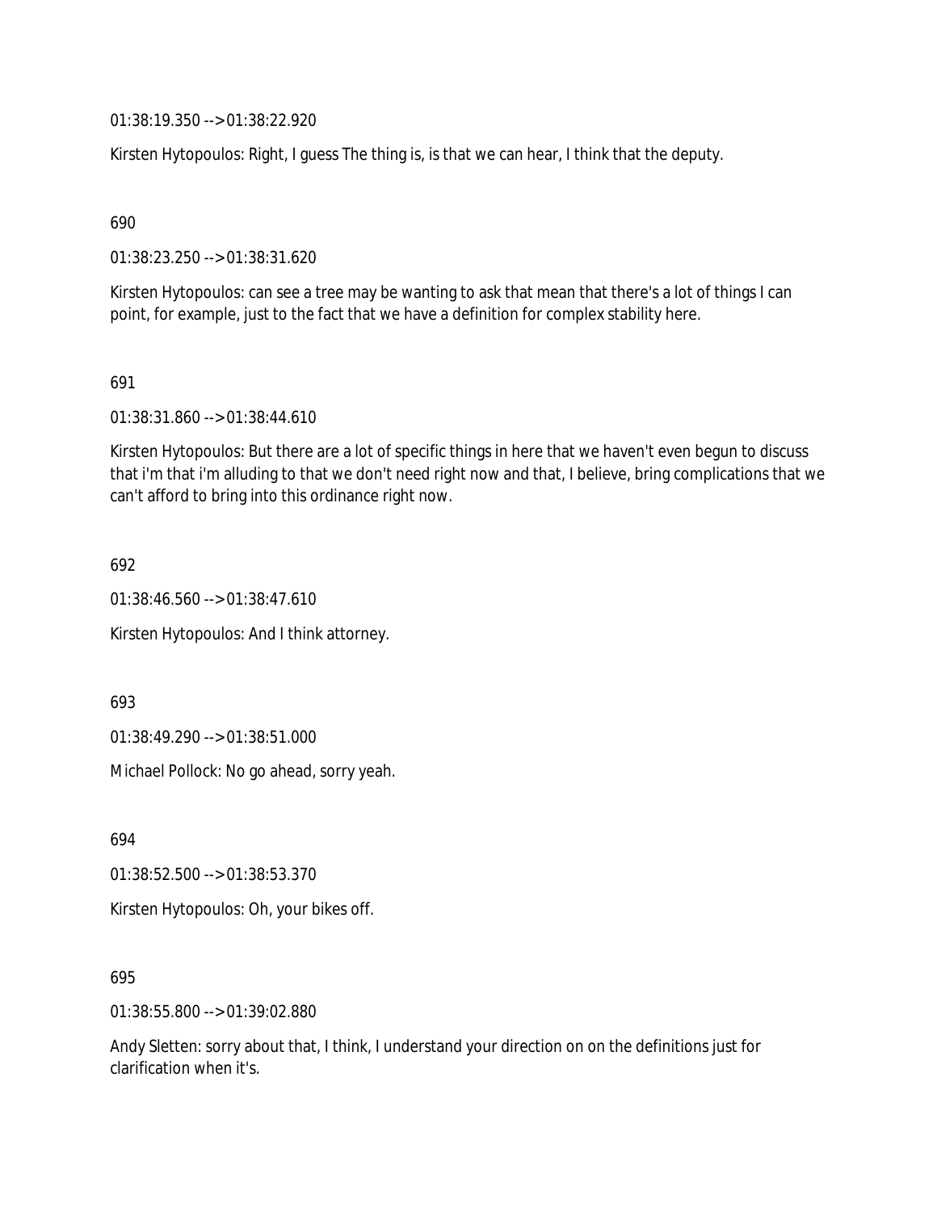01:38:19.350 --> 01:38:22.920

Kirsten Hytopoulos: Right, I guess The thing is, is that we can hear, I think that the deputy.

690

01:38:23.250 --> 01:38:31.620

Kirsten Hytopoulos: can see a tree may be wanting to ask that mean that there's a lot of things I can point, for example, just to the fact that we have a definition for complex stability here.

691

01:38:31.860 --> 01:38:44.610

Kirsten Hytopoulos: But there are a lot of specific things in here that we haven't even begun to discuss that i'm that i'm alluding to that we don't need right now and that, I believe, bring complications that we can't afford to bring into this ordinance right now.

692

01:38:46.560 --> 01:38:47.610

Kirsten Hytopoulos: And I think attorney.

693

01:38:49.290 --> 01:38:51.000

Michael Pollock: No go ahead, sorry yeah.

694

01:38:52.500 --> 01:38:53.370

Kirsten Hytopoulos: Oh, your bikes off.

695

01:38:55.800 --> 01:39:02.880

Andy Sletten: sorry about that, I think, I understand your direction on on the definitions just for clarification when it's.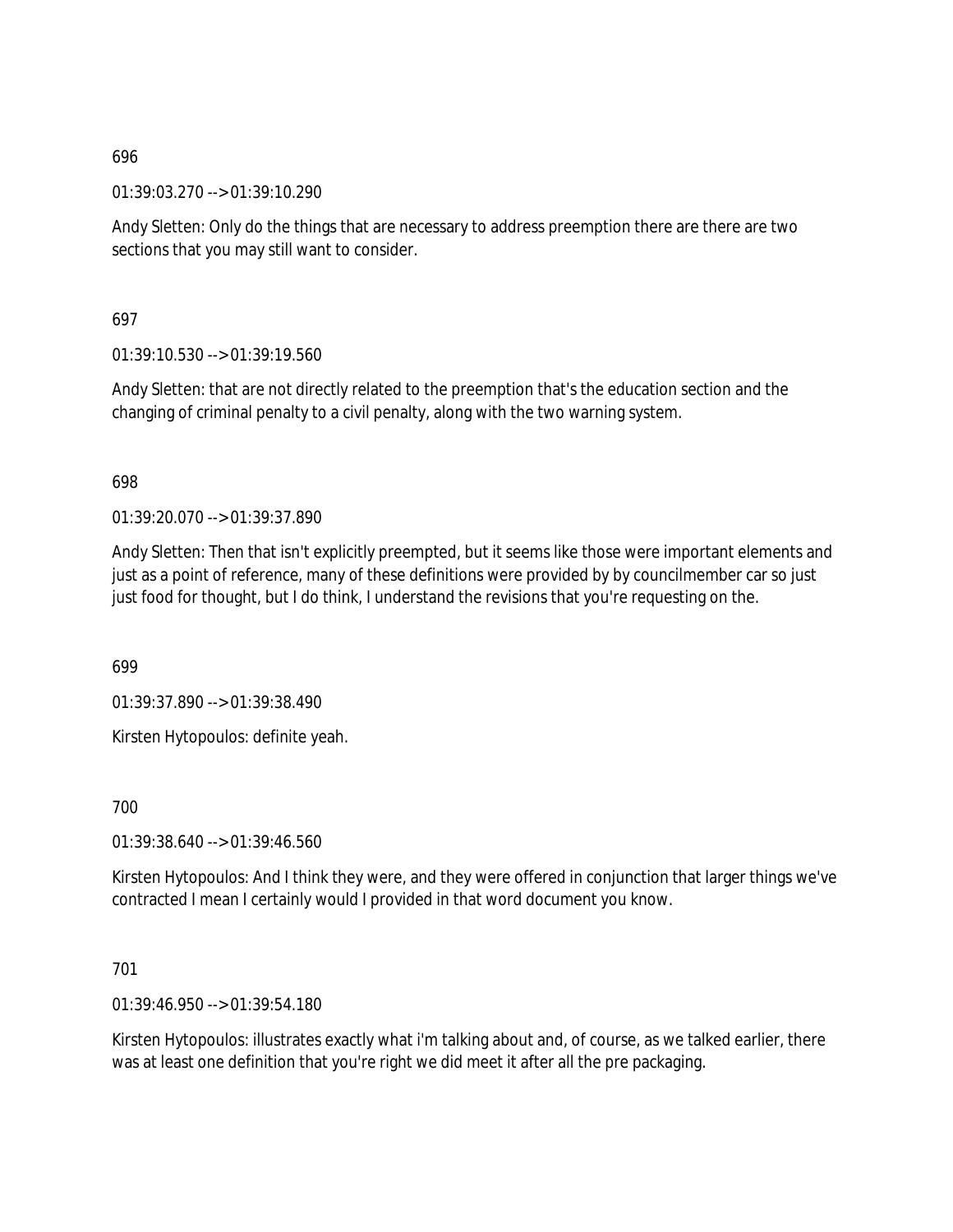696

01:39:03.270 --> 01:39:10.290

Andy Sletten: Only do the things that are necessary to address preemption there are there are two sections that you may still want to consider.

697

01:39:10.530 --> 01:39:19.560

Andy Sletten: that are not directly related to the preemption that's the education section and the changing of criminal penalty to a civil penalty, along with the two warning system.

698

01:39:20.070 --> 01:39:37.890

Andy Sletten: Then that isn't explicitly preempted, but it seems like those were important elements and just as a point of reference, many of these definitions were provided by by councilmember car so just just food for thought, but I do think, I understand the revisions that you're requesting on the.

699

01:39:37.890 --> 01:39:38.490

Kirsten Hytopoulos: definite yeah.

700

01:39:38.640 --> 01:39:46.560

Kirsten Hytopoulos: And I think they were, and they were offered in conjunction that larger things we've contracted I mean I certainly would I provided in that word document you know.

701

01:39:46.950 --> 01:39:54.180

Kirsten Hytopoulos: illustrates exactly what i'm talking about and, of course, as we talked earlier, there was at least one definition that you're right we did meet it after all the pre packaging.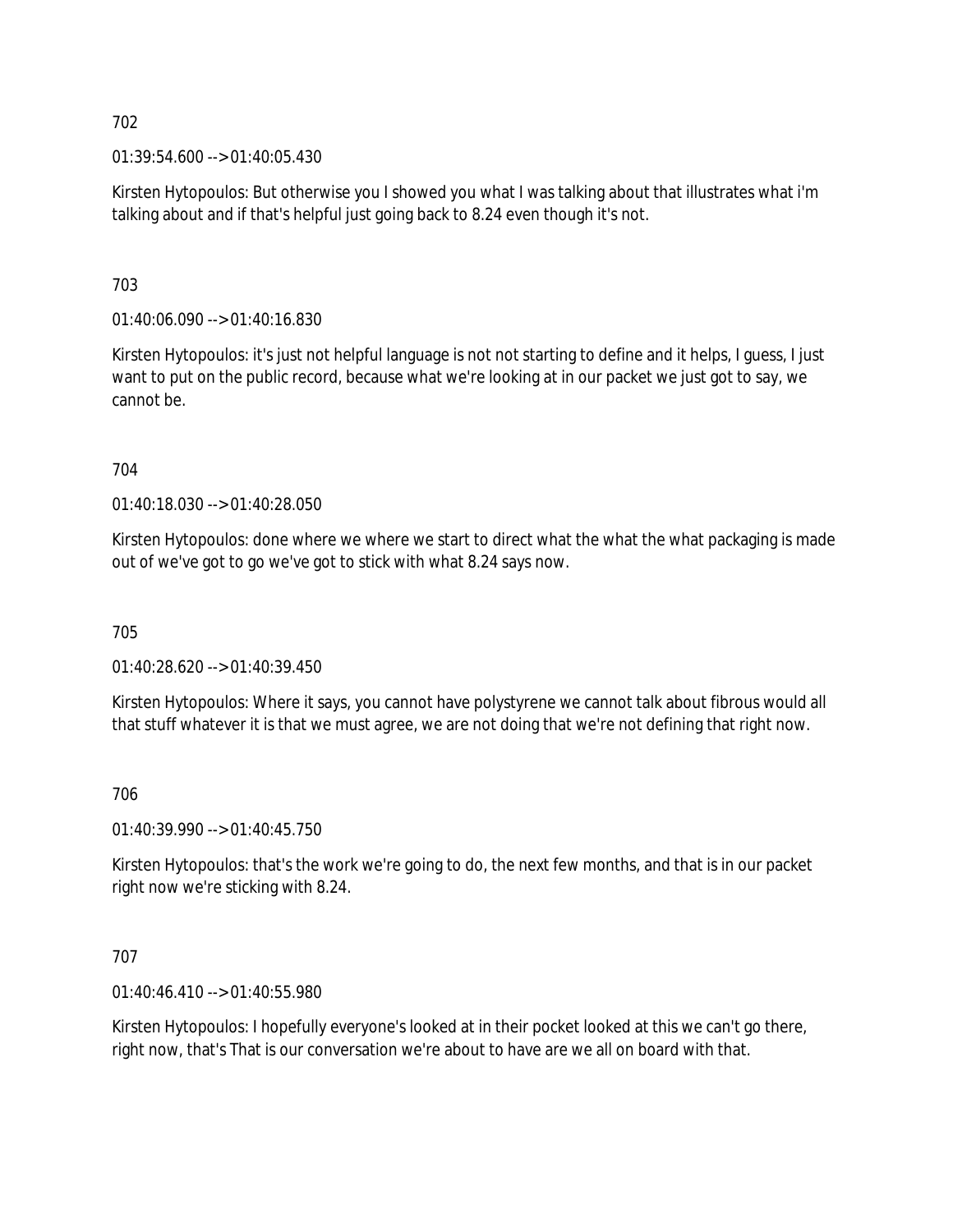702

01:39:54.600 --> 01:40:05.430

Kirsten Hytopoulos: But otherwise you I showed you what I was talking about that illustrates what i'm talking about and if that's helpful just going back to 8.24 even though it's not.

703

01:40:06.090 --> 01:40:16.830

Kirsten Hytopoulos: it's just not helpful language is not not starting to define and it helps, I guess, I just want to put on the public record, because what we're looking at in our packet we just got to say, we cannot be.

704

01:40:18.030 --> 01:40:28.050

Kirsten Hytopoulos: done where we where we start to direct what the what the what packaging is made out of we've got to go we've got to stick with what 8.24 says now.

705

01:40:28.620 --> 01:40:39.450

Kirsten Hytopoulos: Where it says, you cannot have polystyrene we cannot talk about fibrous would all that stuff whatever it is that we must agree, we are not doing that we're not defining that right now.

706

01:40:39.990 --> 01:40:45.750

Kirsten Hytopoulos: that's the work we're going to do, the next few months, and that is in our packet right now we're sticking with 8.24.

707

01:40:46.410 --> 01:40:55.980

Kirsten Hytopoulos: I hopefully everyone's looked at in their pocket looked at this we can't go there, right now, that's That is our conversation we're about to have are we all on board with that.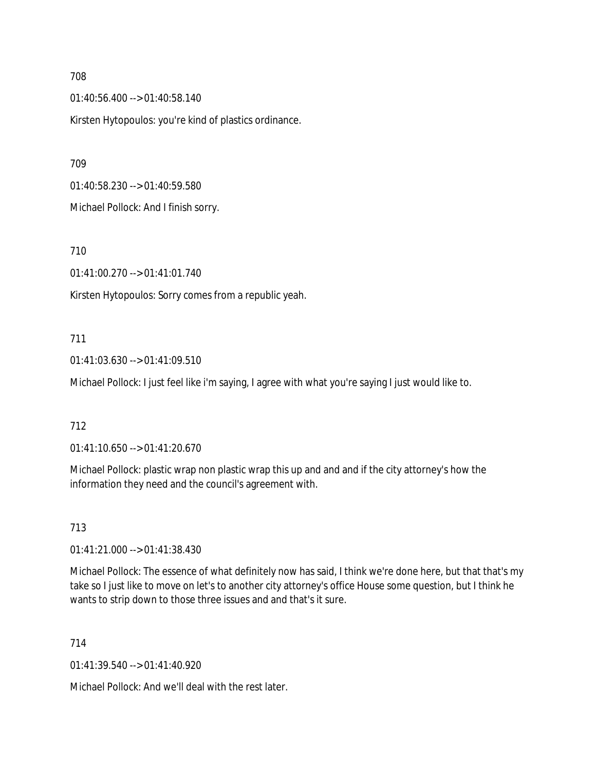708

01:40:56.400 --> 01:40:58.140

Kirsten Hytopoulos: you're kind of plastics ordinance.

709

01:40:58.230 --> 01:40:59.580

Michael Pollock: And I finish sorry.

710

01:41:00.270 --> 01:41:01.740

Kirsten Hytopoulos: Sorry comes from a republic yeah.

711

01:41:03.630 --> 01:41:09.510

Michael Pollock: I just feel like i'm saying, I agree with what you're saying I just would like to.

712

01:41:10.650 --> 01:41:20.670

Michael Pollock: plastic wrap non plastic wrap this up and and and if the city attorney's how the information they need and the council's agreement with.

713

01:41:21.000 --> 01:41:38.430

Michael Pollock: The essence of what definitely now has said, I think we're done here, but that that's my take so I just like to move on let's to another city attorney's office House some question, but I think he wants to strip down to those three issues and and that's it sure.

714

01:41:39.540 --> 01:41:40.920

Michael Pollock: And we'll deal with the rest later.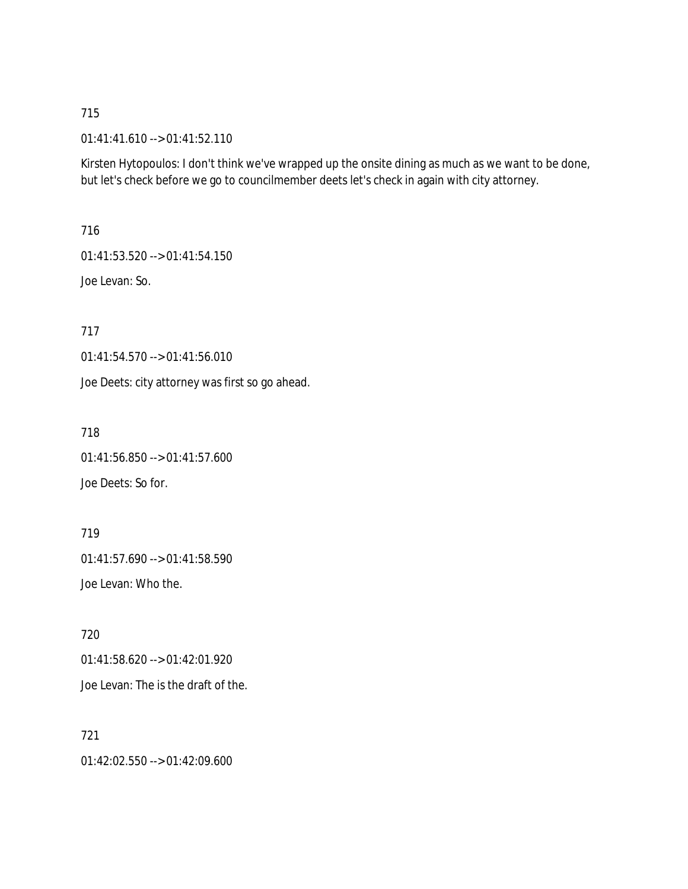715

01:41:41.610 --> 01:41:52.110

Kirsten Hytopoulos: I don't think we've wrapped up the onsite dining as much as we want to be done, but let's check before we go to councilmember deets let's check in again with city attorney.

716

01:41:53.520 --> 01:41:54.150

Joe Levan: So.

717

01:41:54.570 --> 01:41:56.010

Joe Deets: city attorney was first so go ahead.

718

01:41:56.850 --> 01:41:57.600

Joe Deets: So for.

719

01:41:57.690 --> 01:41:58.590

Joe Levan: Who the.

720

01:41:58.620 --> 01:42:01.920

Joe Levan: The is the draft of the.

721

01:42:02.550 --> 01:42:09.600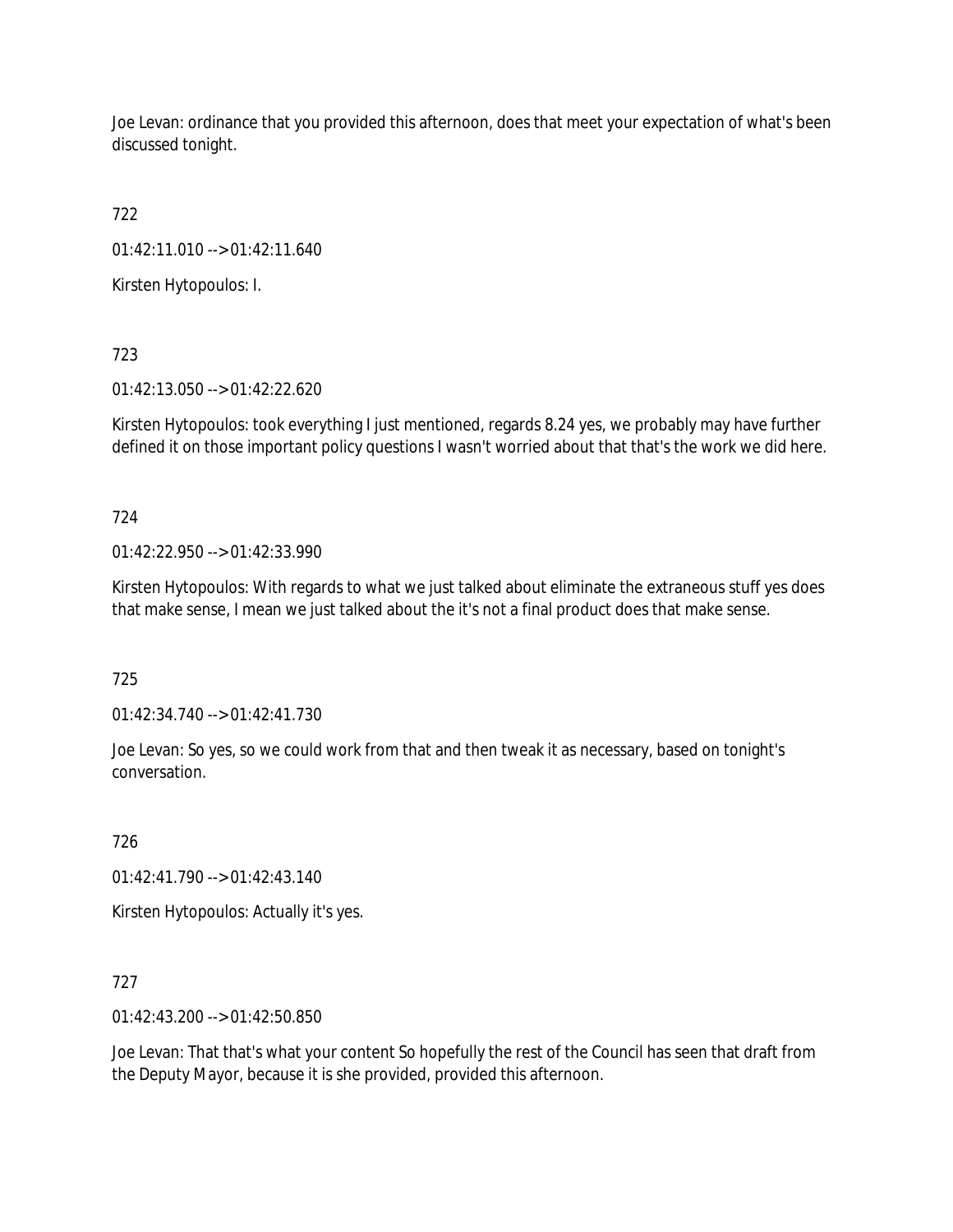Joe Levan: ordinance that you provided this afternoon, does that meet your expectation of what's been discussed tonight.

722

01:42:11.010 --> 01:42:11.640

Kirsten Hytopoulos: I.

723

01:42:13.050 --> 01:42:22.620

Kirsten Hytopoulos: took everything I just mentioned, regards 8.24 yes, we probably may have further defined it on those important policy questions I wasn't worried about that that's the work we did here.

724

01:42:22.950 --> 01:42:33.990

Kirsten Hytopoulos: With regards to what we just talked about eliminate the extraneous stuff yes does that make sense, I mean we just talked about the it's not a final product does that make sense.

725

01:42:34.740 --> 01:42:41.730

Joe Levan: So yes, so we could work from that and then tweak it as necessary, based on tonight's conversation.

726

01:42:41.790 --> 01:42:43.140

Kirsten Hytopoulos: Actually it's yes.

727

01:42:43.200 --> 01:42:50.850

Joe Levan: That that's what your content So hopefully the rest of the Council has seen that draft from the Deputy Mayor, because it is she provided, provided this afternoon.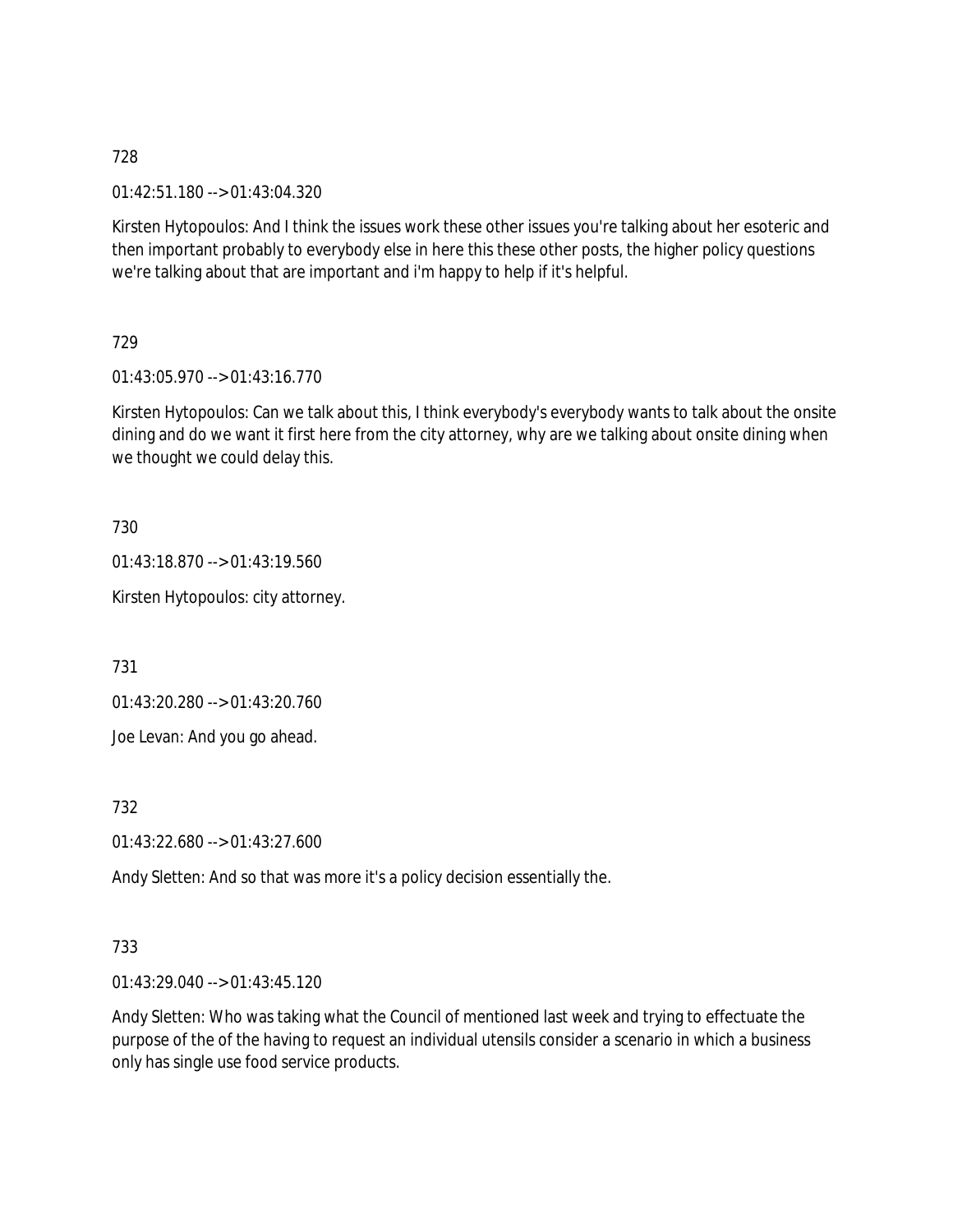728

01:42:51.180 --> 01:43:04.320

Kirsten Hytopoulos: And I think the issues work these other issues you're talking about her esoteric and then important probably to everybody else in here this these other posts, the higher policy questions we're talking about that are important and i'm happy to help if it's helpful.

729

01:43:05.970 --> 01:43:16.770

Kirsten Hytopoulos: Can we talk about this, I think everybody's everybody wants to talk about the onsite dining and do we want it first here from the city attorney, why are we talking about onsite dining when we thought we could delay this.

730

01:43:18.870 --> 01:43:19.560

Kirsten Hytopoulos: city attorney.

731

01:43:20.280 --> 01:43:20.760

Joe Levan: And you go ahead.

732

01:43:22.680 --> 01:43:27.600

Andy Sletten: And so that was more it's a policy decision essentially the.

733

01:43:29.040 --> 01:43:45.120

Andy Sletten: Who was taking what the Council of mentioned last week and trying to effectuate the purpose of the of the having to request an individual utensils consider a scenario in which a business only has single use food service products.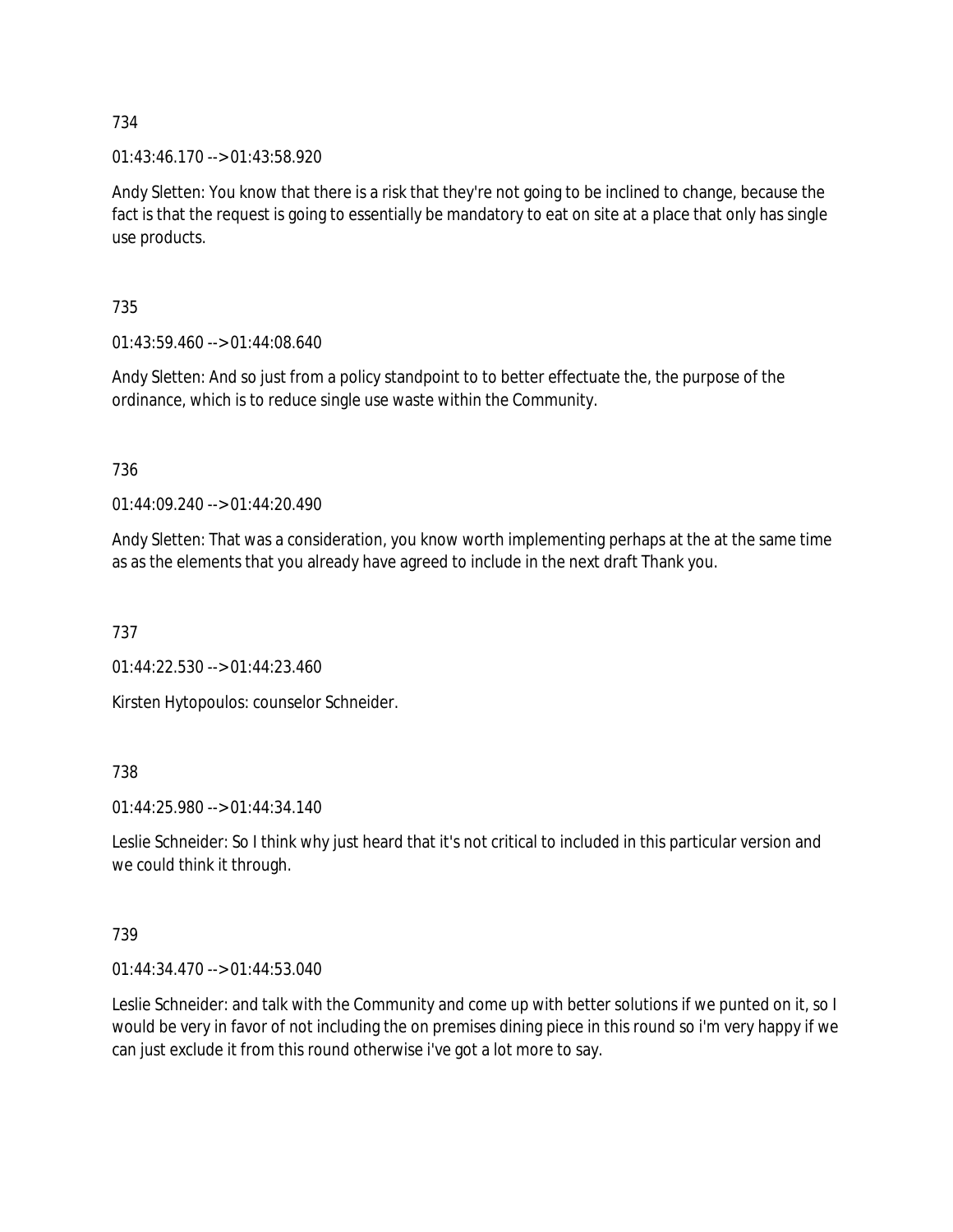734

01:43:46.170 --> 01:43:58.920

Andy Sletten: You know that there is a risk that they're not going to be inclined to change, because the fact is that the request is going to essentially be mandatory to eat on site at a place that only has single use products.

735

01:43:59.460 --> 01:44:08.640

Andy Sletten: And so just from a policy standpoint to to better effectuate the, the purpose of the ordinance, which is to reduce single use waste within the Community.

736

01:44:09.240 --> 01:44:20.490

Andy Sletten: That was a consideration, you know worth implementing perhaps at the at the same time as as the elements that you already have agreed to include in the next draft Thank you.

737

01:44:22.530 --> 01:44:23.460

Kirsten Hytopoulos: counselor Schneider.

738

01:44:25.980 --> 01:44:34.140

Leslie Schneider: So I think why just heard that it's not critical to included in this particular version and we could think it through.

739

01:44:34.470 --> 01:44:53.040

Leslie Schneider: and talk with the Community and come up with better solutions if we punted on it, so I would be very in favor of not including the on premises dining piece in this round so i'm very happy if we can just exclude it from this round otherwise i've got a lot more to say.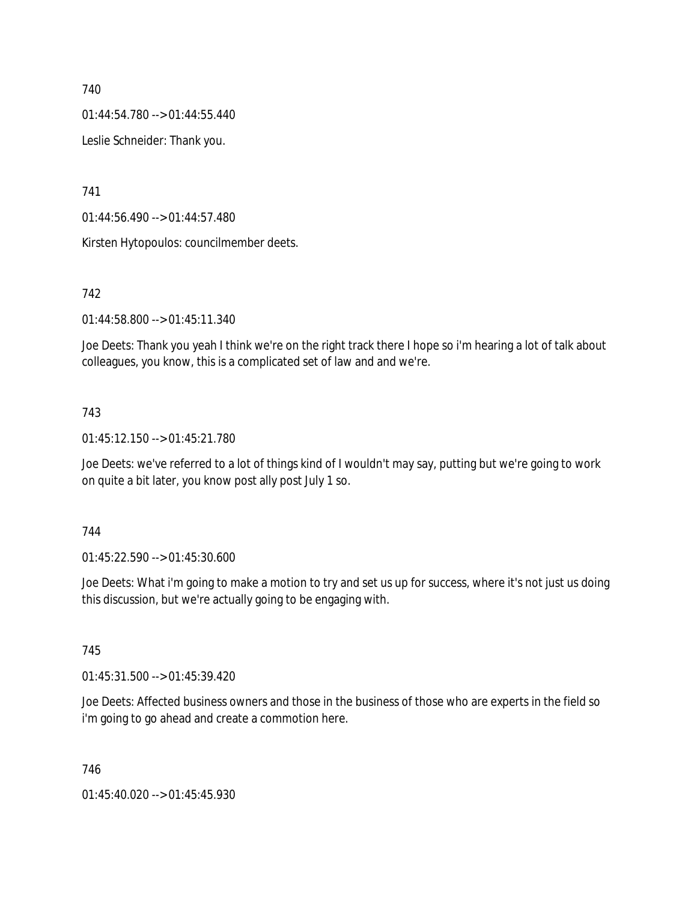740

01:44:54.780 --> 01:44:55.440

Leslie Schneider: Thank you.

741

01:44:56.490 --> 01:44:57.480

Kirsten Hytopoulos: councilmember deets.

742

01:44:58.800 --> 01:45:11.340

Joe Deets: Thank you yeah I think we're on the right track there I hope so i'm hearing a lot of talk about colleagues, you know, this is a complicated set of law and and we're.

743

01:45:12.150 --> 01:45:21.780

Joe Deets: we've referred to a lot of things kind of I wouldn't may say, putting but we're going to work on quite a bit later, you know post ally post July 1 so.

744

01:45:22.590 --> 01:45:30.600

Joe Deets: What i'm going to make a motion to try and set us up for success, where it's not just us doing this discussion, but we're actually going to be engaging with.

745

01:45:31.500 --> 01:45:39.420

Joe Deets: Affected business owners and those in the business of those who are experts in the field so i'm going to go ahead and create a commotion here.

746

01:45:40.020 --> 01:45:45.930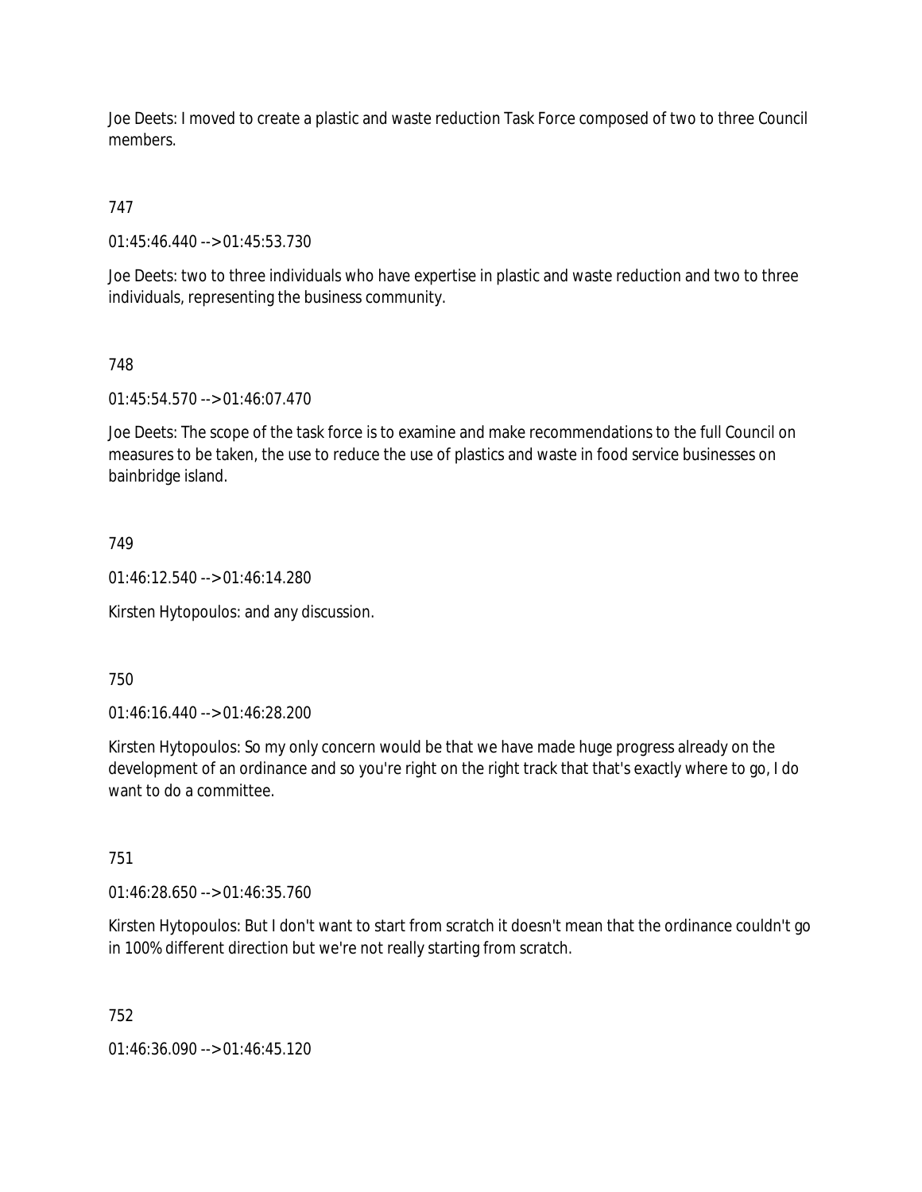Joe Deets: I moved to create a plastic and waste reduction Task Force composed of two to three Council members.

747

01:45:46.440 --> 01:45:53.730

Joe Deets: two to three individuals who have expertise in plastic and waste reduction and two to three individuals, representing the business community.

748

01:45:54.570 --> 01:46:07.470

Joe Deets: The scope of the task force is to examine and make recommendations to the full Council on measures to be taken, the use to reduce the use of plastics and waste in food service businesses on bainbridge island.

749

01:46:12.540 --> 01:46:14.280

Kirsten Hytopoulos: and any discussion.

750

01:46:16.440 --> 01:46:28.200

Kirsten Hytopoulos: So my only concern would be that we have made huge progress already on the development of an ordinance and so you're right on the right track that that's exactly where to go, I do want to do a committee.

751

01:46:28.650 --> 01:46:35.760

Kirsten Hytopoulos: But I don't want to start from scratch it doesn't mean that the ordinance couldn't go in 100% different direction but we're not really starting from scratch.

752

01:46:36.090 --> 01:46:45.120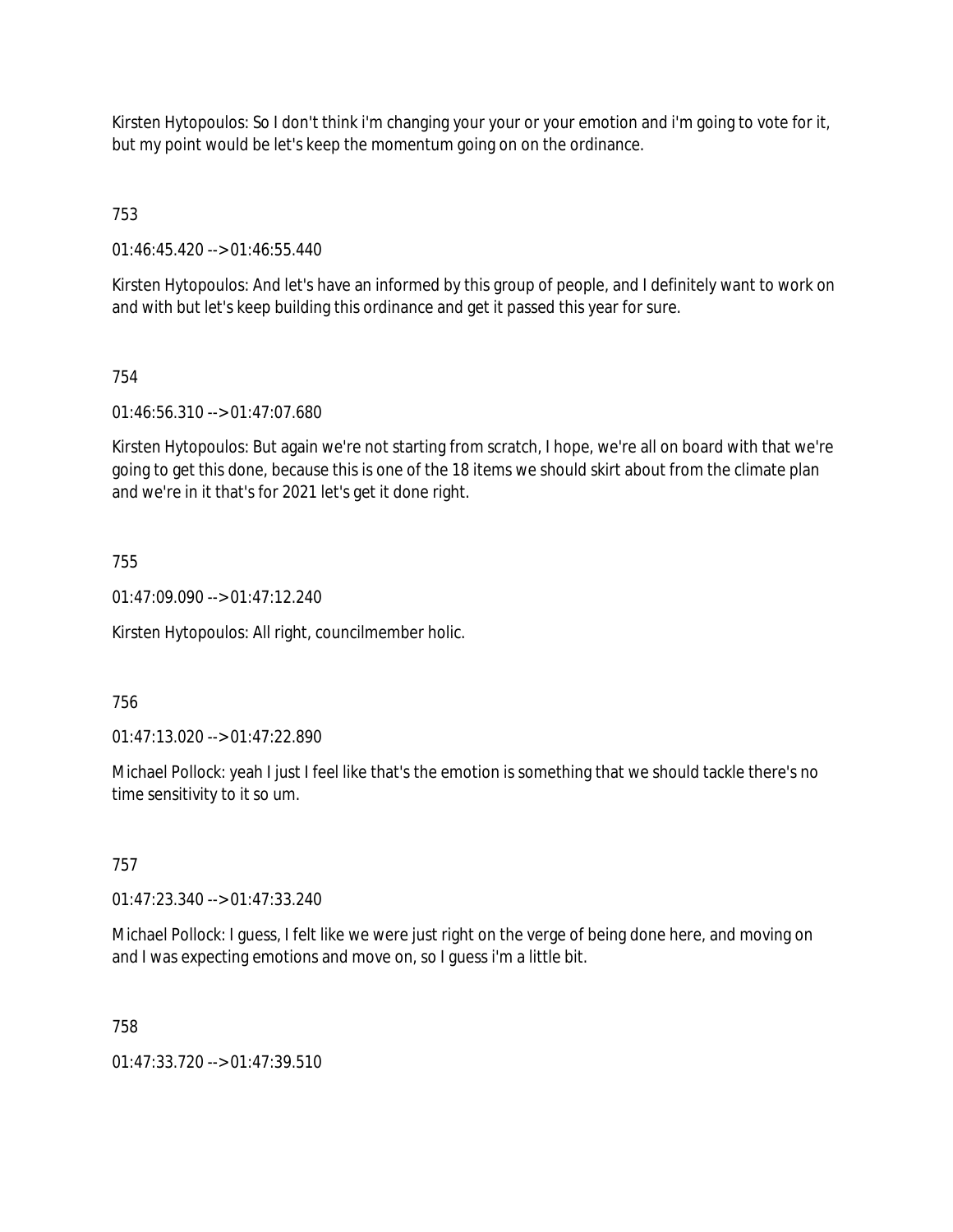Kirsten Hytopoulos: So I don't think i'm changing your your or your emotion and i'm going to vote for it, but my point would be let's keep the momentum going on on the ordinance.

753

01:46:45.420 --> 01:46:55.440

Kirsten Hytopoulos: And let's have an informed by this group of people, and I definitely want to work on and with but let's keep building this ordinance and get it passed this year for sure.

754

01:46:56.310 --> 01:47:07.680

Kirsten Hytopoulos: But again we're not starting from scratch, I hope, we're all on board with that we're going to get this done, because this is one of the 18 items we should skirt about from the climate plan and we're in it that's for 2021 let's get it done right.

755

01:47:09.090 --> 01:47:12.240

Kirsten Hytopoulos: All right, councilmember holic.

756

01:47:13.020 --> 01:47:22.890

Michael Pollock: yeah I just I feel like that's the emotion is something that we should tackle there's no time sensitivity to it so um.

757

01:47:23.340 --> 01:47:33.240

Michael Pollock: I guess, I felt like we were just right on the verge of being done here, and moving on and I was expecting emotions and move on, so I guess i'm a little bit.

758

01:47:33.720 --> 01:47:39.510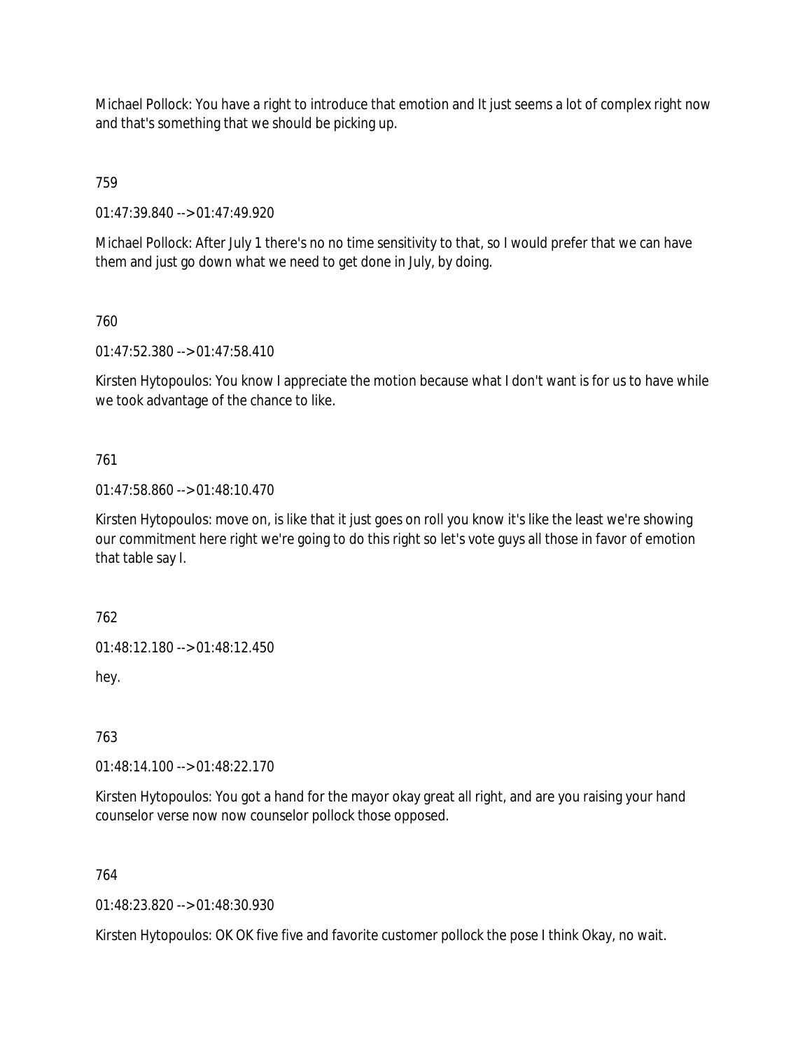Michael Pollock: You have a right to introduce that emotion and It just seems a lot of complex right now and that's something that we should be picking up.

759

01:47:39.840 --> 01:47:49.920

Michael Pollock: After July 1 there's no no time sensitivity to that, so I would prefer that we can have them and just go down what we need to get done in July, by doing.

760

01:47:52.380 --> 01:47:58.410

Kirsten Hytopoulos: You know I appreciate the motion because what I don't want is for us to have while we took advantage of the chance to like.

761

01:47:58.860 --> 01:48:10.470

Kirsten Hytopoulos: move on, is like that it just goes on roll you know it's like the least we're showing our commitment here right we're going to do this right so let's vote guys all those in favor of emotion that table say I.

762

01:48:12.180 --> 01:48:12.450

hey.

763

01:48:14.100 --> 01:48:22.170

Kirsten Hytopoulos: You got a hand for the mayor okay great all right, and are you raising your hand counselor verse now now counselor pollock those opposed.

764

01:48:23.820 --> 01:48:30.930

Kirsten Hytopoulos: OK OK five five and favorite customer pollock the pose I think Okay, no wait.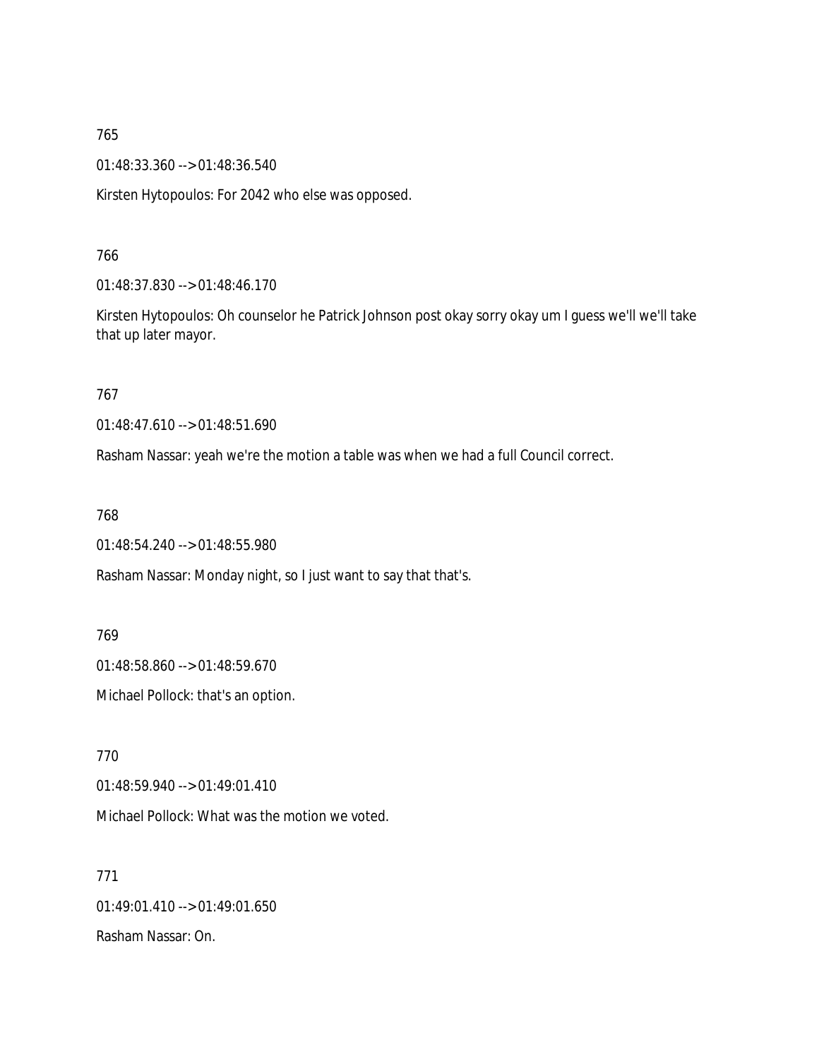765

01:48:33.360 --> 01:48:36.540

Kirsten Hytopoulos: For 2042 who else was opposed.

766

01:48:37.830 --> 01:48:46.170

Kirsten Hytopoulos: Oh counselor he Patrick Johnson post okay sorry okay um I guess we'll we'll take that up later mayor.

767

01:48:47.610 --> 01:48:51.690

Rasham Nassar: yeah we're the motion a table was when we had a full Council correct.

768

01:48:54.240 --> 01:48:55.980

Rasham Nassar: Monday night, so I just want to say that that's.

769

01:48:58.860 --> 01:48:59.670

Michael Pollock: that's an option.

770

01:48:59.940 --> 01:49:01.410

Michael Pollock: What was the motion we voted.

771

01:49:01.410 --> 01:49:01.650

Rasham Nassar: On.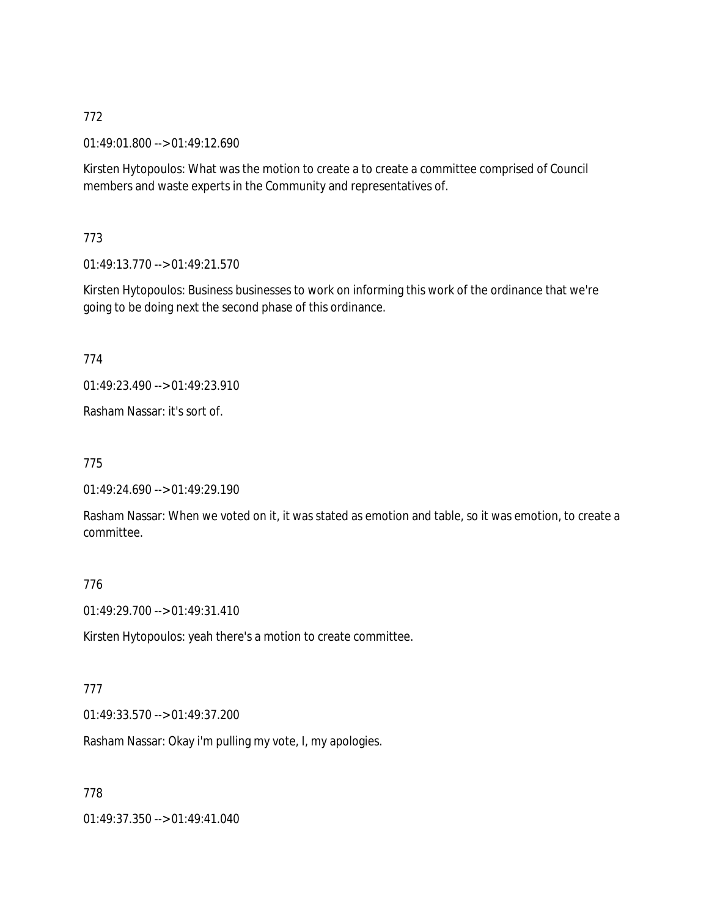772

01:49:01.800 --> 01:49:12.690

Kirsten Hytopoulos: What was the motion to create a to create a committee comprised of Council members and waste experts in the Community and representatives of.

773

01:49:13.770 --> 01:49:21.570

Kirsten Hytopoulos: Business businesses to work on informing this work of the ordinance that we're going to be doing next the second phase of this ordinance.

774

01:49:23.490 --> 01:49:23.910

Rasham Nassar: it's sort of.

775

01:49:24.690 --> 01:49:29.190

Rasham Nassar: When we voted on it, it was stated as emotion and table, so it was emotion, to create a committee.

776

01:49:29.700 --> 01:49:31.410

Kirsten Hytopoulos: yeah there's a motion to create committee.

777

01:49:33.570 --> 01:49:37.200

Rasham Nassar: Okay i'm pulling my vote, I, my apologies.

778

01:49:37.350 --> 01:49:41.040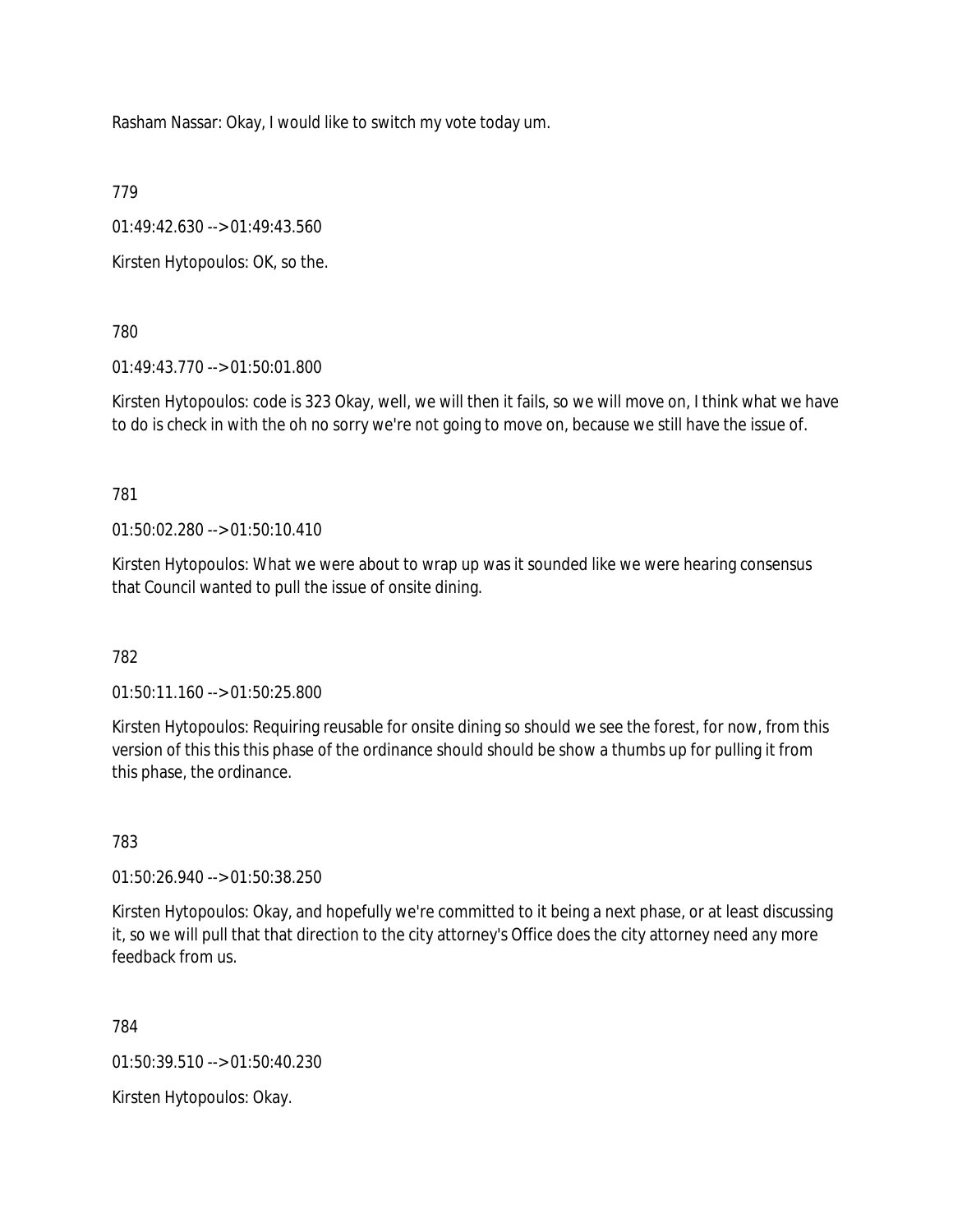Rasham Nassar: Okay, I would like to switch my vote today um.

779

01:49:42.630 --> 01:49:43.560

Kirsten Hytopoulos: OK, so the.

780

01:49:43.770 --> 01:50:01.800

Kirsten Hytopoulos: code is 323 Okay, well, we will then it fails, so we will move on, I think what we have to do is check in with the oh no sorry we're not going to move on, because we still have the issue of.

781

01:50:02.280 --> 01:50:10.410

Kirsten Hytopoulos: What we were about to wrap up was it sounded like we were hearing consensus that Council wanted to pull the issue of onsite dining.

782

01:50:11.160 --> 01:50:25.800

Kirsten Hytopoulos: Requiring reusable for onsite dining so should we see the forest, for now, from this version of this this this phase of the ordinance should should be show a thumbs up for pulling it from this phase, the ordinance.

783

01:50:26.940 --> 01:50:38.250

Kirsten Hytopoulos: Okay, and hopefully we're committed to it being a next phase, or at least discussing it, so we will pull that that direction to the city attorney's Office does the city attorney need any more feedback from us.

784

01:50:39.510 --> 01:50:40.230

Kirsten Hytopoulos: Okay.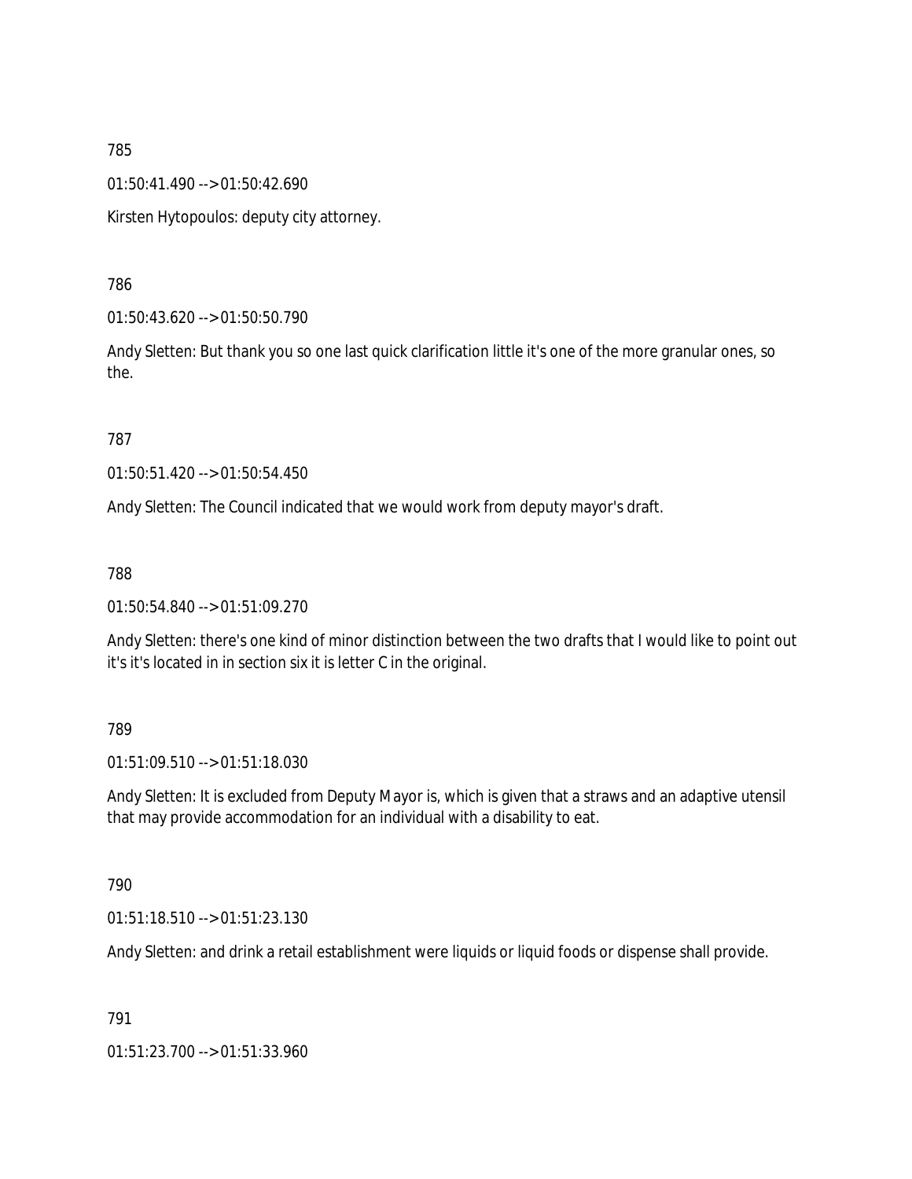785

01:50:41.490 --> 01:50:42.690

Kirsten Hytopoulos: deputy city attorney.

786

01:50:43.620 --> 01:50:50.790

Andy Sletten: But thank you so one last quick clarification little it's one of the more granular ones, so the.

787

01:50:51.420 --> 01:50:54.450

Andy Sletten: The Council indicated that we would work from deputy mayor's draft.

788

01:50:54.840 --> 01:51:09.270

Andy Sletten: there's one kind of minor distinction between the two drafts that I would like to point out it's it's located in in section six it is letter C in the original.

789

01:51:09.510 --> 01:51:18.030

Andy Sletten: It is excluded from Deputy Mayor is, which is given that a straws and an adaptive utensil that may provide accommodation for an individual with a disability to eat.

790

01:51:18.510 --> 01:51:23.130

Andy Sletten: and drink a retail establishment were liquids or liquid foods or dispense shall provide.

791

01:51:23.700 --> 01:51:33.960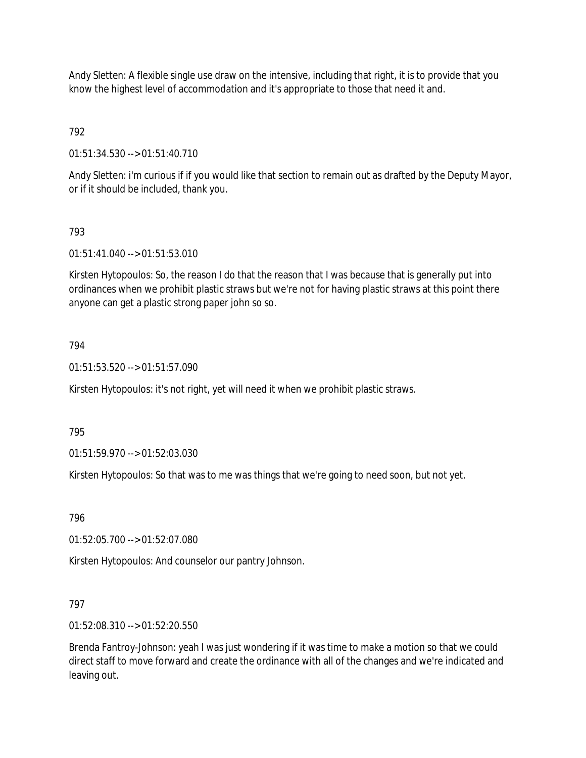Andy Sletten: A flexible single use draw on the intensive, including that right, it is to provide that you know the highest level of accommodation and it's appropriate to those that need it and.

792

01:51:34.530 --> 01:51:40.710

Andy Sletten: i'm curious if if you would like that section to remain out as drafted by the Deputy Mayor, or if it should be included, thank you.

793

01:51:41.040 --> 01:51:53.010

Kirsten Hytopoulos: So, the reason I do that the reason that I was because that is generally put into ordinances when we prohibit plastic straws but we're not for having plastic straws at this point there anyone can get a plastic strong paper john so so.

794

01:51:53.520 --> 01:51:57.090

Kirsten Hytopoulos: it's not right, yet will need it when we prohibit plastic straws.

795

01:51:59.970 --> 01:52:03.030

Kirsten Hytopoulos: So that was to me was things that we're going to need soon, but not yet.

796

01:52:05.700 --> 01:52:07.080

Kirsten Hytopoulos: And counselor our pantry Johnson.

797

01:52:08.310 --> 01:52:20.550

Brenda Fantroy-Johnson: yeah I was just wondering if it was time to make a motion so that we could direct staff to move forward and create the ordinance with all of the changes and we're indicated and leaving out.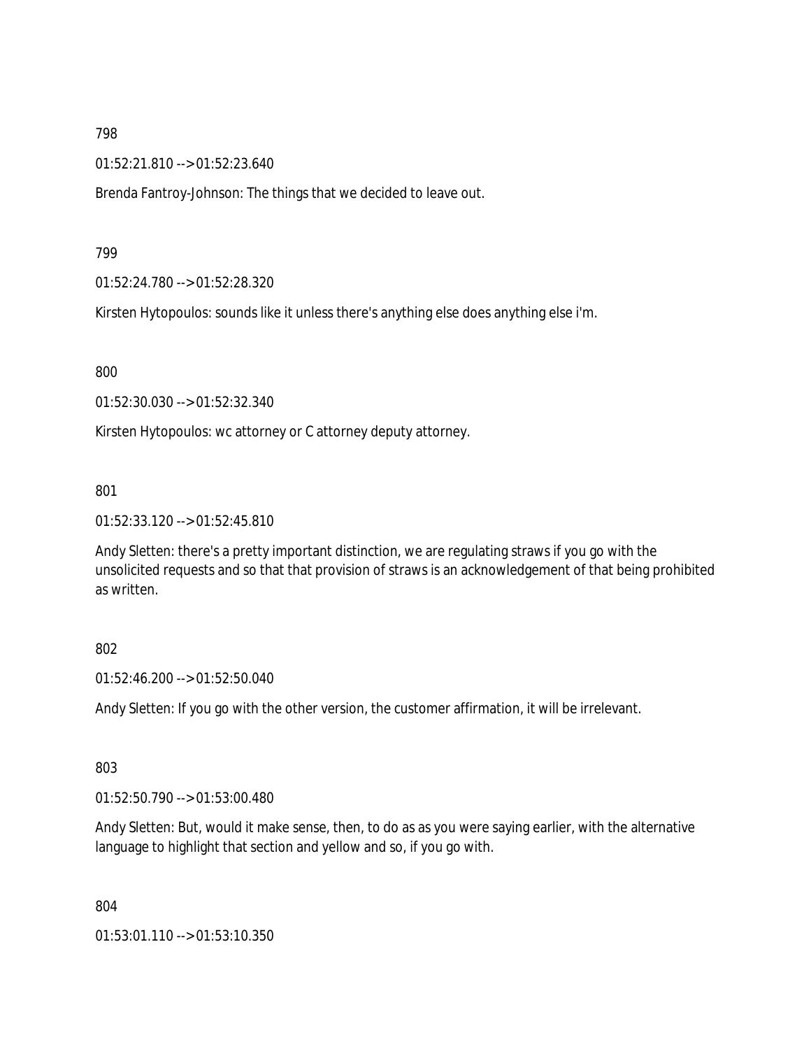798

01:52:21.810 --> 01:52:23.640

Brenda Fantroy-Johnson: The things that we decided to leave out.

799

01:52:24.780 --> 01:52:28.320

Kirsten Hytopoulos: sounds like it unless there's anything else does anything else i'm.

800

01:52:30.030 --> 01:52:32.340

Kirsten Hytopoulos: wc attorney or C attorney deputy attorney.

801

01:52:33.120 --> 01:52:45.810

Andy Sletten: there's a pretty important distinction, we are regulating straws if you go with the unsolicited requests and so that that provision of straws is an acknowledgement of that being prohibited as written.

802

01:52:46.200 --> 01:52:50.040

Andy Sletten: If you go with the other version, the customer affirmation, it will be irrelevant.

803

01:52:50.790 --> 01:53:00.480

Andy Sletten: But, would it make sense, then, to do as as you were saying earlier, with the alternative language to highlight that section and yellow and so, if you go with.

804

01:53:01.110 --> 01:53:10.350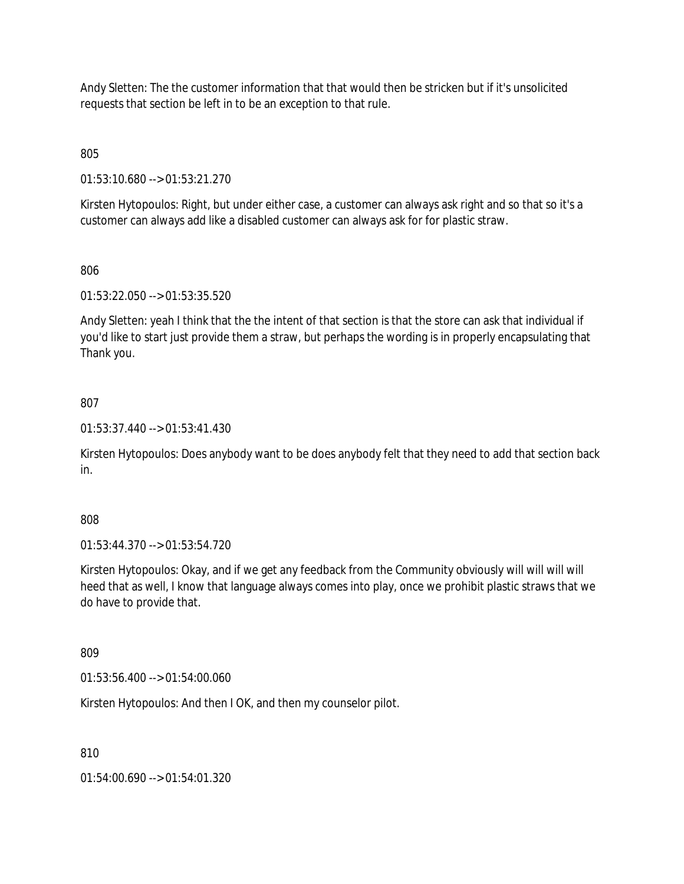Andy Sletten: The the customer information that that would then be stricken but if it's unsolicited requests that section be left in to be an exception to that rule.

805

01:53:10.680 --> 01:53:21.270

Kirsten Hytopoulos: Right, but under either case, a customer can always ask right and so that so it's a customer can always add like a disabled customer can always ask for for plastic straw.

806

01:53:22.050 --> 01:53:35.520

Andy Sletten: yeah I think that the the intent of that section is that the store can ask that individual if you'd like to start just provide them a straw, but perhaps the wording is in properly encapsulating that Thank you.

807

01:53:37.440 --> 01:53:41.430

Kirsten Hytopoulos: Does anybody want to be does anybody felt that they need to add that section back in.

808

01:53:44.370 --> 01:53:54.720

Kirsten Hytopoulos: Okay, and if we get any feedback from the Community obviously will will will will heed that as well, I know that language always comes into play, once we prohibit plastic straws that we do have to provide that.

809

01:53:56.400 --> 01:54:00.060

Kirsten Hytopoulos: And then I OK, and then my counselor pilot.

810

01:54:00.690 --> 01:54:01.320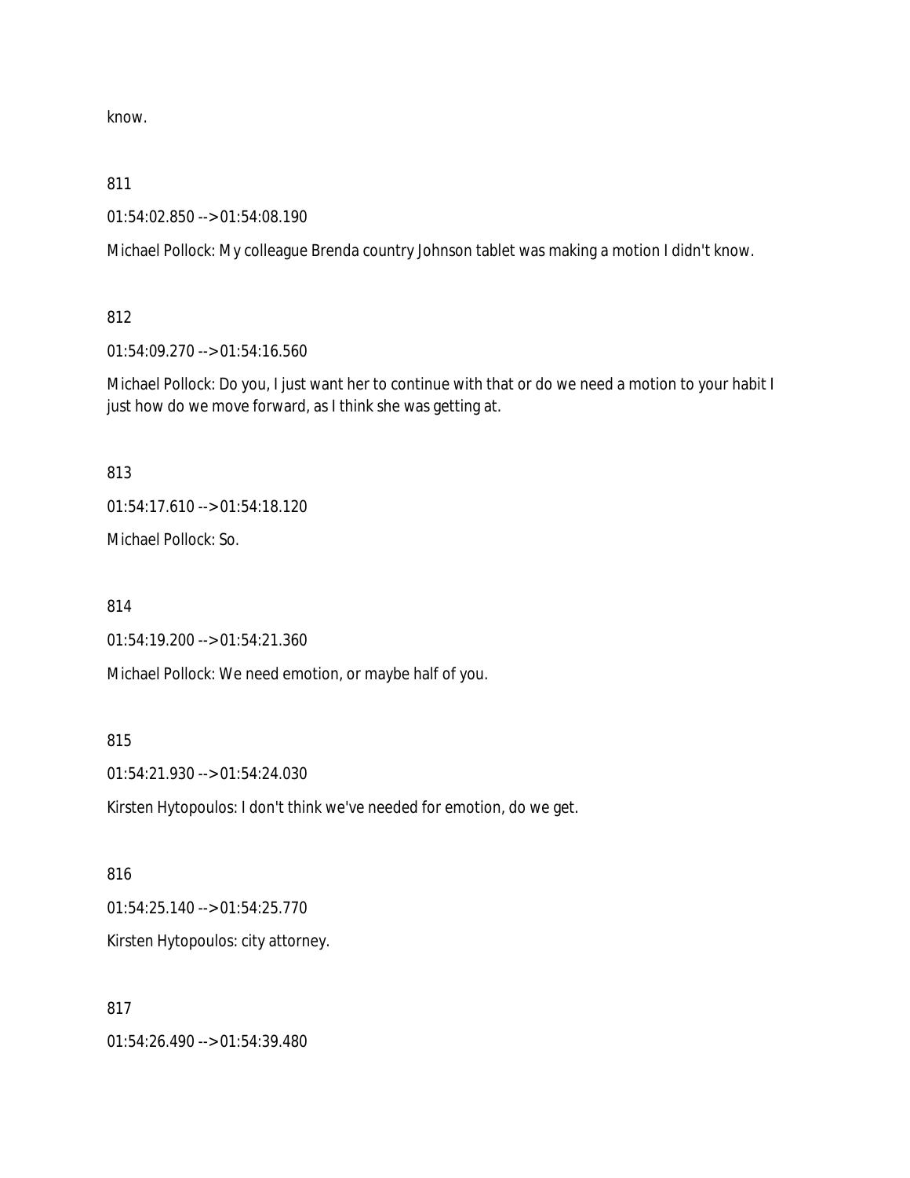know.

811

01:54:02.850 --> 01:54:08.190

Michael Pollock: My colleague Brenda country Johnson tablet was making a motion I didn't know.

812

01:54:09.270 --> 01:54:16.560

Michael Pollock: Do you, I just want her to continue with that or do we need a motion to your habit I just how do we move forward, as I think she was getting at.

813

01:54:17.610 --> 01:54:18.120

Michael Pollock: So.

814

01:54:19.200 --> 01:54:21.360

Michael Pollock: We need emotion, or maybe half of you.

815

01:54:21.930 --> 01:54:24.030

Kirsten Hytopoulos: I don't think we've needed for emotion, do we get.

816

01:54:25.140 --> 01:54:25.770

Kirsten Hytopoulos: city attorney.

817

01:54:26.490 --> 01:54:39.480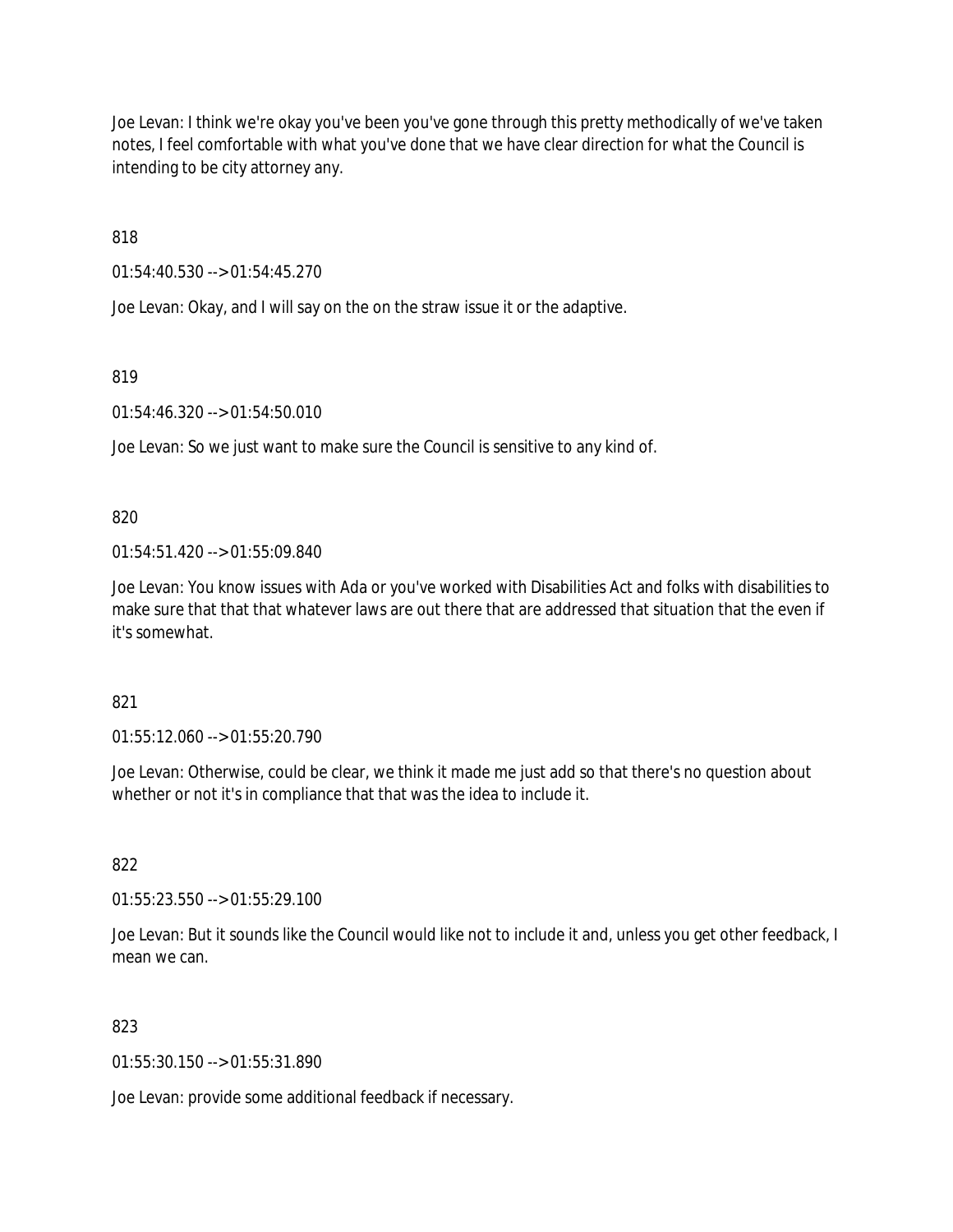Joe Levan: I think we're okay you've been you've gone through this pretty methodically of we've taken notes, I feel comfortable with what you've done that we have clear direction for what the Council is intending to be city attorney any.

818

01:54:40.530 --> 01:54:45.270

Joe Levan: Okay, and I will say on the on the straw issue it or the adaptive.

819

01:54:46.320 --> 01:54:50.010

Joe Levan: So we just want to make sure the Council is sensitive to any kind of.

820

01:54:51.420 --> 01:55:09.840

Joe Levan: You know issues with Ada or you've worked with Disabilities Act and folks with disabilities to make sure that that that whatever laws are out there that are addressed that situation that the even if it's somewhat.

821

01:55:12.060 --> 01:55:20.790

Joe Levan: Otherwise, could be clear, we think it made me just add so that there's no question about whether or not it's in compliance that that was the idea to include it.

822

01:55:23.550 --> 01:55:29.100

Joe Levan: But it sounds like the Council would like not to include it and, unless you get other feedback, I mean we can.

823

01:55:30.150 --> 01:55:31.890

Joe Levan: provide some additional feedback if necessary.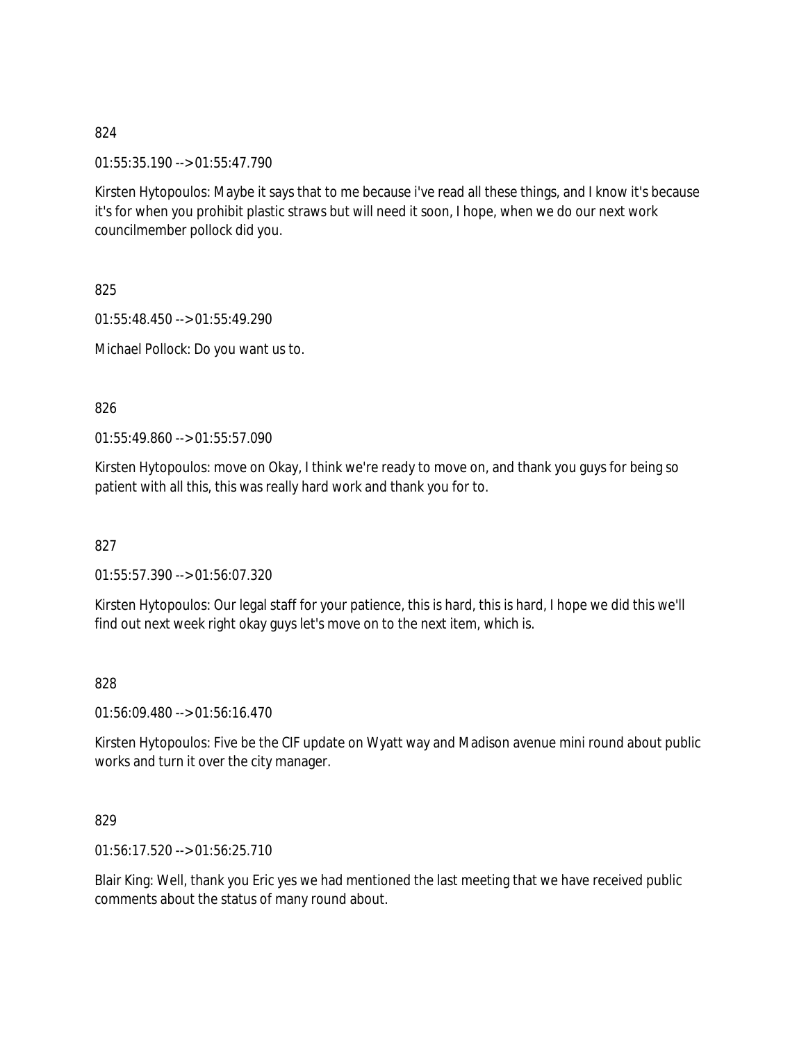824

01:55:35.190 --> 01:55:47.790

Kirsten Hytopoulos: Maybe it says that to me because i've read all these things, and I know it's because it's for when you prohibit plastic straws but will need it soon, I hope, when we do our next work councilmember pollock did you.

825

01:55:48.450 --> 01:55:49.290

Michael Pollock: Do you want us to.

826

01:55:49.860 --> 01:55:57.090

Kirsten Hytopoulos: move on Okay, I think we're ready to move on, and thank you guys for being so patient with all this, this was really hard work and thank you for to.

827

01:55:57.390 --> 01:56:07.320

Kirsten Hytopoulos: Our legal staff for your patience, this is hard, this is hard, I hope we did this we'll find out next week right okay guys let's move on to the next item, which is.

828

01:56:09.480 --> 01:56:16.470

Kirsten Hytopoulos: Five be the CIF update on Wyatt way and Madison avenue mini round about public works and turn it over the city manager.

829

01:56:17.520 --> 01:56:25.710

Blair King: Well, thank you Eric yes we had mentioned the last meeting that we have received public comments about the status of many round about.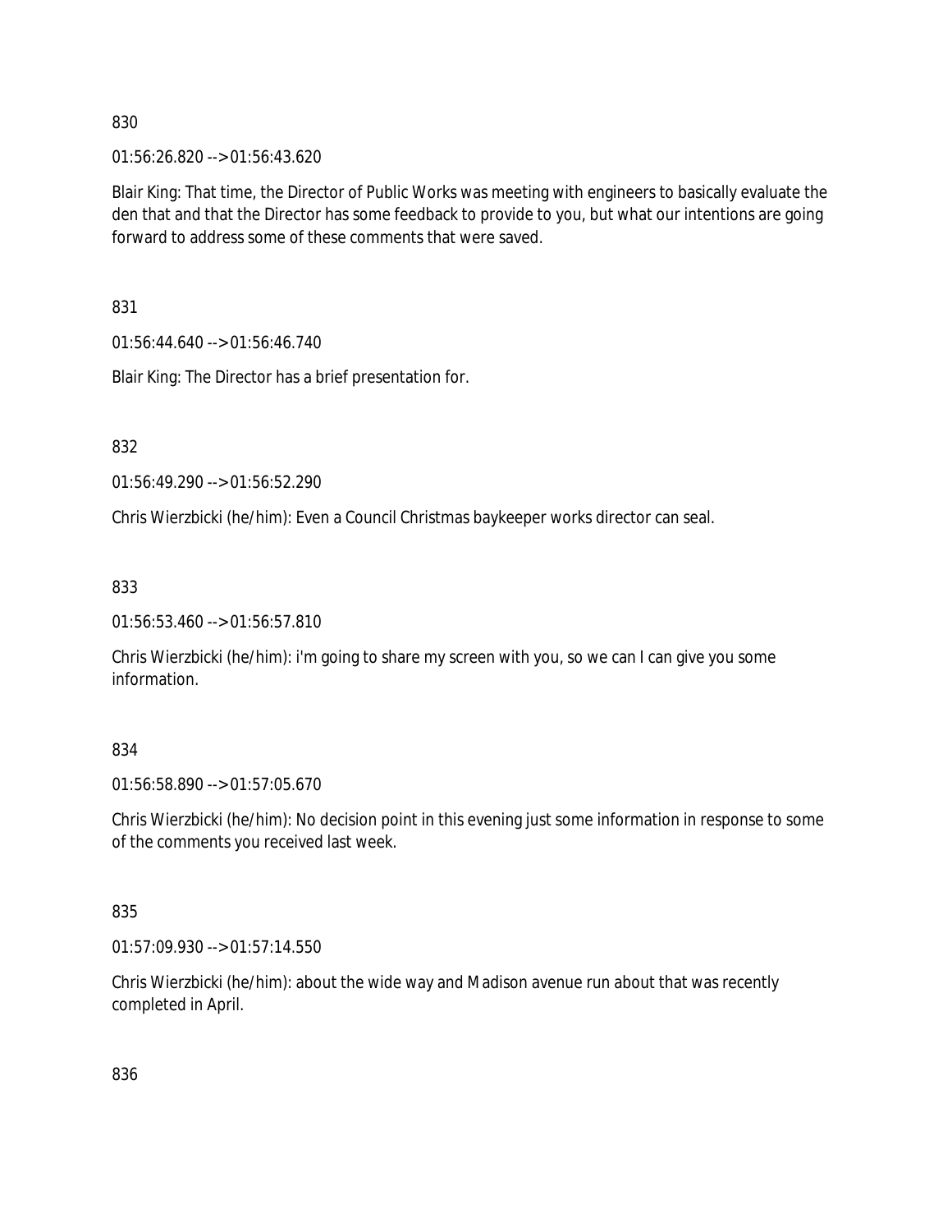830

01:56:26.820 --> 01:56:43.620

Blair King: That time, the Director of Public Works was meeting with engineers to basically evaluate the den that and that the Director has some feedback to provide to you, but what our intentions are going forward to address some of these comments that were saved.

831

01:56:44.640 --> 01:56:46.740

Blair King: The Director has a brief presentation for.

832

01:56:49.290 --> 01:56:52.290

Chris Wierzbicki (he/him): Even a Council Christmas baykeeper works director can seal.

833

01:56:53.460 --> 01:56:57.810

Chris Wierzbicki (he/him): i'm going to share my screen with you, so we can I can give you some information.

834

01:56:58.890 --> 01:57:05.670

Chris Wierzbicki (he/him): No decision point in this evening just some information in response to some of the comments you received last week.

835

01:57:09.930 --> 01:57:14.550

Chris Wierzbicki (he/him): about the wide way and Madison avenue run about that was recently completed in April.

836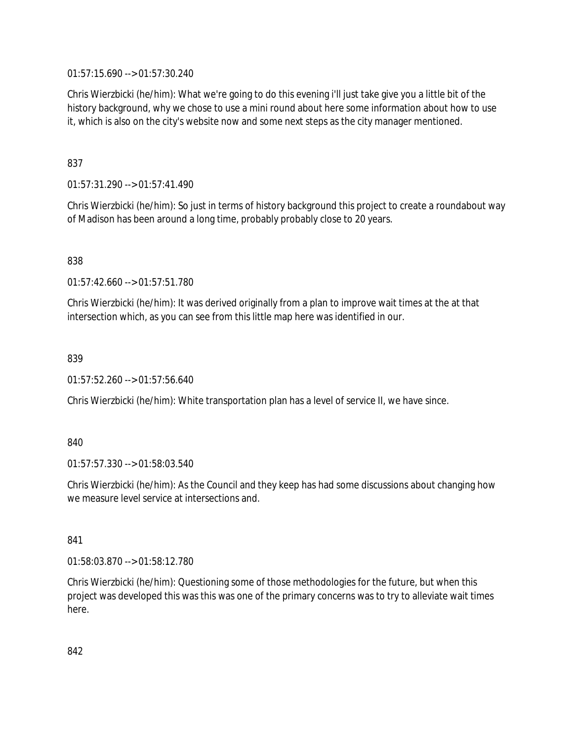01:57:15.690 --> 01:57:30.240

Chris Wierzbicki (he/him): What we're going to do this evening i'll just take give you a little bit of the history background, why we chose to use a mini round about here some information about how to use it, which is also on the city's website now and some next steps as the city manager mentioned.

837

01:57:31.290 --> 01:57:41.490

Chris Wierzbicki (he/him): So just in terms of history background this project to create a roundabout way of Madison has been around a long time, probably probably close to 20 years.

838

01:57:42.660 --> 01:57:51.780

Chris Wierzbicki (he/him): It was derived originally from a plan to improve wait times at the at that intersection which, as you can see from this little map here was identified in our.

839

01:57:52.260 --> 01:57:56.640

Chris Wierzbicki (he/him): White transportation plan has a level of service II, we have since.

840

01:57:57.330 --> 01:58:03.540

Chris Wierzbicki (he/him): As the Council and they keep has had some discussions about changing how we measure level service at intersections and.

841

01:58:03.870 --> 01:58:12.780

Chris Wierzbicki (he/him): Questioning some of those methodologies for the future, but when this project was developed this was this was one of the primary concerns was to try to alleviate wait times here.

842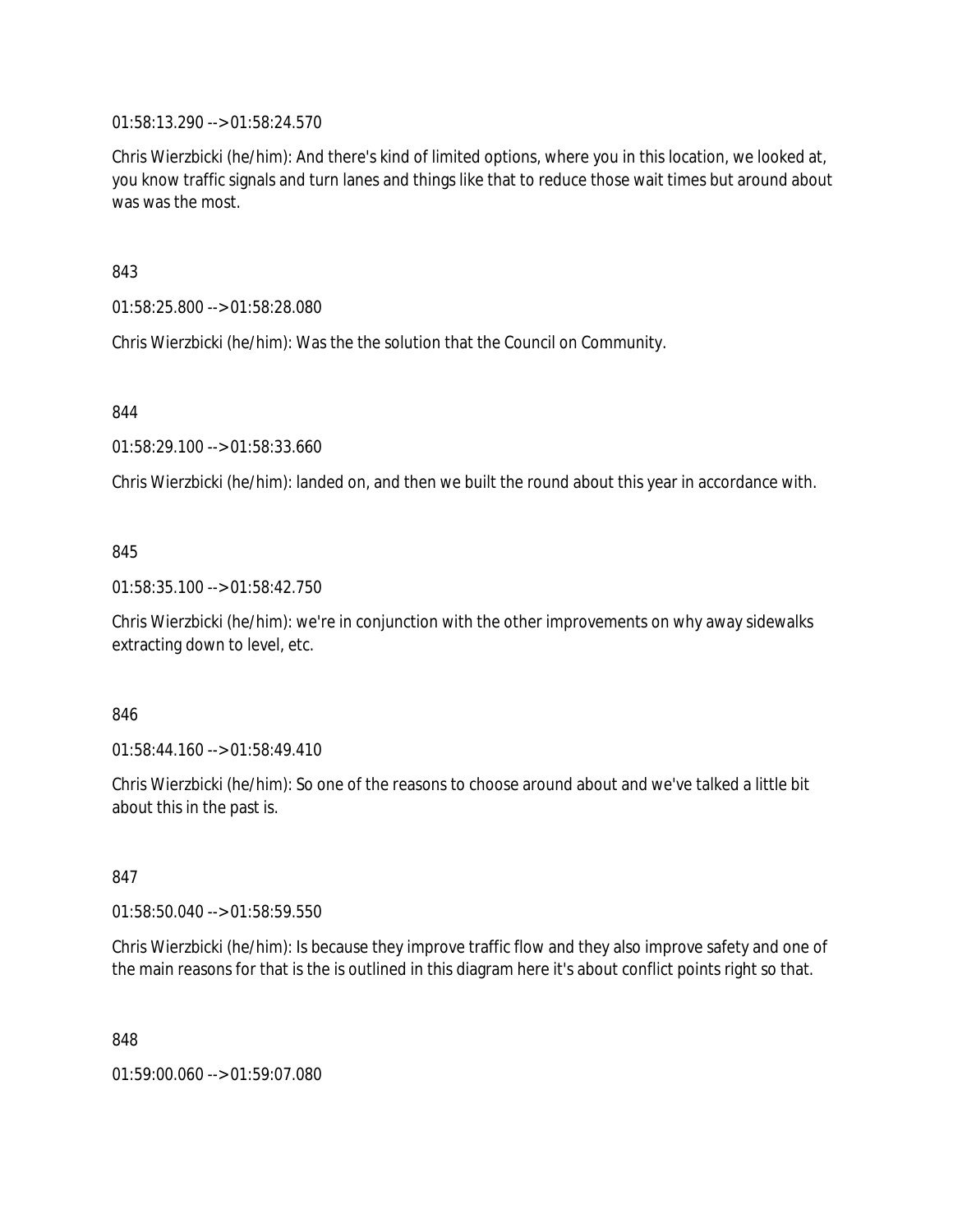01:58:13.290 --> 01:58:24.570

Chris Wierzbicki (he/him): And there's kind of limited options, where you in this location, we looked at, you know traffic signals and turn lanes and things like that to reduce those wait times but around about was was the most.

843

01:58:25.800 --> 01:58:28.080

Chris Wierzbicki (he/him): Was the the solution that the Council on Community.

844

01:58:29.100 --> 01:58:33.660

Chris Wierzbicki (he/him): landed on, and then we built the round about this year in accordance with.

845

01:58:35.100 --> 01:58:42.750

Chris Wierzbicki (he/him): we're in conjunction with the other improvements on why away sidewalks extracting down to level, etc.

846

01:58:44.160 --> 01:58:49.410

Chris Wierzbicki (he/him): So one of the reasons to choose around about and we've talked a little bit about this in the past is.

847

01:58:50.040 --> 01:58:59.550

Chris Wierzbicki (he/him): Is because they improve traffic flow and they also improve safety and one of the main reasons for that is the is outlined in this diagram here it's about conflict points right so that.

848

01:59:00.060 --> 01:59:07.080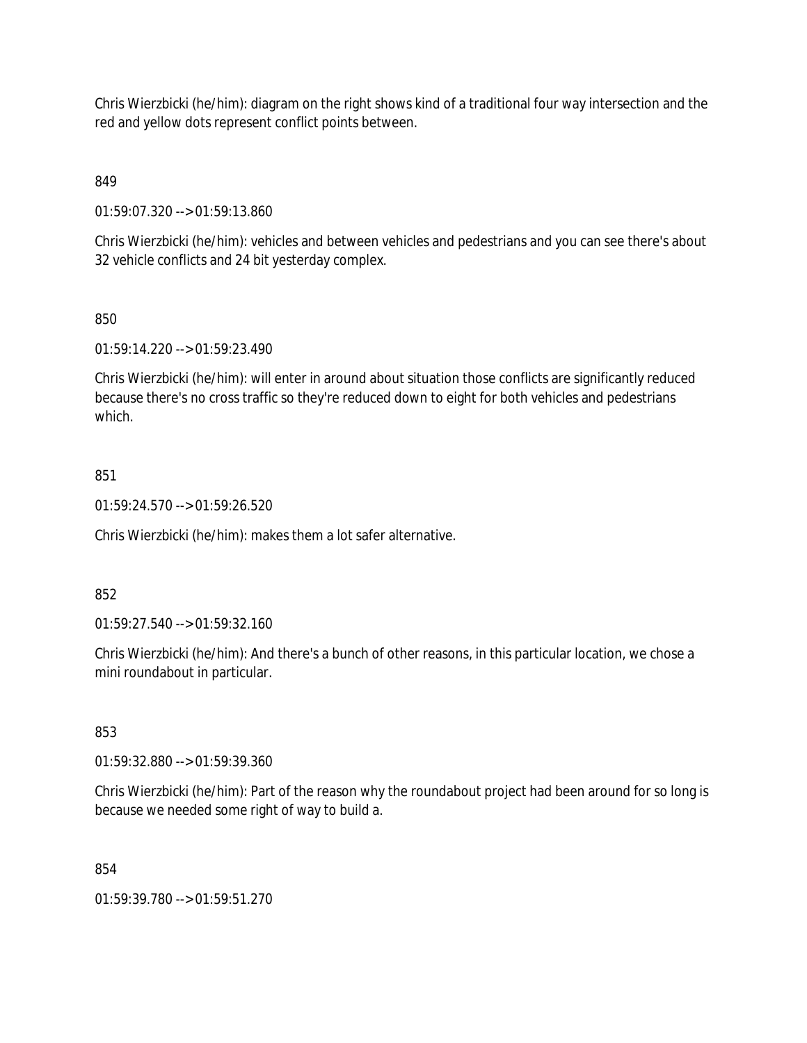Chris Wierzbicki (he/him): diagram on the right shows kind of a traditional four way intersection and the red and yellow dots represent conflict points between.

849

01:59:07.320 --> 01:59:13.860

Chris Wierzbicki (he/him): vehicles and between vehicles and pedestrians and you can see there's about 32 vehicle conflicts and 24 bit yesterday complex.

850

01:59:14.220 --> 01:59:23.490

Chris Wierzbicki (he/him): will enter in around about situation those conflicts are significantly reduced because there's no cross traffic so they're reduced down to eight for both vehicles and pedestrians which.

851

01:59:24.570 --> 01:59:26.520

Chris Wierzbicki (he/him): makes them a lot safer alternative.

852

01:59:27.540 --> 01:59:32.160

Chris Wierzbicki (he/him): And there's a bunch of other reasons, in this particular location, we chose a mini roundabout in particular.

853

01:59:32.880 --> 01:59:39.360

Chris Wierzbicki (he/him): Part of the reason why the roundabout project had been around for so long is because we needed some right of way to build a.

854

01:59:39.780 --> 01:59:51.270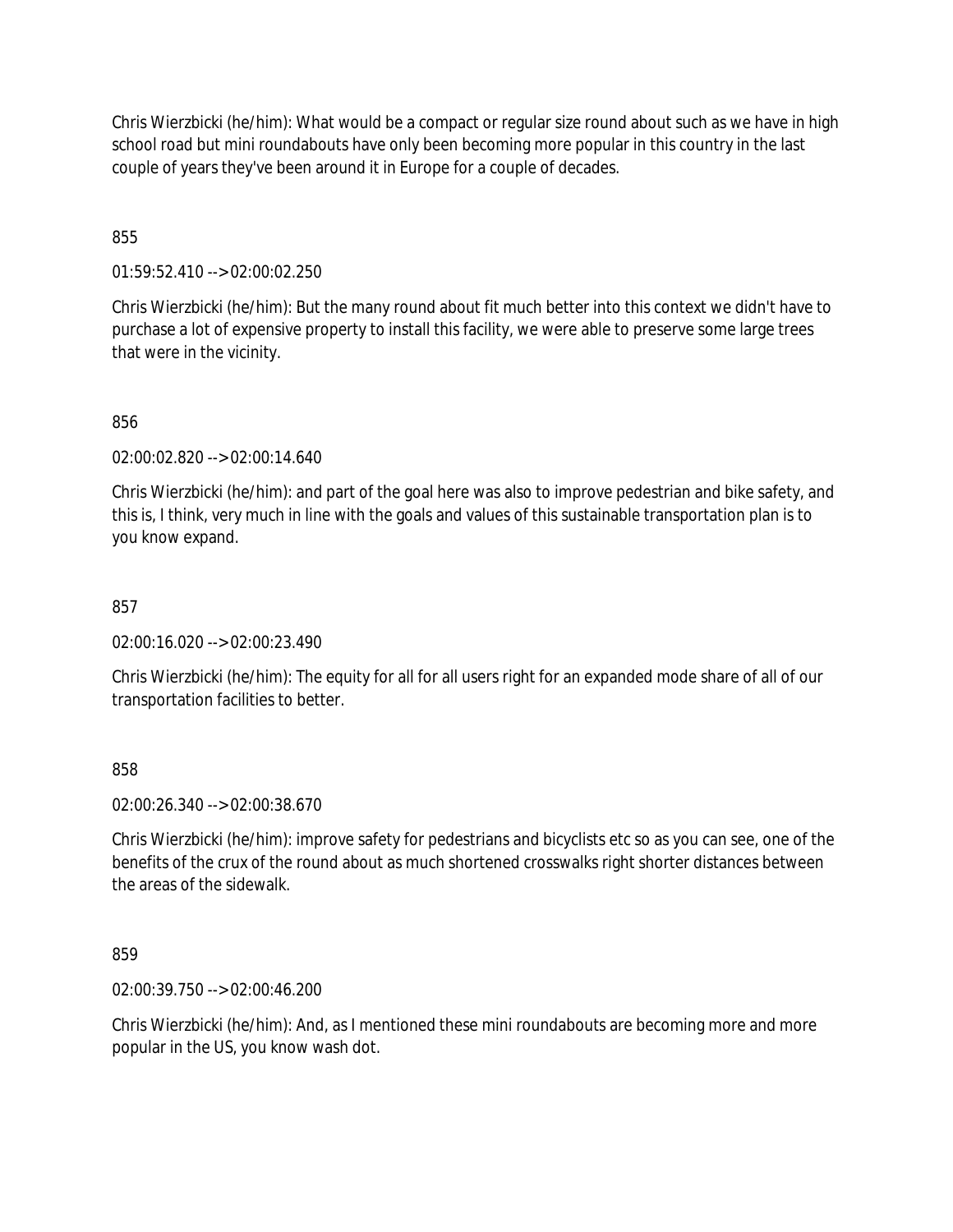Chris Wierzbicki (he/him): What would be a compact or regular size round about such as we have in high school road but mini roundabouts have only been becoming more popular in this country in the last couple of years they've been around it in Europe for a couple of decades.

855

01:59:52.410 --> 02:00:02.250

Chris Wierzbicki (he/him): But the many round about fit much better into this context we didn't have to purchase a lot of expensive property to install this facility, we were able to preserve some large trees that were in the vicinity.

856

02:00:02.820 --> 02:00:14.640

Chris Wierzbicki (he/him): and part of the goal here was also to improve pedestrian and bike safety, and this is, I think, very much in line with the goals and values of this sustainable transportation plan is to you know expand.

857

02:00:16.020 --> 02:00:23.490

Chris Wierzbicki (he/him): The equity for all for all users right for an expanded mode share of all of our transportation facilities to better.

858

02:00:26.340 --> 02:00:38.670

Chris Wierzbicki (he/him): improve safety for pedestrians and bicyclists etc so as you can see, one of the benefits of the crux of the round about as much shortened crosswalks right shorter distances between the areas of the sidewalk.

859

02:00:39.750 --> 02:00:46.200

Chris Wierzbicki (he/him): And, as I mentioned these mini roundabouts are becoming more and more popular in the US, you know wash dot.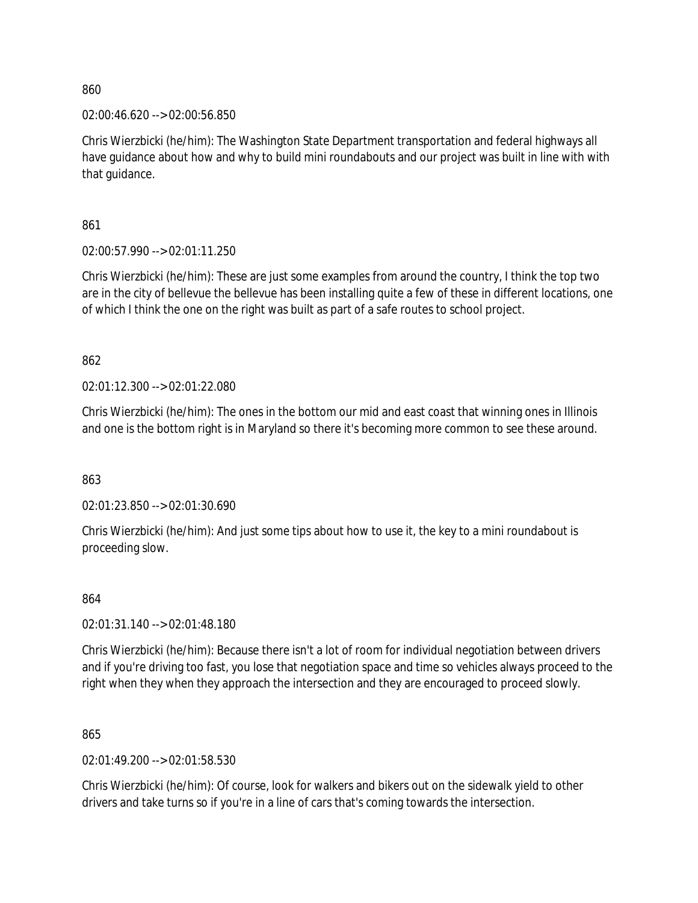860

02:00:46.620 --> 02:00:56.850

Chris Wierzbicki (he/him): The Washington State Department transportation and federal highways all have guidance about how and why to build mini roundabouts and our project was built in line with with that guidance.

861

02:00:57.990 --> 02:01:11.250

Chris Wierzbicki (he/him): These are just some examples from around the country, I think the top two are in the city of bellevue the bellevue has been installing quite a few of these in different locations, one of which I think the one on the right was built as part of a safe routes to school project.

862

02:01:12.300 --> 02:01:22.080

Chris Wierzbicki (he/him): The ones in the bottom our mid and east coast that winning ones in Illinois and one is the bottom right is in Maryland so there it's becoming more common to see these around.

863

02:01:23.850 --> 02:01:30.690

Chris Wierzbicki (he/him): And just some tips about how to use it, the key to a mini roundabout is proceeding slow.

864

02:01:31.140 --> 02:01:48.180

Chris Wierzbicki (he/him): Because there isn't a lot of room for individual negotiation between drivers and if you're driving too fast, you lose that negotiation space and time so vehicles always proceed to the right when they when they approach the intersection and they are encouraged to proceed slowly.

865

02:01:49.200 --> 02:01:58.530

Chris Wierzbicki (he/him): Of course, look for walkers and bikers out on the sidewalk yield to other drivers and take turns so if you're in a line of cars that's coming towards the intersection.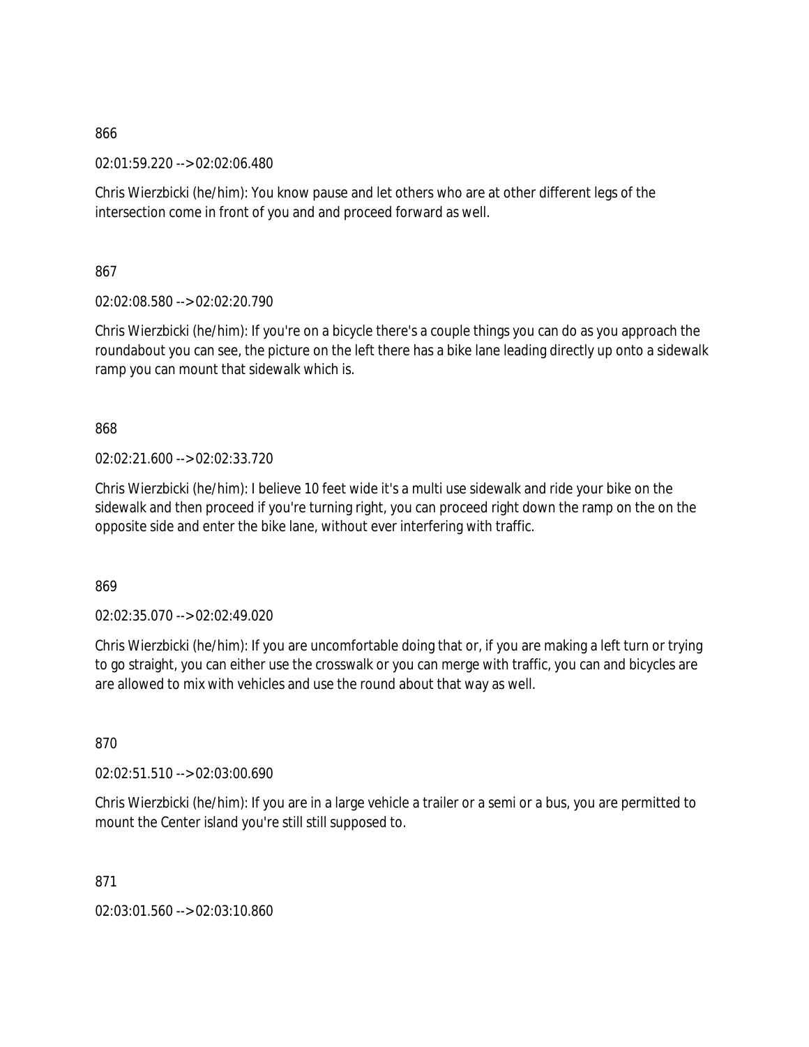866

02:01:59.220 --> 02:02:06.480

Chris Wierzbicki (he/him): You know pause and let others who are at other different legs of the intersection come in front of you and and proceed forward as well.

867

02:02:08.580 --> 02:02:20.790

Chris Wierzbicki (he/him): If you're on a bicycle there's a couple things you can do as you approach the roundabout you can see, the picture on the left there has a bike lane leading directly up onto a sidewalk ramp you can mount that sidewalk which is.

868

02:02:21.600 --> 02:02:33.720

Chris Wierzbicki (he/him): I believe 10 feet wide it's a multi use sidewalk and ride your bike on the sidewalk and then proceed if you're turning right, you can proceed right down the ramp on the on the opposite side and enter the bike lane, without ever interfering with traffic.

869

02:02:35.070 --> 02:02:49.020

Chris Wierzbicki (he/him): If you are uncomfortable doing that or, if you are making a left turn or trying to go straight, you can either use the crosswalk or you can merge with traffic, you can and bicycles are are allowed to mix with vehicles and use the round about that way as well.

870

02:02:51.510 --> 02:03:00.690

Chris Wierzbicki (he/him): If you are in a large vehicle a trailer or a semi or a bus, you are permitted to mount the Center island you're still still supposed to.

871

02:03:01.560 --> 02:03:10.860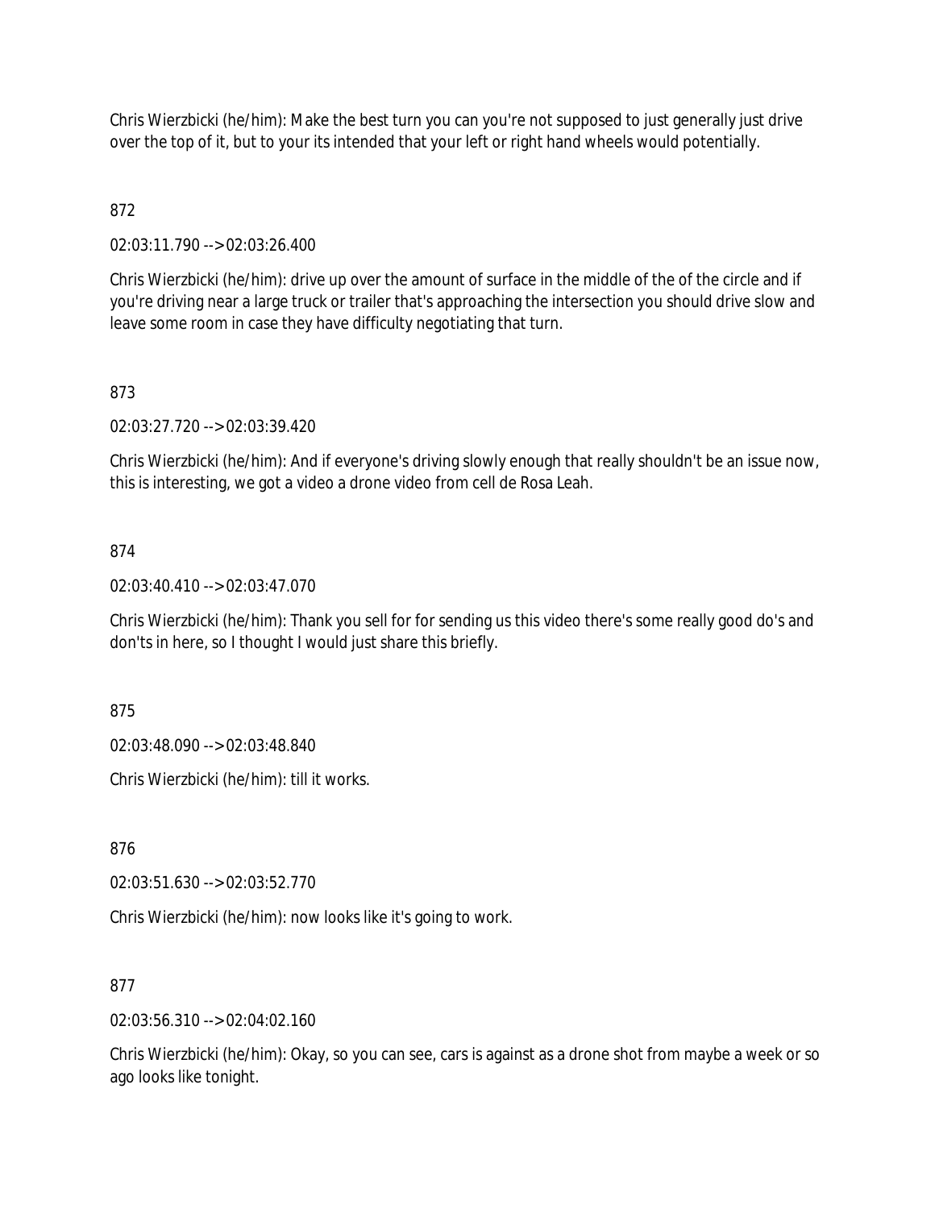Chris Wierzbicki (he/him): Make the best turn you can you're not supposed to just generally just drive over the top of it, but to your its intended that your left or right hand wheels would potentially.

872

02:03:11.790 --> 02:03:26.400

Chris Wierzbicki (he/him): drive up over the amount of surface in the middle of the of the circle and if you're driving near a large truck or trailer that's approaching the intersection you should drive slow and leave some room in case they have difficulty negotiating that turn.

873

02:03:27.720 --> 02:03:39.420

Chris Wierzbicki (he/him): And if everyone's driving slowly enough that really shouldn't be an issue now, this is interesting, we got a video a drone video from cell de Rosa Leah.

874

02:03:40.410 --> 02:03:47.070

Chris Wierzbicki (he/him): Thank you sell for for sending us this video there's some really good do's and don'ts in here, so I thought I would just share this briefly.

875

02:03:48.090 --> 02:03:48.840

Chris Wierzbicki (he/him): till it works.

876

02:03:51.630 --> 02:03:52.770

Chris Wierzbicki (he/him): now looks like it's going to work.

877

02:03:56.310 --> 02:04:02.160

Chris Wierzbicki (he/him): Okay, so you can see, cars is against as a drone shot from maybe a week or so ago looks like tonight.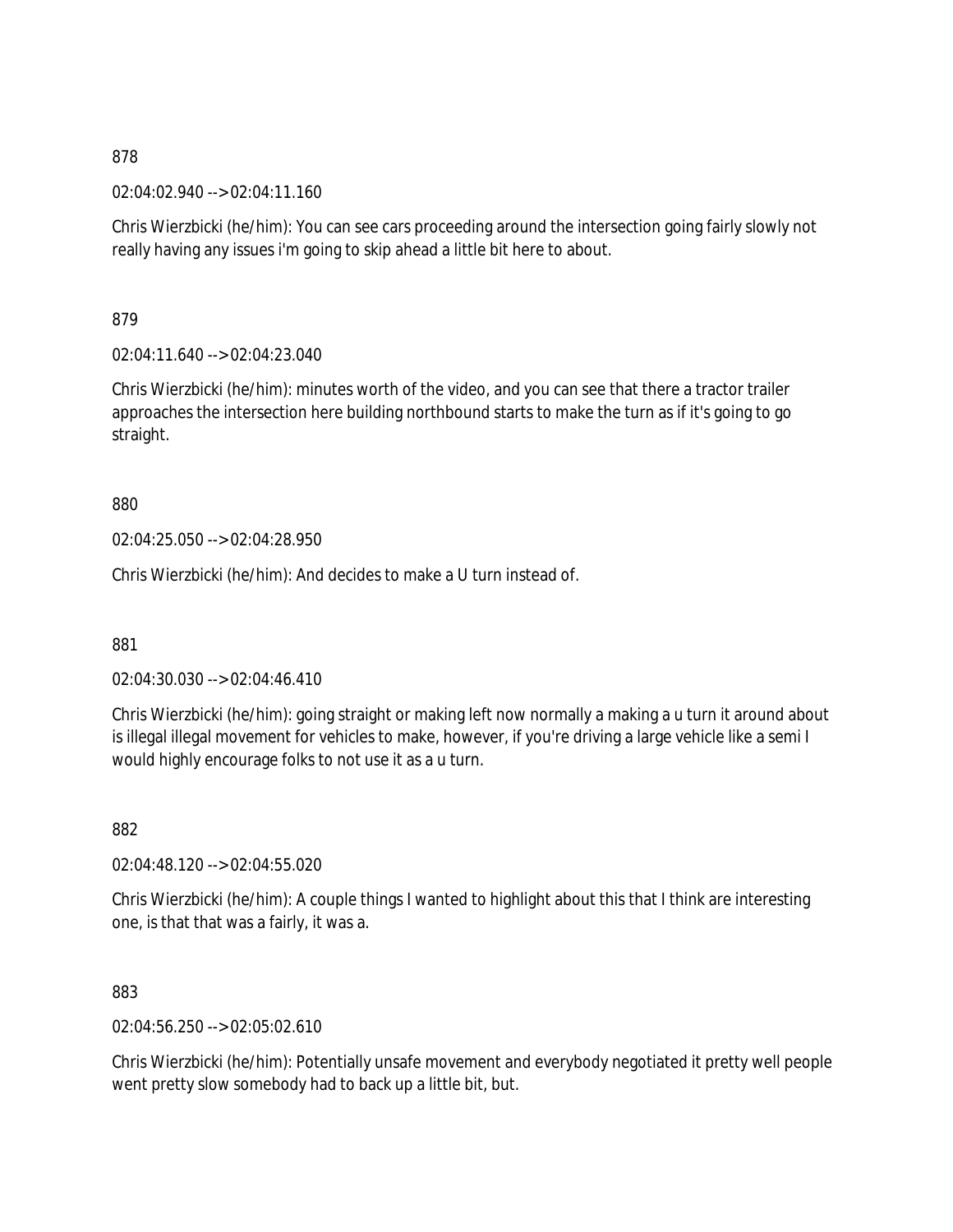878

02:04:02.940 --> 02:04:11.160

Chris Wierzbicki (he/him): You can see cars proceeding around the intersection going fairly slowly not really having any issues i'm going to skip ahead a little bit here to about.

879

02:04:11.640 --> 02:04:23.040

Chris Wierzbicki (he/him): minutes worth of the video, and you can see that there a tractor trailer approaches the intersection here building northbound starts to make the turn as if it's going to go straight.

880

02:04:25.050 --> 02:04:28.950

Chris Wierzbicki (he/him): And decides to make a U turn instead of.

881

02:04:30.030 --> 02:04:46.410

Chris Wierzbicki (he/him): going straight or making left now normally a making a u turn it around about is illegal illegal movement for vehicles to make, however, if you're driving a large vehicle like a semi I would highly encourage folks to not use it as a u turn.

882

02:04:48.120 --> 02:04:55.020

Chris Wierzbicki (he/him): A couple things I wanted to highlight about this that I think are interesting one, is that that was a fairly, it was a.

883

02:04:56.250 --> 02:05:02.610

Chris Wierzbicki (he/him): Potentially unsafe movement and everybody negotiated it pretty well people went pretty slow somebody had to back up a little bit, but.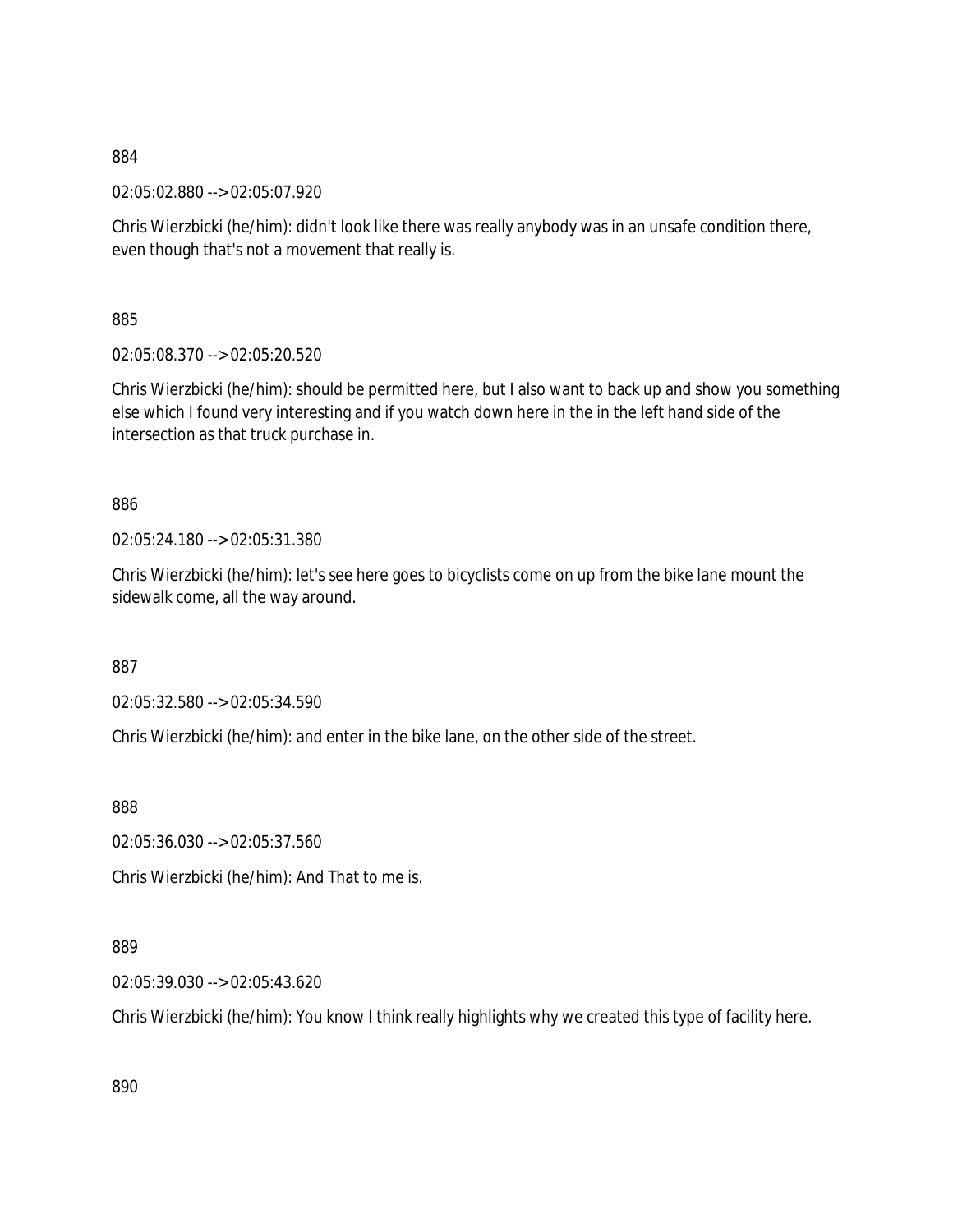884

02:05:02.880 --> 02:05:07.920

Chris Wierzbicki (he/him): didn't look like there was really anybody was in an unsafe condition there, even though that's not a movement that really is.

885

02:05:08.370 --> 02:05:20.520

Chris Wierzbicki (he/him): should be permitted here, but I also want to back up and show you something else which I found very interesting and if you watch down here in the in the left hand side of the intersection as that truck purchase in.

886

02:05:24.180 --> 02:05:31.380

Chris Wierzbicki (he/him): let's see here goes to bicyclists come on up from the bike lane mount the sidewalk come, all the way around.

887

02:05:32.580 --> 02:05:34.590

Chris Wierzbicki (he/him): and enter in the bike lane, on the other side of the street.

888

02:05:36.030 --> 02:05:37.560

Chris Wierzbicki (he/him): And That to me is.

889

02:05:39.030 --> 02:05:43.620

Chris Wierzbicki (he/him): You know I think really highlights why we created this type of facility here.

890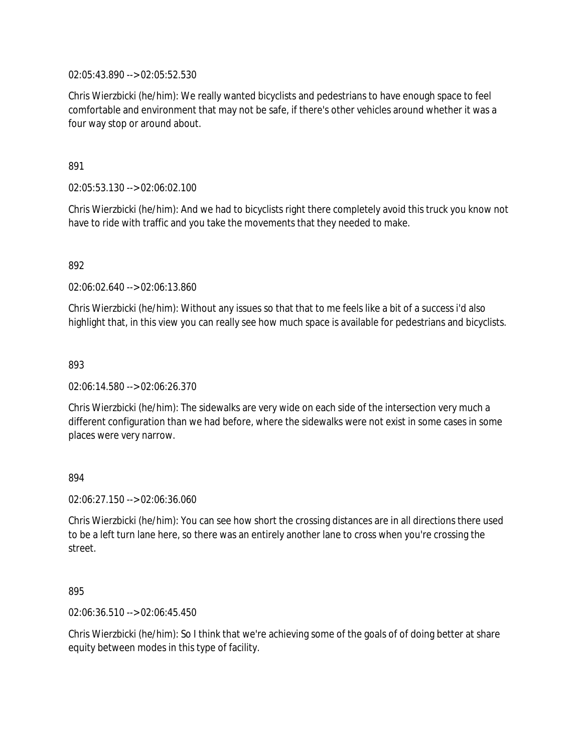02:05:43.890 --> 02:05:52.530

Chris Wierzbicki (he/him): We really wanted bicyclists and pedestrians to have enough space to feel comfortable and environment that may not be safe, if there's other vehicles around whether it was a four way stop or around about.

891

02:05:53.130 --> 02:06:02.100

Chris Wierzbicki (he/him): And we had to bicyclists right there completely avoid this truck you know not have to ride with traffic and you take the movements that they needed to make.

892

02:06:02.640 --> 02:06:13.860

Chris Wierzbicki (he/him): Without any issues so that that to me feels like a bit of a success i'd also highlight that, in this view you can really see how much space is available for pedestrians and bicyclists.

893

02:06:14.580 --> 02:06:26.370

Chris Wierzbicki (he/him): The sidewalks are very wide on each side of the intersection very much a different configuration than we had before, where the sidewalks were not exist in some cases in some places were very narrow.

894

02:06:27.150 --> 02:06:36.060

Chris Wierzbicki (he/him): You can see how short the crossing distances are in all directions there used to be a left turn lane here, so there was an entirely another lane to cross when you're crossing the street.

895

02:06:36.510 --> 02:06:45.450

Chris Wierzbicki (he/him): So I think that we're achieving some of the goals of of doing better at share equity between modes in this type of facility.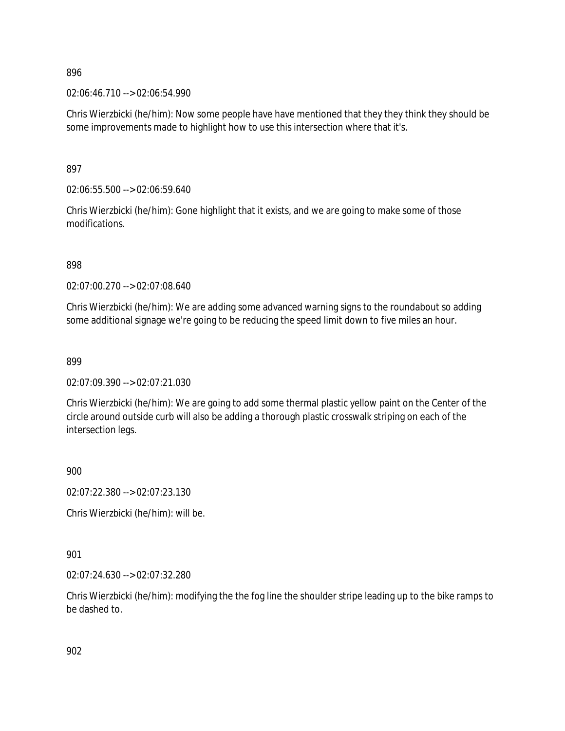896

02:06:46.710 --> 02:06:54.990

Chris Wierzbicki (he/him): Now some people have have mentioned that they they think they should be some improvements made to highlight how to use this intersection where that it's.

897

02:06:55.500 --> 02:06:59.640

Chris Wierzbicki (he/him): Gone highlight that it exists, and we are going to make some of those modifications.

898

02:07:00.270 --> 02:07:08.640

Chris Wierzbicki (he/him): We are adding some advanced warning signs to the roundabout so adding some additional signage we're going to be reducing the speed limit down to five miles an hour.

899

02:07:09.390 --> 02:07:21.030

Chris Wierzbicki (he/him): We are going to add some thermal plastic yellow paint on the Center of the circle around outside curb will also be adding a thorough plastic crosswalk striping on each of the intersection legs.

900

02:07:22.380 --> 02:07:23.130

Chris Wierzbicki (he/him): will be.

901

02:07:24.630 --> 02:07:32.280

Chris Wierzbicki (he/him): modifying the the fog line the shoulder stripe leading up to the bike ramps to be dashed to.

902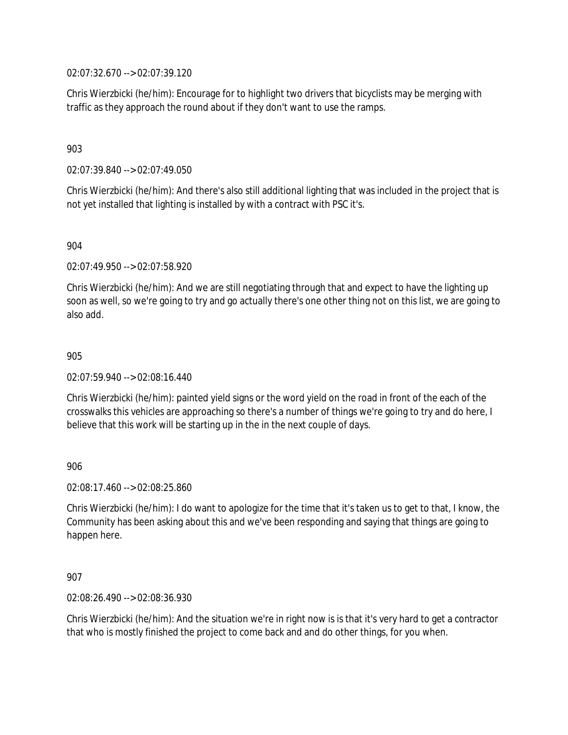02:07:32.670 --> 02:07:39.120

Chris Wierzbicki (he/him): Encourage for to highlight two drivers that bicyclists may be merging with traffic as they approach the round about if they don't want to use the ramps.

903

02:07:39.840 --> 02:07:49.050

Chris Wierzbicki (he/him): And there's also still additional lighting that was included in the project that is not yet installed that lighting is installed by with a contract with PSC it's.

904

02:07:49.950 --> 02:07:58.920

Chris Wierzbicki (he/him): And we are still negotiating through that and expect to have the lighting up soon as well, so we're going to try and go actually there's one other thing not on this list, we are going to also add.

905

02:07:59.940 --> 02:08:16.440

Chris Wierzbicki (he/him): painted yield signs or the word yield on the road in front of the each of the crosswalks this vehicles are approaching so there's a number of things we're going to try and do here, I believe that this work will be starting up in the in the next couple of days.

906

02:08:17.460 --> 02:08:25.860

Chris Wierzbicki (he/him): I do want to apologize for the time that it's taken us to get to that, I know, the Community has been asking about this and we've been responding and saying that things are going to happen here.

907

02:08:26.490 --> 02:08:36.930

Chris Wierzbicki (he/him): And the situation we're in right now is is that it's very hard to get a contractor that who is mostly finished the project to come back and and do other things, for you when.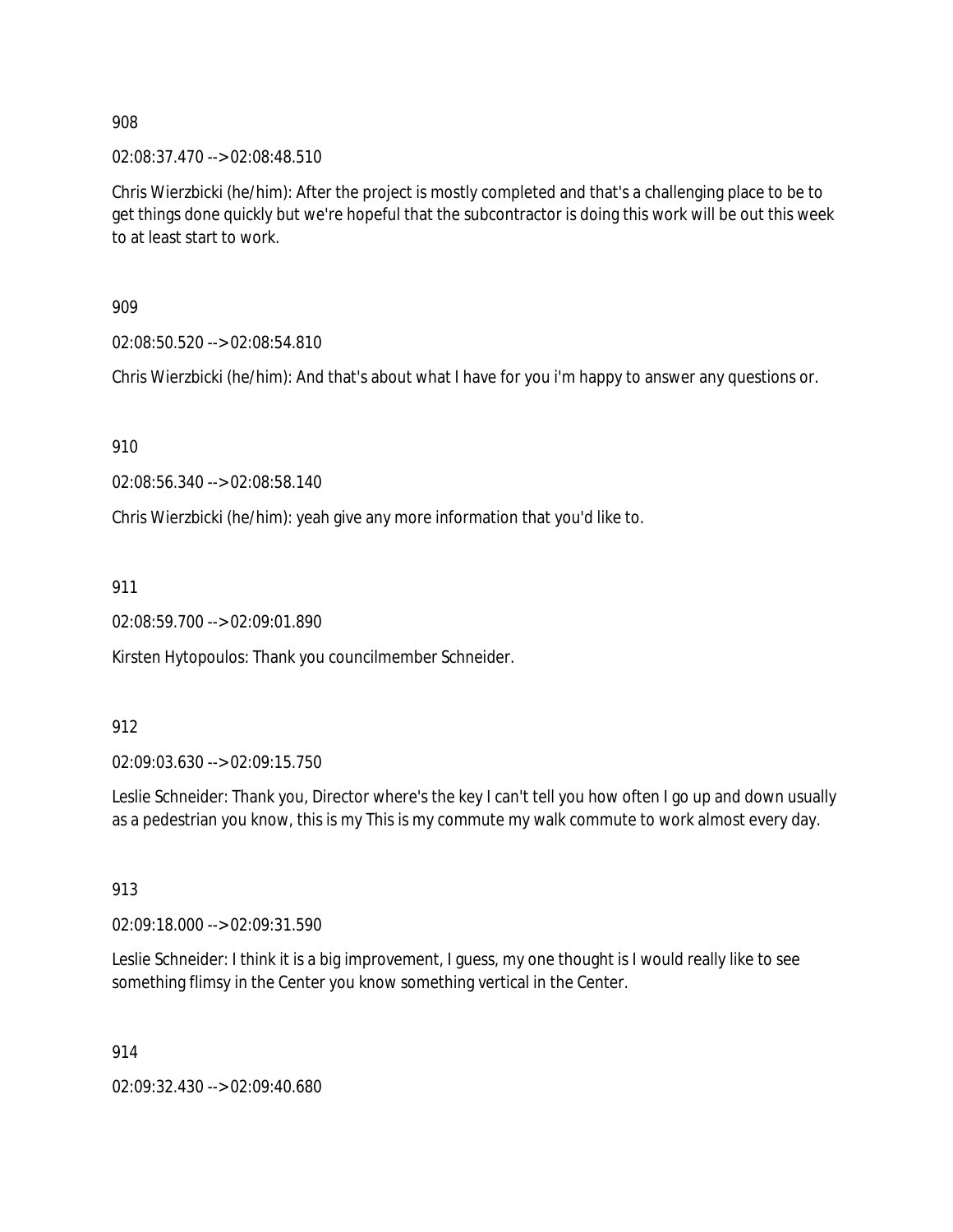908

02:08:37.470 --> 02:08:48.510

Chris Wierzbicki (he/him): After the project is mostly completed and that's a challenging place to be to get things done quickly but we're hopeful that the subcontractor is doing this work will be out this week to at least start to work.

909

02:08:50.520 --> 02:08:54.810

Chris Wierzbicki (he/him): And that's about what I have for you i'm happy to answer any questions or.

910

02:08:56.340 --> 02:08:58.140

Chris Wierzbicki (he/him): yeah give any more information that you'd like to.

911

02:08:59.700 --> 02:09:01.890

Kirsten Hytopoulos: Thank you councilmember Schneider.

912

02:09:03.630 --> 02:09:15.750

Leslie Schneider: Thank you, Director where's the key I can't tell you how often I go up and down usually as a pedestrian you know, this is my This is my commute my walk commute to work almost every day.

913

02:09:18.000 --> 02:09:31.590

Leslie Schneider: I think it is a big improvement, I guess, my one thought is I would really like to see something flimsy in the Center you know something vertical in the Center.

914

02:09:32.430 --> 02:09:40.680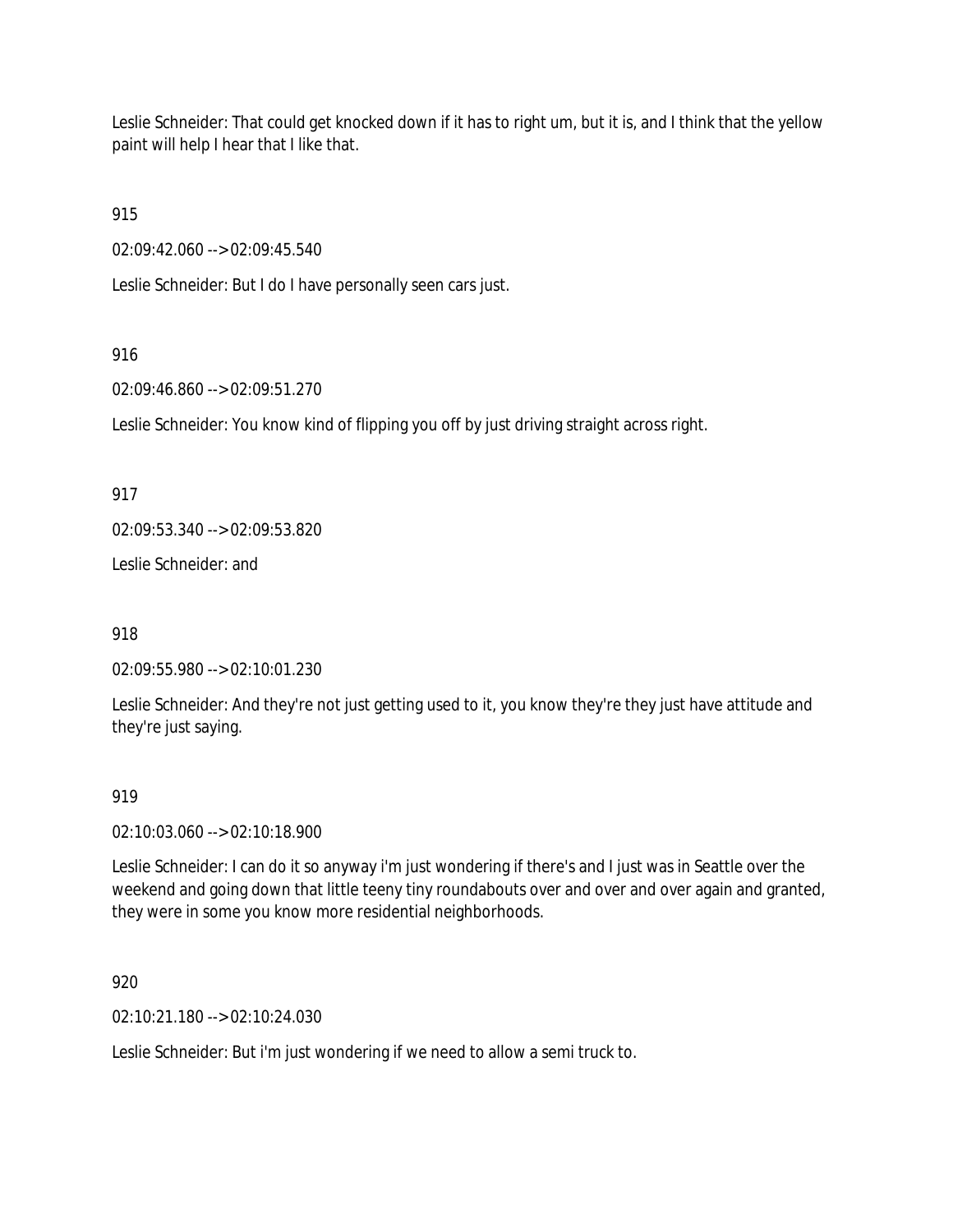Leslie Schneider: That could get knocked down if it has to right um, but it is, and I think that the yellow paint will help I hear that I like that.

915

02:09:42.060 --> 02:09:45.540

Leslie Schneider: But I do I have personally seen cars just.

916

02:09:46.860 --> 02:09:51.270

Leslie Schneider: You know kind of flipping you off by just driving straight across right.

917

02:09:53.340 --> 02:09:53.820

Leslie Schneider: and

918

02:09:55.980 --> 02:10:01.230

Leslie Schneider: And they're not just getting used to it, you know they're they just have attitude and they're just saying.

919

02:10:03.060 --> 02:10:18.900

Leslie Schneider: I can do it so anyway i'm just wondering if there's and I just was in Seattle over the weekend and going down that little teeny tiny roundabouts over and over and over again and granted, they were in some you know more residential neighborhoods.

920

02:10:21.180 --> 02:10:24.030

Leslie Schneider: But i'm just wondering if we need to allow a semi truck to.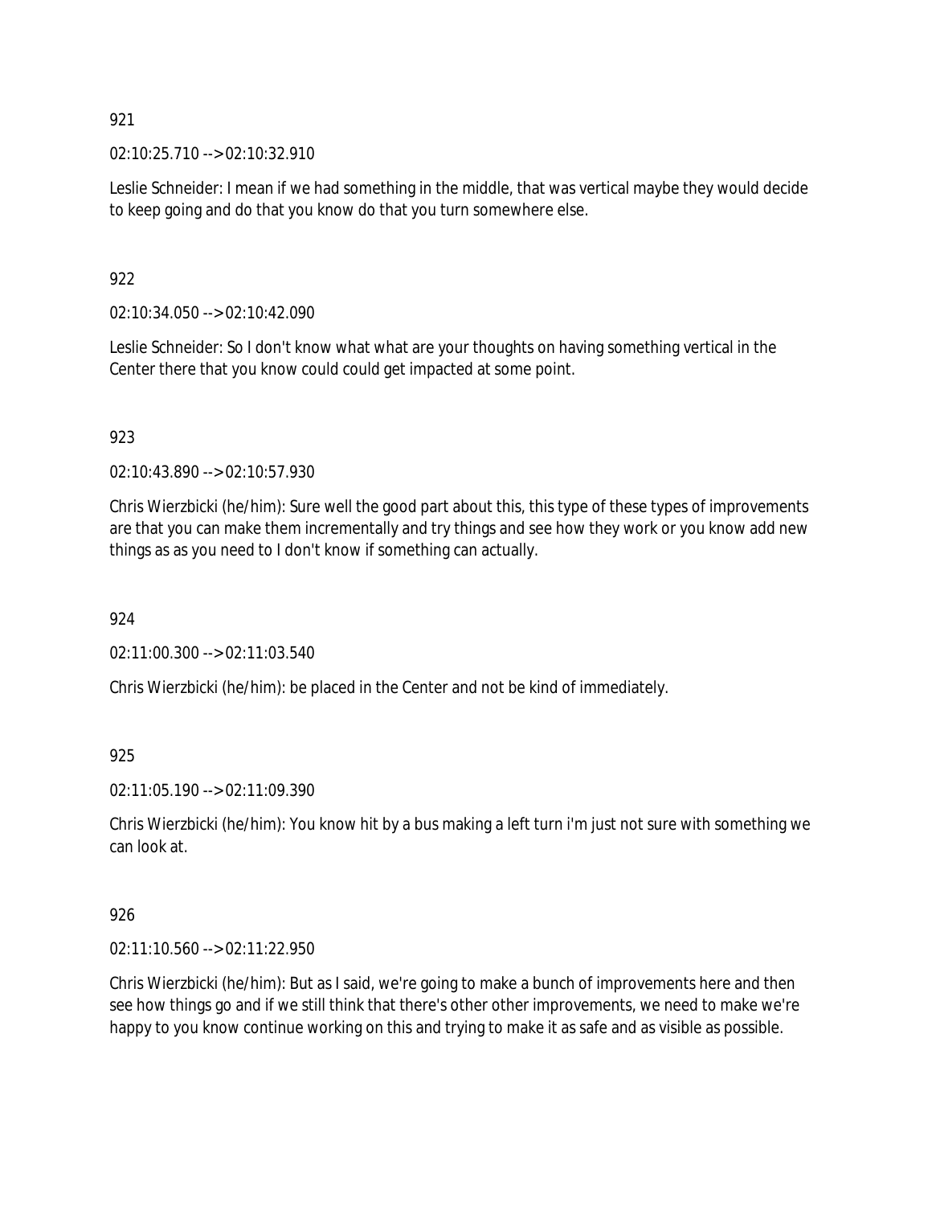921

02:10:25.710 --> 02:10:32.910

Leslie Schneider: I mean if we had something in the middle, that was vertical maybe they would decide to keep going and do that you know do that you turn somewhere else.

922

02:10:34.050 --> 02:10:42.090

Leslie Schneider: So I don't know what what are your thoughts on having something vertical in the Center there that you know could could get impacted at some point.

923

02:10:43.890 --> 02:10:57.930

Chris Wierzbicki (he/him): Sure well the good part about this, this type of these types of improvements are that you can make them incrementally and try things and see how they work or you know add new things as as you need to I don't know if something can actually.

924

02:11:00.300 --> 02:11:03.540

Chris Wierzbicki (he/him): be placed in the Center and not be kind of immediately.

925

02:11:05.190 --> 02:11:09.390

Chris Wierzbicki (he/him): You know hit by a bus making a left turn i'm just not sure with something we can look at.

926

02:11:10.560 --> 02:11:22.950

Chris Wierzbicki (he/him): But as I said, we're going to make a bunch of improvements here and then see how things go and if we still think that there's other other improvements, we need to make we're happy to you know continue working on this and trying to make it as safe and as visible as possible.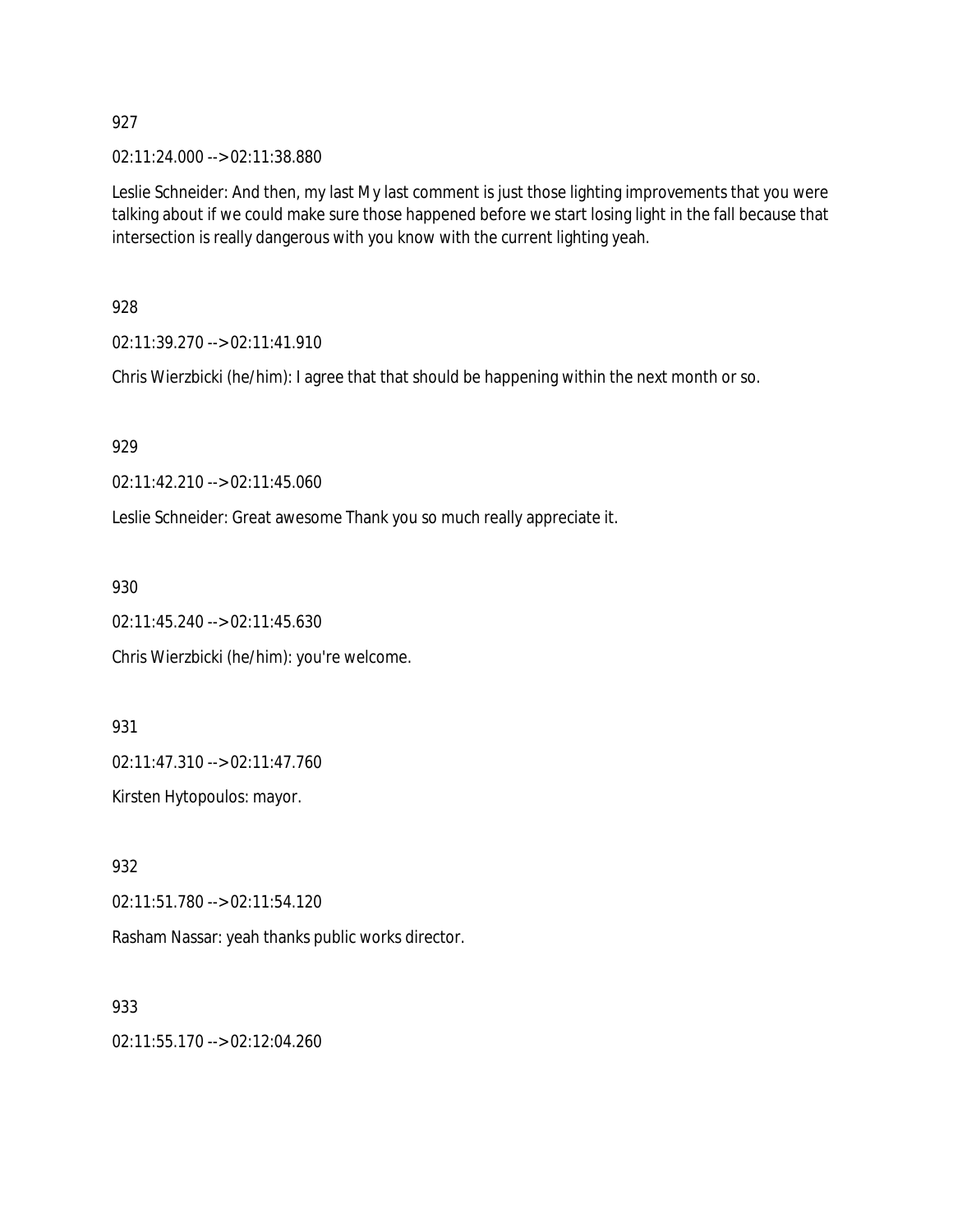927

02:11:24.000 --> 02:11:38.880

Leslie Schneider: And then, my last My last comment is just those lighting improvements that you were talking about if we could make sure those happened before we start losing light in the fall because that intersection is really dangerous with you know with the current lighting yeah.

928

02:11:39.270 --> 02:11:41.910

Chris Wierzbicki (he/him): I agree that that should be happening within the next month or so.

929

02:11:42.210 --> 02:11:45.060

Leslie Schneider: Great awesome Thank you so much really appreciate it.

930

02:11:45.240 --> 02:11:45.630

Chris Wierzbicki (he/him): you're welcome.

931

02:11:47.310 --> 02:11:47.760

Kirsten Hytopoulos: mayor.

932

02:11:51.780 --> 02:11:54.120

Rasham Nassar: yeah thanks public works director.

933

02:11:55.170 --> 02:12:04.260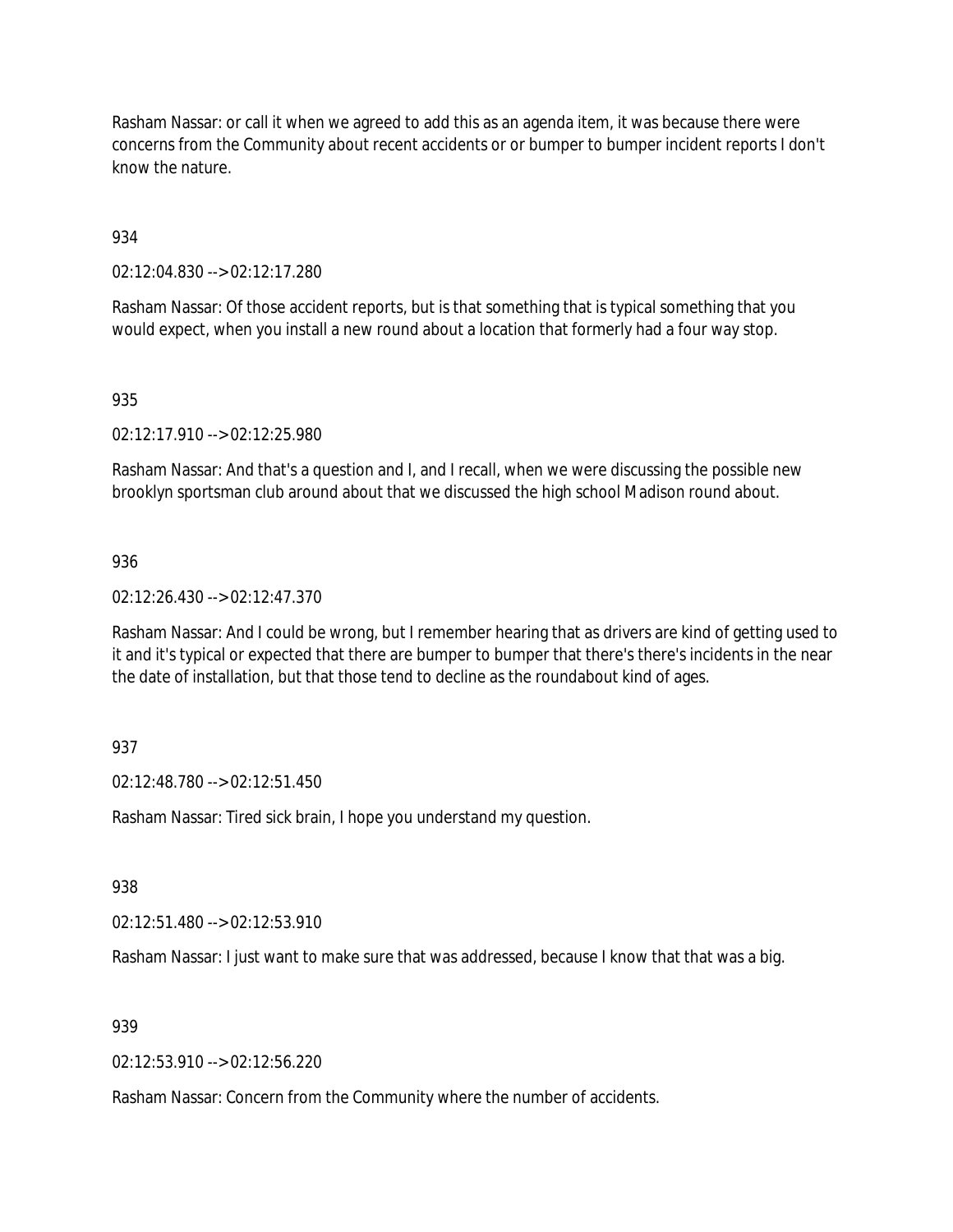Rasham Nassar: or call it when we agreed to add this as an agenda item, it was because there were concerns from the Community about recent accidents or or bumper to bumper incident reports I don't know the nature.

934

02:12:04.830 --> 02:12:17.280

Rasham Nassar: Of those accident reports, but is that something that is typical something that you would expect, when you install a new round about a location that formerly had a four way stop.

935

02:12:17.910 --> 02:12:25.980

Rasham Nassar: And that's a question and I, and I recall, when we were discussing the possible new brooklyn sportsman club around about that we discussed the high school Madison round about.

936

02:12:26.430 --> 02:12:47.370

Rasham Nassar: And I could be wrong, but I remember hearing that as drivers are kind of getting used to it and it's typical or expected that there are bumper to bumper that there's there's incidents in the near the date of installation, but that those tend to decline as the roundabout kind of ages.

937

02:12:48.780 --> 02:12:51.450

Rasham Nassar: Tired sick brain, I hope you understand my question.

938

02:12:51.480 --> 02:12:53.910

Rasham Nassar: I just want to make sure that was addressed, because I know that that was a big.

939

02:12:53.910 --> 02:12:56.220

Rasham Nassar: Concern from the Community where the number of accidents.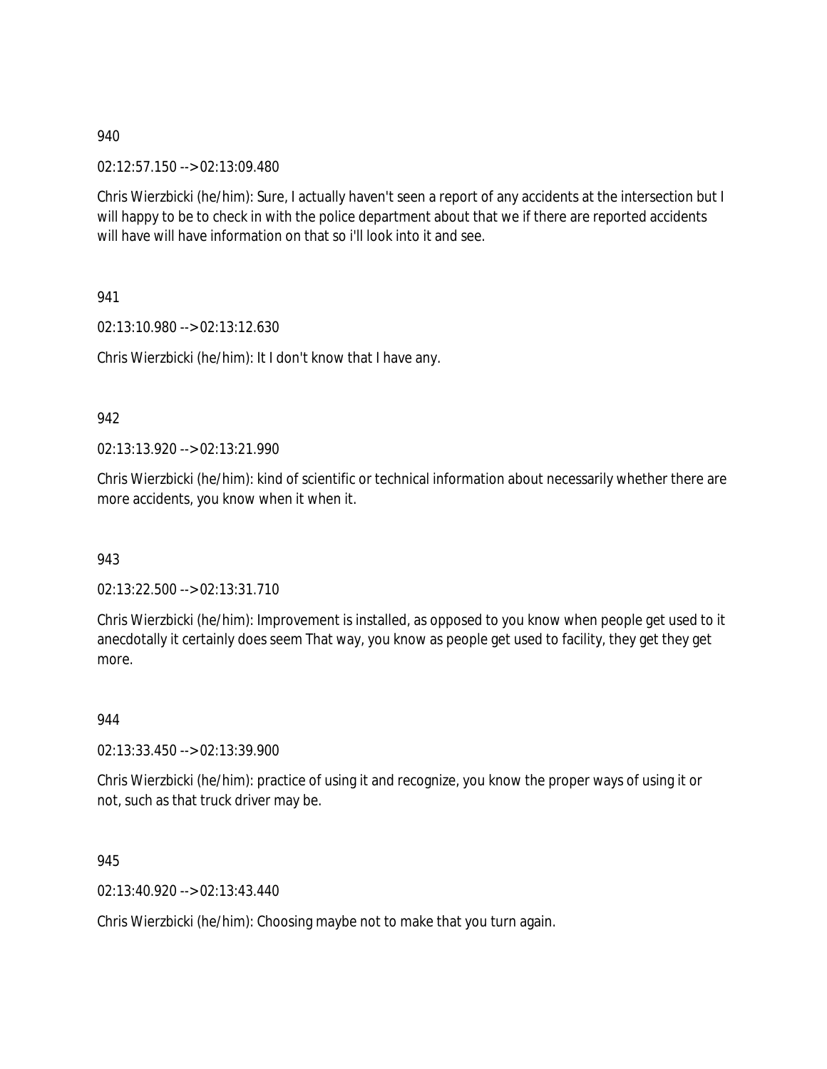940

02:12:57.150 --> 02:13:09.480

Chris Wierzbicki (he/him): Sure, I actually haven't seen a report of any accidents at the intersection but I will happy to be to check in with the police department about that we if there are reported accidents will have will have information on that so i'll look into it and see.

941

02:13:10.980 --> 02:13:12.630

Chris Wierzbicki (he/him): It I don't know that I have any.

942

02:13:13.920 --> 02:13:21.990

Chris Wierzbicki (he/him): kind of scientific or technical information about necessarily whether there are more accidents, you know when it when it.

943

02:13:22.500 --> 02:13:31.710

Chris Wierzbicki (he/him): Improvement is installed, as opposed to you know when people get used to it anecdotally it certainly does seem That way, you know as people get used to facility, they get they get more.

944

02:13:33.450 --> 02:13:39.900

Chris Wierzbicki (he/him): practice of using it and recognize, you know the proper ways of using it or not, such as that truck driver may be.

945

02:13:40.920 --> 02:13:43.440

Chris Wierzbicki (he/him): Choosing maybe not to make that you turn again.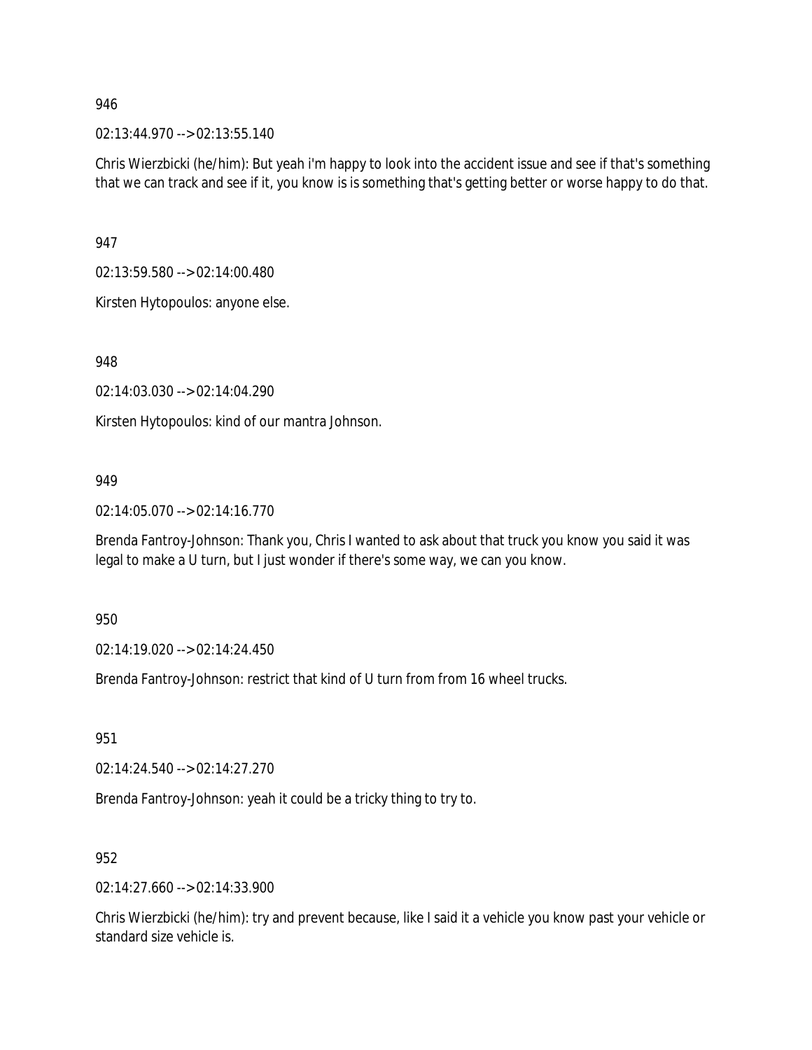946

02:13:44.970 --> 02:13:55.140

Chris Wierzbicki (he/him): But yeah i'm happy to look into the accident issue and see if that's something that we can track and see if it, you know is is something that's getting better or worse happy to do that.

947

02:13:59.580 --> 02:14:00.480

Kirsten Hytopoulos: anyone else.

948

02:14:03.030 --> 02:14:04.290

Kirsten Hytopoulos: kind of our mantra Johnson.

949

02:14:05.070 --> 02:14:16.770

Brenda Fantroy-Johnson: Thank you, Chris I wanted to ask about that truck you know you said it was legal to make a U turn, but I just wonder if there's some way, we can you know.

950

02:14:19.020 --> 02:14:24.450

Brenda Fantroy-Johnson: restrict that kind of U turn from from 16 wheel trucks.

951

02:14:24.540 --> 02:14:27.270

Brenda Fantroy-Johnson: yeah it could be a tricky thing to try to.

952

02:14:27.660 --> 02:14:33.900

Chris Wierzbicki (he/him): try and prevent because, like I said it a vehicle you know past your vehicle or standard size vehicle is.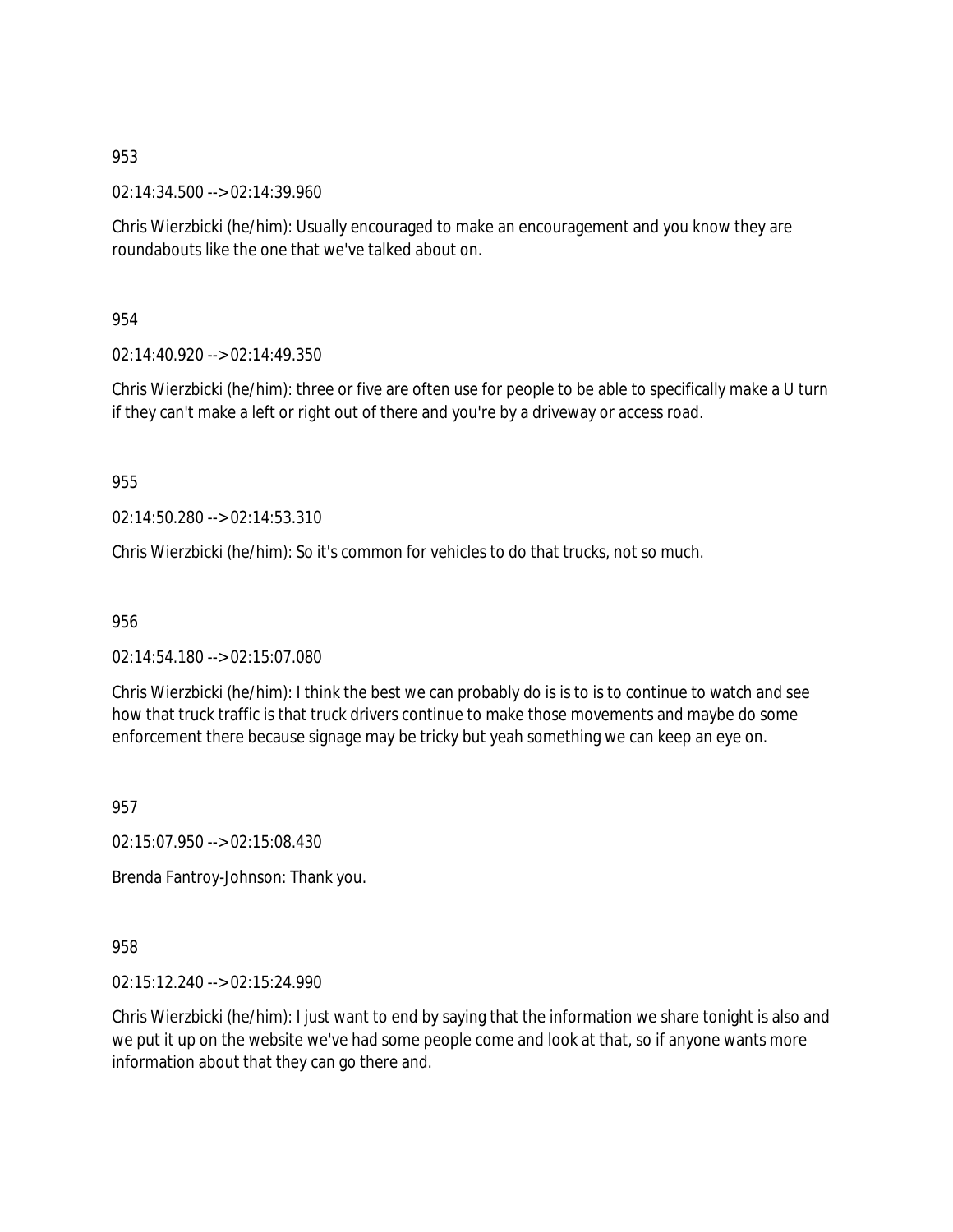953

02:14:34.500 --> 02:14:39.960

Chris Wierzbicki (he/him): Usually encouraged to make an encouragement and you know they are roundabouts like the one that we've talked about on.

954

02:14:40.920 --> 02:14:49.350

Chris Wierzbicki (he/him): three or five are often use for people to be able to specifically make a U turn if they can't make a left or right out of there and you're by a driveway or access road.

955

02:14:50.280 --> 02:14:53.310

Chris Wierzbicki (he/him): So it's common for vehicles to do that trucks, not so much.

956

02:14:54.180 --> 02:15:07.080

Chris Wierzbicki (he/him): I think the best we can probably do is is to is to continue to watch and see how that truck traffic is that truck drivers continue to make those movements and maybe do some enforcement there because signage may be tricky but yeah something we can keep an eye on.

957

02:15:07.950 --> 02:15:08.430

Brenda Fantroy-Johnson: Thank you.

958

02:15:12.240 --> 02:15:24.990

Chris Wierzbicki (he/him): I just want to end by saying that the information we share tonight is also and we put it up on the website we've had some people come and look at that, so if anyone wants more information about that they can go there and.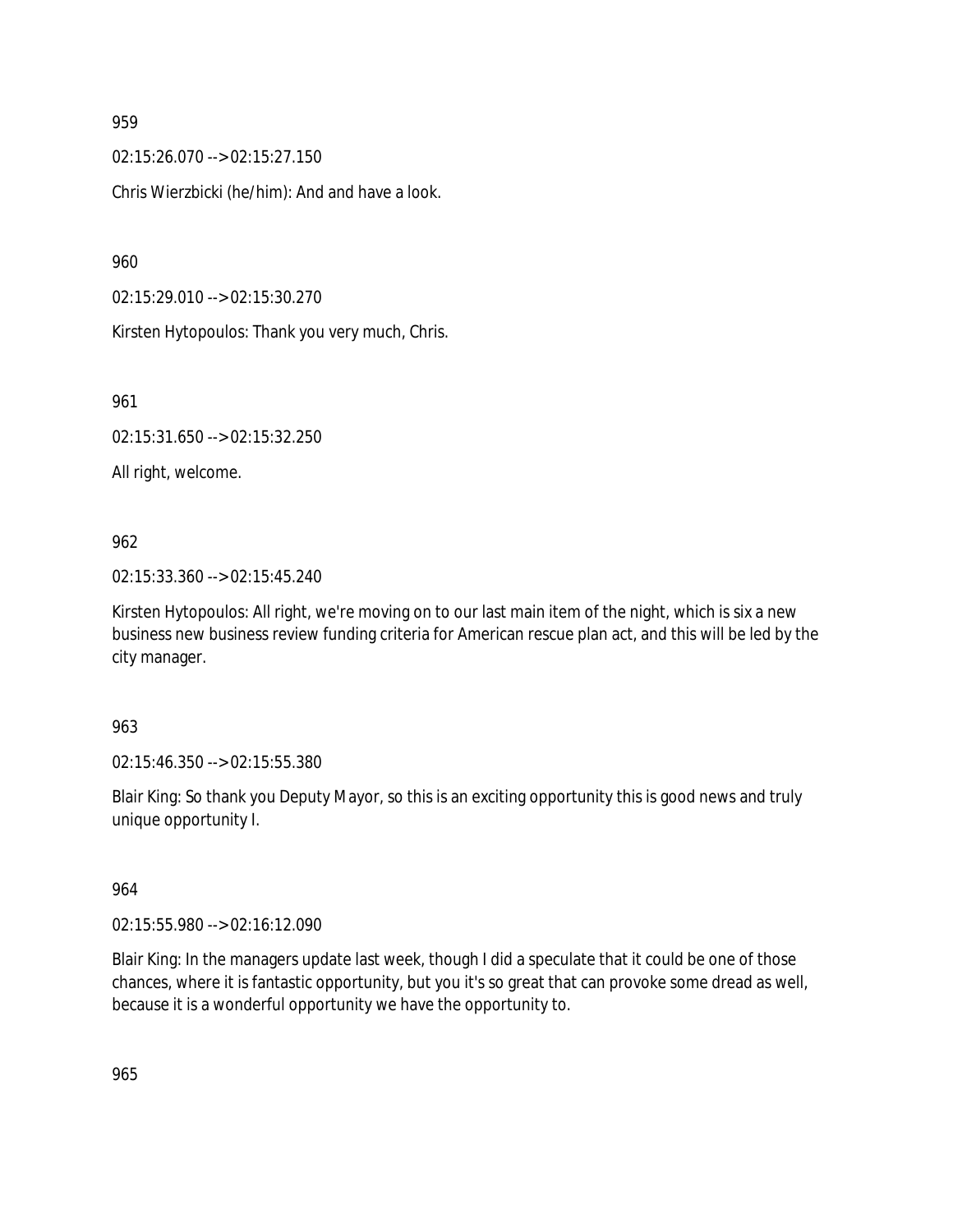959

02:15:26.070 --> 02:15:27.150

Chris Wierzbicki (he/him): And and have a look.

960

02:15:29.010 --> 02:15:30.270

Kirsten Hytopoulos: Thank you very much, Chris.

961

02:15:31.650 --> 02:15:32.250

All right, welcome.

962

02:15:33.360 --> 02:15:45.240

Kirsten Hytopoulos: All right, we're moving on to our last main item of the night, which is six a new business new business review funding criteria for American rescue plan act, and this will be led by the city manager.

963

02:15:46.350 --> 02:15:55.380

Blair King: So thank you Deputy Mayor, so this is an exciting opportunity this is good news and truly unique opportunity I.

964

02:15:55.980 --> 02:16:12.090

Blair King: In the managers update last week, though I did a speculate that it could be one of those chances, where it is fantastic opportunity, but you it's so great that can provoke some dread as well, because it is a wonderful opportunity we have the opportunity to.

965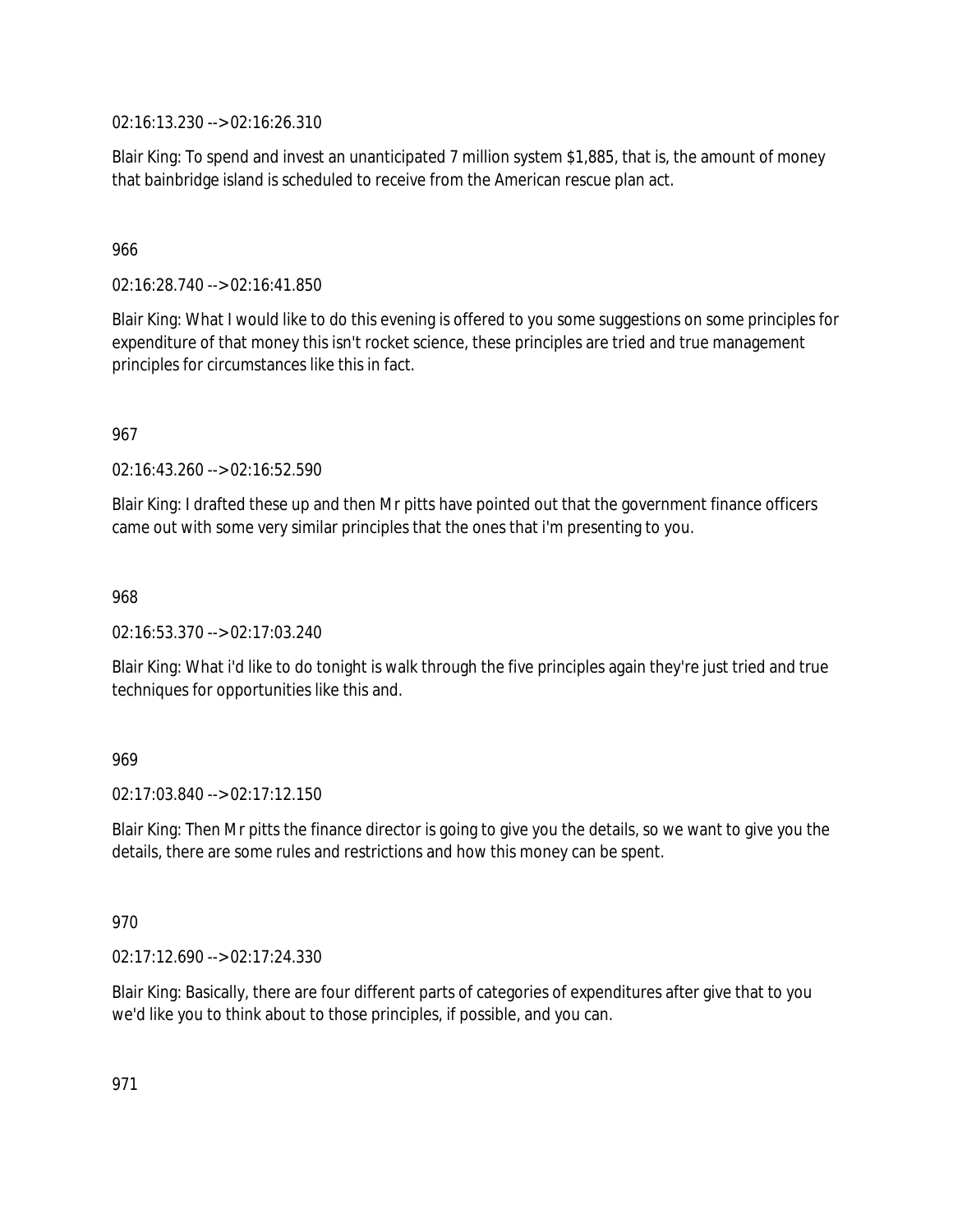02:16:13.230 --> 02:16:26.310

Blair King: To spend and invest an unanticipated 7 million system $1,885, that is, the amount of money that bainbridge island is scheduled to receive from the American rescue plan act.

966

02:16:28.740 --> 02:16:41.850

Blair King: What I would like to do this evening is offered to you some suggestions on some principles for expenditure of that money this isn't rocket science, these principles are tried and true management principles for circumstances like this in fact.

967

02:16:43.260 --> 02:16:52.590

Blair King: I drafted these up and then Mr pitts have pointed out that the government finance officers came out with some very similar principles that the ones that i'm presenting to you.

968

02:16:53.370 --> 02:17:03.240

Blair King: What i'd like to do tonight is walk through the five principles again they're just tried and true techniques for opportunities like this and.

969

02:17:03.840 --> 02:17:12.150

Blair King: Then Mr pitts the finance director is going to give you the details, so we want to give you the details, there are some rules and restrictions and how this money can be spent.

970

02:17:12.690 --> 02:17:24.330

Blair King: Basically, there are four different parts of categories of expenditures after give that to you we'd like you to think about to those principles, if possible, and you can.

971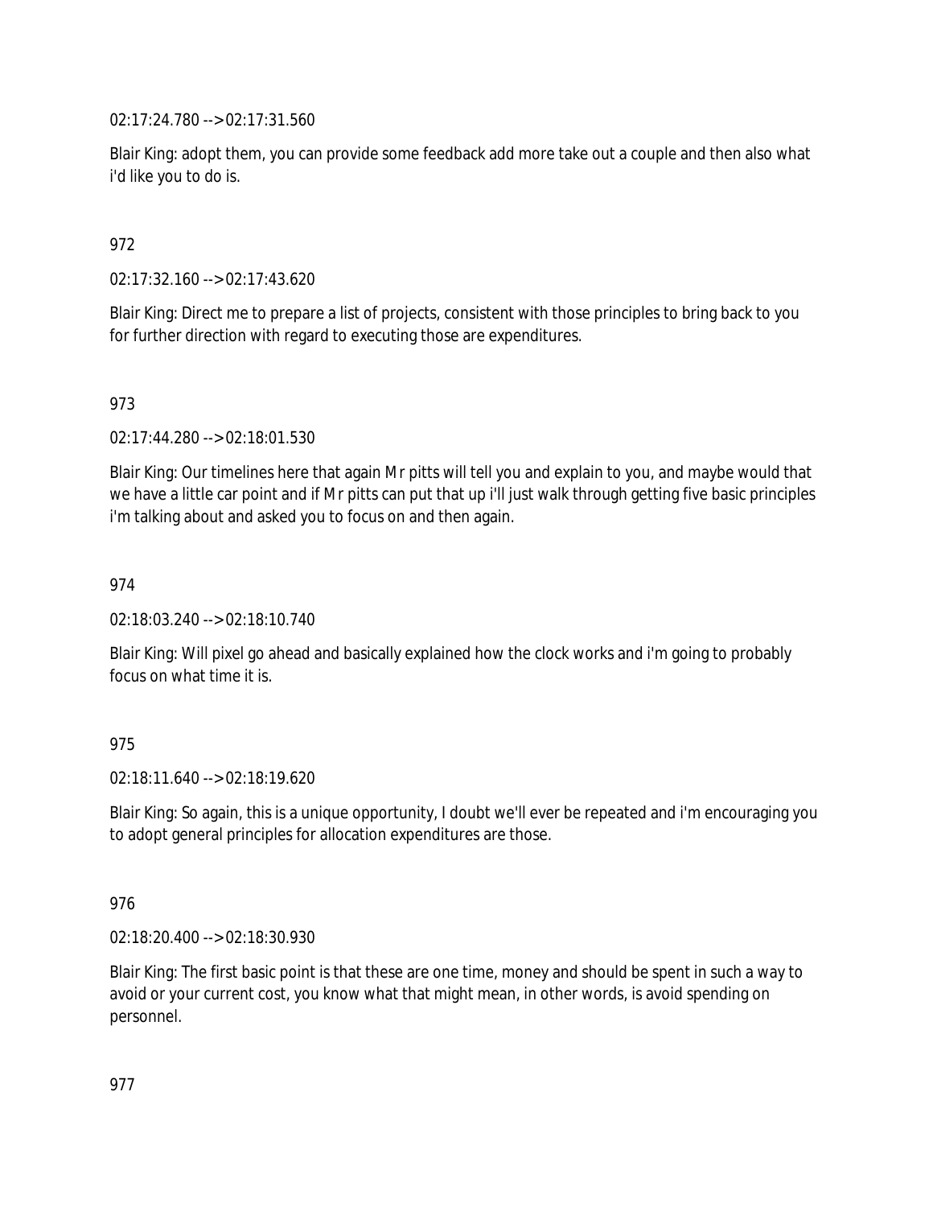02:17:24.780 --> 02:17:31.560

Blair King: adopt them, you can provide some feedback add more take out a couple and then also what i'd like you to do is.

972

02:17:32.160 --> 02:17:43.620

Blair King: Direct me to prepare a list of projects, consistent with those principles to bring back to you for further direction with regard to executing those are expenditures.

973

02:17:44.280 --> 02:18:01.530

Blair King: Our timelines here that again Mr pitts will tell you and explain to you, and maybe would that we have a little car point and if Mr pitts can put that up i'll just walk through getting five basic principles i'm talking about and asked you to focus on and then again.

974

02:18:03.240 --> 02:18:10.740

Blair King: Will pixel go ahead and basically explained how the clock works and i'm going to probably focus on what time it is.

975

02:18:11.640 --> 02:18:19.620

Blair King: So again, this is a unique opportunity, I doubt we'll ever be repeated and i'm encouraging you to adopt general principles for allocation expenditures are those.

976

02:18:20.400 --> 02:18:30.930

Blair King: The first basic point is that these are one time, money and should be spent in such a way to avoid or your current cost, you know what that might mean, in other words, is avoid spending on personnel.

977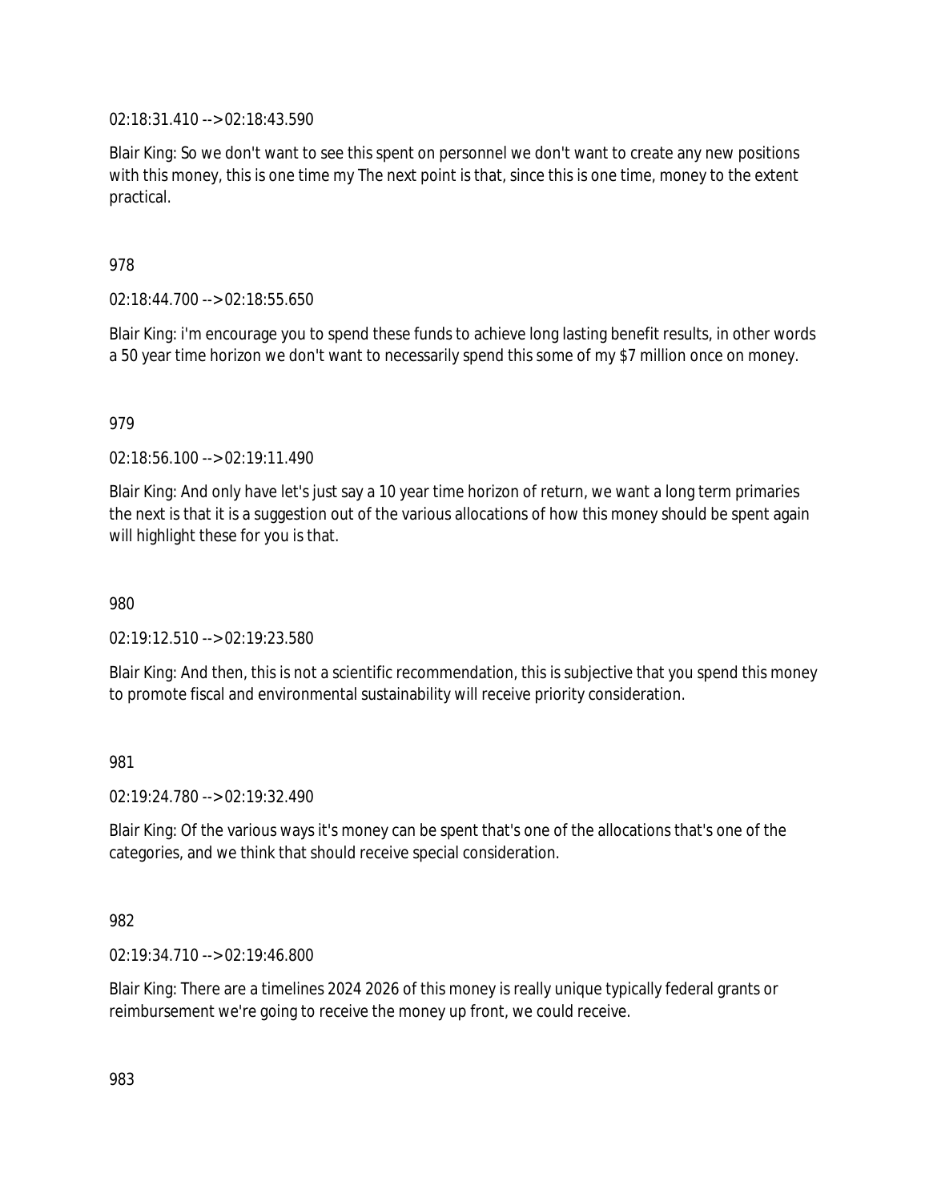02:18:31.410 --> 02:18:43.590

Blair King: So we don't want to see this spent on personnel we don't want to create any new positions with this money, this is one time my The next point is that, since this is one time, money to the extent practical.

978

02:18:44.700 --> 02:18:55.650

Blair King: i'm encourage you to spend these funds to achieve long lasting benefit results, in other words a 50 year time horizon we don't want to necessarily spend this some of my $7 million once on money.

979

02:18:56.100 --> 02:19:11.490

Blair King: And only have let's just say a 10 year time horizon of return, we want a long term primaries the next is that it is a suggestion out of the various allocations of how this money should be spent again will highlight these for you is that.

980

02:19:12.510 --> 02:19:23.580

Blair King: And then, this is not a scientific recommendation, this is subjective that you spend this money to promote fiscal and environmental sustainability will receive priority consideration.

981

02:19:24.780 --> 02:19:32.490

Blair King: Of the various ways it's money can be spent that's one of the allocations that's one of the categories, and we think that should receive special consideration.

982

02:19:34.710 --> 02:19:46.800

Blair King: There are a timelines 2024 2026 of this money is really unique typically federal grants or reimbursement we're going to receive the money up front, we could receive.

983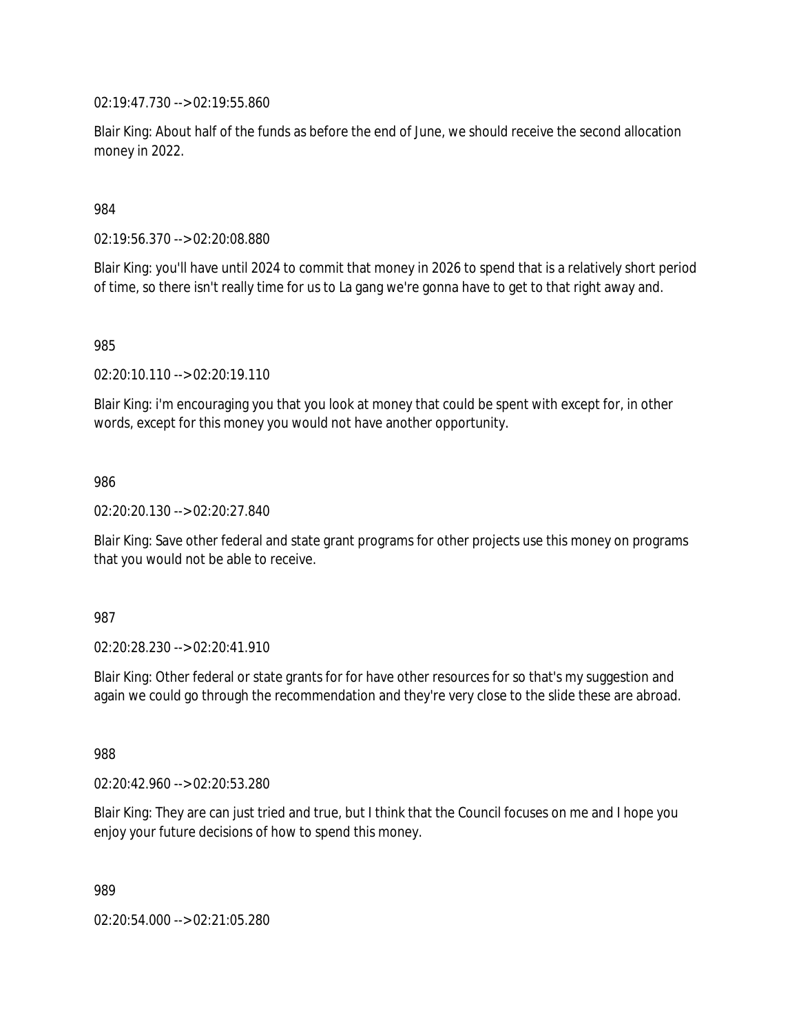02:19:47.730 --> 02:19:55.860

Blair King: About half of the funds as before the end of June, we should receive the second allocation money in 2022.

984

02:19:56.370 --> 02:20:08.880

Blair King: you'll have until 2024 to commit that money in 2026 to spend that is a relatively short period of time, so there isn't really time for us to La gang we're gonna have to get to that right away and.

985

02:20:10.110 --> 02:20:19.110

Blair King: i'm encouraging you that you look at money that could be spent with except for, in other words, except for this money you would not have another opportunity.

986

02:20:20.130 --> 02:20:27.840

Blair King: Save other federal and state grant programs for other projects use this money on programs that you would not be able to receive.

987

02:20:28.230 --> 02:20:41.910

Blair King: Other federal or state grants for for have other resources for so that's my suggestion and again we could go through the recommendation and they're very close to the slide these are abroad.

988

02:20:42.960 --> 02:20:53.280

Blair King: They are can just tried and true, but I think that the Council focuses on me and I hope you enjoy your future decisions of how to spend this money.

989

02:20:54.000 --> 02:21:05.280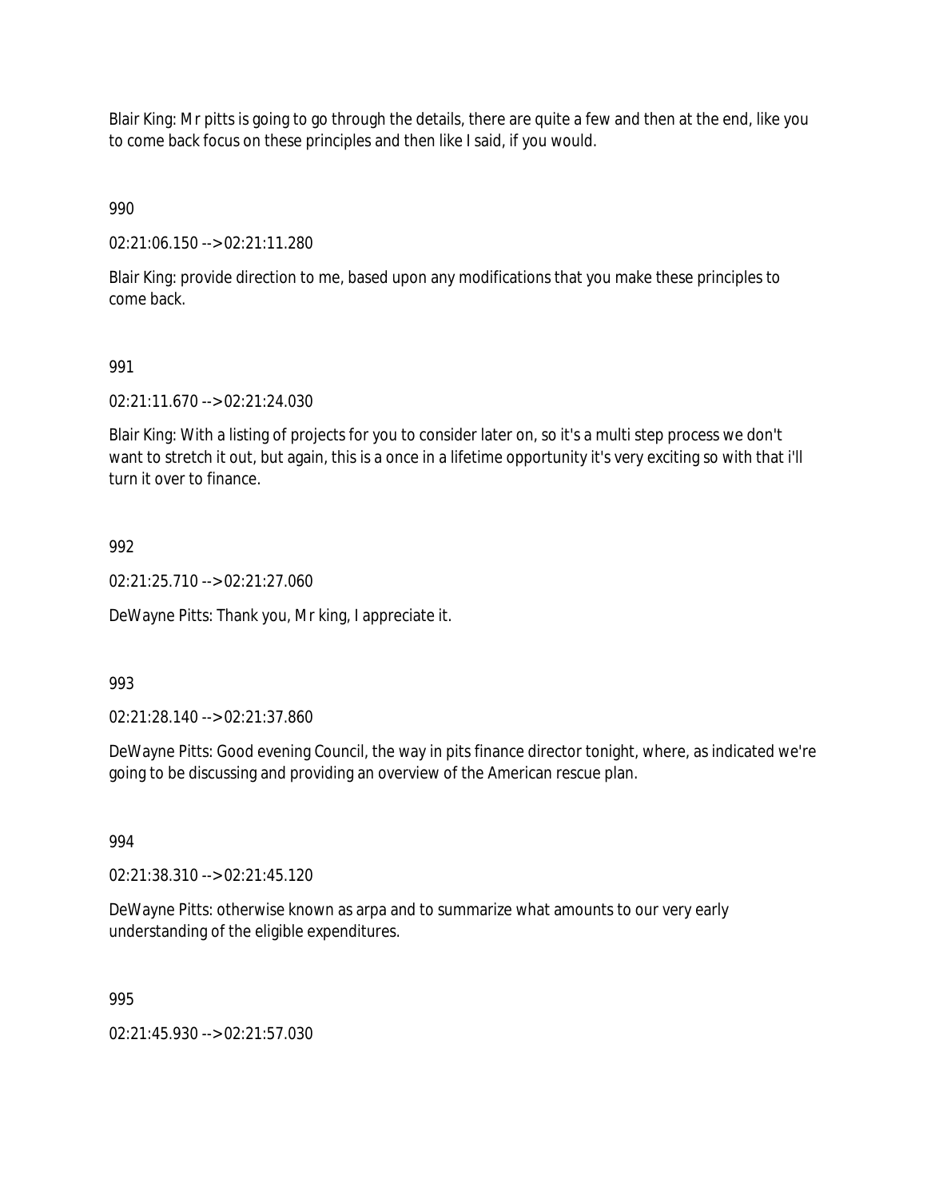Blair King: Mr pitts is going to go through the details, there are quite a few and then at the end, like you to come back focus on these principles and then like I said, if you would.

990

02:21:06.150 --> 02:21:11.280

Blair King: provide direction to me, based upon any modifications that you make these principles to come back.

991

02:21:11.670 --> 02:21:24.030

Blair King: With a listing of projects for you to consider later on, so it's a multi step process we don't want to stretch it out, but again, this is a once in a lifetime opportunity it's very exciting so with that i'll turn it over to finance.

992

02:21:25.710 --> 02:21:27.060

DeWayne Pitts: Thank you, Mr king, I appreciate it.

993

02:21:28.140 --> 02:21:37.860

DeWayne Pitts: Good evening Council, the way in pits finance director tonight, where, as indicated we're going to be discussing and providing an overview of the American rescue plan.

994

02:21:38.310 --> 02:21:45.120

DeWayne Pitts: otherwise known as arpa and to summarize what amounts to our very early understanding of the eligible expenditures.

995

02:21:45.930 --> 02:21:57.030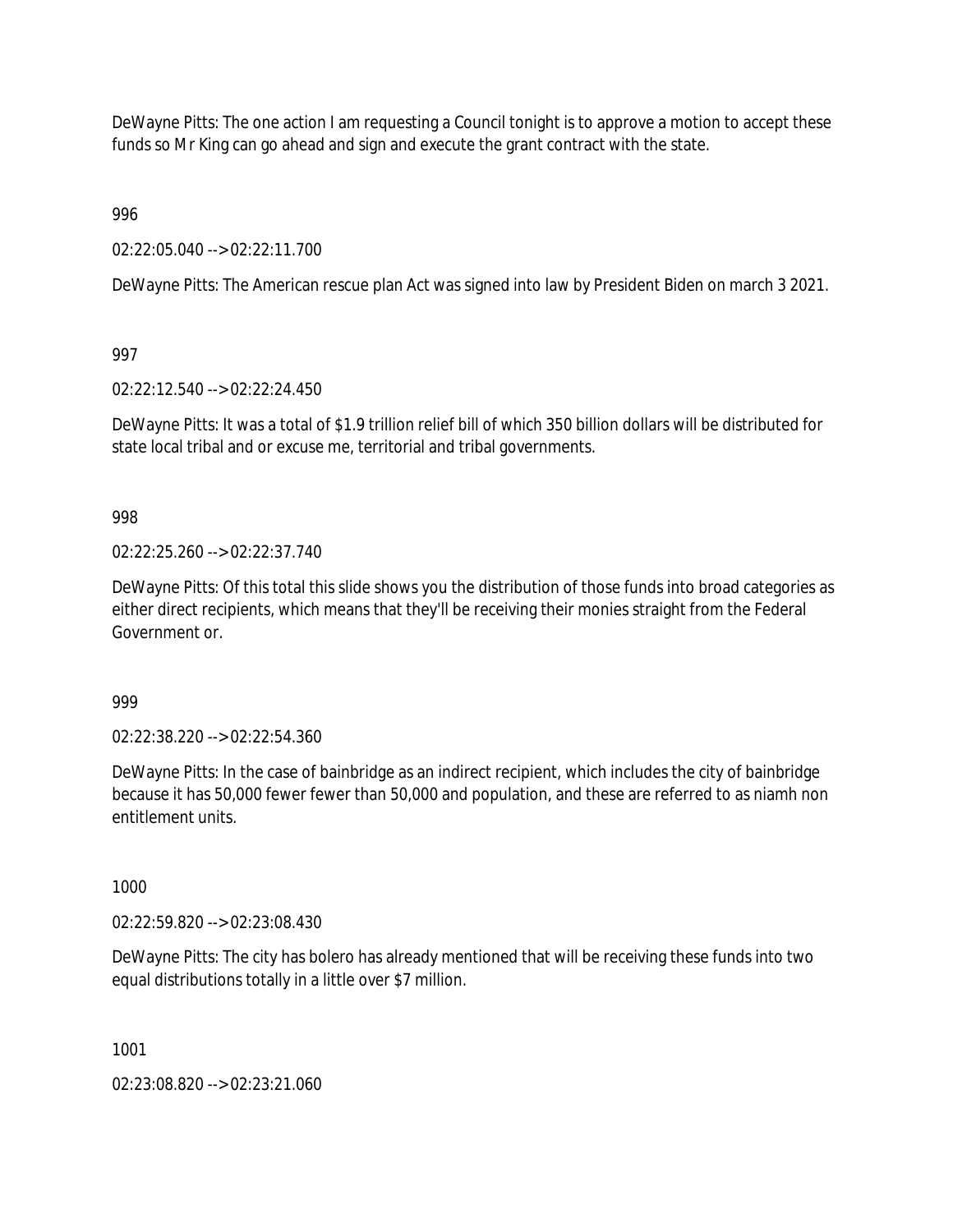DeWayne Pitts: The one action I am requesting a Council tonight is to approve a motion to accept these funds so Mr King can go ahead and sign and execute the grant contract with the state.

996

02:22:05.040 --> 02:22:11.700

DeWayne Pitts: The American rescue plan Act was signed into law by President Biden on march 3 2021.

997

02:22:12.540 --> 02:22:24.450

DeWayne Pitts: It was a total of $1.9 trillion relief bill of which 350 billion dollars will be distributed for state local tribal and or excuse me, territorial and tribal governments.

998

02:22:25.260 --> 02:22:37.740

DeWayne Pitts: Of this total this slide shows you the distribution of those funds into broad categories as either direct recipients, which means that they'll be receiving their monies straight from the Federal Government or.

999

02:22:38.220 --> 02:22:54.360

DeWayne Pitts: In the case of bainbridge as an indirect recipient, which includes the city of bainbridge because it has 50,000 fewer fewer than 50,000 and population, and these are referred to as niamh non entitlement units.

1000

02:22:59.820 --> 02:23:08.430

DeWayne Pitts: The city has bolero has already mentioned that will be receiving these funds into two equal distributions totally in a little over $7 million.

1001

02:23:08.820 --> 02:23:21.060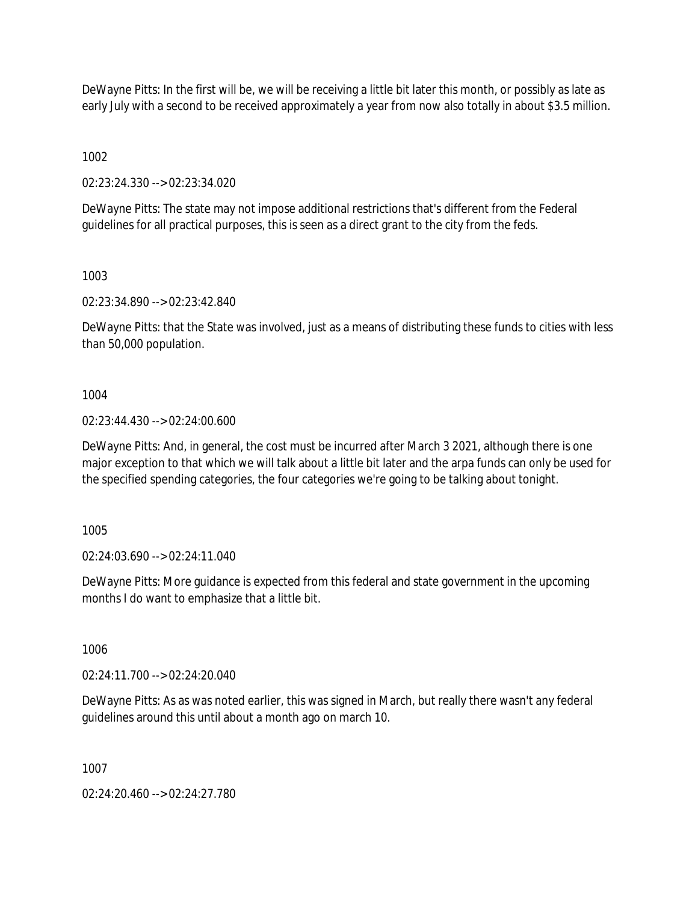DeWayne Pitts: In the first will be, we will be receiving a little bit later this month, or possibly as late as early July with a second to be received approximately a year from now also totally in about $3.5 million.

1002

02:23:24.330 --> 02:23:34.020

DeWayne Pitts: The state may not impose additional restrictions that's different from the Federal guidelines for all practical purposes, this is seen as a direct grant to the city from the feds.

1003

02:23:34.890 --> 02:23:42.840

DeWayne Pitts: that the State was involved, just as a means of distributing these funds to cities with less than 50,000 population.

1004

02:23:44.430 --> 02:24:00.600

DeWayne Pitts: And, in general, the cost must be incurred after March 3 2021, although there is one major exception to that which we will talk about a little bit later and the arpa funds can only be used for the specified spending categories, the four categories we're going to be talking about tonight.

1005

02:24:03.690 --> 02:24:11.040

DeWayne Pitts: More guidance is expected from this federal and state government in the upcoming months I do want to emphasize that a little bit.

1006

02:24:11.700 --> 02:24:20.040

DeWayne Pitts: As as was noted earlier, this was signed in March, but really there wasn't any federal guidelines around this until about a month ago on march 10.

1007

02:24:20.460 --> 02:24:27.780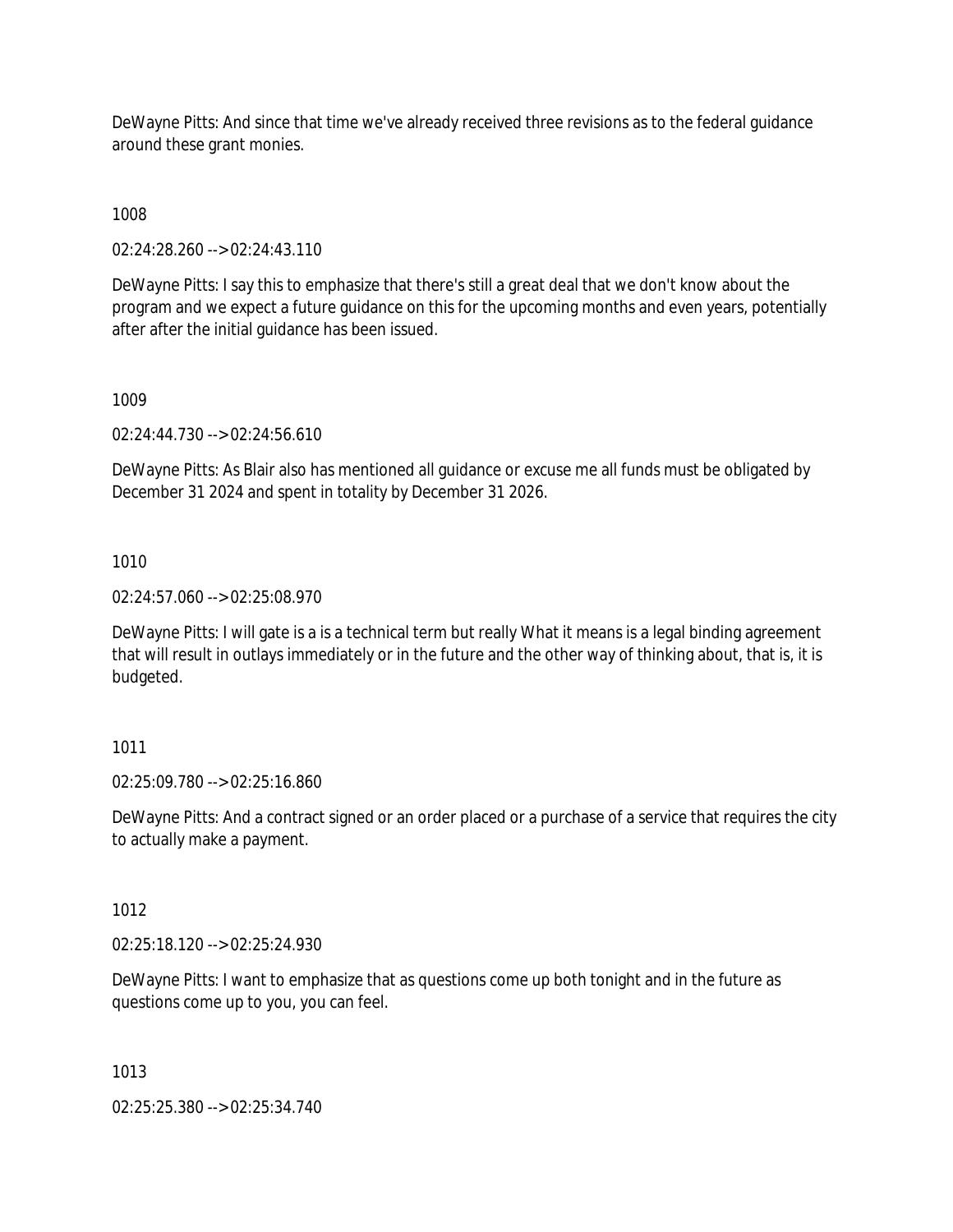DeWayne Pitts: And since that time we've already received three revisions as to the federal guidance around these grant monies.

1008

02:24:28.260 --> 02:24:43.110

DeWayne Pitts: I say this to emphasize that there's still a great deal that we don't know about the program and we expect a future guidance on this for the upcoming months and even years, potentially after after the initial guidance has been issued.

1009

02:24:44.730 --> 02:24:56.610

DeWayne Pitts: As Blair also has mentioned all guidance or excuse me all funds must be obligated by December 31 2024 and spent in totality by December 31 2026.

1010

02:24:57.060 --> 02:25:08.970

DeWayne Pitts: I will gate is a is a technical term but really What it means is a legal binding agreement that will result in outlays immediately or in the future and the other way of thinking about, that is, it is budgeted.

1011

02:25:09.780 --> 02:25:16.860

DeWayne Pitts: And a contract signed or an order placed or a purchase of a service that requires the city to actually make a payment.

1012

02:25:18.120 --> 02:25:24.930

DeWayne Pitts: I want to emphasize that as questions come up both tonight and in the future as questions come up to you, you can feel.

1013

02:25:25.380 --> 02:25:34.740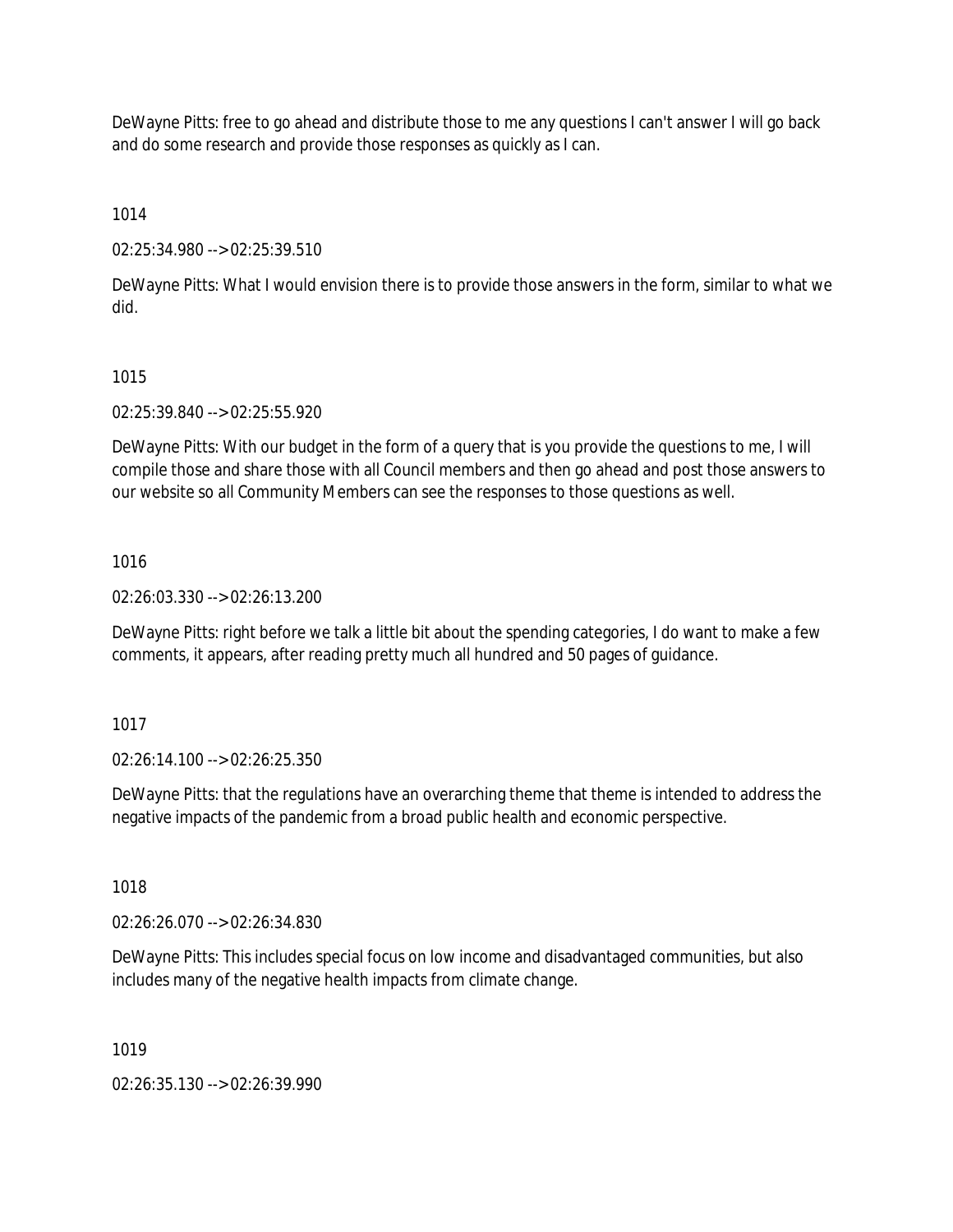DeWayne Pitts: free to go ahead and distribute those to me any questions I can't answer I will go back and do some research and provide those responses as quickly as I can.

1014

02:25:34.980 --> 02:25:39.510

DeWayne Pitts: What I would envision there is to provide those answers in the form, similar to what we did.

1015

02:25:39.840 --> 02:25:55.920

DeWayne Pitts: With our budget in the form of a query that is you provide the questions to me, I will compile those and share those with all Council members and then go ahead and post those answers to our website so all Community Members can see the responses to those questions as well.

1016

02:26:03.330 --> 02:26:13.200

DeWayne Pitts: right before we talk a little bit about the spending categories, I do want to make a few comments, it appears, after reading pretty much all hundred and 50 pages of guidance.

1017

02:26:14.100 --> 02:26:25.350

DeWayne Pitts: that the regulations have an overarching theme that theme is intended to address the negative impacts of the pandemic from a broad public health and economic perspective.

1018

02:26:26.070 --> 02:26:34.830

DeWayne Pitts: This includes special focus on low income and disadvantaged communities, but also includes many of the negative health impacts from climate change.

1019

02:26:35.130 --> 02:26:39.990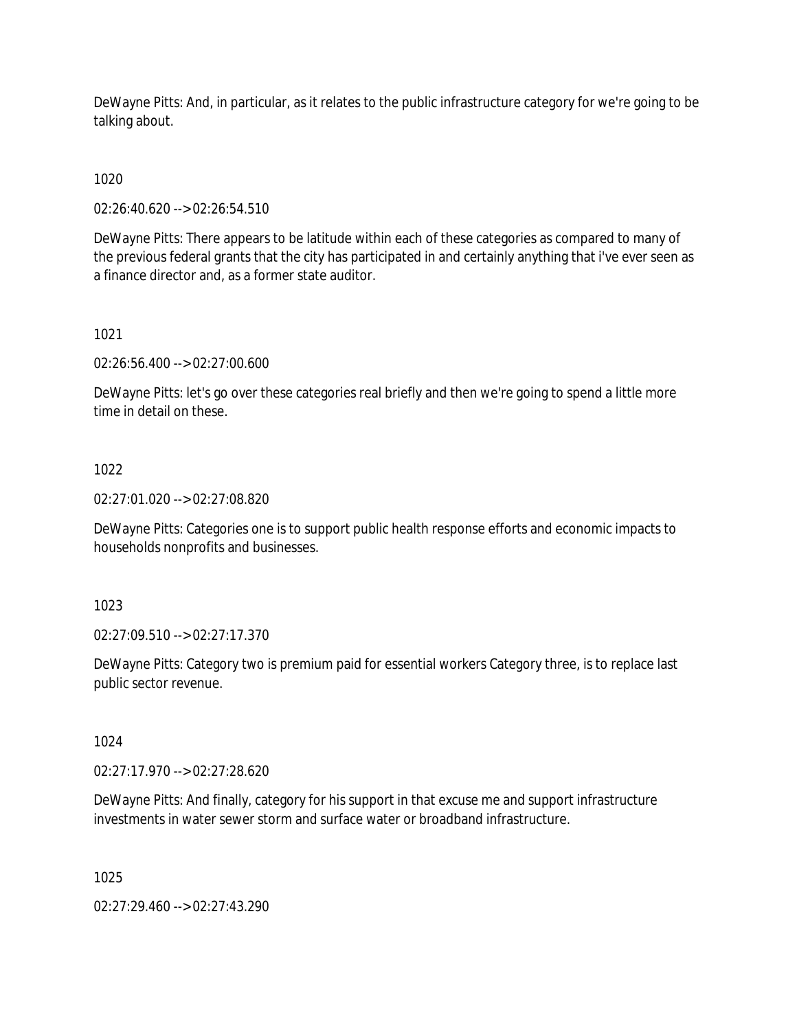DeWayne Pitts: And, in particular, as it relates to the public infrastructure category for we're going to be talking about.

1020

02:26:40.620 --> 02:26:54.510

DeWayne Pitts: There appears to be latitude within each of these categories as compared to many of the previous federal grants that the city has participated in and certainly anything that i've ever seen as a finance director and, as a former state auditor.

1021

02:26:56.400 --> 02:27:00.600

DeWayne Pitts: let's go over these categories real briefly and then we're going to spend a little more time in detail on these.

1022

02:27:01.020 --> 02:27:08.820

DeWayne Pitts: Categories one is to support public health response efforts and economic impacts to households nonprofits and businesses.

1023

02:27:09.510 --> 02:27:17.370

DeWayne Pitts: Category two is premium paid for essential workers Category three, is to replace last public sector revenue.

1024

02:27:17.970 --> 02:27:28.620

DeWayne Pitts: And finally, category for his support in that excuse me and support infrastructure investments in water sewer storm and surface water or broadband infrastructure.

1025

02:27:29.460 --> 02:27:43.290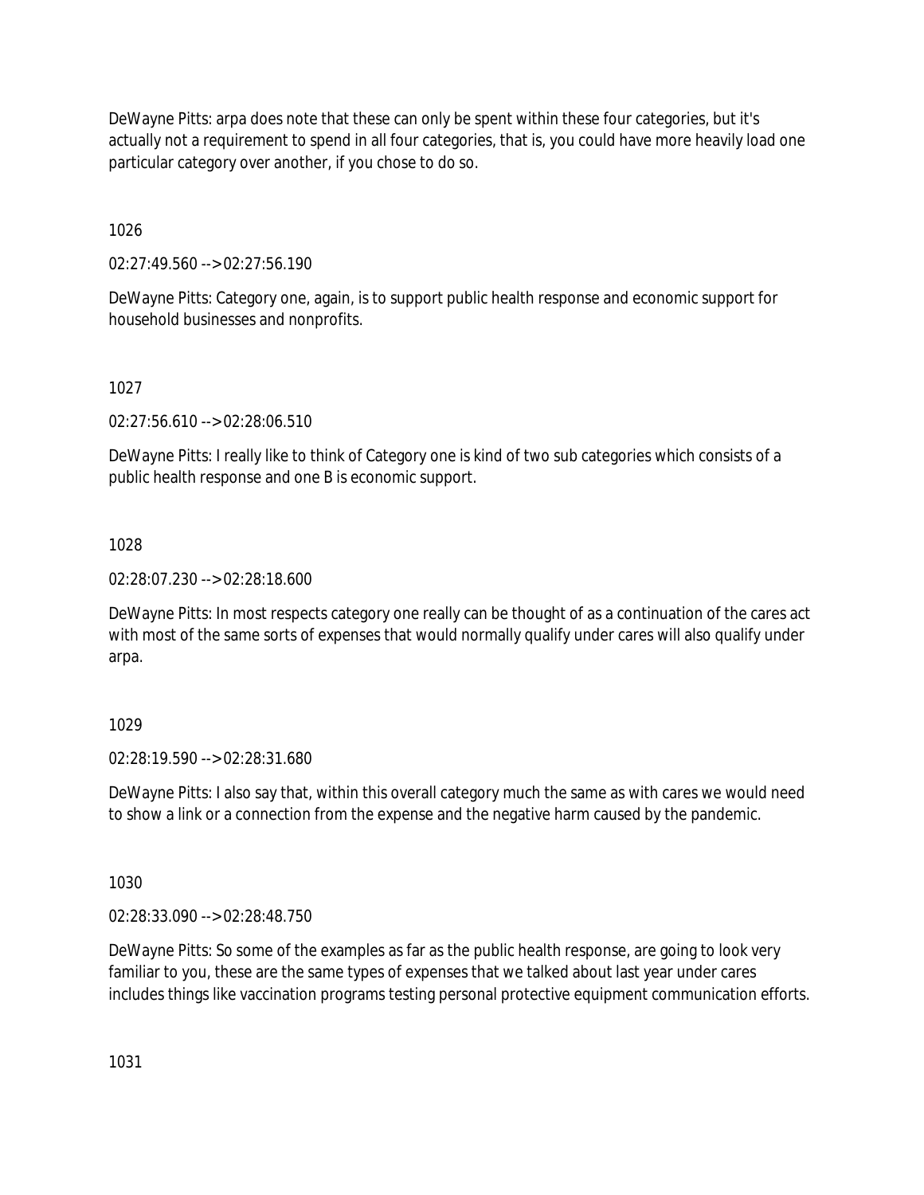DeWayne Pitts: arpa does note that these can only be spent within these four categories, but it's actually not a requirement to spend in all four categories, that is, you could have more heavily load one particular category over another, if you chose to do so.

1026

02:27:49.560 --> 02:27:56.190

DeWayne Pitts: Category one, again, is to support public health response and economic support for household businesses and nonprofits.

1027

02:27:56.610 --> 02:28:06.510

DeWayne Pitts: I really like to think of Category one is kind of two sub categories which consists of a public health response and one B is economic support.

1028

02:28:07.230 --> 02:28:18.600

DeWayne Pitts: In most respects category one really can be thought of as a continuation of the cares act with most of the same sorts of expenses that would normally qualify under cares will also qualify under arpa.

1029

02:28:19.590 --> 02:28:31.680

DeWayne Pitts: I also say that, within this overall category much the same as with cares we would need to show a link or a connection from the expense and the negative harm caused by the pandemic.

1030

02:28:33.090 --> 02:28:48.750

DeWayne Pitts: So some of the examples as far as the public health response, are going to look very familiar to you, these are the same types of expenses that we talked about last year under cares includes things like vaccination programs testing personal protective equipment communication efforts.

1031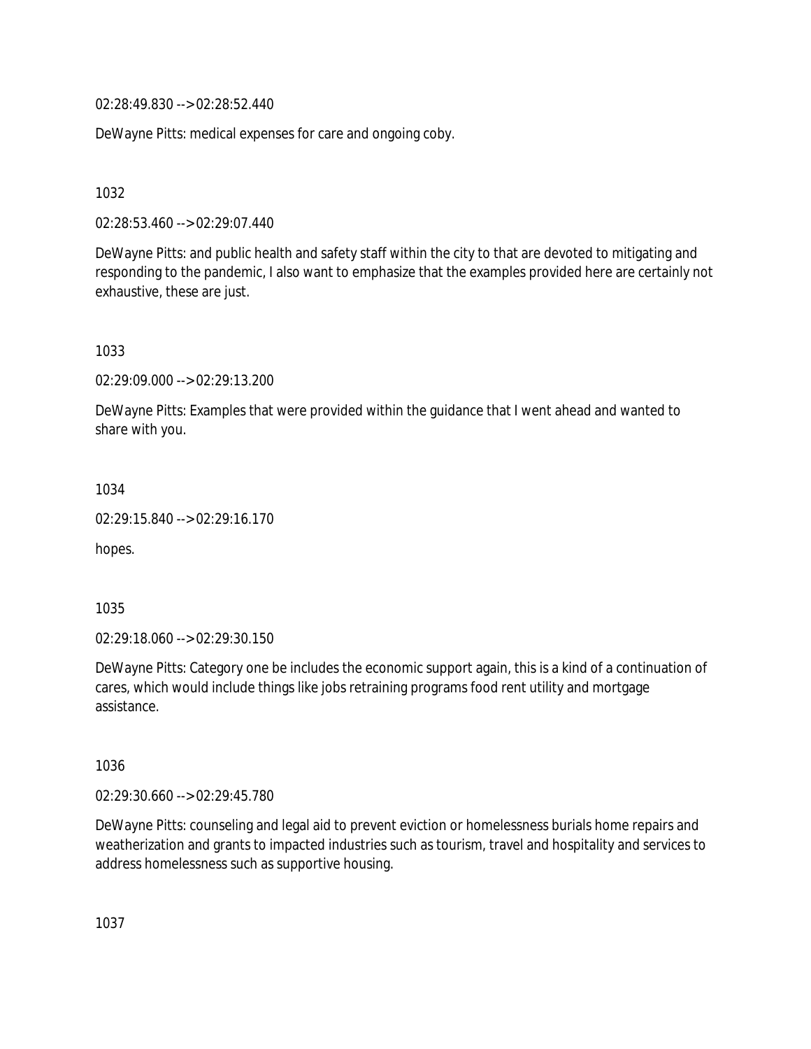02:28:49.830 --> 02:28:52.440

DeWayne Pitts: medical expenses for care and ongoing coby.

1032

02:28:53.460 --> 02:29:07.440

DeWayne Pitts: and public health and safety staff within the city to that are devoted to mitigating and responding to the pandemic, I also want to emphasize that the examples provided here are certainly not exhaustive, these are just.

1033

02:29:09.000 --> 02:29:13.200

DeWayne Pitts: Examples that were provided within the guidance that I went ahead and wanted to share with you.

1034

02:29:15.840 --> 02:29:16.170

hopes.

1035

02:29:18.060 --> 02:29:30.150

DeWayne Pitts: Category one be includes the economic support again, this is a kind of a continuation of cares, which would include things like jobs retraining programs food rent utility and mortgage assistance.

1036

02:29:30.660 --> 02:29:45.780

DeWayne Pitts: counseling and legal aid to prevent eviction or homelessness burials home repairs and weatherization and grants to impacted industries such as tourism, travel and hospitality and services to address homelessness such as supportive housing.

1037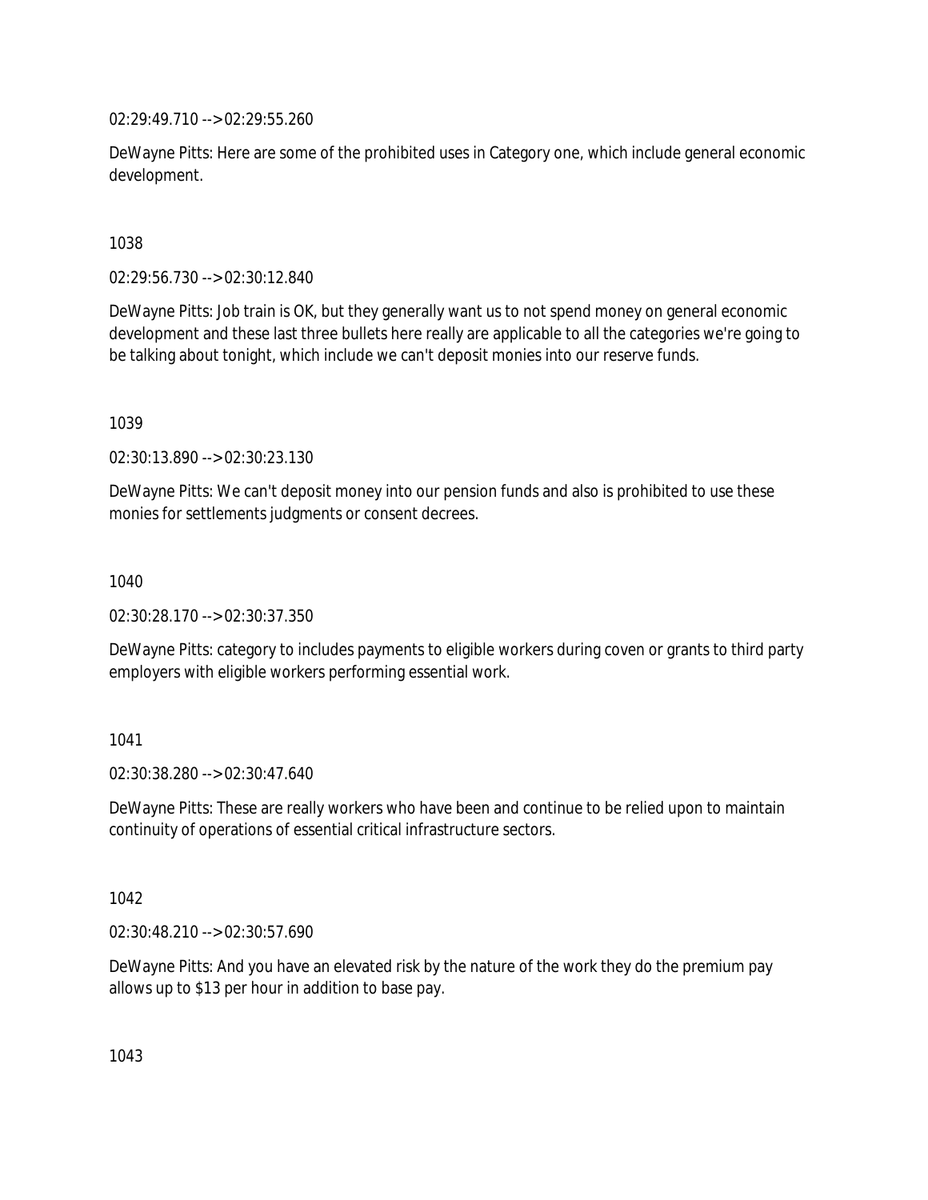02:29:49.710 --> 02:29:55.260

DeWayne Pitts: Here are some of the prohibited uses in Category one, which include general economic development.

1038

02:29:56.730 --> 02:30:12.840

DeWayne Pitts: Job train is OK, but they generally want us to not spend money on general economic development and these last three bullets here really are applicable to all the categories we're going to be talking about tonight, which include we can't deposit monies into our reserve funds.

1039

02:30:13.890 --> 02:30:23.130

DeWayne Pitts: We can't deposit money into our pension funds and also is prohibited to use these monies for settlements judgments or consent decrees.

1040

02:30:28.170 --> 02:30:37.350

DeWayne Pitts: category to includes payments to eligible workers during coven or grants to third party employers with eligible workers performing essential work.

1041

02:30:38.280 --> 02:30:47.640

DeWayne Pitts: These are really workers who have been and continue to be relied upon to maintain continuity of operations of essential critical infrastructure sectors.

1042

02:30:48.210 --> 02:30:57.690

DeWayne Pitts: And you have an elevated risk by the nature of the work they do the premium pay allows up to $13 per hour in addition to base pay.

1043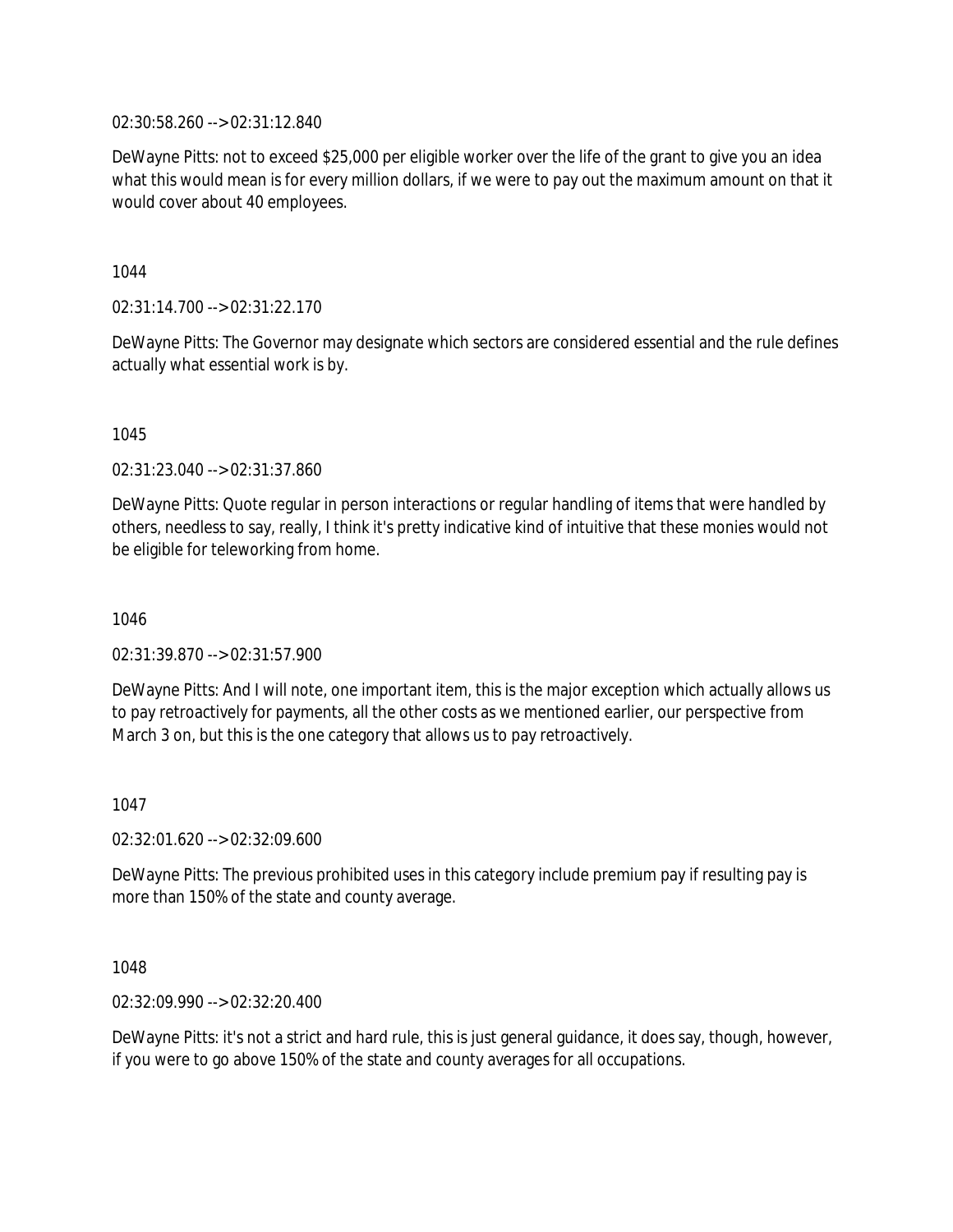02:30:58.260 --> 02:31:12.840

DeWayne Pitts: not to exceed $25,000 per eligible worker over the life of the grant to give you an idea what this would mean is for every million dollars, if we were to pay out the maximum amount on that it would cover about 40 employees.

1044

02:31:14.700 --> 02:31:22.170

DeWayne Pitts: The Governor may designate which sectors are considered essential and the rule defines actually what essential work is by.

1045

02:31:23.040 --> 02:31:37.860

DeWayne Pitts: Quote regular in person interactions or regular handling of items that were handled by others, needless to say, really, I think it's pretty indicative kind of intuitive that these monies would not be eligible for teleworking from home.

1046

02:31:39.870 --> 02:31:57.900

DeWayne Pitts: And I will note, one important item, this is the major exception which actually allows us to pay retroactively for payments, all the other costs as we mentioned earlier, our perspective from March 3 on, but this is the one category that allows us to pay retroactively.

1047

02:32:01.620 --> 02:32:09.600

DeWayne Pitts: The previous prohibited uses in this category include premium pay if resulting pay is more than 150% of the state and county average.

1048

02:32:09.990 --> 02:32:20.400

DeWayne Pitts: it's not a strict and hard rule, this is just general guidance, it does say, though, however, if you were to go above 150% of the state and county averages for all occupations.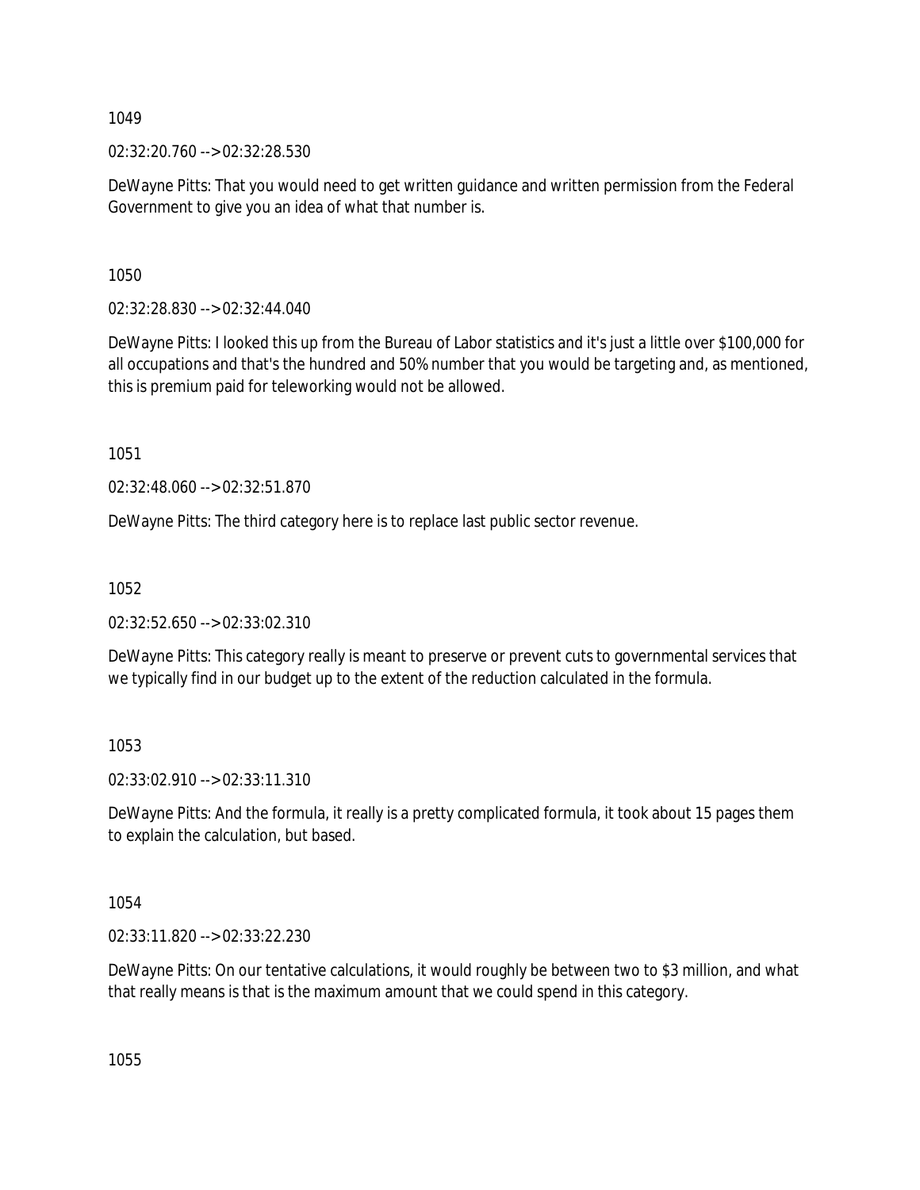1049

02:32:20.760 --> 02:32:28.530

DeWayne Pitts: That you would need to get written guidance and written permission from the Federal Government to give you an idea of what that number is.

1050

02:32:28.830 --> 02:32:44.040

DeWayne Pitts: I looked this up from the Bureau of Labor statistics and it's just a little over $100,000 for all occupations and that's the hundred and 50% number that you would be targeting and, as mentioned, this is premium paid for teleworking would not be allowed.

1051

02:32:48.060 --> 02:32:51.870

DeWayne Pitts: The third category here is to replace last public sector revenue.

1052

02:32:52.650 --> 02:33:02.310

DeWayne Pitts: This category really is meant to preserve or prevent cuts to governmental services that we typically find in our budget up to the extent of the reduction calculated in the formula.

1053

02:33:02.910 --> 02:33:11.310

DeWayne Pitts: And the formula, it really is a pretty complicated formula, it took about 15 pages them to explain the calculation, but based.

1054

02:33:11.820 --> 02:33:22.230

DeWayne Pitts: On our tentative calculations, it would roughly be between two to $3 million, and what that really means is that is the maximum amount that we could spend in this category.

1055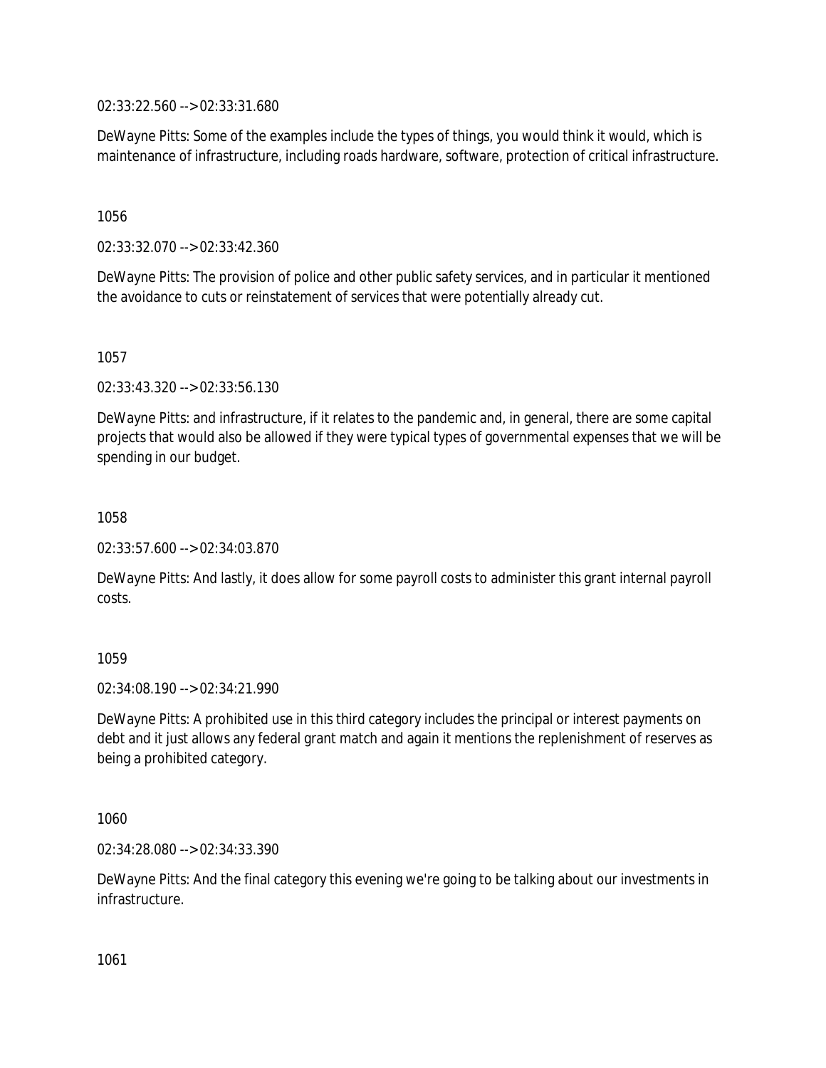02:33:22.560 --> 02:33:31.680

DeWayne Pitts: Some of the examples include the types of things, you would think it would, which is maintenance of infrastructure, including roads hardware, software, protection of critical infrastructure.

1056

02:33:32.070 --> 02:33:42.360

DeWayne Pitts: The provision of police and other public safety services, and in particular it mentioned the avoidance to cuts or reinstatement of services that were potentially already cut.

1057

02:33:43.320 --> 02:33:56.130

DeWayne Pitts: and infrastructure, if it relates to the pandemic and, in general, there are some capital projects that would also be allowed if they were typical types of governmental expenses that we will be spending in our budget.

1058

02:33:57.600 --> 02:34:03.870

DeWayne Pitts: And lastly, it does allow for some payroll costs to administer this grant internal payroll costs.

1059

02:34:08.190 --> 02:34:21.990

DeWayne Pitts: A prohibited use in this third category includes the principal or interest payments on debt and it just allows any federal grant match and again it mentions the replenishment of reserves as being a prohibited category.

1060

02:34:28.080 --> 02:34:33.390

DeWayne Pitts: And the final category this evening we're going to be talking about our investments in infrastructure.

1061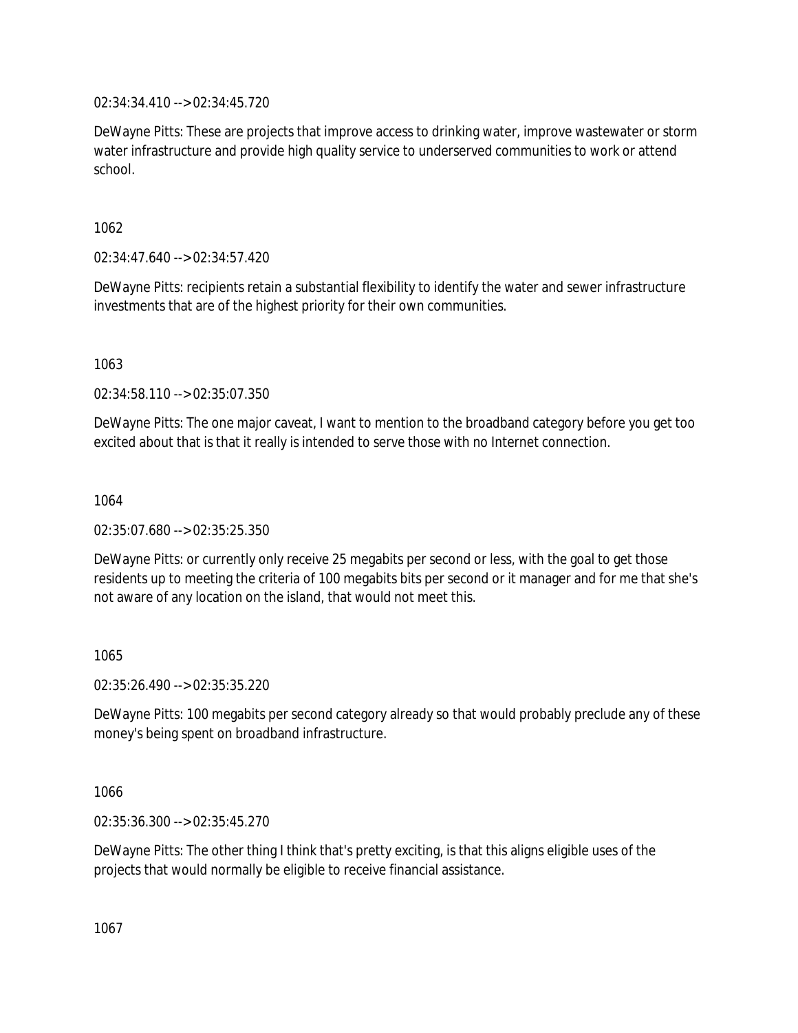02:34:34.410 --> 02:34:45.720

DeWayne Pitts: These are projects that improve access to drinking water, improve wastewater or storm water infrastructure and provide high quality service to underserved communities to work or attend school.

1062

02:34:47.640 --> 02:34:57.420

DeWayne Pitts: recipients retain a substantial flexibility to identify the water and sewer infrastructure investments that are of the highest priority for their own communities.

1063

02:34:58.110 --> 02:35:07.350

DeWayne Pitts: The one major caveat, I want to mention to the broadband category before you get too excited about that is that it really is intended to serve those with no Internet connection.

1064

02:35:07.680 --> 02:35:25.350

DeWayne Pitts: or currently only receive 25 megabits per second or less, with the goal to get those residents up to meeting the criteria of 100 megabits bits per second or it manager and for me that she's not aware of any location on the island, that would not meet this.

1065

02:35:26.490 --> 02:35:35.220

DeWayne Pitts: 100 megabits per second category already so that would probably preclude any of these money's being spent on broadband infrastructure.

1066

02:35:36.300 --> 02:35:45.270

DeWayne Pitts: The other thing I think that's pretty exciting, is that this aligns eligible uses of the projects that would normally be eligible to receive financial assistance.

1067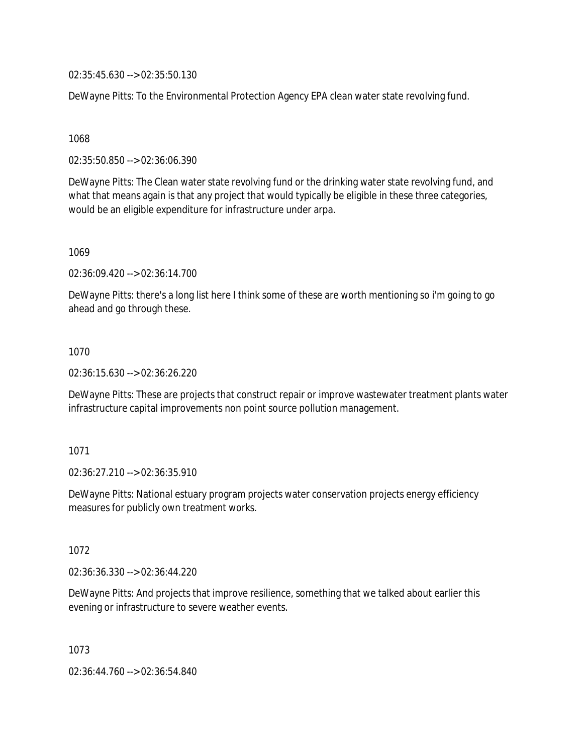02:35:45.630 --> 02:35:50.130

DeWayne Pitts: To the Environmental Protection Agency EPA clean water state revolving fund.

1068

02:35:50.850 --> 02:36:06.390

DeWayne Pitts: The Clean water state revolving fund or the drinking water state revolving fund, and what that means again is that any project that would typically be eligible in these three categories, would be an eligible expenditure for infrastructure under arpa.

1069

02:36:09.420 --> 02:36:14.700

DeWayne Pitts: there's a long list here I think some of these are worth mentioning so i'm going to go ahead and go through these.

1070

02:36:15.630 --> 02:36:26.220

DeWayne Pitts: These are projects that construct repair or improve wastewater treatment plants water infrastructure capital improvements non point source pollution management.

1071

02:36:27.210 --> 02:36:35.910

DeWayne Pitts: National estuary program projects water conservation projects energy efficiency measures for publicly own treatment works.

1072

02:36:36.330 --> 02:36:44.220

DeWayne Pitts: And projects that improve resilience, something that we talked about earlier this evening or infrastructure to severe weather events.

1073

02:36:44.760 --> 02:36:54.840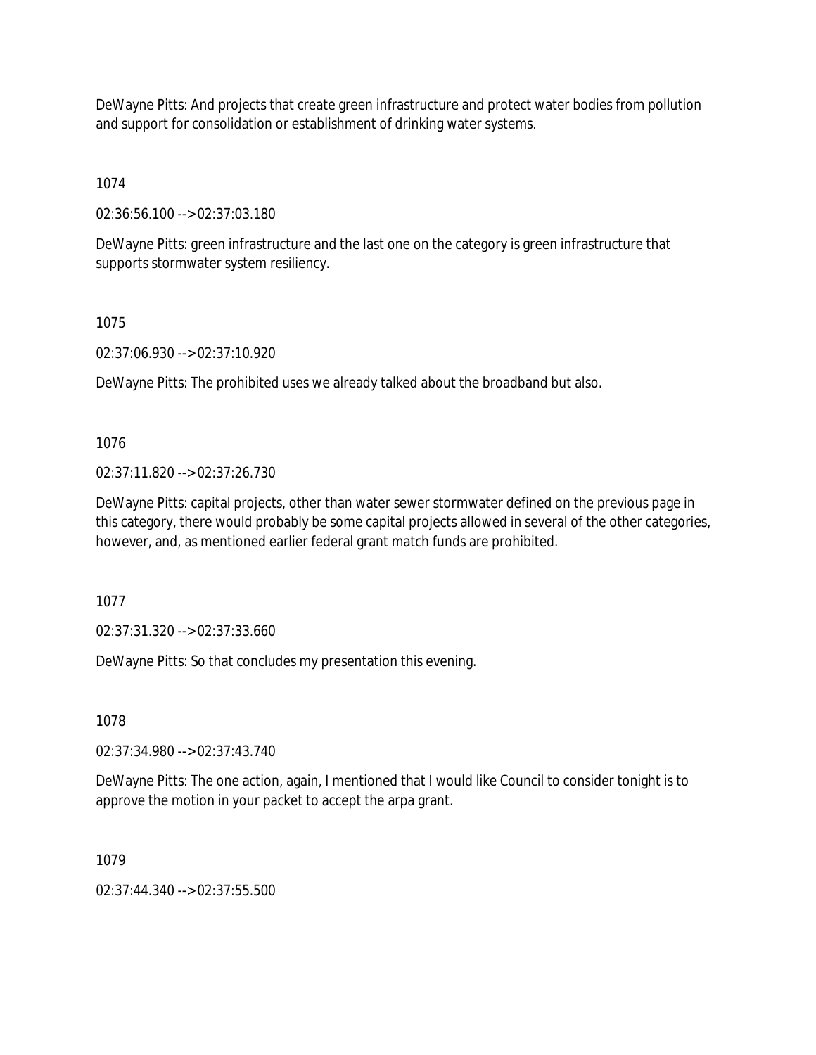DeWayne Pitts: And projects that create green infrastructure and protect water bodies from pollution and support for consolidation or establishment of drinking water systems.

1074

02:36:56.100 --> 02:37:03.180

DeWayne Pitts: green infrastructure and the last one on the category is green infrastructure that supports stormwater system resiliency.

1075

02:37:06.930 --> 02:37:10.920

DeWayne Pitts: The prohibited uses we already talked about the broadband but also.

1076

02:37:11.820 --> 02:37:26.730

DeWayne Pitts: capital projects, other than water sewer stormwater defined on the previous page in this category, there would probably be some capital projects allowed in several of the other categories, however, and, as mentioned earlier federal grant match funds are prohibited.

1077

02:37:31.320 --> 02:37:33.660

DeWayne Pitts: So that concludes my presentation this evening.

1078

02:37:34.980 --> 02:37:43.740

DeWayne Pitts: The one action, again, I mentioned that I would like Council to consider tonight is to approve the motion in your packet to accept the arpa grant.

1079

02:37:44.340 --> 02:37:55.500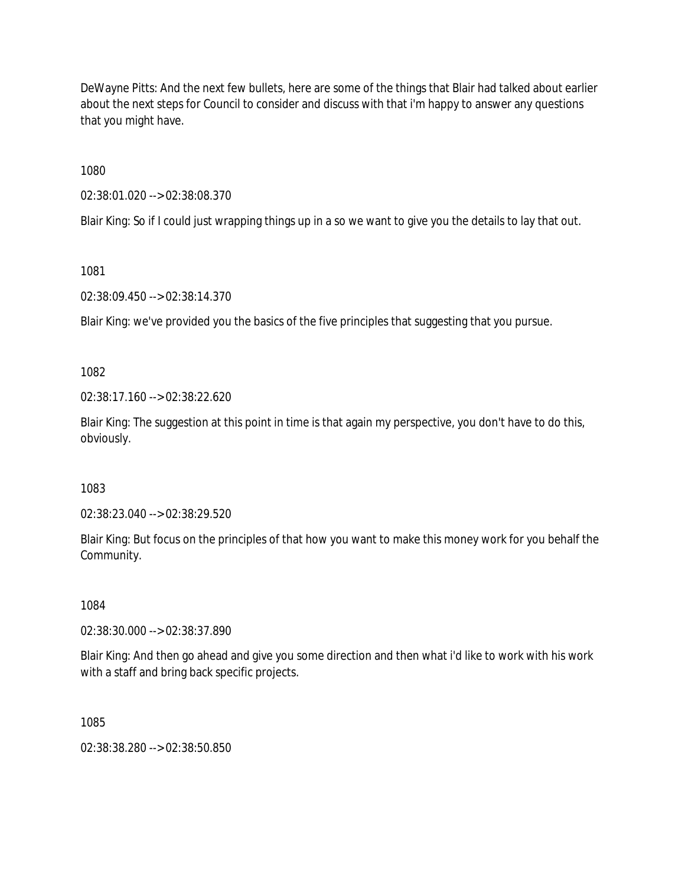DeWayne Pitts: And the next few bullets, here are some of the things that Blair had talked about earlier about the next steps for Council to consider and discuss with that i'm happy to answer any questions that you might have.

1080

02:38:01.020 --> 02:38:08.370

Blair King: So if I could just wrapping things up in a so we want to give you the details to lay that out.

1081

02:38:09.450 --> 02:38:14.370

Blair King: we've provided you the basics of the five principles that suggesting that you pursue.

1082

02:38:17.160 --> 02:38:22.620

Blair King: The suggestion at this point in time is that again my perspective, you don't have to do this, obviously.

1083

02:38:23.040 --> 02:38:29.520

Blair King: But focus on the principles of that how you want to make this money work for you behalf the Community.

1084

02:38:30.000 --> 02:38:37.890

Blair King: And then go ahead and give you some direction and then what i'd like to work with his work with a staff and bring back specific projects.

1085

02:38:38.280 --> 02:38:50.850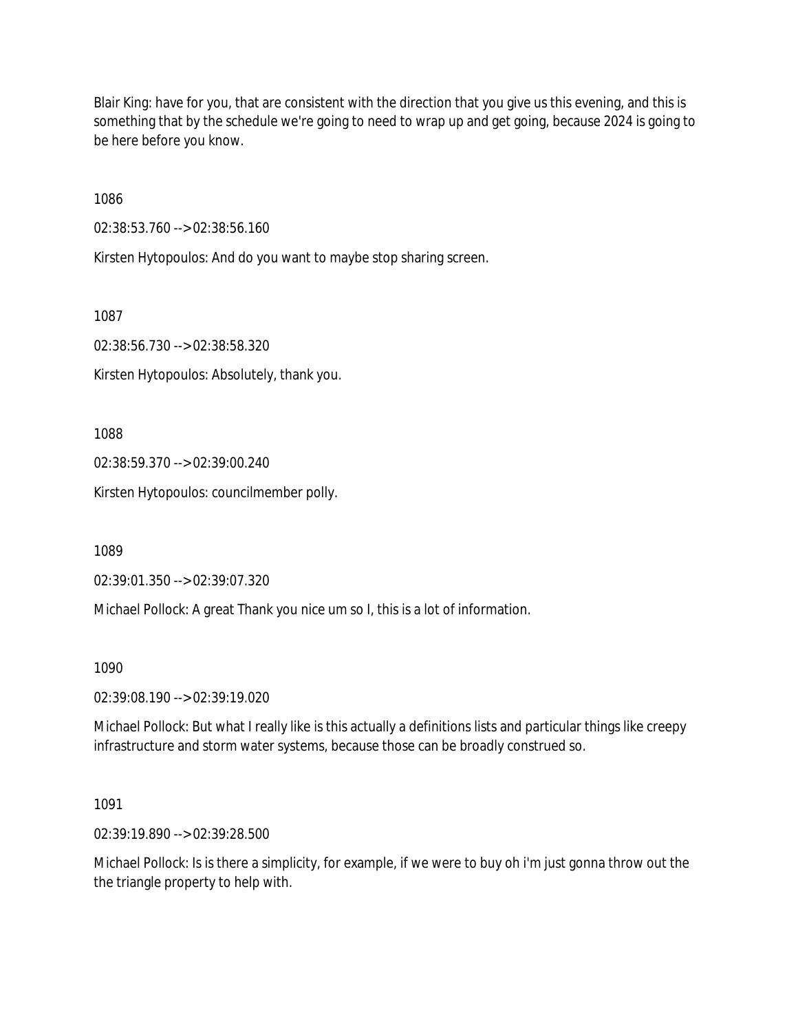Blair King: have for you, that are consistent with the direction that you give us this evening, and this is something that by the schedule we're going to need to wrap up and get going, because 2024 is going to be here before you know.

1086

02:38:53.760 --> 02:38:56.160

Kirsten Hytopoulos: And do you want to maybe stop sharing screen.

1087

02:38:56.730 --> 02:38:58.320

Kirsten Hytopoulos: Absolutely, thank you.

1088

02:38:59.370 --> 02:39:00.240

Kirsten Hytopoulos: councilmember polly.

1089

02:39:01.350 --> 02:39:07.320

Michael Pollock: A great Thank you nice um so I, this is a lot of information.

1090

02:39:08.190 --> 02:39:19.020

Michael Pollock: But what I really like is this actually a definitions lists and particular things like creepy infrastructure and storm water systems, because those can be broadly construed so.

1091

02:39:19.890 --> 02:39:28.500

Michael Pollock: Is is there a simplicity, for example, if we were to buy oh i'm just gonna throw out the the triangle property to help with.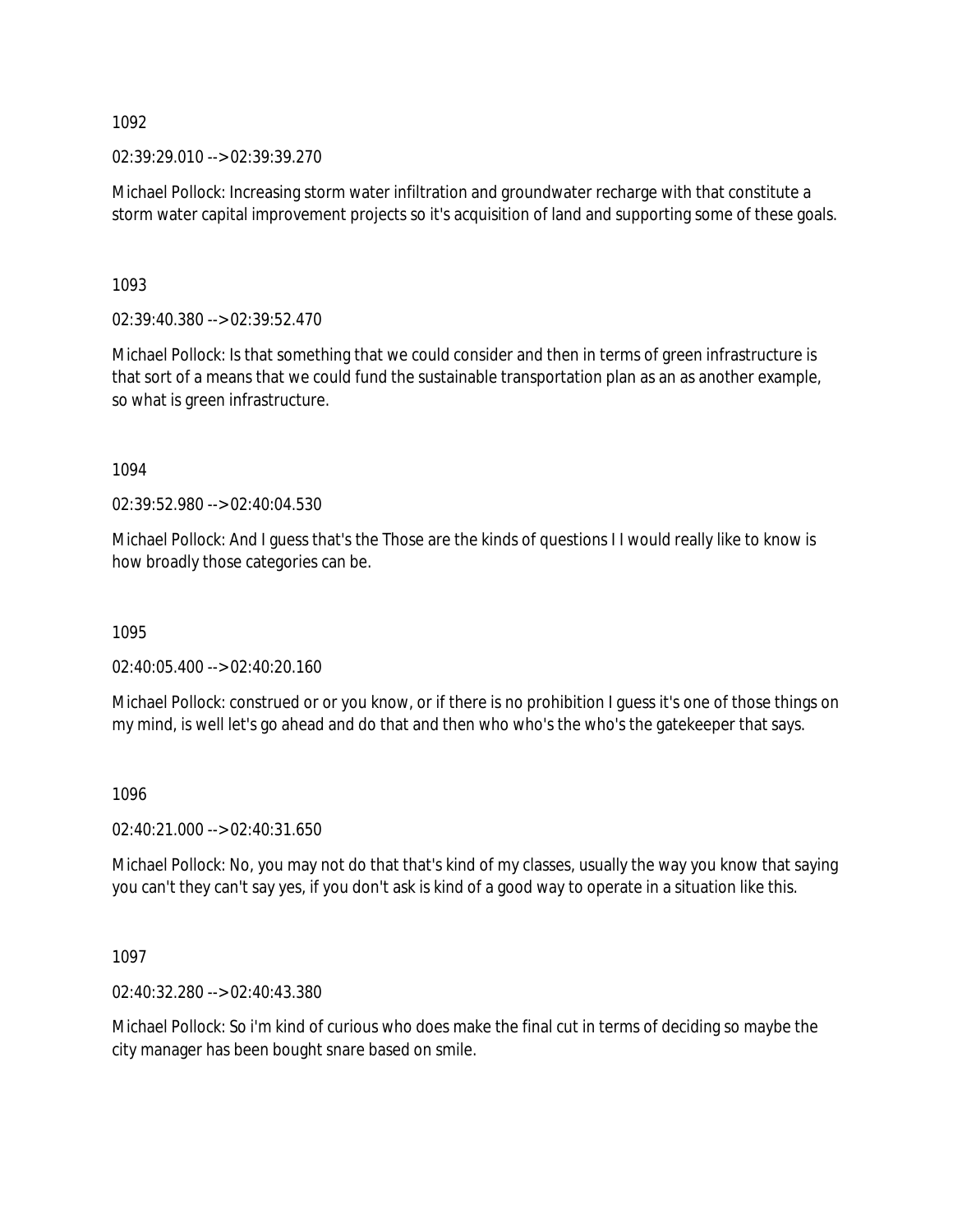1092

02:39:29.010 --> 02:39:39.270

Michael Pollock: Increasing storm water infiltration and groundwater recharge with that constitute a storm water capital improvement projects so it's acquisition of land and supporting some of these goals.

1093

02:39:40.380 --> 02:39:52.470

Michael Pollock: Is that something that we could consider and then in terms of green infrastructure is that sort of a means that we could fund the sustainable transportation plan as an as another example, so what is green infrastructure.

1094

02:39:52.980 --> 02:40:04.530

Michael Pollock: And I guess that's the Those are the kinds of questions I I would really like to know is how broadly those categories can be.

1095

02:40:05.400 --> 02:40:20.160

Michael Pollock: construed or or you know, or if there is no prohibition I guess it's one of those things on my mind, is well let's go ahead and do that and then who who's the who's the gatekeeper that says.

1096

02:40:21.000 --> 02:40:31.650

Michael Pollock: No, you may not do that that's kind of my classes, usually the way you know that saying you can't they can't say yes, if you don't ask is kind of a good way to operate in a situation like this.

1097

02:40:32.280 --> 02:40:43.380

Michael Pollock: So i'm kind of curious who does make the final cut in terms of deciding so maybe the city manager has been bought snare based on smile.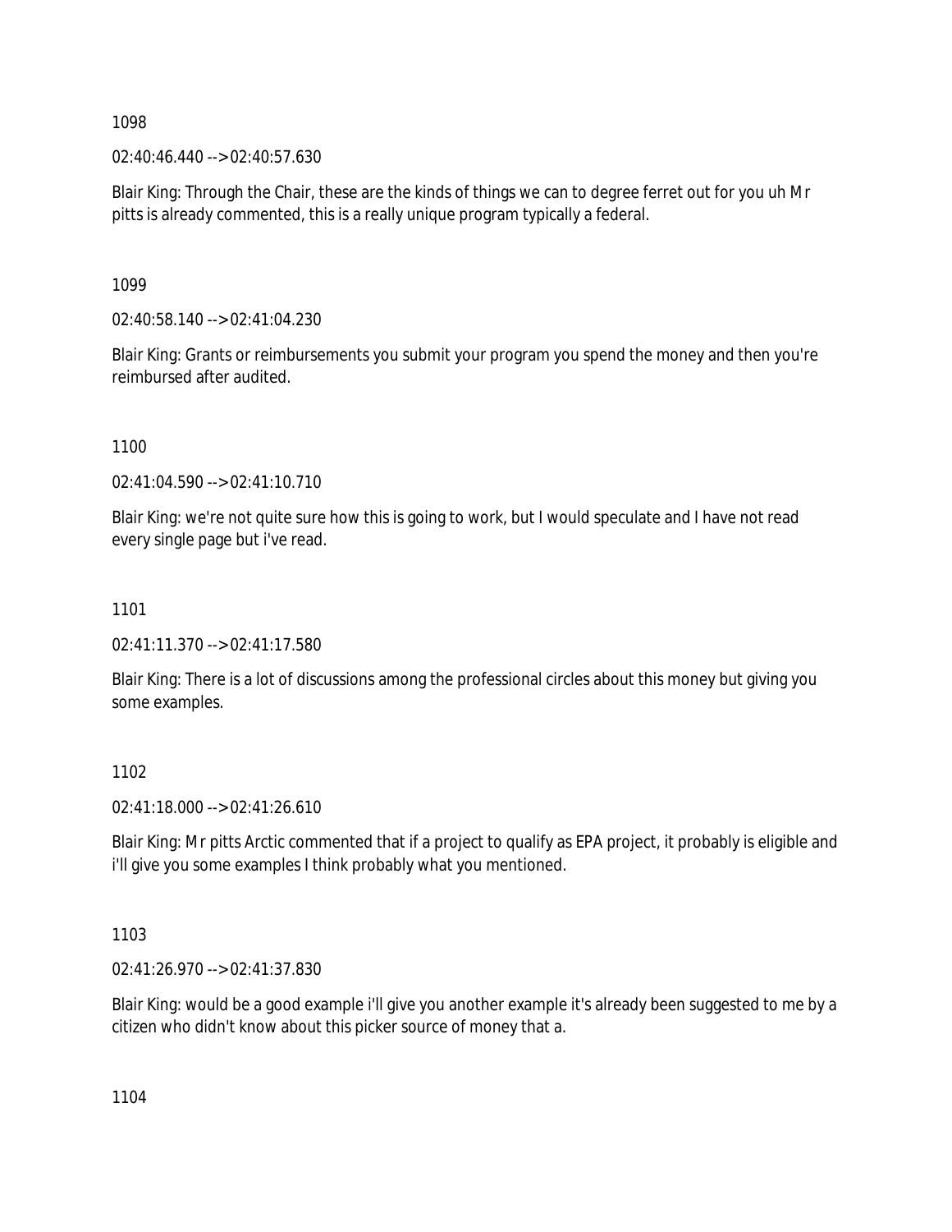1098

02:40:46.440 --> 02:40:57.630

Blair King: Through the Chair, these are the kinds of things we can to degree ferret out for you uh Mr pitts is already commented, this is a really unique program typically a federal.

1099

02:40:58.140 --> 02:41:04.230

Blair King: Grants or reimbursements you submit your program you spend the money and then you're reimbursed after audited.

1100

02:41:04.590 --> 02:41:10.710

Blair King: we're not quite sure how this is going to work, but I would speculate and I have not read every single page but i've read.

1101

02:41:11.370 --> 02:41:17.580

Blair King: There is a lot of discussions among the professional circles about this money but giving you some examples.

1102

02:41:18.000 --> 02:41:26.610

Blair King: Mr pitts Arctic commented that if a project to qualify as EPA project, it probably is eligible and i'll give you some examples I think probably what you mentioned.

1103

02:41:26.970 --> 02:41:37.830

Blair King: would be a good example i'll give you another example it's already been suggested to me by a citizen who didn't know about this picker source of money that a.

1104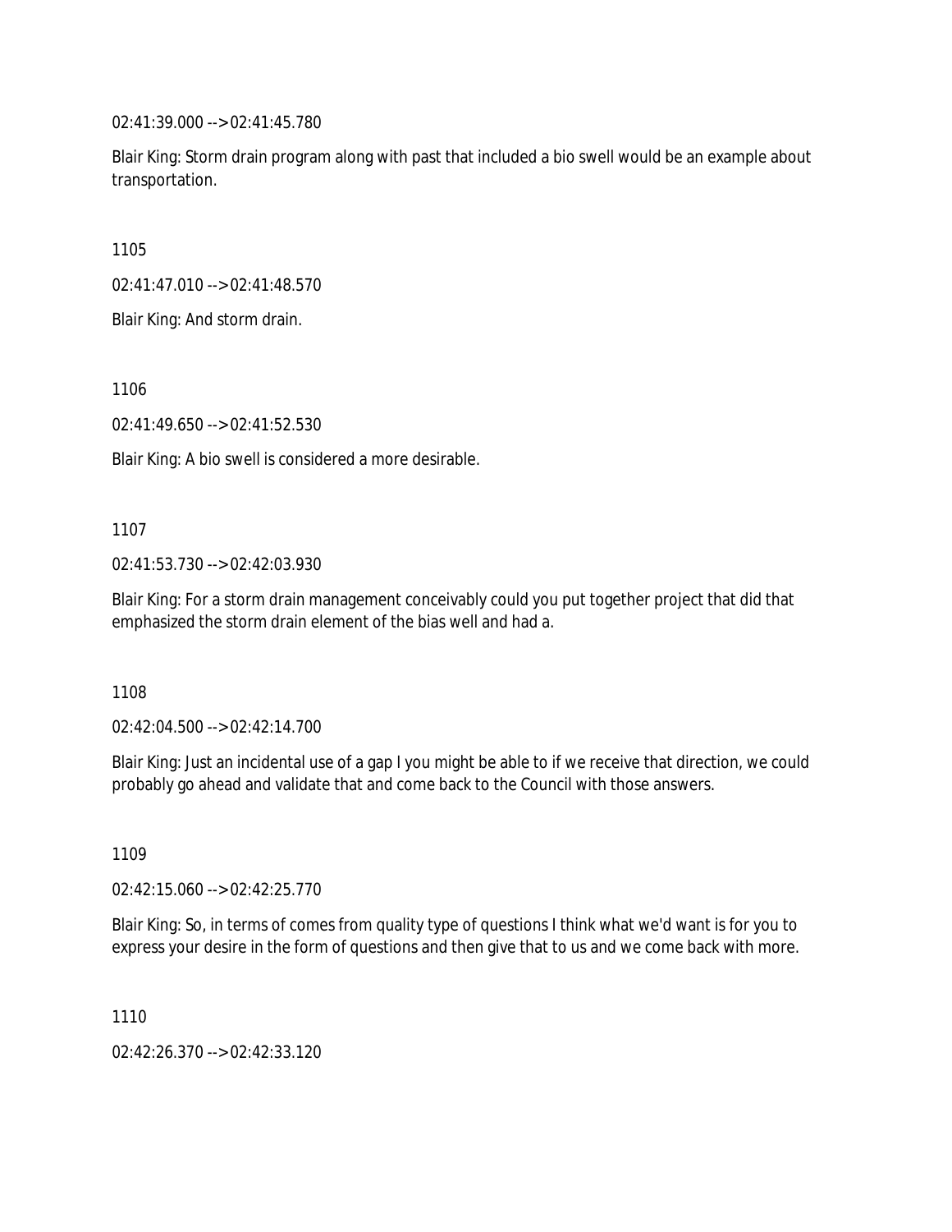02:41:39.000 --> 02:41:45.780

Blair King: Storm drain program along with past that included a bio swell would be an example about transportation.

1105

02:41:47.010 --> 02:41:48.570

Blair King: And storm drain.

1106

02:41:49.650 --> 02:41:52.530

Blair King: A bio swell is considered a more desirable.

1107

02:41:53.730 --> 02:42:03.930

Blair King: For a storm drain management conceivably could you put together project that did that emphasized the storm drain element of the bias well and had a.

1108

02:42:04.500 --> 02:42:14.700

Blair King: Just an incidental use of a gap I you might be able to if we receive that direction, we could probably go ahead and validate that and come back to the Council with those answers.

1109

02:42:15.060 --> 02:42:25.770

Blair King: So, in terms of comes from quality type of questions I think what we'd want is for you to express your desire in the form of questions and then give that to us and we come back with more.

1110

02:42:26.370 --> 02:42:33.120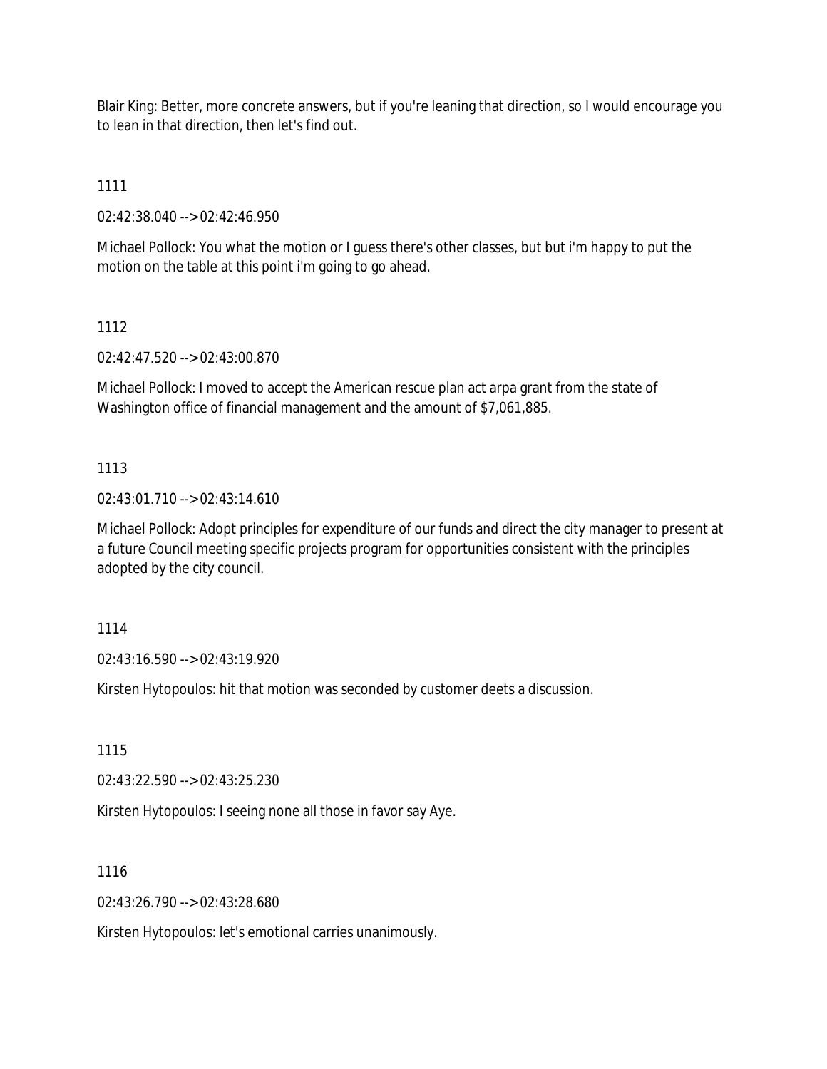Blair King: Better, more concrete answers, but if you're leaning that direction, so I would encourage you to lean in that direction, then let's find out.

1111

02:42:38.040 --> 02:42:46.950

Michael Pollock: You what the motion or I guess there's other classes, but but i'm happy to put the motion on the table at this point i'm going to go ahead.

1112

02:42:47.520 --> 02:43:00.870

Michael Pollock: I moved to accept the American rescue plan act arpa grant from the state of Washington office of financial management and the amount of $7,061,885.

1113

02:43:01.710 --> 02:43:14.610

Michael Pollock: Adopt principles for expenditure of our funds and direct the city manager to present at a future Council meeting specific projects program for opportunities consistent with the principles adopted by the city council.

1114

02:43:16.590 --> 02:43:19.920

Kirsten Hytopoulos: hit that motion was seconded by customer deets a discussion.

1115

02:43:22.590 --> 02:43:25.230

Kirsten Hytopoulos: I seeing none all those in favor say Aye.

1116

02:43:26.790 --> 02:43:28.680

Kirsten Hytopoulos: let's emotional carries unanimously.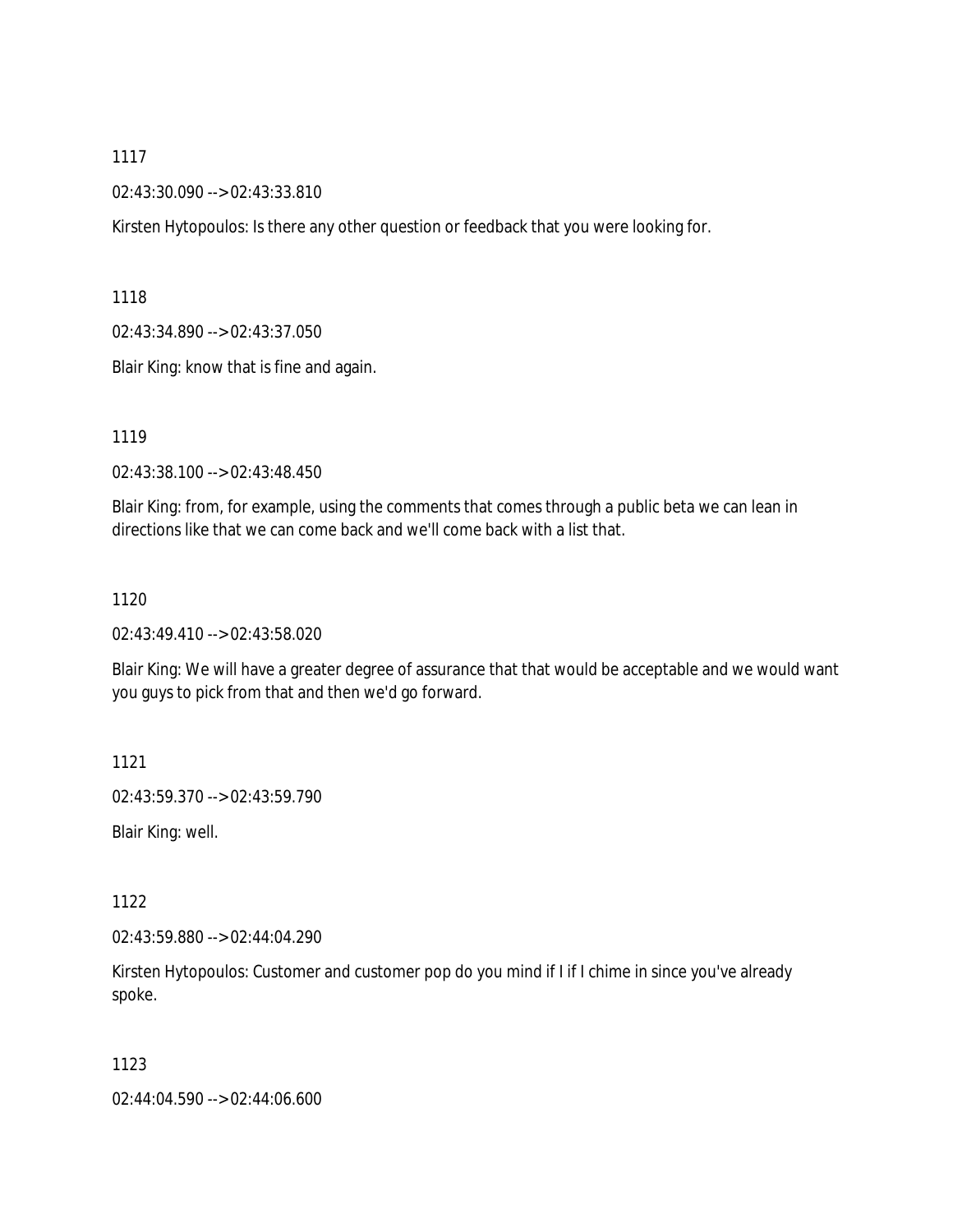1117

02:43:30.090 --> 02:43:33.810

Kirsten Hytopoulos: Is there any other question or feedback that you were looking for.

1118

02:43:34.890 --> 02:43:37.050

Blair King: know that is fine and again.

1119

02:43:38.100 --> 02:43:48.450

Blair King: from, for example, using the comments that comes through a public beta we can lean in directions like that we can come back and we'll come back with a list that.

1120

02:43:49.410 --> 02:43:58.020

Blair King: We will have a greater degree of assurance that that would be acceptable and we would want you guys to pick from that and then we'd go forward.

1121

02:43:59.370 --> 02:43:59.790

Blair King: well.

1122

02:43:59.880 --> 02:44:04.290

Kirsten Hytopoulos: Customer and customer pop do you mind if I if I chime in since you've already spoke.

1123

02:44:04.590 --> 02:44:06.600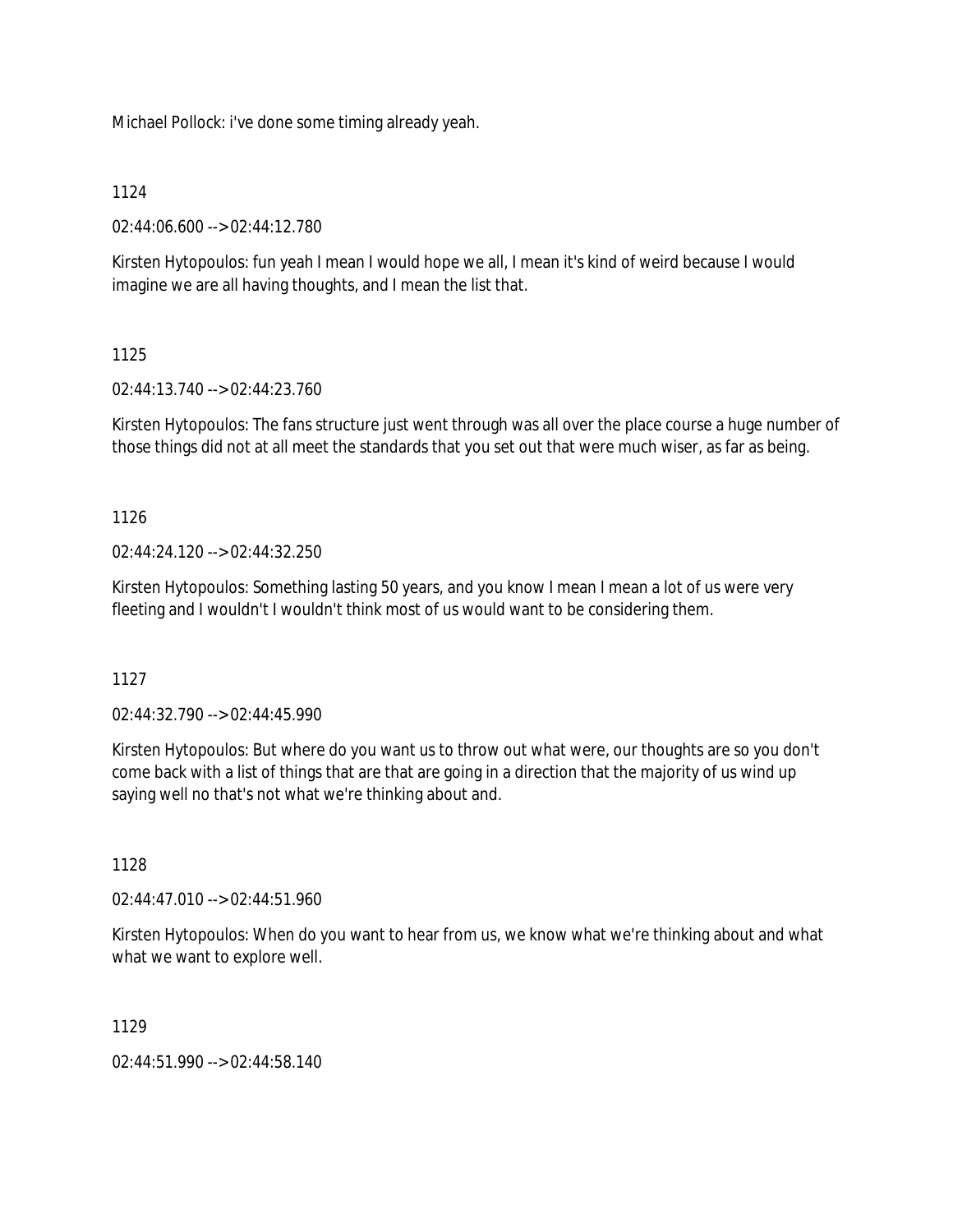Michael Pollock: i've done some timing already yeah.

1124

02:44:06.600 --> 02:44:12.780

Kirsten Hytopoulos: fun yeah I mean I would hope we all, I mean it's kind of weird because I would imagine we are all having thoughts, and I mean the list that.

1125

02:44:13.740 --> 02:44:23.760

Kirsten Hytopoulos: The fans structure just went through was all over the place course a huge number of those things did not at all meet the standards that you set out that were much wiser, as far as being.

1126

02:44:24.120 --> 02:44:32.250

Kirsten Hytopoulos: Something lasting 50 years, and you know I mean I mean a lot of us were very fleeting and I wouldn't I wouldn't think most of us would want to be considering them.

1127

02:44:32.790 --> 02:44:45.990

Kirsten Hytopoulos: But where do you want us to throw out what were, our thoughts are so you don't come back with a list of things that are that are going in a direction that the majority of us wind up saying well no that's not what we're thinking about and.

1128

02:44:47.010 --> 02:44:51.960

Kirsten Hytopoulos: When do you want to hear from us, we know what we're thinking about and what what we want to explore well.

1129

02:44:51.990 --> 02:44:58.140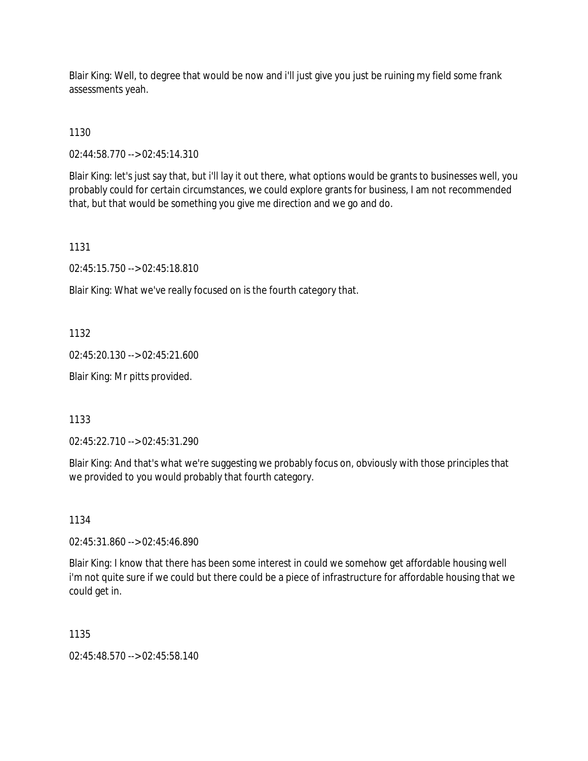Blair King: Well, to degree that would be now and i'll just give you just be ruining my field some frank assessments yeah.

1130

02:44:58.770 --> 02:45:14.310

Blair King: let's just say that, but i'll lay it out there, what options would be grants to businesses well, you probably could for certain circumstances, we could explore grants for business, I am not recommended that, but that would be something you give me direction and we go and do.

1131

02:45:15.750 --> 02:45:18.810

Blair King: What we've really focused on is the fourth category that.

1132

02:45:20.130 --> 02:45:21.600

Blair King: Mr pitts provided.

1133

02:45:22.710 --> 02:45:31.290

Blair King: And that's what we're suggesting we probably focus on, obviously with those principles that we provided to you would probably that fourth category.

1134

02:45:31.860 --> 02:45:46.890

Blair King: I know that there has been some interest in could we somehow get affordable housing well i'm not quite sure if we could but there could be a piece of infrastructure for affordable housing that we could get in.

1135

02:45:48.570 --> 02:45:58.140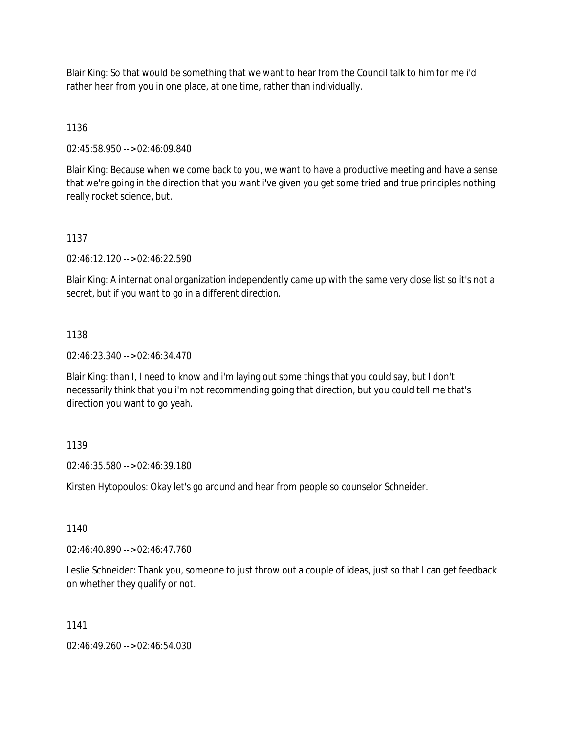Blair King: So that would be something that we want to hear from the Council talk to him for me i'd rather hear from you in one place, at one time, rather than individually.

1136

02:45:58.950 --> 02:46:09.840

Blair King: Because when we come back to you, we want to have a productive meeting and have a sense that we're going in the direction that you want i've given you get some tried and true principles nothing really rocket science, but.

1137

02:46:12.120 --> 02:46:22.590

Blair King: A international organization independently came up with the same very close list so it's not a secret, but if you want to go in a different direction.

1138

02:46:23.340 --> 02:46:34.470

Blair King: than I, I need to know and i'm laying out some things that you could say, but I don't necessarily think that you i'm not recommending going that direction, but you could tell me that's direction you want to go yeah.

1139

02:46:35.580 --> 02:46:39.180

Kirsten Hytopoulos: Okay let's go around and hear from people so counselor Schneider.

1140

02:46:40.890 --> 02:46:47.760

Leslie Schneider: Thank you, someone to just throw out a couple of ideas, just so that I can get feedback on whether they qualify or not.

1141

02:46:49.260 --> 02:46:54.030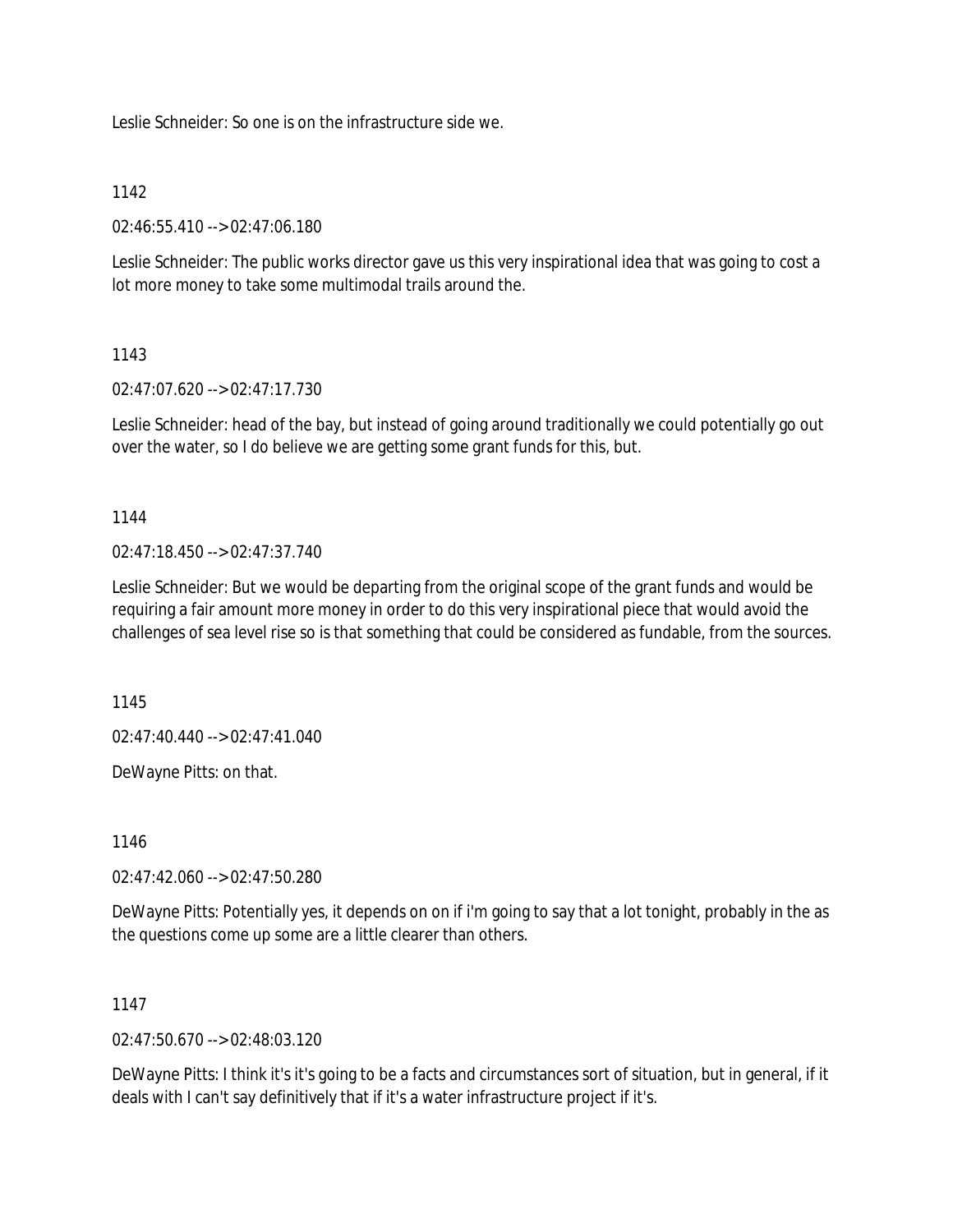Leslie Schneider: So one is on the infrastructure side we.

1142

02:46:55.410 --> 02:47:06.180

Leslie Schneider: The public works director gave us this very inspirational idea that was going to cost a lot more money to take some multimodal trails around the.

1143

02:47:07.620 --> 02:47:17.730

Leslie Schneider: head of the bay, but instead of going around traditionally we could potentially go out over the water, so I do believe we are getting some grant funds for this, but.

1144

02:47:18.450 --> 02:47:37.740

Leslie Schneider: But we would be departing from the original scope of the grant funds and would be requiring a fair amount more money in order to do this very inspirational piece that would avoid the challenges of sea level rise so is that something that could be considered as fundable, from the sources.

1145

02:47:40.440 --> 02:47:41.040

DeWayne Pitts: on that.

1146

02:47:42.060 --> 02:47:50.280

DeWayne Pitts: Potentially yes, it depends on on if i'm going to say that a lot tonight, probably in the as the questions come up some are a little clearer than others.

1147

02:47:50.670 --> 02:48:03.120

DeWayne Pitts: I think it's it's going to be a facts and circumstances sort of situation, but in general, if it deals with I can't say definitively that if it's a water infrastructure project if it's.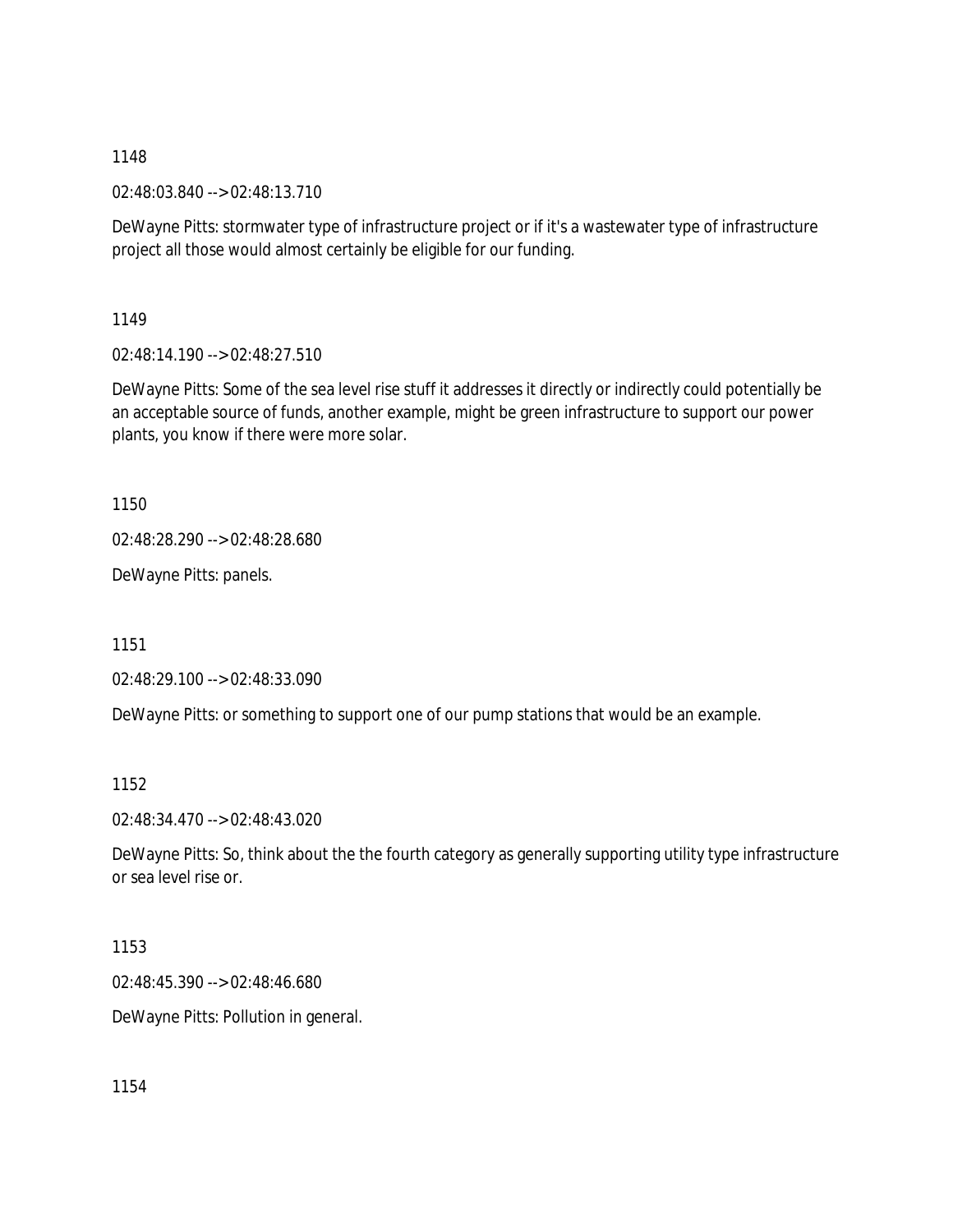1148

02:48:03.840 --> 02:48:13.710

DeWayne Pitts: stormwater type of infrastructure project or if it's a wastewater type of infrastructure project all those would almost certainly be eligible for our funding.

1149

02:48:14.190 --> 02:48:27.510

DeWayne Pitts: Some of the sea level rise stuff it addresses it directly or indirectly could potentially be an acceptable source of funds, another example, might be green infrastructure to support our power plants, you know if there were more solar.

1150

02:48:28.290 --> 02:48:28.680

DeWayne Pitts: panels.

1151

02:48:29.100 --> 02:48:33.090

DeWayne Pitts: or something to support one of our pump stations that would be an example.

1152

02:48:34.470 --> 02:48:43.020

DeWayne Pitts: So, think about the the fourth category as generally supporting utility type infrastructure or sea level rise or.

1153

02:48:45.390 --> 02:48:46.680

DeWayne Pitts: Pollution in general.

1154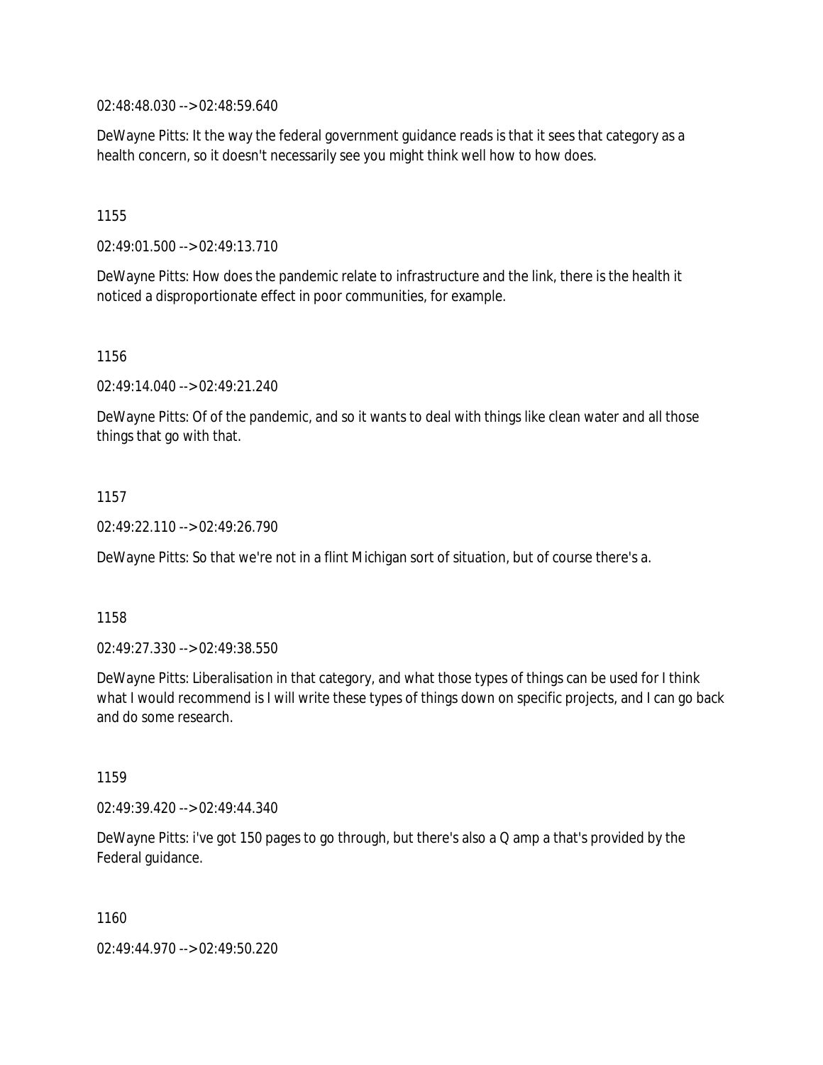02:48:48.030 --> 02:48:59.640

DeWayne Pitts: It the way the federal government guidance reads is that it sees that category as a health concern, so it doesn't necessarily see you might think well how to how does.

1155

02:49:01.500 --> 02:49:13.710

DeWayne Pitts: How does the pandemic relate to infrastructure and the link, there is the health it noticed a disproportionate effect in poor communities, for example.

1156

02:49:14.040 --> 02:49:21.240

DeWayne Pitts: Of of the pandemic, and so it wants to deal with things like clean water and all those things that go with that.

1157

02:49:22.110 --> 02:49:26.790

DeWayne Pitts: So that we're not in a flint Michigan sort of situation, but of course there's a.

1158

02:49:27.330 --> 02:49:38.550

DeWayne Pitts: Liberalisation in that category, and what those types of things can be used for I think what I would recommend is I will write these types of things down on specific projects, and I can go back and do some research.

1159

02:49:39.420 --> 02:49:44.340

DeWayne Pitts: i've got 150 pages to go through, but there's also a Q amp a that's provided by the Federal guidance.

1160

02:49:44.970 --> 02:49:50.220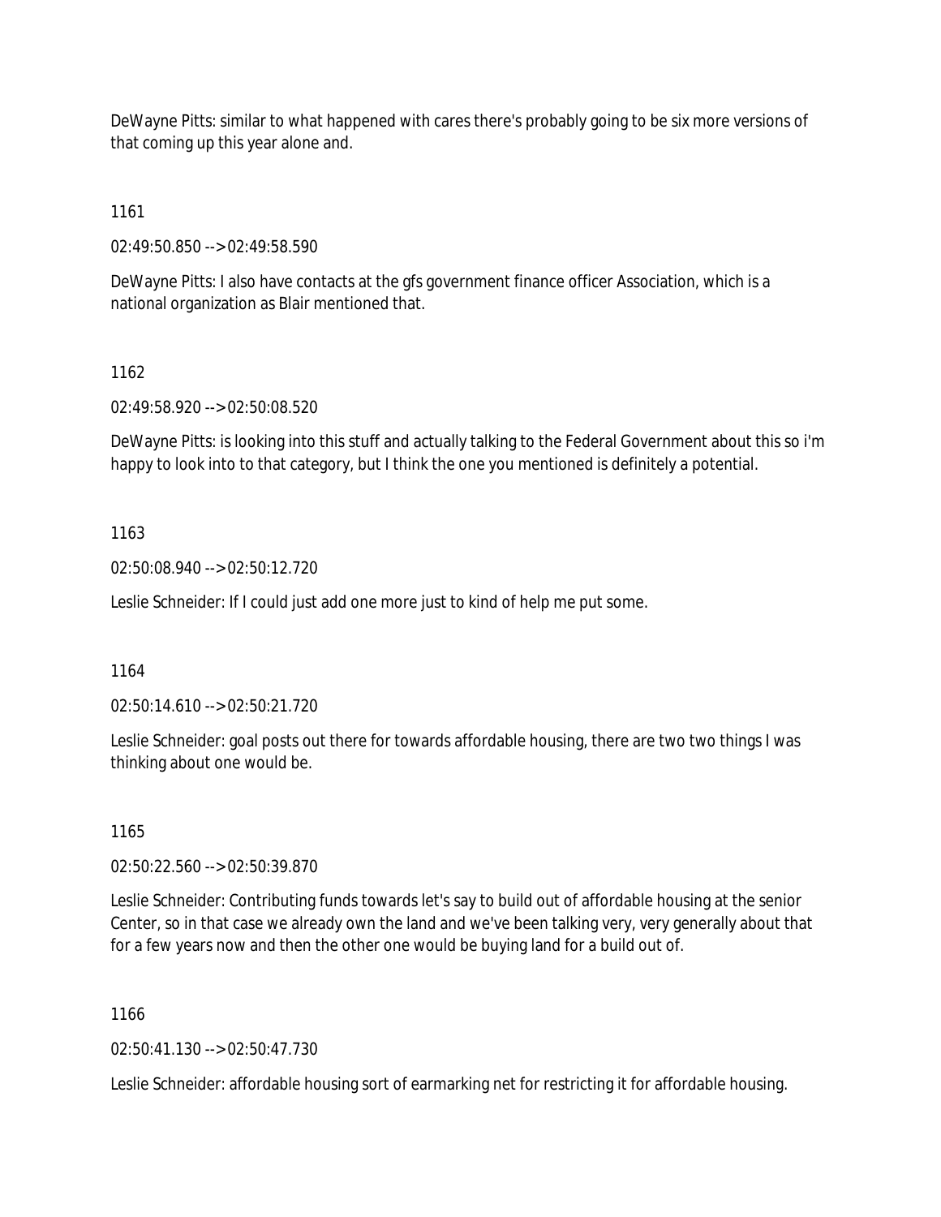DeWayne Pitts: similar to what happened with cares there's probably going to be six more versions of that coming up this year alone and.

1161

02:49:50.850 --> 02:49:58.590

DeWayne Pitts: I also have contacts at the gfs government finance officer Association, which is a national organization as Blair mentioned that.

1162

02:49:58.920 --> 02:50:08.520

DeWayne Pitts: is looking into this stuff and actually talking to the Federal Government about this so i'm happy to look into to that category, but I think the one you mentioned is definitely a potential.

1163

02:50:08.940 --> 02:50:12.720

Leslie Schneider: If I could just add one more just to kind of help me put some.

1164

02:50:14.610 --> 02:50:21.720

Leslie Schneider: goal posts out there for towards affordable housing, there are two two things I was thinking about one would be.

1165

02:50:22.560 --> 02:50:39.870

Leslie Schneider: Contributing funds towards let's say to build out of affordable housing at the senior Center, so in that case we already own the land and we've been talking very, very generally about that for a few years now and then the other one would be buying land for a build out of.

1166

02:50:41.130 --> 02:50:47.730

Leslie Schneider: affordable housing sort of earmarking net for restricting it for affordable housing.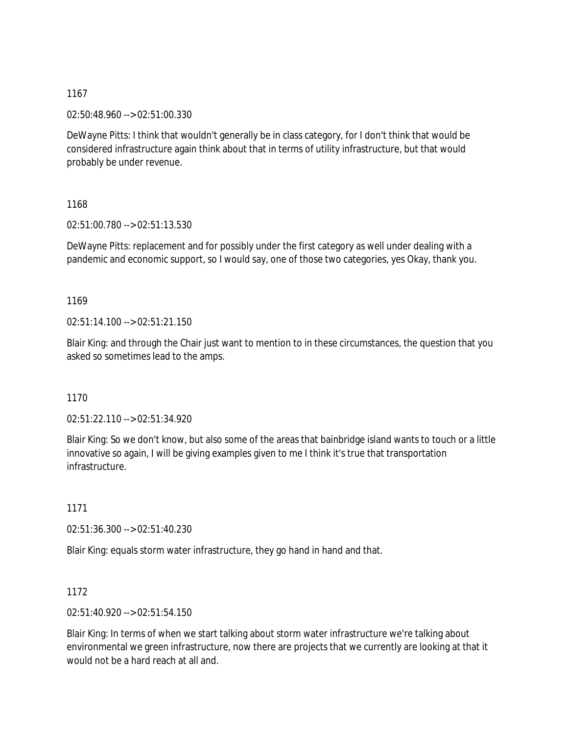1167

02:50:48.960 --> 02:51:00.330

DeWayne Pitts: I think that wouldn't generally be in class category, for I don't think that would be considered infrastructure again think about that in terms of utility infrastructure, but that would probably be under revenue.

1168

02:51:00.780 --> 02:51:13.530

DeWayne Pitts: replacement and for possibly under the first category as well under dealing with a pandemic and economic support, so I would say, one of those two categories, yes Okay, thank you.

1169

02:51:14.100 --> 02:51:21.150

Blair King: and through the Chair just want to mention to in these circumstances, the question that you asked so sometimes lead to the amps.

1170

02:51:22.110 --> 02:51:34.920

Blair King: So we don't know, but also some of the areas that bainbridge island wants to touch or a little innovative so again, I will be giving examples given to me I think it's true that transportation infrastructure.

1171

02:51:36.300 --> 02:51:40.230

Blair King: equals storm water infrastructure, they go hand in hand and that.

1172

02:51:40.920 --> 02:51:54.150

Blair King: In terms of when we start talking about storm water infrastructure we're talking about environmental we green infrastructure, now there are projects that we currently are looking at that it would not be a hard reach at all and.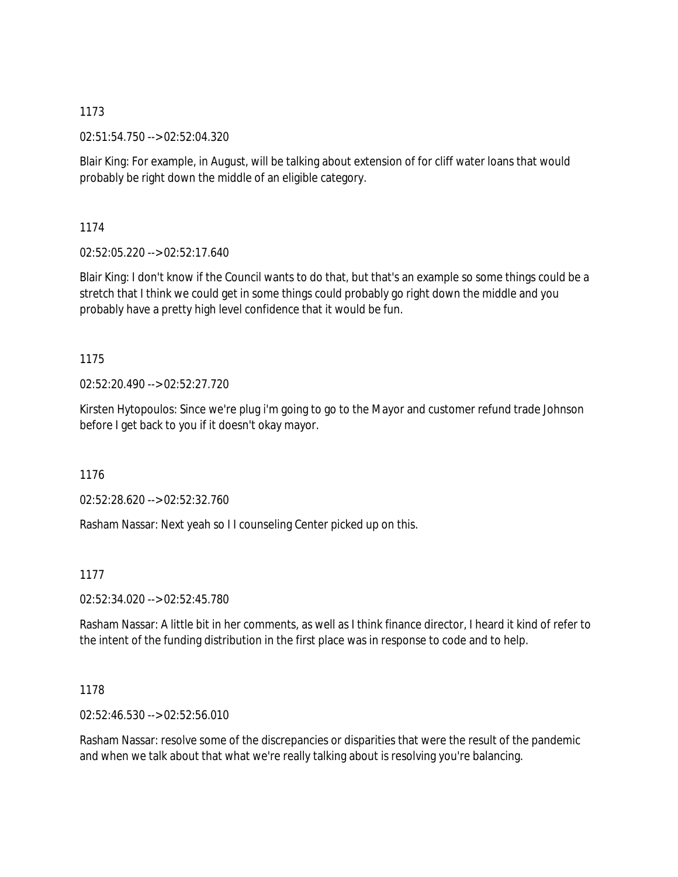1173

02:51:54.750 --> 02:52:04.320

Blair King: For example, in August, will be talking about extension of for cliff water loans that would probably be right down the middle of an eligible category.

1174

02:52:05.220 --> 02:52:17.640

Blair King: I don't know if the Council wants to do that, but that's an example so some things could be a stretch that I think we could get in some things could probably go right down the middle and you probably have a pretty high level confidence that it would be fun.

1175

02:52:20.490 --> 02:52:27.720

Kirsten Hytopoulos: Since we're plug i'm going to go to the Mayor and customer refund trade Johnson before I get back to you if it doesn't okay mayor.

1176

02:52:28.620 --> 02:52:32.760

Rasham Nassar: Next yeah so I I counseling Center picked up on this.

1177

02:52:34.020 --> 02:52:45.780

Rasham Nassar: A little bit in her comments, as well as I think finance director, I heard it kind of refer to the intent of the funding distribution in the first place was in response to code and to help.

1178

02:52:46.530 --> 02:52:56.010

Rasham Nassar: resolve some of the discrepancies or disparities that were the result of the pandemic and when we talk about that what we're really talking about is resolving you're balancing.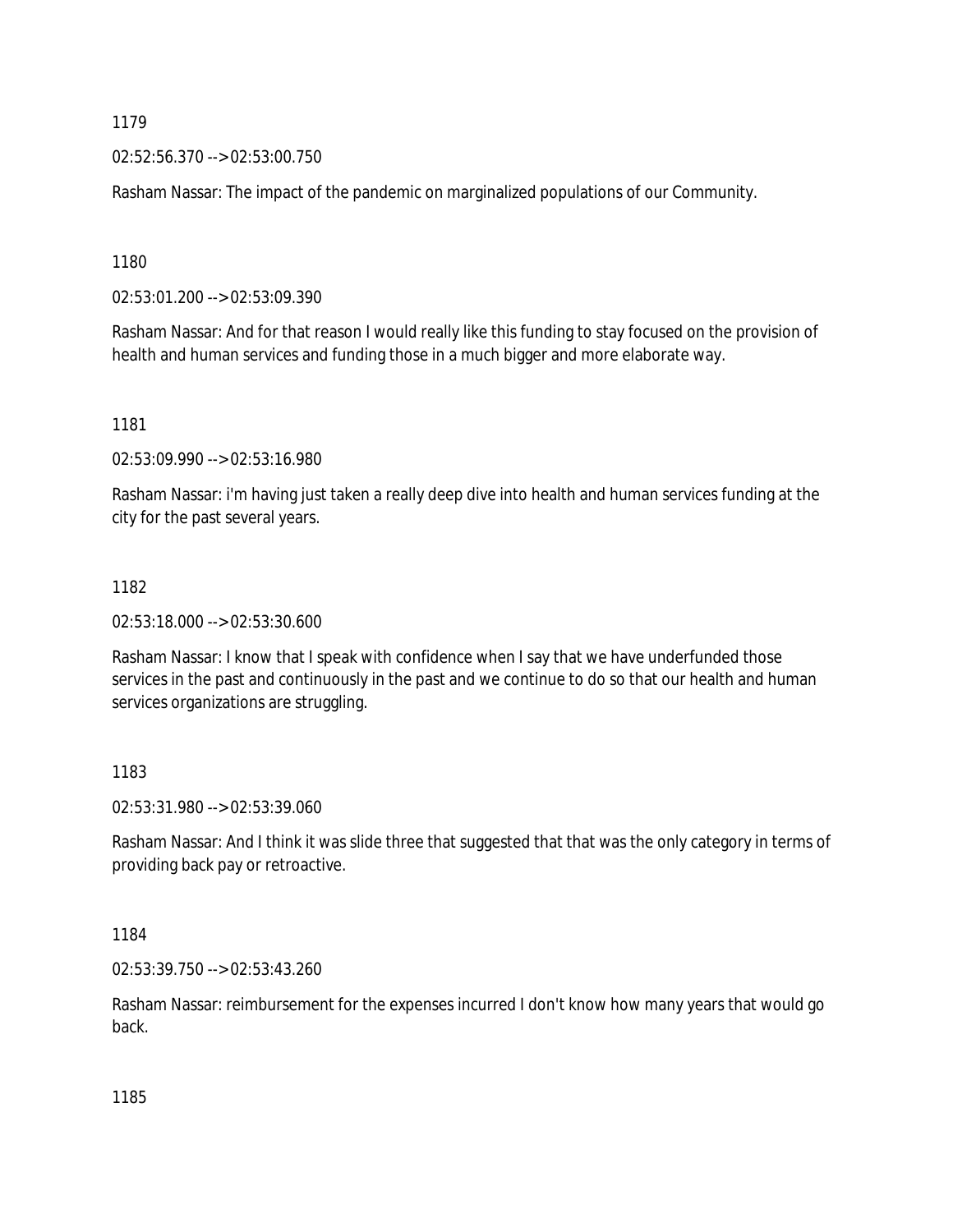1179

02:52:56.370 --> 02:53:00.750

Rasham Nassar: The impact of the pandemic on marginalized populations of our Community.

1180

02:53:01.200 --> 02:53:09.390

Rasham Nassar: And for that reason I would really like this funding to stay focused on the provision of health and human services and funding those in a much bigger and more elaborate way.

1181

02:53:09.990 --> 02:53:16.980

Rasham Nassar: i'm having just taken a really deep dive into health and human services funding at the city for the past several years.

1182

02:53:18.000 --> 02:53:30.600

Rasham Nassar: I know that I speak with confidence when I say that we have underfunded those services in the past and continuously in the past and we continue to do so that our health and human services organizations are struggling.

1183

02:53:31.980 --> 02:53:39.060

Rasham Nassar: And I think it was slide three that suggested that that was the only category in terms of providing back pay or retroactive.

1184

02:53:39.750 --> 02:53:43.260

Rasham Nassar: reimbursement for the expenses incurred I don't know how many years that would go back.

1185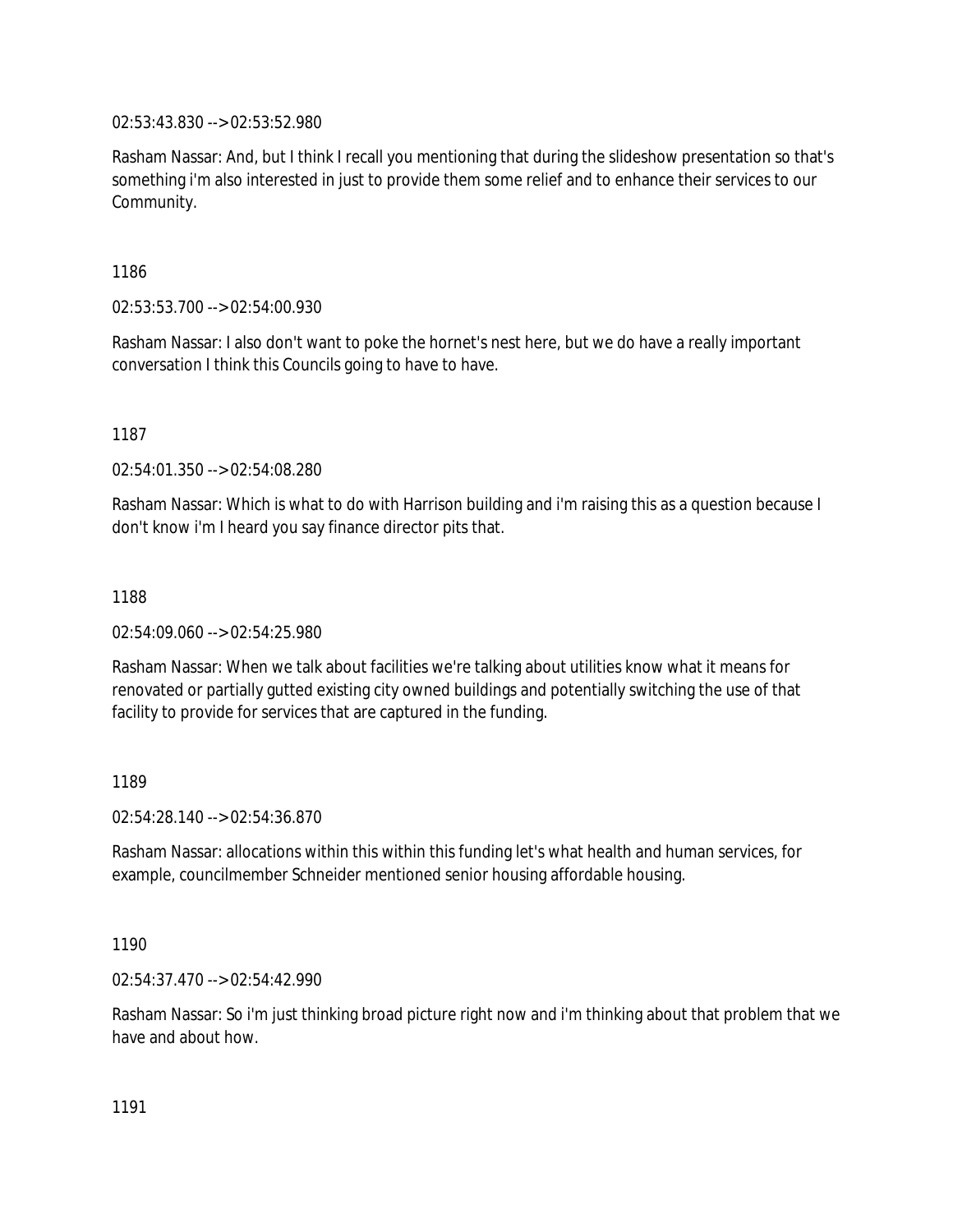02:53:43.830 --> 02:53:52.980

Rasham Nassar: And, but I think I recall you mentioning that during the slideshow presentation so that's something i'm also interested in just to provide them some relief and to enhance their services to our Community.

1186

02:53:53.700 --> 02:54:00.930

Rasham Nassar: I also don't want to poke the hornet's nest here, but we do have a really important conversation I think this Councils going to have to have.

1187

02:54:01.350 --> 02:54:08.280

Rasham Nassar: Which is what to do with Harrison building and i'm raising this as a question because I don't know i'm I heard you say finance director pits that.

1188

02:54:09.060 --> 02:54:25.980

Rasham Nassar: When we talk about facilities we're talking about utilities know what it means for renovated or partially gutted existing city owned buildings and potentially switching the use of that facility to provide for services that are captured in the funding.

1189

02:54:28.140 --> 02:54:36.870

Rasham Nassar: allocations within this within this funding let's what health and human services, for example, councilmember Schneider mentioned senior housing affordable housing.

1190

02:54:37.470 --> 02:54:42.990

Rasham Nassar: So i'm just thinking broad picture right now and i'm thinking about that problem that we have and about how.

1191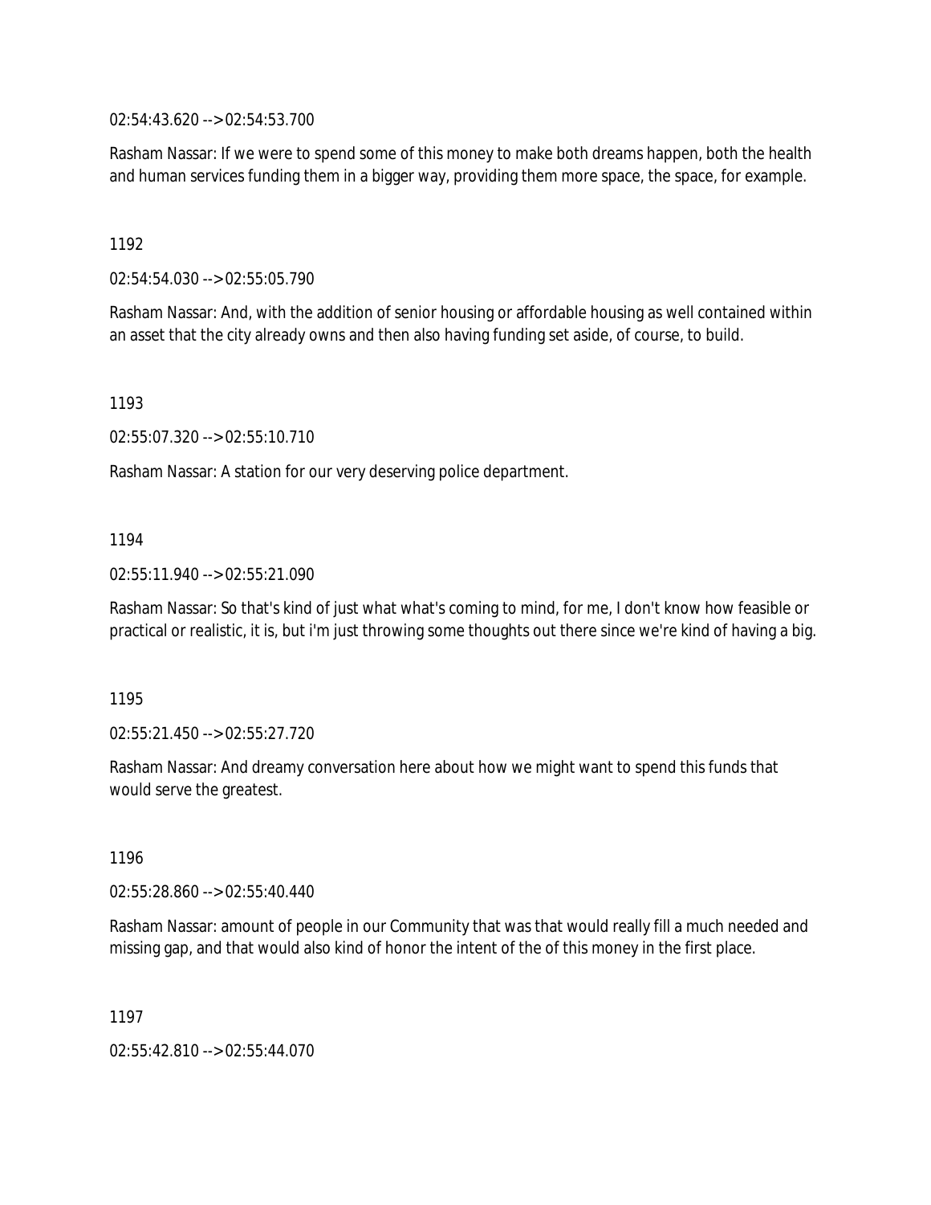02:54:43.620 --> 02:54:53.700

Rasham Nassar: If we were to spend some of this money to make both dreams happen, both the health and human services funding them in a bigger way, providing them more space, the space, for example.

1192

02:54:54.030 --> 02:55:05.790

Rasham Nassar: And, with the addition of senior housing or affordable housing as well contained within an asset that the city already owns and then also having funding set aside, of course, to build.

1193

02:55:07.320 --> 02:55:10.710

Rasham Nassar: A station for our very deserving police department.

1194

02:55:11.940 --> 02:55:21.090

Rasham Nassar: So that's kind of just what what's coming to mind, for me, I don't know how feasible or practical or realistic, it is, but i'm just throwing some thoughts out there since we're kind of having a big.

1195

02:55:21.450 --> 02:55:27.720

Rasham Nassar: And dreamy conversation here about how we might want to spend this funds that would serve the greatest.

1196

02:55:28.860 --> 02:55:40.440

Rasham Nassar: amount of people in our Community that was that would really fill a much needed and missing gap, and that would also kind of honor the intent of the of this money in the first place.

1197

02:55:42.810 --> 02:55:44.070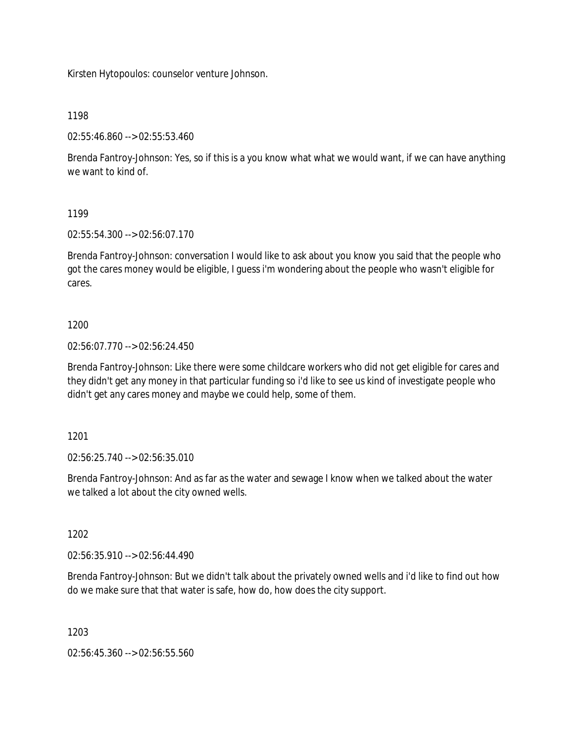Kirsten Hytopoulos: counselor venture Johnson.

1198

02:55:46.860 --> 02:55:53.460

Brenda Fantroy-Johnson: Yes, so if this is a you know what what we would want, if we can have anything we want to kind of.

1199

02:55:54.300 --> 02:56:07.170

Brenda Fantroy-Johnson: conversation I would like to ask about you know you said that the people who got the cares money would be eligible, I guess i'm wondering about the people who wasn't eligible for cares.

1200

02:56:07.770 --> 02:56:24.450

Brenda Fantroy-Johnson: Like there were some childcare workers who did not get eligible for cares and they didn't get any money in that particular funding so i'd like to see us kind of investigate people who didn't get any cares money and maybe we could help, some of them.

1201

02:56:25.740 --> 02:56:35.010

Brenda Fantroy-Johnson: And as far as the water and sewage I know when we talked about the water we talked a lot about the city owned wells.

1202

02:56:35.910 --> 02:56:44.490

Brenda Fantroy-Johnson: But we didn't talk about the privately owned wells and i'd like to find out how do we make sure that that water is safe, how do, how does the city support.

1203

02:56:45.360 --> 02:56:55.560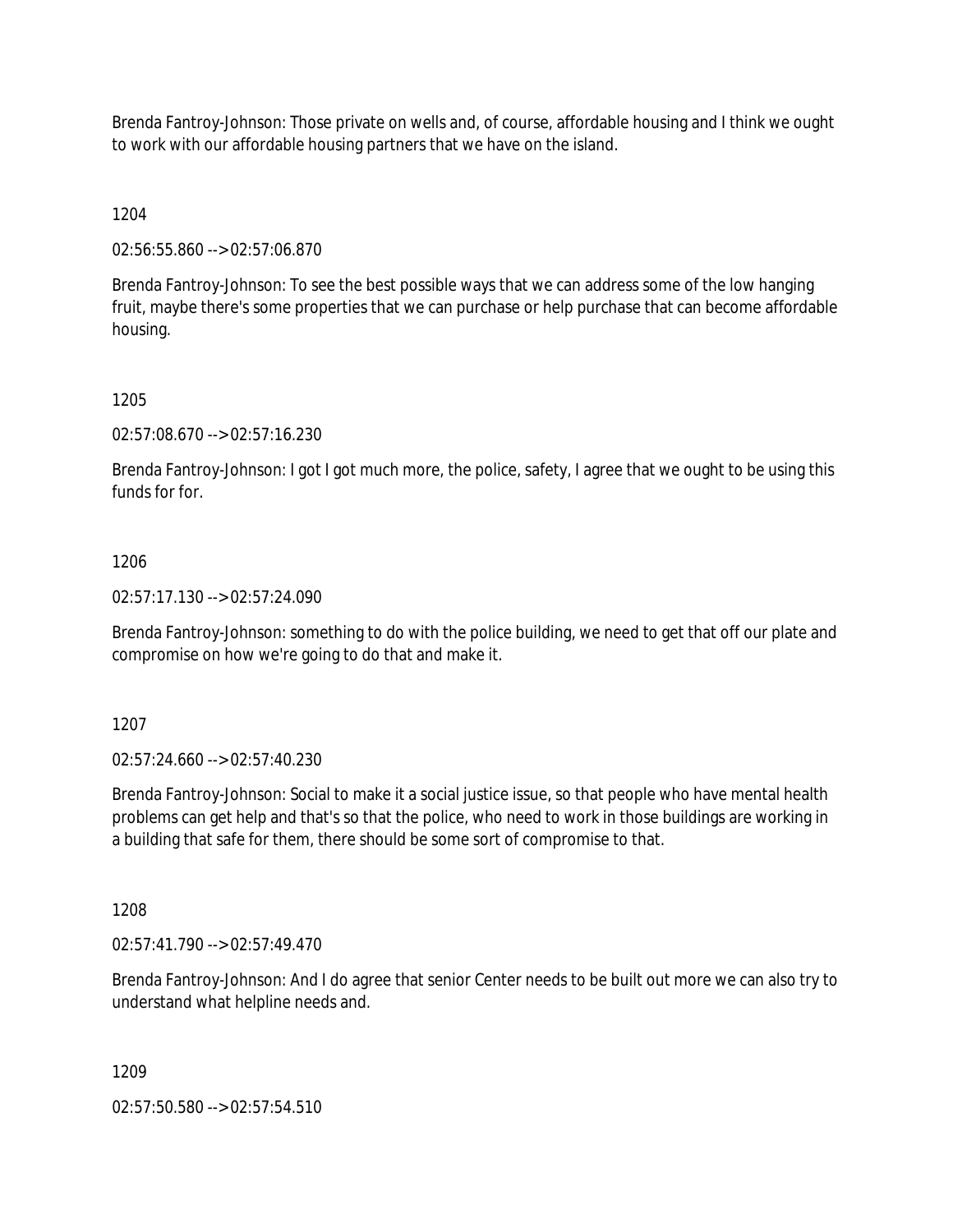Brenda Fantroy-Johnson: Those private on wells and, of course, affordable housing and I think we ought to work with our affordable housing partners that we have on the island.

1204

02:56:55.860 --> 02:57:06.870

Brenda Fantroy-Johnson: To see the best possible ways that we can address some of the low hanging fruit, maybe there's some properties that we can purchase or help purchase that can become affordable housing.

1205

02:57:08.670 --> 02:57:16.230

Brenda Fantroy-Johnson: I got I got much more, the police, safety, I agree that we ought to be using this funds for for.

1206

02:57:17.130 --> 02:57:24.090

Brenda Fantroy-Johnson: something to do with the police building, we need to get that off our plate and compromise on how we're going to do that and make it.

1207

02:57:24.660 --> 02:57:40.230

Brenda Fantroy-Johnson: Social to make it a social justice issue, so that people who have mental health problems can get help and that's so that the police, who need to work in those buildings are working in a building that safe for them, there should be some sort of compromise to that.

1208

02:57:41.790 --> 02:57:49.470

Brenda Fantroy-Johnson: And I do agree that senior Center needs to be built out more we can also try to understand what helpline needs and.

1209

02:57:50.580 --> 02:57:54.510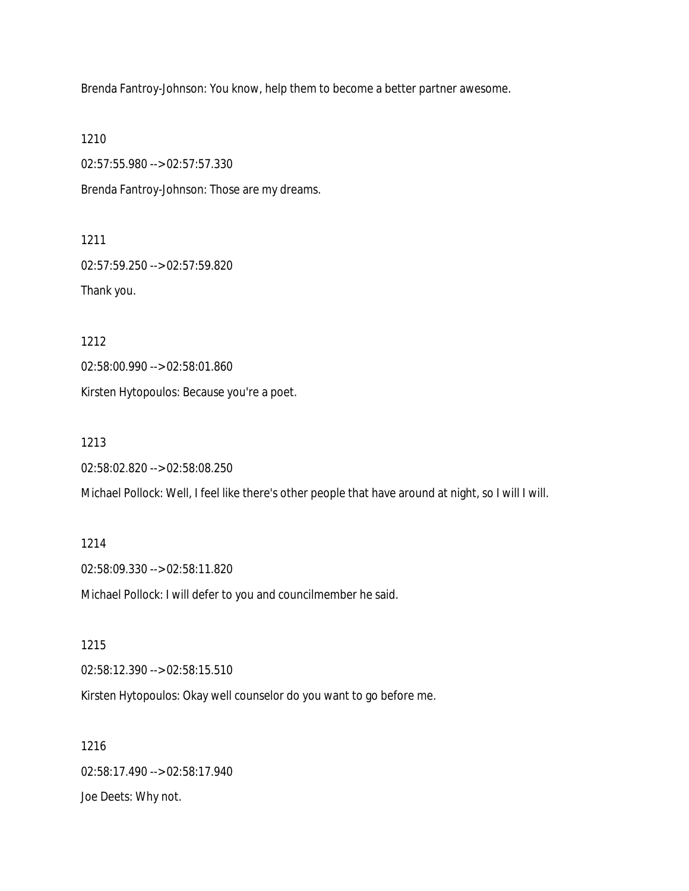Brenda Fantroy-Johnson: You know, help them to become a better partner awesome.

1210

02:57:55.980 --> 02:57:57.330

Brenda Fantroy-Johnson: Those are my dreams.

1211

02:57:59.250 --> 02:57:59.820

Thank you.

1212

02:58:00.990 --> 02:58:01.860

Kirsten Hytopoulos: Because you're a poet.

1213

02:58:02.820 --> 02:58:08.250

Michael Pollock: Well, I feel like there's other people that have around at night, so I will I will.

1214

02:58:09.330 --> 02:58:11.820

Michael Pollock: I will defer to you and councilmember he said.

1215

02:58:12.390 --> 02:58:15.510

Kirsten Hytopoulos: Okay well counselor do you want to go before me.

1216

02:58:17.490 --> 02:58:17.940

Joe Deets: Why not.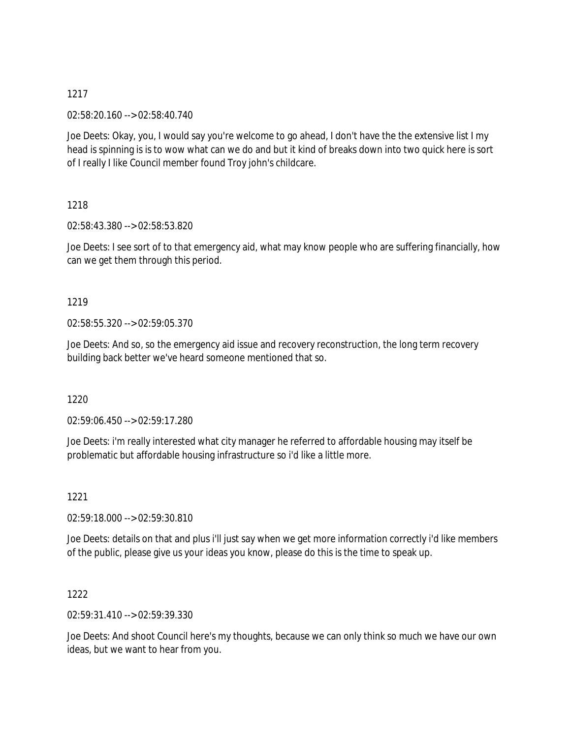1217

02:58:20.160 --> 02:58:40.740

Joe Deets: Okay, you, I would say you're welcome to go ahead, I don't have the the extensive list I my head is spinning is is to wow what can we do and but it kind of breaks down into two quick here is sort of I really I like Council member found Troy john's childcare.

1218

02:58:43.380 --> 02:58:53.820

Joe Deets: I see sort of to that emergency aid, what may know people who are suffering financially, how can we get them through this period.

1219

02:58:55.320 --> 02:59:05.370

Joe Deets: And so, so the emergency aid issue and recovery reconstruction, the long term recovery building back better we've heard someone mentioned that so.

1220

02:59:06.450 --> 02:59:17.280

Joe Deets: i'm really interested what city manager he referred to affordable housing may itself be problematic but affordable housing infrastructure so i'd like a little more.

1221

02:59:18.000 --> 02:59:30.810

Joe Deets: details on that and plus i'll just say when we get more information correctly i'd like members of the public, please give us your ideas you know, please do this is the time to speak up.

1222

02:59:31.410 --> 02:59:39.330

Joe Deets: And shoot Council here's my thoughts, because we can only think so much we have our own ideas, but we want to hear from you.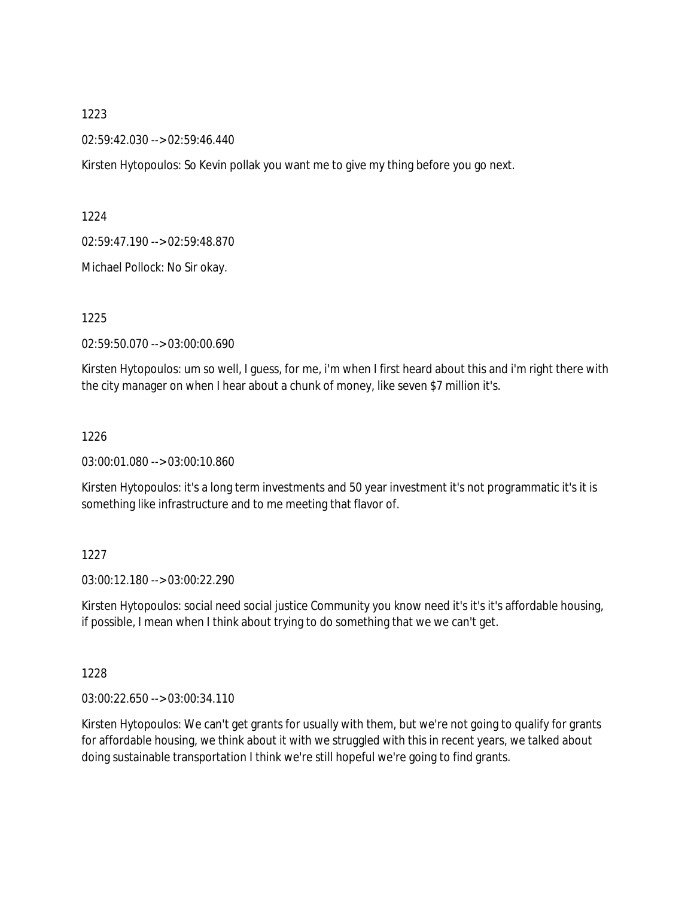1223

02:59:42.030 --> 02:59:46.440

Kirsten Hytopoulos: So Kevin pollak you want me to give my thing before you go next.

1224

02:59:47.190 --> 02:59:48.870

Michael Pollock: No Sir okay.

1225

02:59:50.070 --> 03:00:00.690

Kirsten Hytopoulos: um so well, I guess, for me, i'm when I first heard about this and i'm right there with the city manager on when I hear about a chunk of money, like seven $7 million it's.

1226

03:00:01.080 --> 03:00:10.860

Kirsten Hytopoulos: it's a long term investments and 50 year investment it's not programmatic it's it is something like infrastructure and to me meeting that flavor of.

1227

03:00:12.180 --> 03:00:22.290

Kirsten Hytopoulos: social need social justice Community you know need it's it's it's affordable housing, if possible, I mean when I think about trying to do something that we we can't get.

1228

03:00:22.650 --> 03:00:34.110

Kirsten Hytopoulos: We can't get grants for usually with them, but we're not going to qualify for grants for affordable housing, we think about it with we struggled with this in recent years, we talked about doing sustainable transportation I think we're still hopeful we're going to find grants.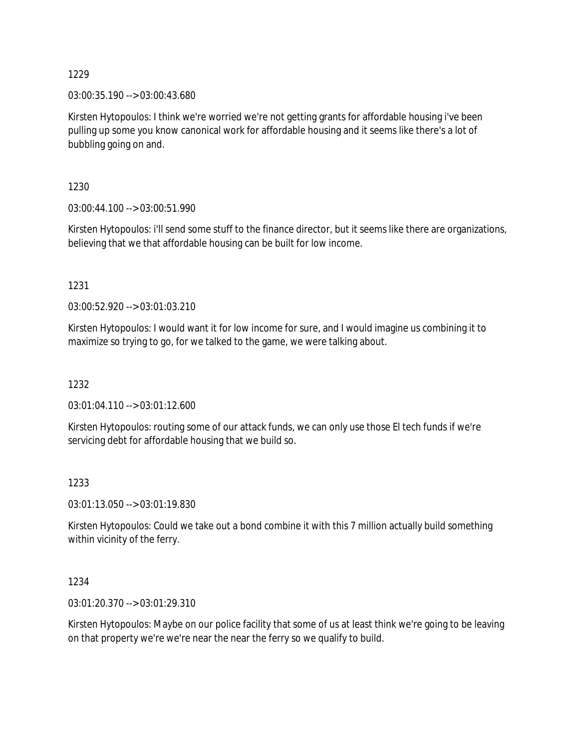1229

03:00:35.190 --> 03:00:43.680

Kirsten Hytopoulos: I think we're worried we're not getting grants for affordable housing i've been pulling up some you know canonical work for affordable housing and it seems like there's a lot of bubbling going on and.

1230

03:00:44.100 --> 03:00:51.990

Kirsten Hytopoulos: i'll send some stuff to the finance director, but it seems like there are organizations, believing that we that affordable housing can be built for low income.

1231

03:00:52.920 --> 03:01:03.210

Kirsten Hytopoulos: I would want it for low income for sure, and I would imagine us combining it to maximize so trying to go, for we talked to the game, we were talking about.

1232

03:01:04.110 --> 03:01:12.600

Kirsten Hytopoulos: routing some of our attack funds, we can only use those El tech funds if we're servicing debt for affordable housing that we build so.

1233

03:01:13.050 --> 03:01:19.830

Kirsten Hytopoulos: Could we take out a bond combine it with this 7 million actually build something within vicinity of the ferry.

1234

03:01:20.370 --> 03:01:29.310

Kirsten Hytopoulos: Maybe on our police facility that some of us at least think we're going to be leaving on that property we're we're near the near the ferry so we qualify to build.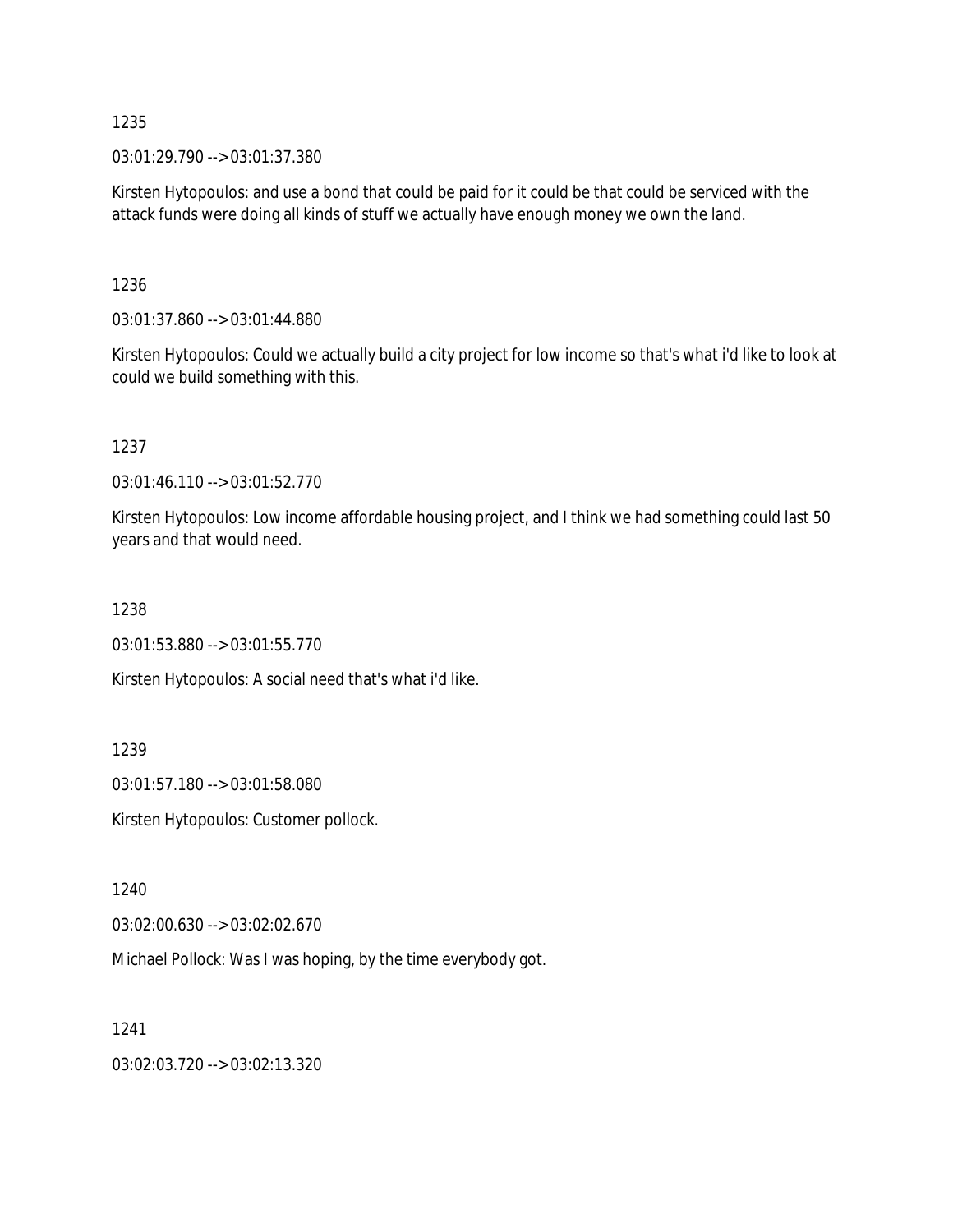1235

03:01:29.790 --> 03:01:37.380

Kirsten Hytopoulos: and use a bond that could be paid for it could be that could be serviced with the attack funds were doing all kinds of stuff we actually have enough money we own the land.

1236

03:01:37.860 --> 03:01:44.880

Kirsten Hytopoulos: Could we actually build a city project for low income so that's what i'd like to look at could we build something with this.

1237

03:01:46.110 --> 03:01:52.770

Kirsten Hytopoulos: Low income affordable housing project, and I think we had something could last 50 years and that would need.

1238

03:01:53.880 --> 03:01:55.770

Kirsten Hytopoulos: A social need that's what i'd like.

1239

03:01:57.180 --> 03:01:58.080

Kirsten Hytopoulos: Customer pollock.

1240

03:02:00.630 --> 03:02:02.670

Michael Pollock: Was I was hoping, by the time everybody got.

1241

03:02:03.720 --> 03:02:13.320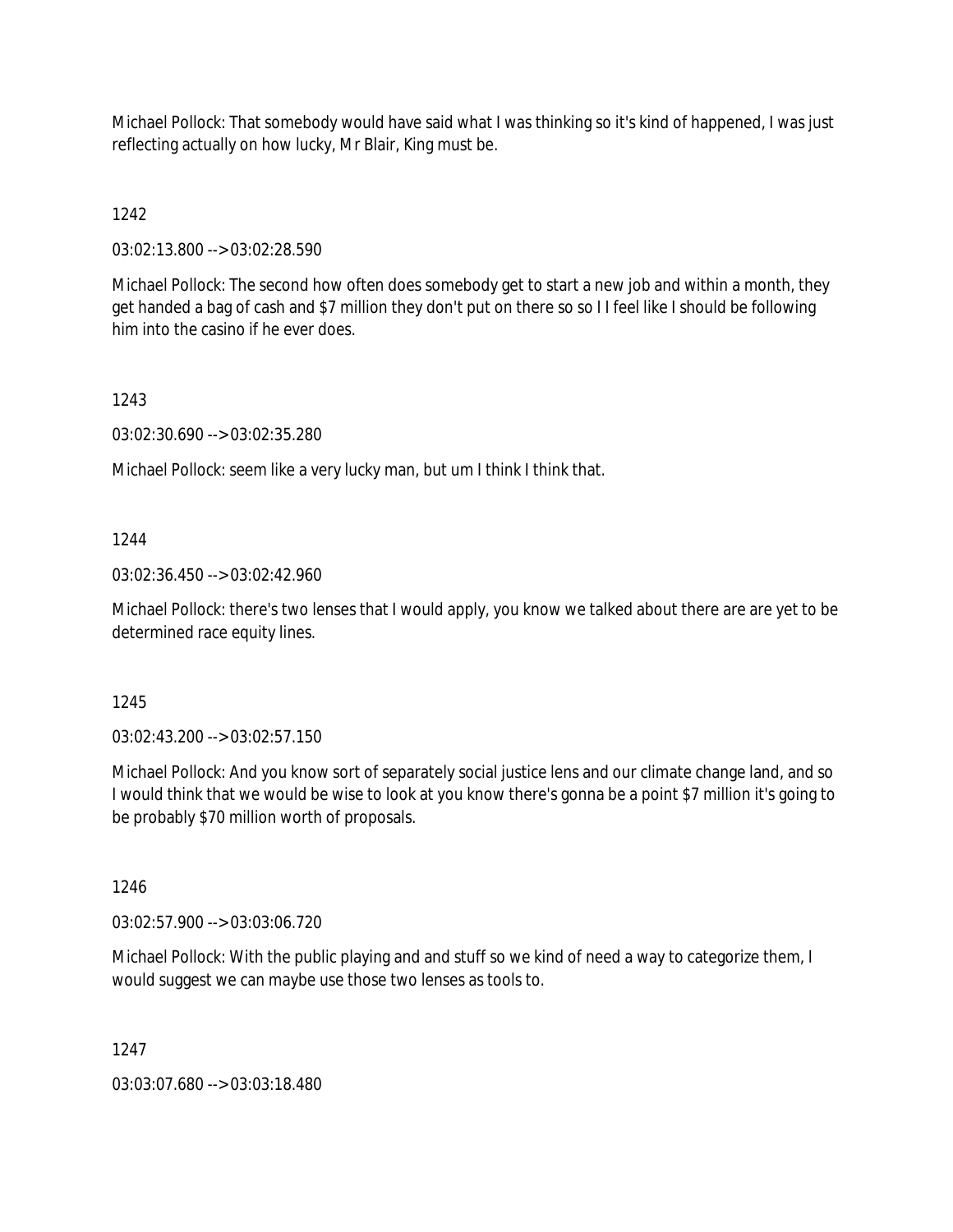Michael Pollock: That somebody would have said what I was thinking so it's kind of happened, I was just reflecting actually on how lucky, Mr Blair, King must be.

1242

03:02:13.800 --> 03:02:28.590

Michael Pollock: The second how often does somebody get to start a new job and within a month, they get handed a bag of cash and $7 million they don't put on there so so I I feel like I should be following him into the casino if he ever does.

1243

03:02:30.690 --> 03:02:35.280

Michael Pollock: seem like a very lucky man, but um I think I think that.

1244

03:02:36.450 --> 03:02:42.960

Michael Pollock: there's two lenses that I would apply, you know we talked about there are are yet to be determined race equity lines.

1245

03:02:43.200 --> 03:02:57.150

Michael Pollock: And you know sort of separately social justice lens and our climate change land, and so I would think that we would be wise to look at you know there's gonna be a point $7 million it's going to be probably $70 million worth of proposals.

1246

03:02:57.900 --> 03:03:06.720

Michael Pollock: With the public playing and and stuff so we kind of need a way to categorize them, I would suggest we can maybe use those two lenses as tools to.

1247

03:03:07.680 --> 03:03:18.480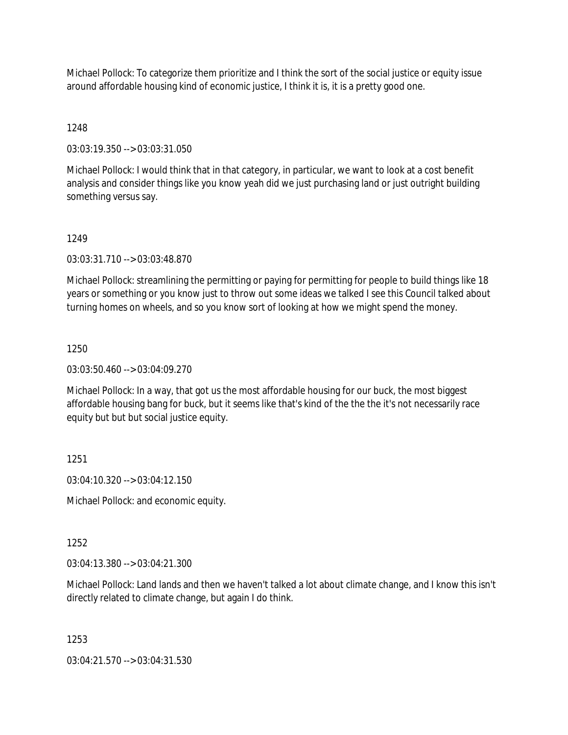Michael Pollock: To categorize them prioritize and I think the sort of the social justice or equity issue around affordable housing kind of economic justice, I think it is, it is a pretty good one.

1248

03:03:19.350 --> 03:03:31.050

Michael Pollock: I would think that in that category, in particular, we want to look at a cost benefit analysis and consider things like you know yeah did we just purchasing land or just outright building something versus say.

1249

03:03:31.710 --> 03:03:48.870

Michael Pollock: streamlining the permitting or paying for permitting for people to build things like 18 years or something or you know just to throw out some ideas we talked I see this Council talked about turning homes on wheels, and so you know sort of looking at how we might spend the money.

1250

03:03:50.460 --> 03:04:09.270

Michael Pollock: In a way, that got us the most affordable housing for our buck, the most biggest affordable housing bang for buck, but it seems like that's kind of the the the it's not necessarily race equity but but but social justice equity.

1251

03:04:10.320 --> 03:04:12.150

Michael Pollock: and economic equity.

1252

03:04:13.380 --> 03:04:21.300

Michael Pollock: Land lands and then we haven't talked a lot about climate change, and I know this isn't directly related to climate change, but again I do think.

1253

03:04:21.570 --> 03:04:31.530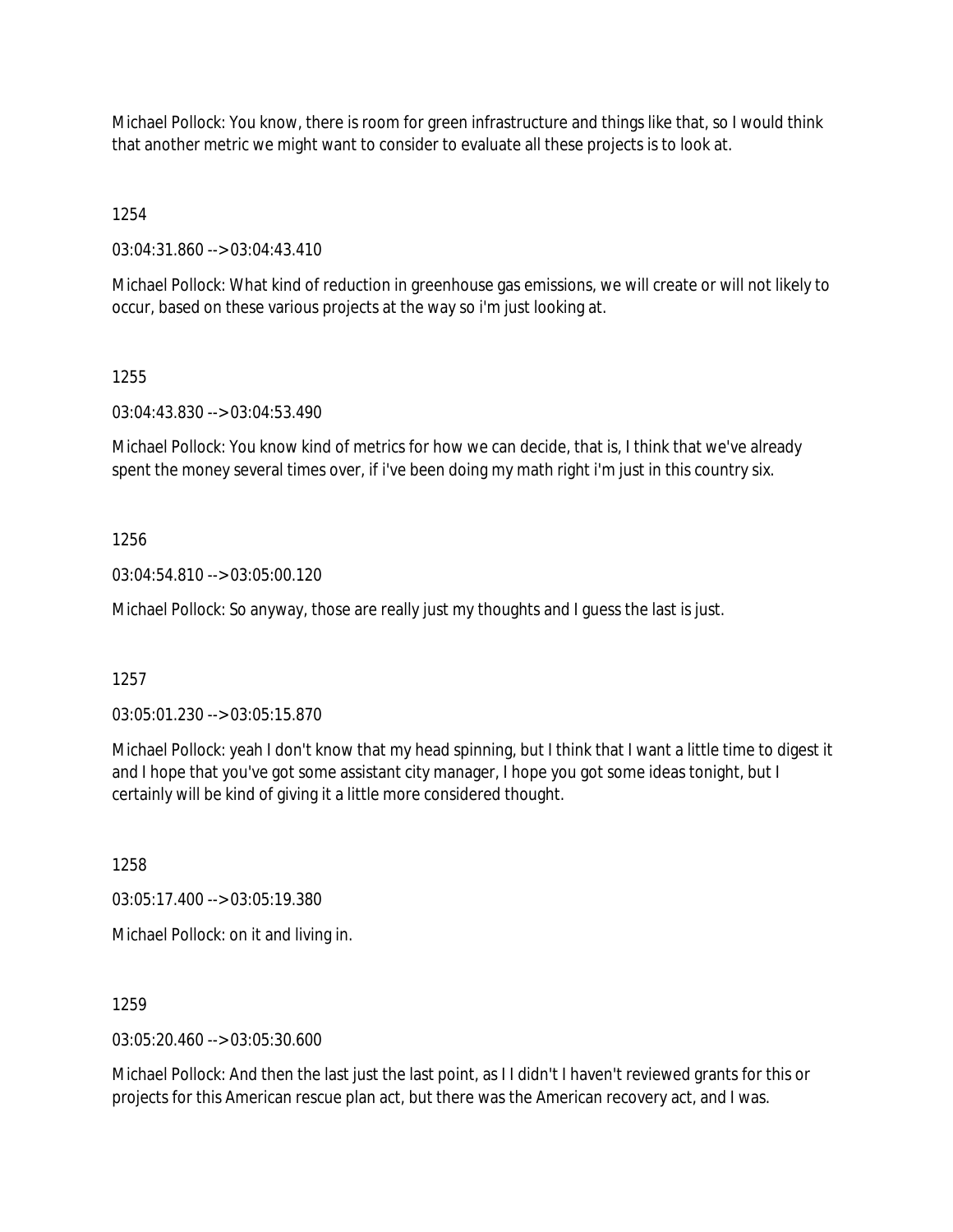Michael Pollock: You know, there is room for green infrastructure and things like that, so I would think that another metric we might want to consider to evaluate all these projects is to look at.

1254

03:04:31.860 --> 03:04:43.410

Michael Pollock: What kind of reduction in greenhouse gas emissions, we will create or will not likely to occur, based on these various projects at the way so i'm just looking at.

1255

03:04:43.830 --> 03:04:53.490

Michael Pollock: You know kind of metrics for how we can decide, that is, I think that we've already spent the money several times over, if i've been doing my math right i'm just in this country six.

1256

03:04:54.810 --> 03:05:00.120

Michael Pollock: So anyway, those are really just my thoughts and I guess the last is just.

1257

03:05:01.230 --> 03:05:15.870

Michael Pollock: yeah I don't know that my head spinning, but I think that I want a little time to digest it and I hope that you've got some assistant city manager, I hope you got some ideas tonight, but I certainly will be kind of giving it a little more considered thought.

1258

03:05:17.400 --> 03:05:19.380

Michael Pollock: on it and living in.

1259

03:05:20.460 --> 03:05:30.600

Michael Pollock: And then the last just the last point, as I I didn't I haven't reviewed grants for this or projects for this American rescue plan act, but there was the American recovery act, and I was.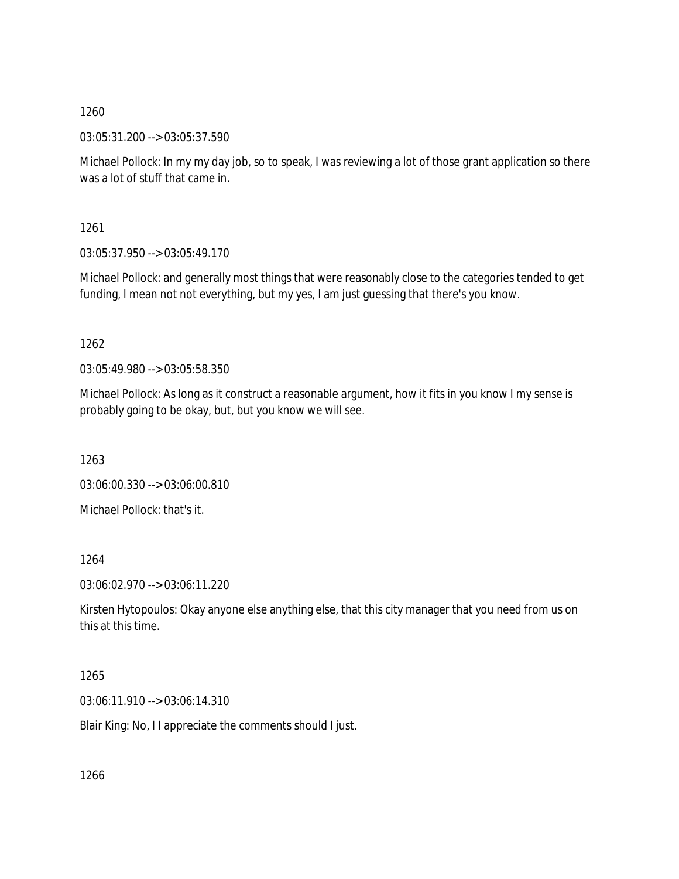1260

03:05:31.200 --> 03:05:37.590

Michael Pollock: In my my day job, so to speak, I was reviewing a lot of those grant application so there was a lot of stuff that came in.

1261

03:05:37.950 --> 03:05:49.170

Michael Pollock: and generally most things that were reasonably close to the categories tended to get funding, I mean not not everything, but my yes, I am just guessing that there's you know.

1262

03:05:49.980 --> 03:05:58.350

Michael Pollock: As long as it construct a reasonable argument, how it fits in you know I my sense is probably going to be okay, but, but you know we will see.

1263

03:06:00.330 --> 03:06:00.810

Michael Pollock: that's it.

1264

03:06:02.970 --> 03:06:11.220

Kirsten Hytopoulos: Okay anyone else anything else, that this city manager that you need from us on this at this time.

1265

03:06:11.910 --> 03:06:14.310

Blair King: No, I I appreciate the comments should I just.

1266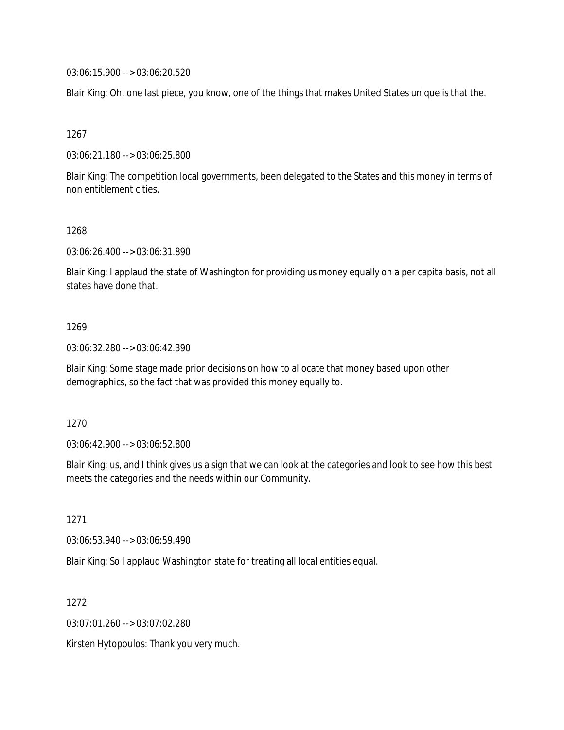03:06:15.900 --> 03:06:20.520

Blair King: Oh, one last piece, you know, one of the things that makes United States unique is that the.

1267

03:06:21.180 --> 03:06:25.800

Blair King: The competition local governments, been delegated to the States and this money in terms of non entitlement cities.

1268

03:06:26.400 --> 03:06:31.890

Blair King: I applaud the state of Washington for providing us money equally on a per capita basis, not all states have done that.

1269

03:06:32.280 --> 03:06:42.390

Blair King: Some stage made prior decisions on how to allocate that money based upon other demographics, so the fact that was provided this money equally to.

1270

03:06:42.900 --> 03:06:52.800

Blair King: us, and I think gives us a sign that we can look at the categories and look to see how this best meets the categories and the needs within our Community.

1271

03:06:53.940 --> 03:06:59.490

Blair King: So I applaud Washington state for treating all local entities equal.

1272

03:07:01.260 --> 03:07:02.280

Kirsten Hytopoulos: Thank you very much.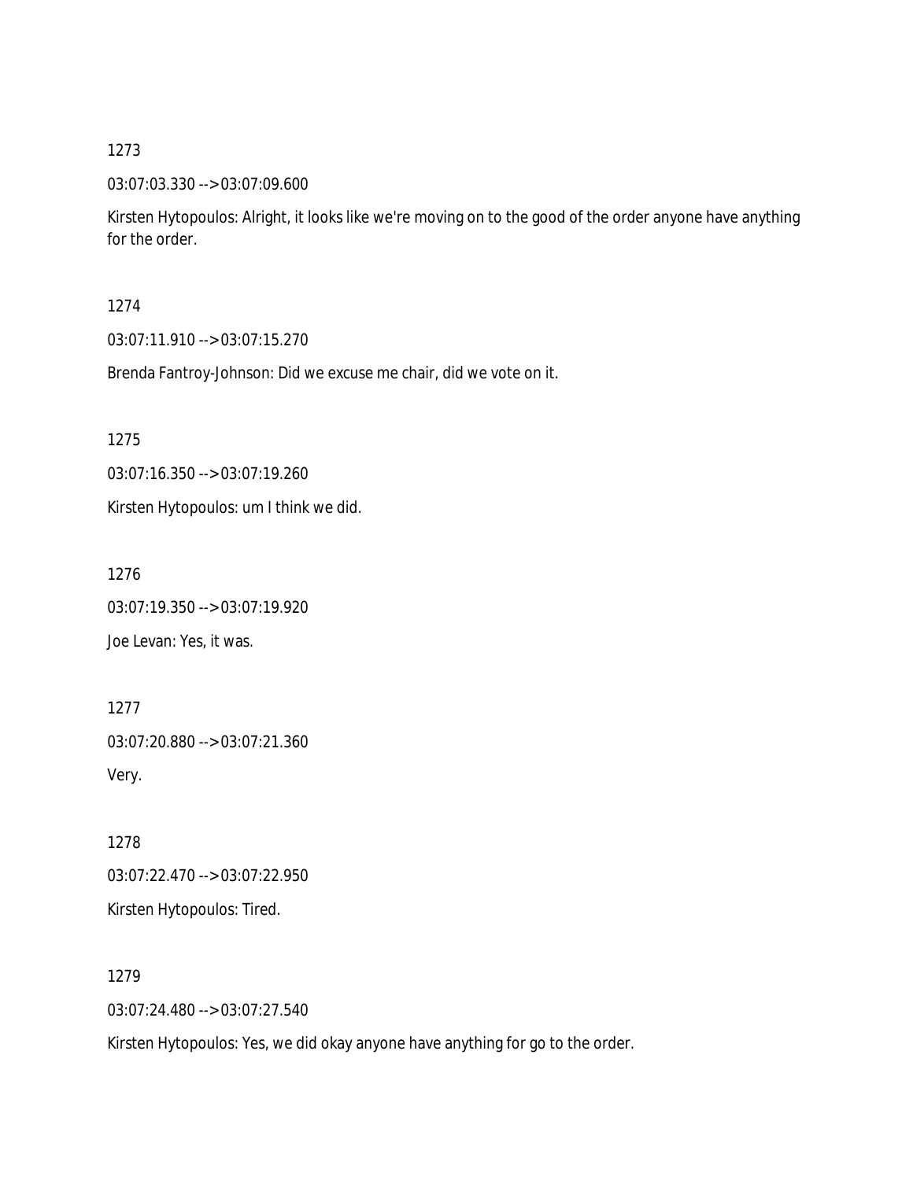1273

03:07:03.330 --> 03:07:09.600

Kirsten Hytopoulos: Alright, it looks like we're moving on to the good of the order anyone have anything for the order.

1274

03:07:11.910 --> 03:07:15.270

Brenda Fantroy-Johnson: Did we excuse me chair, did we vote on it.

1275

03:07:16.350 --> 03:07:19.260

Kirsten Hytopoulos: um I think we did.

1276

03:07:19.350 --> 03:07:19.920

Joe Levan: Yes, it was.

1277

03:07:20.880 --> 03:07:21.360

Very.

1278

03:07:22.470 --> 03:07:22.950

Kirsten Hytopoulos: Tired.

1279

03:07:24.480 --> 03:07:27.540

Kirsten Hytopoulos: Yes, we did okay anyone have anything for go to the order.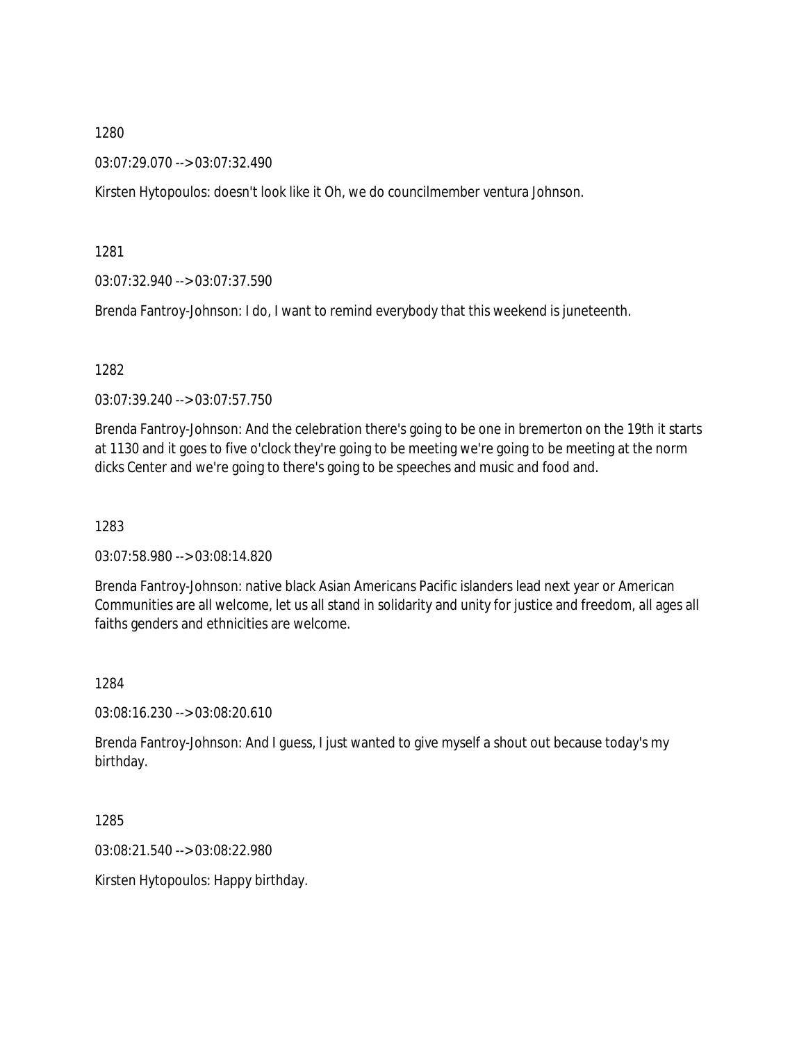1280

03:07:29.070 --> 03:07:32.490

Kirsten Hytopoulos: doesn't look like it Oh, we do councilmember ventura Johnson.

1281

03:07:32.940 --> 03:07:37.590

Brenda Fantroy-Johnson: I do, I want to remind everybody that this weekend is juneteenth.

1282

03:07:39.240 --> 03:07:57.750

Brenda Fantroy-Johnson: And the celebration there's going to be one in bremerton on the 19th it starts at 1130 and it goes to five o'clock they're going to be meeting we're going to be meeting at the norm dicks Center and we're going to there's going to be speeches and music and food and.

1283

03:07:58.980 --> 03:08:14.820

Brenda Fantroy-Johnson: native black Asian Americans Pacific islanders lead next year or American Communities are all welcome, let us all stand in solidarity and unity for justice and freedom, all ages all faiths genders and ethnicities are welcome.

1284

03:08:16.230 --> 03:08:20.610

Brenda Fantroy-Johnson: And I guess, I just wanted to give myself a shout out because today's my birthday.

1285

03:08:21.540 --> 03:08:22.980

Kirsten Hytopoulos: Happy birthday.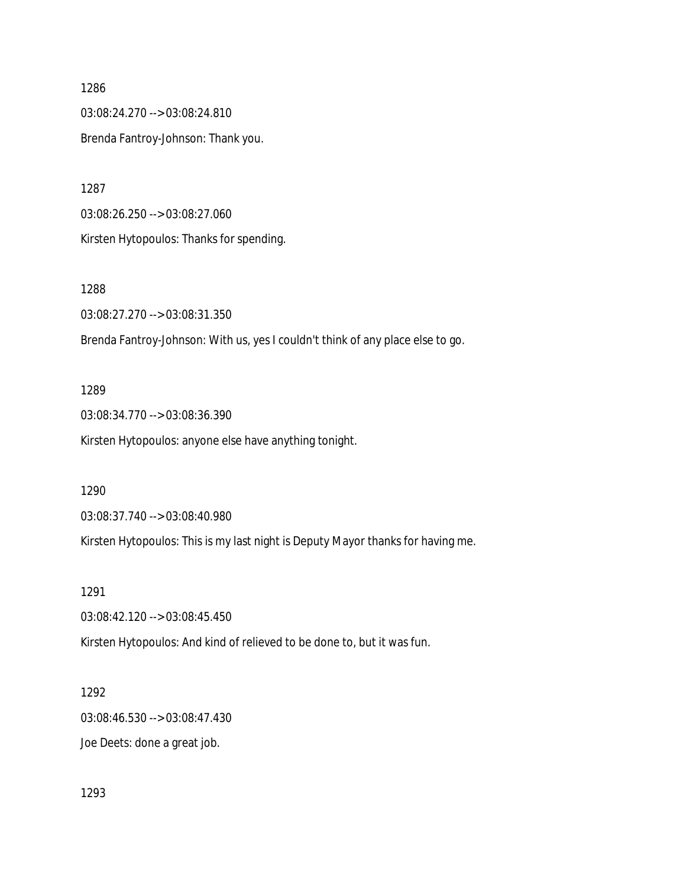1286

03:08:24.270 --> 03:08:24.810

Brenda Fantroy-Johnson: Thank you.

1287

03:08:26.250 --> 03:08:27.060

Kirsten Hytopoulos: Thanks for spending.

1288

03:08:27.270 --> 03:08:31.350

Brenda Fantroy-Johnson: With us, yes I couldn't think of any place else to go.

1289

03:08:34.770 --> 03:08:36.390

Kirsten Hytopoulos: anyone else have anything tonight.

1290

03:08:37.740 --> 03:08:40.980

Kirsten Hytopoulos: This is my last night is Deputy Mayor thanks for having me.

1291

03:08:42.120 --> 03:08:45.450

Kirsten Hytopoulos: And kind of relieved to be done to, but it was fun.

1292

03:08:46.530 --> 03:08:47.430

Joe Deets: done a great job.

1293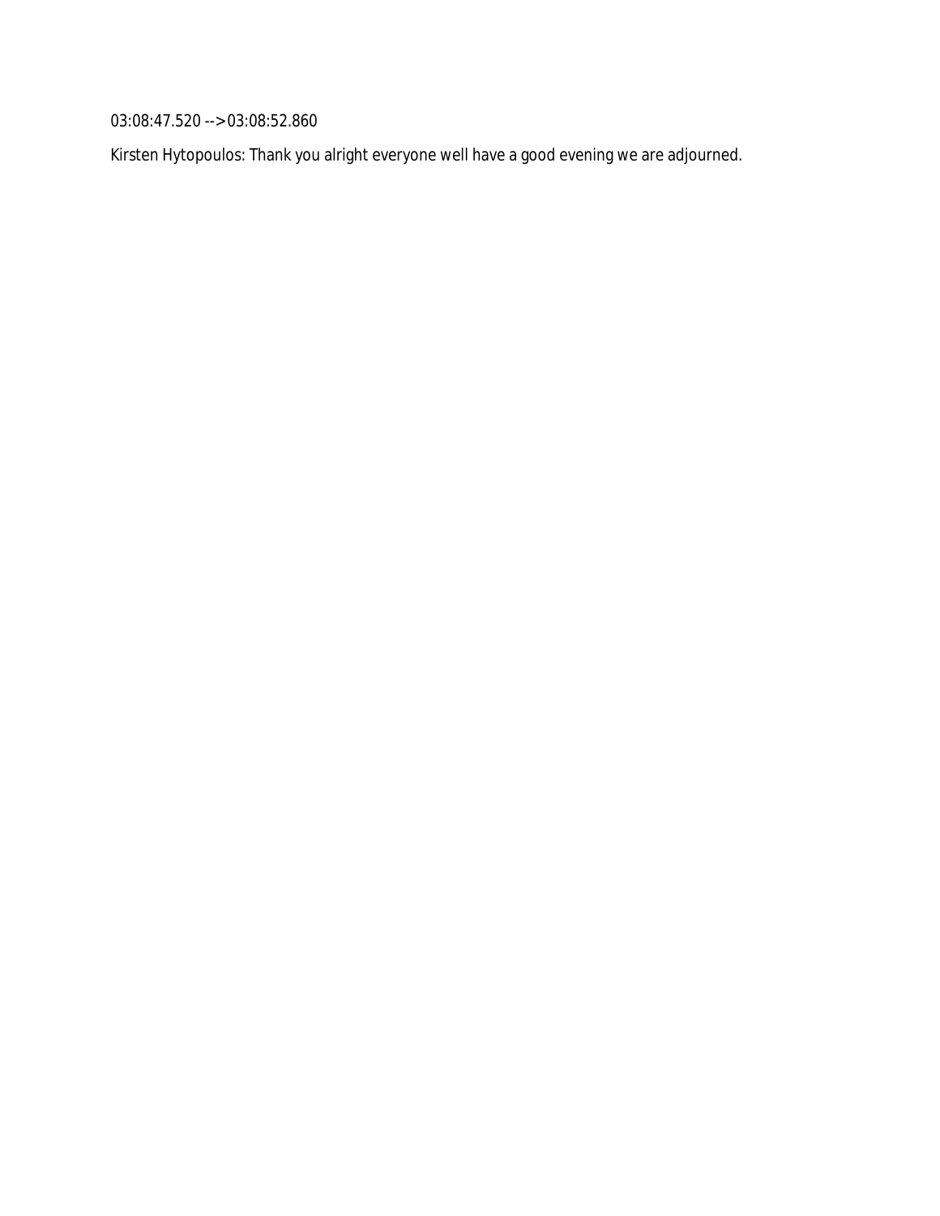03:08:47.520 --> 03:08:52.860

Kirsten Hytopoulos: Thank you alright everyone well have a good evening we are adjourned.